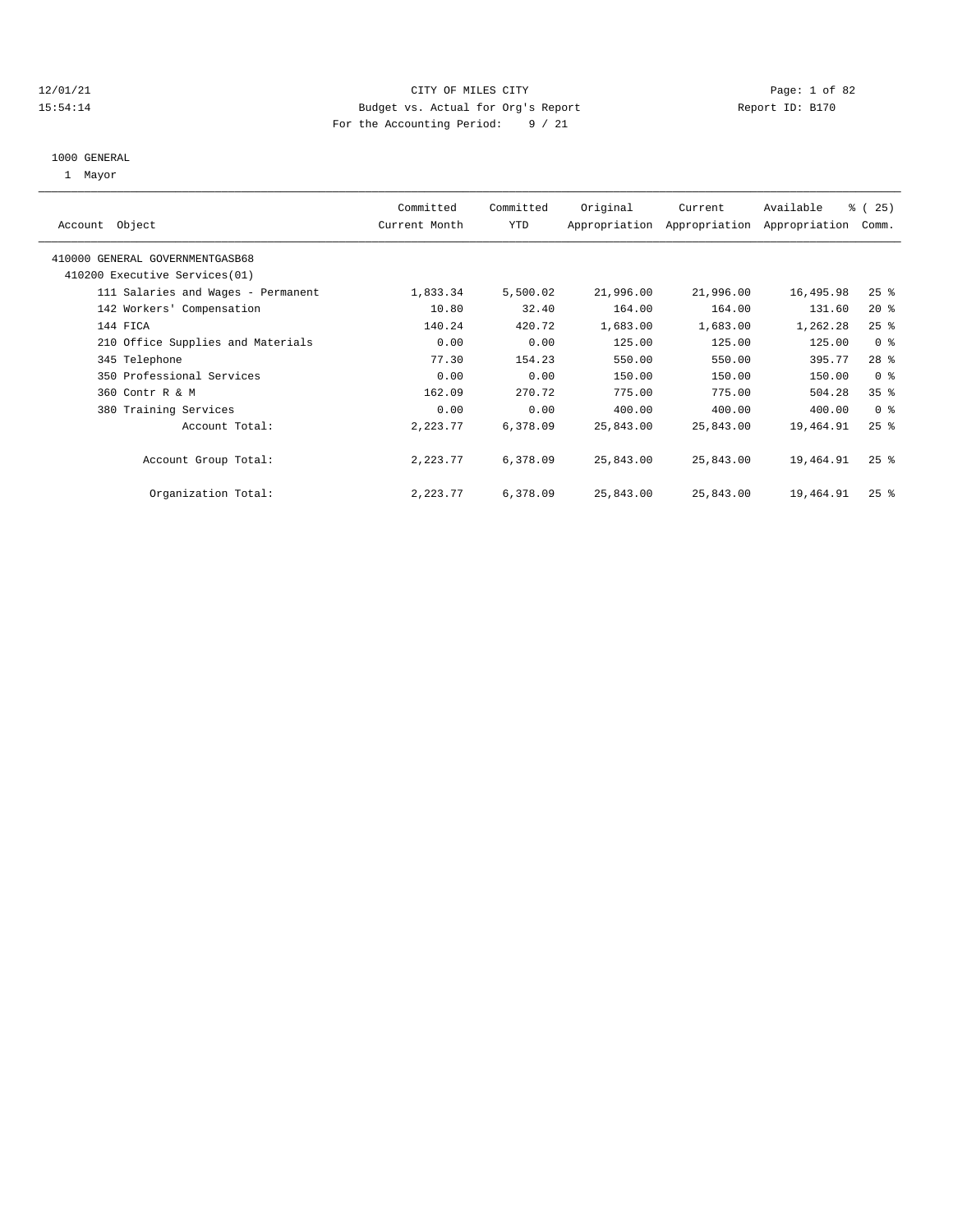CITY OF MILES CITY

Budget vs. Actual for Org's Report

For the Accounting Period: 9 / 21

12/01/21
15:54:14

Report ID: B170

1000 GENERAL

1 Mayor

| Account Object | Committed Current Month | Committed YTD | Original Appropriation | Current Appropriation | Available Appropriation | % ( 25) Comm. |
|---|---|---|---|---|---|---|
| 410000 GENERAL GOVERNMENTGASB68 | | | | | | |
| 410200 Executive Services(01) | | | | | | |
| 111 Salaries and Wages - Permanent | 1,833.34 | 5,500.02 | 21,996.00 | 21,996.00 | 16,495.98 | 25 % |
| 142 Workers' Compensation | 10.80 | 32.40 | 164.00 | 164.00 | 131.60 | 20 % |
| 144 FICA | 140.24 | 420.72 | 1,683.00 | 1,683.00 | 1,262.28 | 25 % |
| 210 Office Supplies and Materials | 0.00 | 0.00 | 125.00 | 125.00 | 125.00 | 0 % |
| 345 Telephone | 77.30 | 154.23 | 550.00 | 550.00 | 395.77 | 28 % |
| 350 Professional Services | 0.00 | 0.00 | 150.00 | 150.00 | 150.00 | 0 % |
| 360 Contr R & M | 162.09 | 270.72 | 775.00 | 775.00 | 504.28 | 35 % |
| 380 Training Services | 0.00 | 0.00 | 400.00 | 400.00 | 400.00 | 0 % |
| Account Total: | 2,223.77 | 6,378.09 | 25,843.00 | 25,843.00 | 19,464.91 | 25 % |
| Account Group Total: | 2,223.77 | 6,378.09 | 25,843.00 | 25,843.00 | 19,464.91 | 25 % |
| Organization Total: | 2,223.77 | 6,378.09 | 25,843.00 | 25,843.00 | 19,464.91 | 25 % |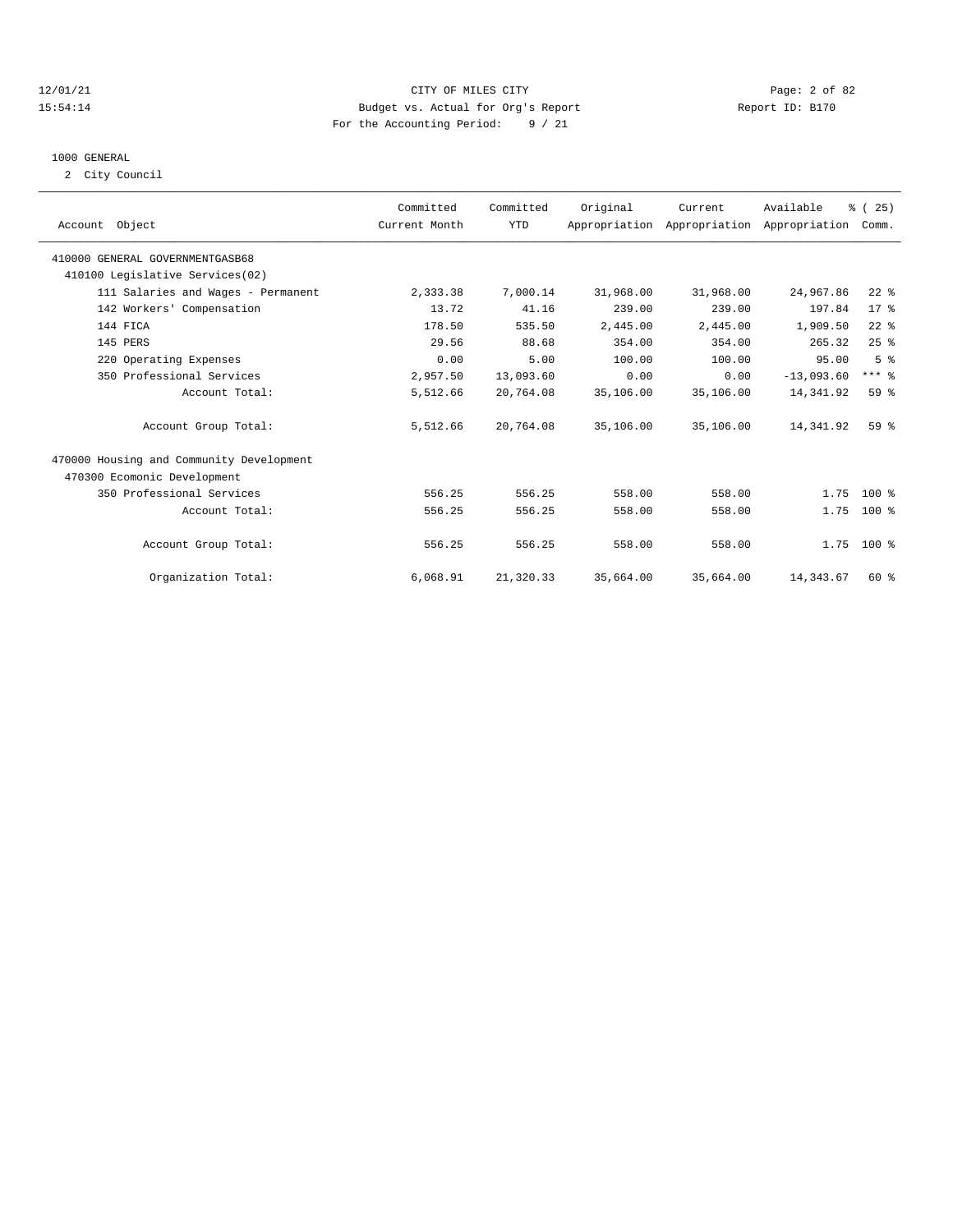# CITY OF MILES CITY

Budget vs. Actual for Org's Report

For the Accounting Period: 9 / 21

12/01/21 15:54:14 — Report ID: B170

## 1000 GENERAL

2 City Council

| Account Object | Committed Current Month | Committed YTD | Original Appropriation | Current Appropriation | Available Appropriation | % ( 25) Comm. |
|---|---|---|---|---|---|---|
| 410000 GENERAL GOVERNMENTGASB68 | | | | | | |
| 410100 Legislative Services(02) | | | | | | |
| 111 Salaries and Wages - Permanent | 2,333.38 | 7,000.14 | 31,968.00 | 31,968.00 | 24,967.86 | 22 % |
| 142 Workers' Compensation | 13.72 | 41.16 | 239.00 | 239.00 | 197.84 | 17 % |
| 144 FICA | 178.50 | 535.50 | 2,445.00 | 2,445.00 | 1,909.50 | 22 % |
| 145 PERS | 29.56 | 88.68 | 354.00 | 354.00 | 265.32 | 25 % |
| 220 Operating Expenses | 0.00 | 5.00 | 100.00 | 100.00 | 95.00 | 5 % |
| 350 Professional Services | 2,957.50 | 13,093.60 | 0.00 | 0.00 | -13,093.60 | *** % |
| Account Total: | 5,512.66 | 20,764.08 | 35,106.00 | 35,106.00 | 14,341.92 | 59 % |
| Account Group Total: | 5,512.66 | 20,764.08 | 35,106.00 | 35,106.00 | 14,341.92 | 59 % |
| 470000 Housing and Community Development | | | | | | |
| 470300 Ecomonic Development | | | | | | |
| 350 Professional Services | 556.25 | 556.25 | 558.00 | 558.00 | 1.75 | 100 % |
| Account Total: | 556.25 | 556.25 | 558.00 | 558.00 | 1.75 | 100 % |
| Account Group Total: | 556.25 | 556.25 | 558.00 | 558.00 | 1.75 | 100 % |
| Organization Total: | 6,068.91 | 21,320.33 | 35,664.00 | 35,664.00 | 14,343.67 | 60 % |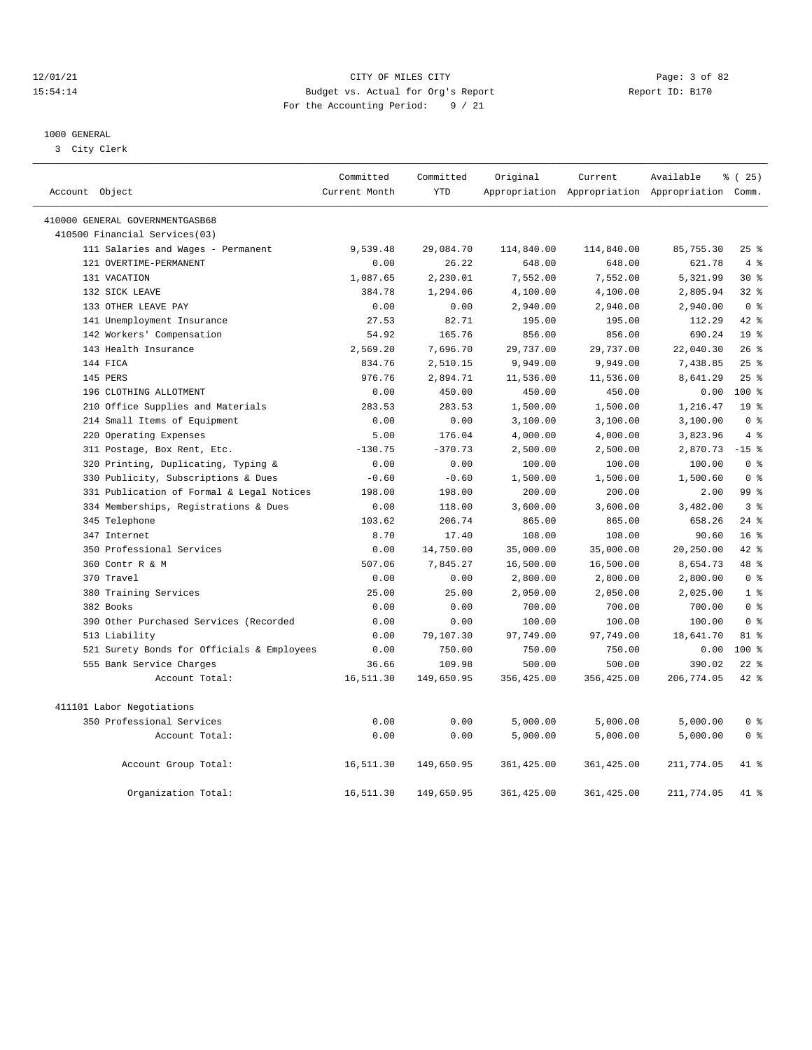12/01/21 CITY OF MILES CITY
15:54:14 Budget vs. Actual for Org's Report Report ID: B170
For the Accounting Period: 9 / 21

1000 GENERAL
3 City Clerk

| Account Object | Committed Current Month | Committed YTD | Original Appropriation | Current Appropriation | Available Appropriation | % ( 25) Comm. |
|---|---|---|---|---|---|---|
| 410000 GENERAL GOVERNMENTGASB68 | | | | | | |
| 410500 Financial Services(03) | | | | | | |
| 111 Salaries and Wages - Permanent | 9,539.48 | 29,084.70 | 114,840.00 | 114,840.00 | 85,755.30 | 25 % |
| 121 OVERTIME-PERMANENT | 0.00 | 26.22 | 648.00 | 648.00 | 621.78 | 4 % |
| 131 VACATION | 1,087.65 | 2,230.01 | 7,552.00 | 7,552.00 | 5,321.99 | 30 % |
| 132 SICK LEAVE | 384.78 | 1,294.06 | 4,100.00 | 4,100.00 | 2,805.94 | 32 % |
| 133 OTHER LEAVE PAY | 0.00 | 0.00 | 2,940.00 | 2,940.00 | 2,940.00 | 0 % |
| 141 Unemployment Insurance | 27.53 | 82.71 | 195.00 | 195.00 | 112.29 | 42 % |
| 142 Workers' Compensation | 54.92 | 165.76 | 856.00 | 856.00 | 690.24 | 19 % |
| 143 Health Insurance | 2,569.20 | 7,696.70 | 29,737.00 | 29,737.00 | 22,040.30 | 26 % |
| 144 FICA | 834.76 | 2,510.15 | 9,949.00 | 9,949.00 | 7,438.85 | 25 % |
| 145 PERS | 976.76 | 2,894.71 | 11,536.00 | 11,536.00 | 8,641.29 | 25 % |
| 196 CLOTHING ALLOTMENT | 0.00 | 450.00 | 450.00 | 450.00 | 0.00 | 100 % |
| 210 Office Supplies and Materials | 283.53 | 283.53 | 1,500.00 | 1,500.00 | 1,216.47 | 19 % |
| 214 Small Items of Equipment | 0.00 | 0.00 | 3,100.00 | 3,100.00 | 3,100.00 | 0 % |
| 220 Operating Expenses | 5.00 | 176.04 | 4,000.00 | 4,000.00 | 3,823.96 | 4 % |
| 311 Postage, Box Rent, Etc. | -130.75 | -370.73 | 2,500.00 | 2,500.00 | 2,870.73 | -15 % |
| 320 Printing, Duplicating, Typing & | 0.00 | 0.00 | 100.00 | 100.00 | 100.00 | 0 % |
| 330 Publicity, Subscriptions & Dues | -0.60 | -0.60 | 1,500.00 | 1,500.00 | 1,500.60 | 0 % |
| 331 Publication of Formal & Legal Notices | 198.00 | 198.00 | 200.00 | 200.00 | 2.00 | 99 % |
| 334 Memberships, Registrations & Dues | 0.00 | 118.00 | 3,600.00 | 3,600.00 | 3,482.00 | 3 % |
| 345 Telephone | 103.62 | 206.74 | 865.00 | 865.00 | 658.26 | 24 % |
| 347 Internet | 8.70 | 17.40 | 108.00 | 108.00 | 90.60 | 16 % |
| 350 Professional Services | 0.00 | 14,750.00 | 35,000.00 | 35,000.00 | 20,250.00 | 42 % |
| 360 Contr R & M | 507.06 | 7,845.27 | 16,500.00 | 16,500.00 | 8,654.73 | 48 % |
| 370 Travel | 0.00 | 0.00 | 2,800.00 | 2,800.00 | 2,800.00 | 0 % |
| 380 Training Services | 25.00 | 25.00 | 2,050.00 | 2,050.00 | 2,025.00 | 1 % |
| 382 Books | 0.00 | 0.00 | 700.00 | 700.00 | 700.00 | 0 % |
| 390 Other Purchased Services (Recorded | 0.00 | 0.00 | 100.00 | 100.00 | 100.00 | 0 % |
| 513 Liability | 0.00 | 79,107.30 | 97,749.00 | 97,749.00 | 18,641.70 | 81 % |
| 521 Surety Bonds for Officials & Employees | 0.00 | 750.00 | 750.00 | 750.00 | 0.00 | 100 % |
| 555 Bank Service Charges | 36.66 | 109.98 | 500.00 | 500.00 | 390.02 | 22 % |
| Account Total: | 16,511.30 | 149,650.95 | 356,425.00 | 356,425.00 | 206,774.05 | 42 % |
| 411101 Labor Negotiations | | | | | | |
| 350 Professional Services | 0.00 | 0.00 | 5,000.00 | 5,000.00 | 5,000.00 | 0 % |
| Account Total: | 0.00 | 0.00 | 5,000.00 | 5,000.00 | 5,000.00 | 0 % |
| Account Group Total: | 16,511.30 | 149,650.95 | 361,425.00 | 361,425.00 | 211,774.05 | 41 % |
| Organization Total: | 16,511.30 | 149,650.95 | 361,425.00 | 361,425.00 | 211,774.05 | 41 % |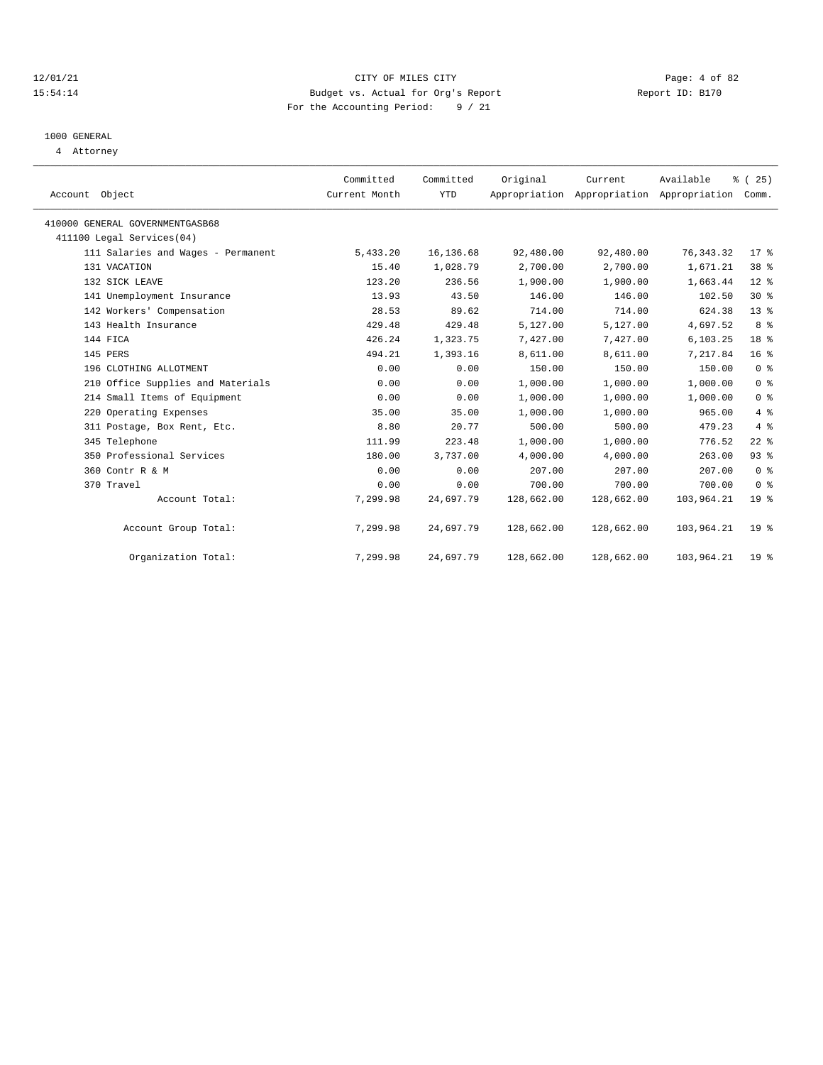CITY OF MILES CITY

Budget vs. Actual for Org's Report

For the Accounting Period: 9 / 21

12/01/21
15:54:14

Report ID: B170

1000 GENERAL

4 Attorney

| Account Object | Committed Current Month | Committed YTD | Original Appropriation | Current Appropriation | Available Appropriation | % ( 25) Comm. |
|---|---|---|---|---|---|---|
| 410000 GENERAL GOVERNMENTGASB68 | | | | | | |
| 411100 Legal Services(04) | | | | | | |
| 111 Salaries and Wages - Permanent | 5,433.20 | 16,136.68 | 92,480.00 | 92,480.00 | 76,343.32 | 17 % |
| 131 VACATION | 15.40 | 1,028.79 | 2,700.00 | 2,700.00 | 1,671.21 | 38 % |
| 132 SICK LEAVE | 123.20 | 236.56 | 1,900.00 | 1,900.00 | 1,663.44 | 12 % |
| 141 Unemployment Insurance | 13.93 | 43.50 | 146.00 | 146.00 | 102.50 | 30 % |
| 142 Workers' Compensation | 28.53 | 89.62 | 714.00 | 714.00 | 624.38 | 13 % |
| 143 Health Insurance | 429.48 | 429.48 | 5,127.00 | 5,127.00 | 4,697.52 | 8 % |
| 144 FICA | 426.24 | 1,323.75 | 7,427.00 | 7,427.00 | 6,103.25 | 18 % |
| 145 PERS | 494.21 | 1,393.16 | 8,611.00 | 8,611.00 | 7,217.84 | 16 % |
| 196 CLOTHING ALLOTMENT | 0.00 | 0.00 | 150.00 | 150.00 | 150.00 | 0 % |
| 210 Office Supplies and Materials | 0.00 | 0.00 | 1,000.00 | 1,000.00 | 1,000.00 | 0 % |
| 214 Small Items of Equipment | 0.00 | 0.00 | 1,000.00 | 1,000.00 | 1,000.00 | 0 % |
| 220 Operating Expenses | 35.00 | 35.00 | 1,000.00 | 1,000.00 | 965.00 | 4 % |
| 311 Postage, Box Rent, Etc. | 8.80 | 20.77 | 500.00 | 500.00 | 479.23 | 4 % |
| 345 Telephone | 111.99 | 223.48 | 1,000.00 | 1,000.00 | 776.52 | 22 % |
| 350 Professional Services | 180.00 | 3,737.00 | 4,000.00 | 4,000.00 | 263.00 | 93 % |
| 360 Contr R & M | 0.00 | 0.00 | 207.00 | 207.00 | 207.00 | 0 % |
| 370 Travel | 0.00 | 0.00 | 700.00 | 700.00 | 700.00 | 0 % |
| Account Total: | 7,299.98 | 24,697.79 | 128,662.00 | 128,662.00 | 103,964.21 | 19 % |
| Account Group Total: | 7,299.98 | 24,697.79 | 128,662.00 | 128,662.00 | 103,964.21 | 19 % |
| Organization Total: | 7,299.98 | 24,697.79 | 128,662.00 | 128,662.00 | 103,964.21 | 19 % |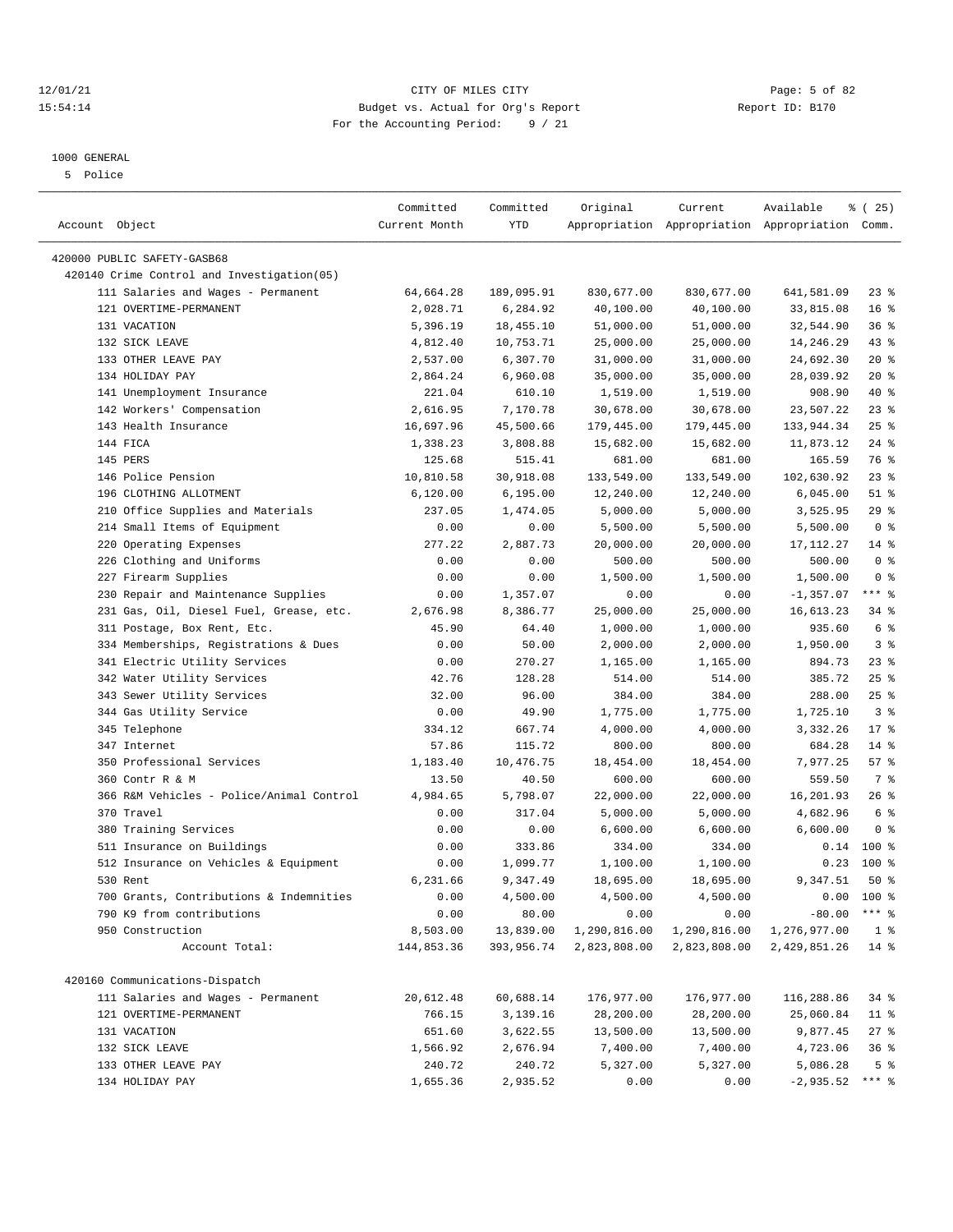# CITY OF MILES CITY

Budget vs. Actual for Org's Report

For the Accounting Period: 9 / 21

12/01/21 15:54:14 — Report ID: B170

1000 GENERAL

5 Police

| Account Object | Committed Current Month | Committed YTD | Original Appropriation | Current Appropriation | Available Appropriation | % ( 25) Comm. |
|---|---|---|---|---|---|---|
| 420000 PUBLIC SAFETY-GASB68 | | | | | | |
| 420140 Crime Control and Investigation(05) | | | | | | |
| 111 Salaries and Wages - Permanent | 64,664.28 | 189,095.91 | 830,677.00 | 830,677.00 | 641,581.09 | 23 % |
| 121 OVERTIME-PERMANENT | 2,028.71 | 6,284.92 | 40,100.00 | 40,100.00 | 33,815.08 | 16 % |
| 131 VACATION | 5,396.19 | 18,455.10 | 51,000.00 | 51,000.00 | 32,544.90 | 36 % |
| 132 SICK LEAVE | 4,812.40 | 10,753.71 | 25,000.00 | 25,000.00 | 14,246.29 | 43 % |
| 133 OTHER LEAVE PAY | 2,537.00 | 6,307.70 | 31,000.00 | 31,000.00 | 24,692.30 | 20 % |
| 134 HOLIDAY PAY | 2,864.24 | 6,960.08 | 35,000.00 | 35,000.00 | 28,039.92 | 20 % |
| 141 Unemployment Insurance | 221.04 | 610.10 | 1,519.00 | 1,519.00 | 908.90 | 40 % |
| 142 Workers' Compensation | 2,616.95 | 7,170.78 | 30,678.00 | 30,678.00 | 23,507.22 | 23 % |
| 143 Health Insurance | 16,697.96 | 45,500.66 | 179,445.00 | 179,445.00 | 133,944.34 | 25 % |
| 144 FICA | 1,338.23 | 3,808.88 | 15,682.00 | 15,682.00 | 11,873.12 | 24 % |
| 145 PERS | 125.68 | 515.41 | 681.00 | 681.00 | 165.59 | 76 % |
| 146 Police Pension | 10,810.58 | 30,918.08 | 133,549.00 | 133,549.00 | 102,630.92 | 23 % |
| 196 CLOTHING ALLOTMENT | 6,120.00 | 6,195.00 | 12,240.00 | 12,240.00 | 6,045.00 | 51 % |
| 210 Office Supplies and Materials | 237.05 | 1,474.05 | 5,000.00 | 5,000.00 | 3,525.95 | 29 % |
| 214 Small Items of Equipment | 0.00 | 0.00 | 5,500.00 | 5,500.00 | 5,500.00 | 0 % |
| 220 Operating Expenses | 277.22 | 2,887.73 | 20,000.00 | 20,000.00 | 17,112.27 | 14 % |
| 226 Clothing and Uniforms | 0.00 | 0.00 | 500.00 | 500.00 | 500.00 | 0 % |
| 227 Firearm Supplies | 0.00 | 0.00 | 1,500.00 | 1,500.00 | 1,500.00 | 0 % |
| 230 Repair and Maintenance Supplies | 0.00 | 1,357.07 | 0.00 | 0.00 | -1,357.07 | *** % |
| 231 Gas, Oil, Diesel Fuel, Grease, etc. | 2,676.98 | 8,386.77 | 25,000.00 | 25,000.00 | 16,613.23 | 34 % |
| 311 Postage, Box Rent, Etc. | 45.90 | 64.40 | 1,000.00 | 1,000.00 | 935.60 | 6 % |
| 334 Memberships, Registrations & Dues | 0.00 | 50.00 | 2,000.00 | 2,000.00 | 1,950.00 | 3 % |
| 341 Electric Utility Services | 0.00 | 270.27 | 1,165.00 | 1,165.00 | 894.73 | 23 % |
| 342 Water Utility Services | 42.76 | 128.28 | 514.00 | 514.00 | 385.72 | 25 % |
| 343 Sewer Utility Services | 32.00 | 96.00 | 384.00 | 384.00 | 288.00 | 25 % |
| 344 Gas Utility Service | 0.00 | 49.90 | 1,775.00 | 1,775.00 | 1,725.10 | 3 % |
| 345 Telephone | 334.12 | 667.74 | 4,000.00 | 4,000.00 | 3,332.26 | 17 % |
| 347 Internet | 57.86 | 115.72 | 800.00 | 800.00 | 684.28 | 14 % |
| 350 Professional Services | 1,183.40 | 10,476.75 | 18,454.00 | 18,454.00 | 7,977.25 | 57 % |
| 360 Contr R & M | 13.50 | 40.50 | 600.00 | 600.00 | 559.50 | 7 % |
| 366 R&M Vehicles - Police/Animal Control | 4,984.65 | 5,798.07 | 22,000.00 | 22,000.00 | 16,201.93 | 26 % |
| 370 Travel | 0.00 | 317.04 | 5,000.00 | 5,000.00 | 4,682.96 | 6 % |
| 380 Training Services | 0.00 | 0.00 | 6,600.00 | 6,600.00 | 6,600.00 | 0 % |
| 511 Insurance on Buildings | 0.00 | 333.86 | 334.00 | 334.00 | 0.14 | 100 % |
| 512 Insurance on Vehicles & Equipment | 0.00 | 1,099.77 | 1,100.00 | 1,100.00 | 0.23 | 100 % |
| 530 Rent | 6,231.66 | 9,347.49 | 18,695.00 | 18,695.00 | 9,347.51 | 50 % |
| 700 Grants, Contributions & Indemnities | 0.00 | 4,500.00 | 4,500.00 | 4,500.00 | 0.00 | 100 % |
| 790 K9 from contributions | 0.00 | 80.00 | 0.00 | 0.00 | -80.00 | *** % |
| 950 Construction | 8,503.00 | 13,839.00 | 1,290,816.00 | 1,290,816.00 | 1,276,977.00 | 1 % |
| Account Total: | 144,853.36 | 393,956.74 | 2,823,808.00 | 2,823,808.00 | 2,429,851.26 | 14 % |
| 420160 Communications-Dispatch | | | | | | |
| 111 Salaries and Wages - Permanent | 20,612.48 | 60,688.14 | 176,977.00 | 176,977.00 | 116,288.86 | 34 % |
| 121 OVERTIME-PERMANENT | 766.15 | 3,139.16 | 28,200.00 | 28,200.00 | 25,060.84 | 11 % |
| 131 VACATION | 651.60 | 3,622.55 | 13,500.00 | 13,500.00 | 9,877.45 | 27 % |
| 132 SICK LEAVE | 1,566.92 | 2,676.94 | 7,400.00 | 7,400.00 | 4,723.06 | 36 % |
| 133 OTHER LEAVE PAY | 240.72 | 240.72 | 5,327.00 | 5,327.00 | 5,086.28 | 5 % |
| 134 HOLIDAY PAY | 1,655.36 | 2,935.52 | 0.00 | 0.00 | -2,935.52 | *** % |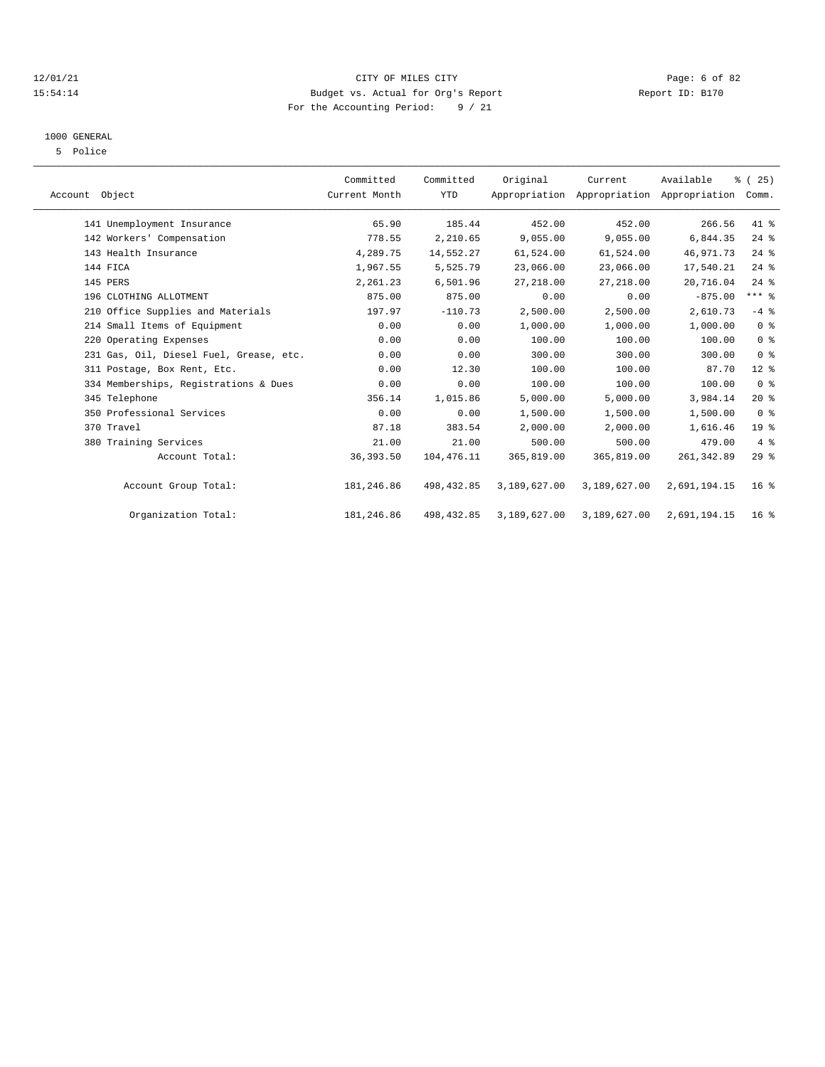CITY OF MILES CITY

Budget vs. Actual for Org's Report

For the Accounting Period: 9 / 21

12/01/21 15:54:14 Report ID: B170

1000 GENERAL

5 Police

| Account Object | Committed Current Month | Committed YTD | Original Appropriation | Current Appropriation | Available Appropriation | % ( 25) Comm. |
|---|---|---|---|---|---|---|
| 141 Unemployment Insurance | 65.90 | 185.44 | 452.00 | 452.00 | 266.56 | 41 % |
| 142 Workers' Compensation | 778.55 | 2,210.65 | 9,055.00 | 9,055.00 | 6,844.35 | 24 % |
| 143 Health Insurance | 4,289.75 | 14,552.27 | 61,524.00 | 61,524.00 | 46,971.73 | 24 % |
| 144 FICA | 1,967.55 | 5,525.79 | 23,066.00 | 23,066.00 | 17,540.21 | 24 % |
| 145 PERS | 2,261.23 | 6,501.96 | 27,218.00 | 27,218.00 | 20,716.04 | 24 % |
| 196 CLOTHING ALLOTMENT | 875.00 | 875.00 | 0.00 | 0.00 | -875.00 | *** % |
| 210 Office Supplies and Materials | 197.97 | -110.73 | 2,500.00 | 2,500.00 | 2,610.73 | -4 % |
| 214 Small Items of Equipment | 0.00 | 0.00 | 1,000.00 | 1,000.00 | 1,000.00 | 0 % |
| 220 Operating Expenses | 0.00 | 0.00 | 100.00 | 100.00 | 100.00 | 0 % |
| 231 Gas, Oil, Diesel Fuel, Grease, etc. | 0.00 | 0.00 | 300.00 | 300.00 | 300.00 | 0 % |
| 311 Postage, Box Rent, Etc. | 0.00 | 12.30 | 100.00 | 100.00 | 87.70 | 12 % |
| 334 Memberships, Registrations & Dues | 0.00 | 0.00 | 100.00 | 100.00 | 100.00 | 0 % |
| 345 Telephone | 356.14 | 1,015.86 | 5,000.00 | 5,000.00 | 3,984.14 | 20 % |
| 350 Professional Services | 0.00 | 0.00 | 1,500.00 | 1,500.00 | 1,500.00 | 0 % |
| 370 Travel | 87.18 | 383.54 | 2,000.00 | 2,000.00 | 1,616.46 | 19 % |
| 380 Training Services | 21.00 | 21.00 | 500.00 | 500.00 | 479.00 | 4 % |
| Account Total: | 36,393.50 | 104,476.11 | 365,819.00 | 365,819.00 | 261,342.89 | 29 % |
| Account Group Total: | 181,246.86 | 498,432.85 | 3,189,627.00 | 3,189,627.00 | 2,691,194.15 | 16 % |
| Organization Total: | 181,246.86 | 498,432.85 | 3,189,627.00 | 3,189,627.00 | 2,691,194.15 | 16 % |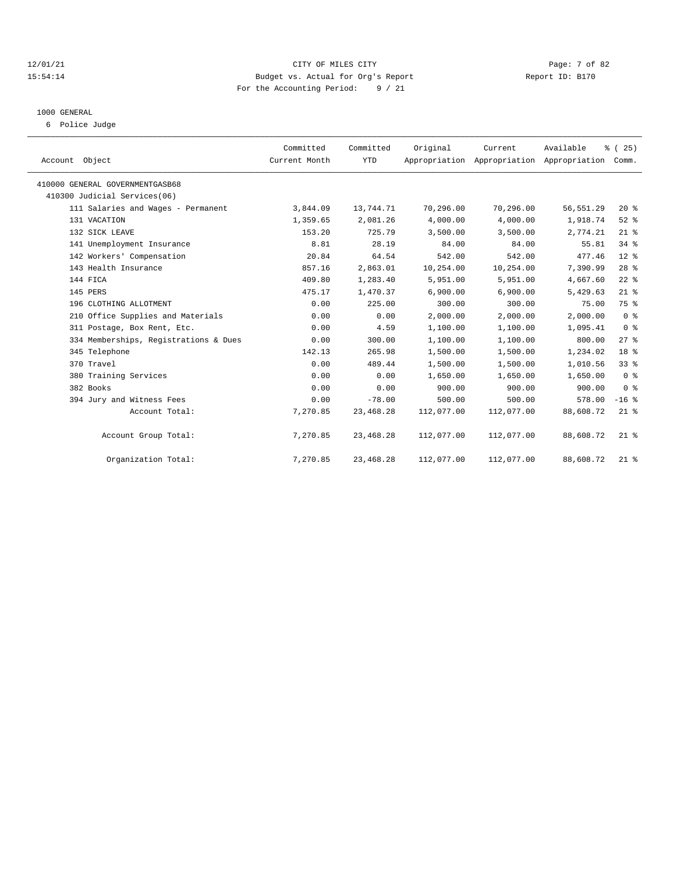CITY OF MILES CITY
Budget vs. Actual for Org's Report
For the Accounting Period: 9 / 21

12/01/21
15:54:14

Report ID: B170

## 1000 GENERAL

6 Police Judge

| Account Object | Committed Current Month | Committed YTD | Original Appropriation | Current Appropriation | Available Appropriation | % ( 25) Comm. |
|---|---|---|---|---|---|---|
| 410000 GENERAL GOVERNMENTGASB68 | | | | | | |
| 410300 Judicial Services(06) | | | | | | |
| 111 Salaries and Wages - Permanent | 3,844.09 | 13,744.71 | 70,296.00 | 70,296.00 | 56,551.29 | 20 % |
| 131 VACATION | 1,359.65 | 2,081.26 | 4,000.00 | 4,000.00 | 1,918.74 | 52 % |
| 132 SICK LEAVE | 153.20 | 725.79 | 3,500.00 | 3,500.00 | 2,774.21 | 21 % |
| 141 Unemployment Insurance | 8.81 | 28.19 | 84.00 | 84.00 | 55.81 | 34 % |
| 142 Workers' Compensation | 20.84 | 64.54 | 542.00 | 542.00 | 477.46 | 12 % |
| 143 Health Insurance | 857.16 | 2,863.01 | 10,254.00 | 10,254.00 | 7,390.99 | 28 % |
| 144 FICA | 409.80 | 1,283.40 | 5,951.00 | 5,951.00 | 4,667.60 | 22 % |
| 145 PERS | 475.17 | 1,470.37 | 6,900.00 | 6,900.00 | 5,429.63 | 21 % |
| 196 CLOTHING ALLOTMENT | 0.00 | 225.00 | 300.00 | 300.00 | 75.00 | 75 % |
| 210 Office Supplies and Materials | 0.00 | 0.00 | 2,000.00 | 2,000.00 | 2,000.00 | 0 % |
| 311 Postage, Box Rent, Etc. | 0.00 | 4.59 | 1,100.00 | 1,100.00 | 1,095.41 | 0 % |
| 334 Memberships, Registrations & Dues | 0.00 | 300.00 | 1,100.00 | 1,100.00 | 800.00 | 27 % |
| 345 Telephone | 142.13 | 265.98 | 1,500.00 | 1,500.00 | 1,234.02 | 18 % |
| 370 Travel | 0.00 | 489.44 | 1,500.00 | 1,500.00 | 1,010.56 | 33 % |
| 380 Training Services | 0.00 | 0.00 | 1,650.00 | 1,650.00 | 1,650.00 | 0 % |
| 382 Books | 0.00 | 0.00 | 900.00 | 900.00 | 900.00 | 0 % |
| 394 Jury and Witness Fees | 0.00 | -78.00 | 500.00 | 500.00 | 578.00 | -16 % |
| Account Total: | 7,270.85 | 23,468.28 | 112,077.00 | 112,077.00 | 88,608.72 | 21 % |
| Account Group Total: | 7,270.85 | 23,468.28 | 112,077.00 | 112,077.00 | 88,608.72 | 21 % |
| Organization Total: | 7,270.85 | 23,468.28 | 112,077.00 | 112,077.00 | 88,608.72 | 21 % |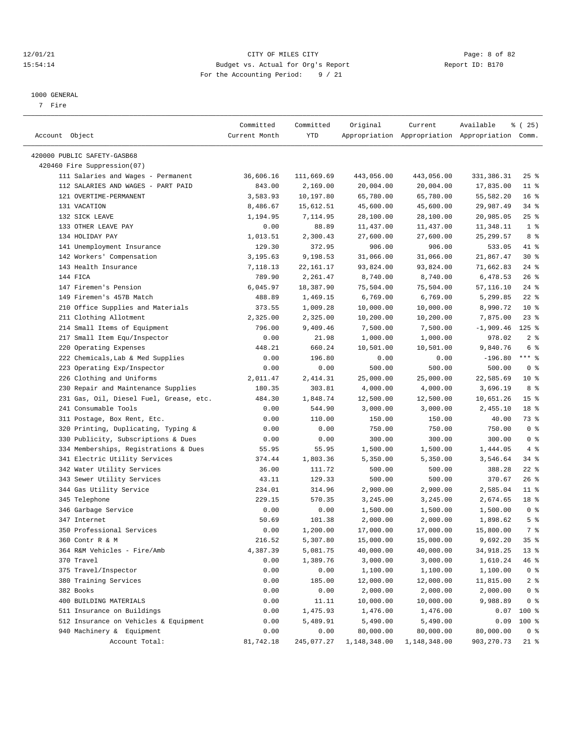CITY OF MILES CITY
Budget vs. Actual for Org's Report
For the Accounting Period: 9 / 21

12/01/21
15:54:14

Report ID: B170

1000 GENERAL
7 Fire

| Account Object | Committed Current Month | Committed YTD | Original Appropriation | Current Appropriation | Available Appropriation | % ( 25) Comm. |
|---|---|---|---|---|---|---|
| 420000 PUBLIC SAFETY-GASB68 | | | | | | |
| 420460 Fire Suppression(07) | | | | | | |
| 111 Salaries and Wages - Permanent | 36,606.16 | 111,669.69 | 443,056.00 | 443,056.00 | 331,386.31 | 25 % |
| 112 SALARIES AND WAGES - PART PAID | 843.00 | 2,169.00 | 20,004.00 | 20,004.00 | 17,835.00 | 11 % |
| 121 OVERTIME-PERMANENT | 3,583.93 | 10,197.80 | 65,780.00 | 65,780.00 | 55,582.20 | 16 % |
| 131 VACATION | 8,486.67 | 15,612.51 | 45,600.00 | 45,600.00 | 29,987.49 | 34 % |
| 132 SICK LEAVE | 1,194.95 | 7,114.95 | 28,100.00 | 28,100.00 | 20,985.05 | 25 % |
| 133 OTHER LEAVE PAY | 0.00 | 88.89 | 11,437.00 | 11,437.00 | 11,348.11 | 1 % |
| 134 HOLIDAY PAY | 1,013.51 | 2,300.43 | 27,600.00 | 27,600.00 | 25,299.57 | 8 % |
| 141 Unemployment Insurance | 129.30 | 372.95 | 906.00 | 906.00 | 533.05 | 41 % |
| 142 Workers' Compensation | 3,195.63 | 9,198.53 | 31,066.00 | 31,066.00 | 21,867.47 | 30 % |
| 143 Health Insurance | 7,118.13 | 22,161.17 | 93,824.00 | 93,824.00 | 71,662.83 | 24 % |
| 144 FICA | 789.90 | 2,261.47 | 8,740.00 | 8,740.00 | 6,478.53 | 26 % |
| 147 Firemen's Pension | 6,045.97 | 18,387.90 | 75,504.00 | 75,504.00 | 57,116.10 | 24 % |
| 149 Firemen's 457B Match | 488.89 | 1,469.15 | 6,769.00 | 6,769.00 | 5,299.85 | 22 % |
| 210 Office Supplies and Materials | 373.55 | 1,009.28 | 10,000.00 | 10,000.00 | 8,990.72 | 10 % |
| 211 Clothing Allotment | 2,325.00 | 2,325.00 | 10,200.00 | 10,200.00 | 7,875.00 | 23 % |
| 214 Small Items of Equipment | 796.00 | 9,409.46 | 7,500.00 | 7,500.00 | -1,909.46 | 125 % |
| 217 Small Item Equ/Inspector | 0.00 | 21.98 | 1,000.00 | 1,000.00 | 978.02 | 2 % |
| 220 Operating Expenses | 448.21 | 660.24 | 10,501.00 | 10,501.00 | 9,840.76 | 6 % |
| 222 Chemicals,Lab & Med Supplies | 0.00 | 196.80 | 0.00 | 0.00 | -196.80 | *** % |
| 223 Operating Exp/Inspector | 0.00 | 0.00 | 500.00 | 500.00 | 500.00 | 0 % |
| 226 Clothing and Uniforms | 2,011.47 | 2,414.31 | 25,000.00 | 25,000.00 | 22,585.69 | 10 % |
| 230 Repair and Maintenance Supplies | 180.35 | 303.81 | 4,000.00 | 4,000.00 | 3,696.19 | 8 % |
| 231 Gas, Oil, Diesel Fuel, Grease, etc. | 484.30 | 1,848.74 | 12,500.00 | 12,500.00 | 10,651.26 | 15 % |
| 241 Consumable Tools | 0.00 | 544.90 | 3,000.00 | 3,000.00 | 2,455.10 | 18 % |
| 311 Postage, Box Rent, Etc. | 0.00 | 110.00 | 150.00 | 150.00 | 40.00 | 73 % |
| 320 Printing, Duplicating, Typing & | 0.00 | 0.00 | 750.00 | 750.00 | 750.00 | 0 % |
| 330 Publicity, Subscriptions & Dues | 0.00 | 0.00 | 300.00 | 300.00 | 300.00 | 0 % |
| 334 Memberships, Registrations & Dues | 55.95 | 55.95 | 1,500.00 | 1,500.00 | 1,444.05 | 4 % |
| 341 Electric Utility Services | 374.44 | 1,803.36 | 5,350.00 | 5,350.00 | 3,546.64 | 34 % |
| 342 Water Utility Services | 36.00 | 111.72 | 500.00 | 500.00 | 388.28 | 22 % |
| 343 Sewer Utility Services | 43.11 | 129.33 | 500.00 | 500.00 | 370.67 | 26 % |
| 344 Gas Utility Service | 234.01 | 314.96 | 2,900.00 | 2,900.00 | 2,585.04 | 11 % |
| 345 Telephone | 229.15 | 570.35 | 3,245.00 | 3,245.00 | 2,674.65 | 18 % |
| 346 Garbage Service | 0.00 | 0.00 | 1,500.00 | 1,500.00 | 1,500.00 | 0 % |
| 347 Internet | 50.69 | 101.38 | 2,000.00 | 2,000.00 | 1,898.62 | 5 % |
| 350 Professional Services | 0.00 | 1,200.00 | 17,000.00 | 17,000.00 | 15,800.00 | 7 % |
| 360 Contr R & M | 216.52 | 5,307.80 | 15,000.00 | 15,000.00 | 9,692.20 | 35 % |
| 364 R&M Vehicles - Fire/Amb | 4,387.39 | 5,081.75 | 40,000.00 | 40,000.00 | 34,918.25 | 13 % |
| 370 Travel | 0.00 | 1,389.76 | 3,000.00 | 3,000.00 | 1,610.24 | 46 % |
| 375 Travel/Inspector | 0.00 | 0.00 | 1,100.00 | 1,100.00 | 1,100.00 | 0 % |
| 380 Training Services | 0.00 | 185.00 | 12,000.00 | 12,000.00 | 11,815.00 | 2 % |
| 382 Books | 0.00 | 0.00 | 2,000.00 | 2,000.00 | 2,000.00 | 0 % |
| 400 BUILDING MATERIALS | 0.00 | 11.11 | 10,000.00 | 10,000.00 | 9,988.89 | 0 % |
| 511 Insurance on Buildings | 0.00 | 1,475.93 | 1,476.00 | 1,476.00 | 0.07 | 100 % |
| 512 Insurance on Vehicles & Equipment | 0.00 | 5,489.91 | 5,490.00 | 5,490.00 | 0.09 | 100 % |
| 940 Machinery & Equipment | 0.00 | 0.00 | 80,000.00 | 80,000.00 | 80,000.00 | 0 % |
| Account Total: | 81,742.18 | 245,077.27 | 1,148,348.00 | 1,148,348.00 | 903,270.73 | 21 % |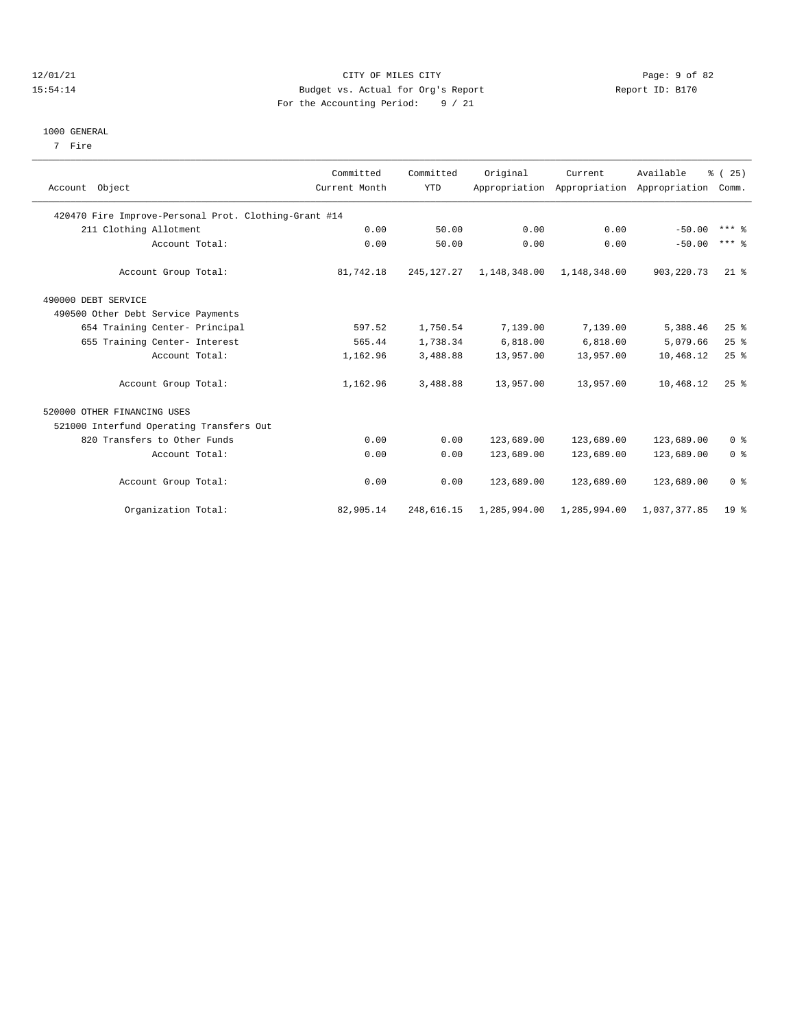CITY OF MILES CITY
Budget vs. Actual for Org's Report
For the Accounting Period: 9 / 21

12/01/21 15:54:14 Report ID: B170

## 1000 GENERAL

7 Fire

| Account Object | Committed Current Month | Committed YTD | Original Appropriation | Current Appropriation | Available Appropriation | % ( 25) Comm. |
|---|---|---|---|---|---|---|
| 420470 Fire Improve-Personal Prot. Clothing-Grant #14 | | | | | | |
| 211 Clothing Allotment | 0.00 | 50.00 | 0.00 | 0.00 | -50.00 | *** % |
| Account Total: | 0.00 | 50.00 | 0.00 | 0.00 | -50.00 | *** % |
| Account Group Total: | 81,742.18 | 245,127.27 | 1,148,348.00 | 1,148,348.00 | 903,220.73 | 21 % |
| 490000 DEBT SERVICE | | | | | | |
| 490500 Other Debt Service Payments | | | | | | |
| 654 Training Center- Principal | 597.52 | 1,750.54 | 7,139.00 | 7,139.00 | 5,388.46 | 25 % |
| 655 Training Center- Interest | 565.44 | 1,738.34 | 6,818.00 | 6,818.00 | 5,079.66 | 25 % |
| Account Total: | 1,162.96 | 3,488.88 | 13,957.00 | 13,957.00 | 10,468.12 | 25 % |
| Account Group Total: | 1,162.96 | 3,488.88 | 13,957.00 | 13,957.00 | 10,468.12 | 25 % |
| 520000 OTHER FINANCING USES | | | | | | |
| 521000 Interfund Operating Transfers Out | | | | | | |
| 820 Transfers to Other Funds | 0.00 | 0.00 | 123,689.00 | 123,689.00 | 123,689.00 | 0 % |
| Account Total: | 0.00 | 0.00 | 123,689.00 | 123,689.00 | 123,689.00 | 0 % |
| Account Group Total: | 0.00 | 0.00 | 123,689.00 | 123,689.00 | 123,689.00 | 0 % |
| Organization Total: | 82,905.14 | 248,616.15 | 1,285,994.00 | 1,285,994.00 | 1,037,377.85 | 19 % |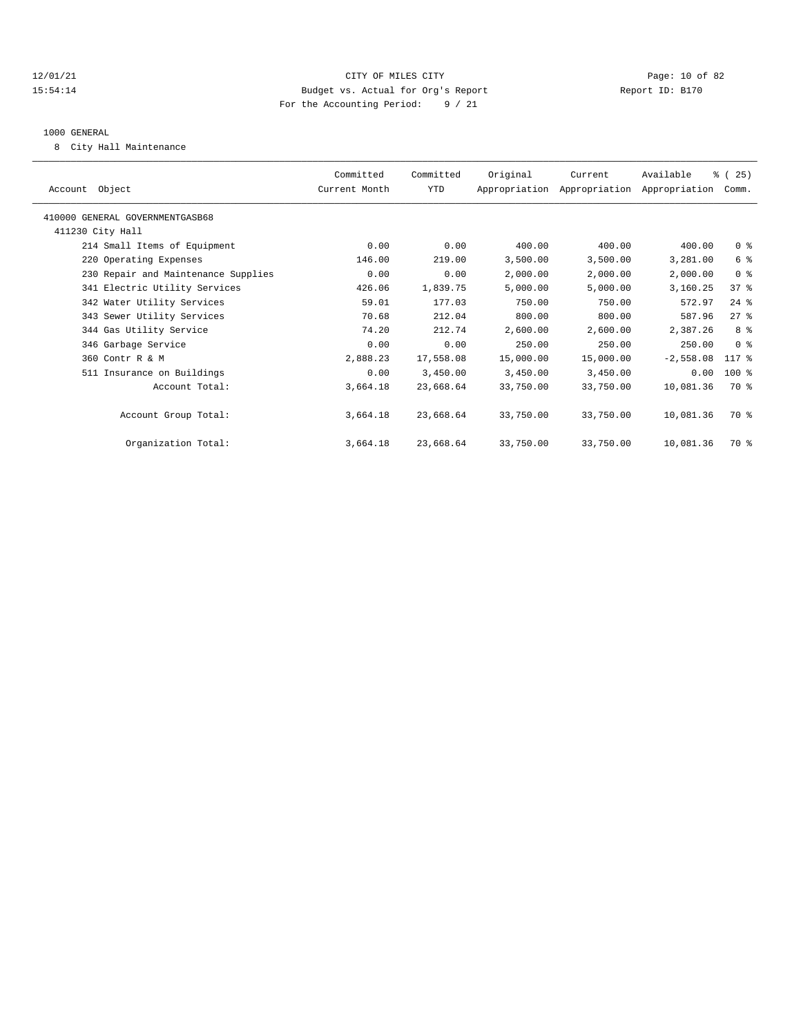CITY OF MILES CITY
Budget vs. Actual for Org's Report
For the Accounting Period: 9 / 21

12/01/21 15:54:14 Report ID: B170

1000 GENERAL

8 City Hall Maintenance

| Account Object | Committed Current Month | Committed YTD | Original Appropriation | Current Appropriation | Available Appropriation | % ( 25) Comm. |
|---|---|---|---|---|---|---|
| 410000 GENERAL GOVERNMENTGASB68 | | | | | | |
| 411230 City Hall | | | | | | |
| 214 Small Items of Equipment | 0.00 | 0.00 | 400.00 | 400.00 | 400.00 | 0 % |
| 220 Operating Expenses | 146.00 | 219.00 | 3,500.00 | 3,500.00 | 3,281.00 | 6 % |
| 230 Repair and Maintenance Supplies | 0.00 | 0.00 | 2,000.00 | 2,000.00 | 2,000.00 | 0 % |
| 341 Electric Utility Services | 426.06 | 1,839.75 | 5,000.00 | 5,000.00 | 3,160.25 | 37 % |
| 342 Water Utility Services | 59.01 | 177.03 | 750.00 | 750.00 | 572.97 | 24 % |
| 343 Sewer Utility Services | 70.68 | 212.04 | 800.00 | 800.00 | 587.96 | 27 % |
| 344 Gas Utility Service | 74.20 | 212.74 | 2,600.00 | 2,600.00 | 2,387.26 | 8 % |
| 346 Garbage Service | 0.00 | 0.00 | 250.00 | 250.00 | 250.00 | 0 % |
| 360 Contr R & M | 2,888.23 | 17,558.08 | 15,000.00 | 15,000.00 | -2,558.08 | 117 % |
| 511 Insurance on Buildings | 0.00 | 3,450.00 | 3,450.00 | 3,450.00 | 0.00 | 100 % |
| Account Total: | 3,664.18 | 23,668.64 | 33,750.00 | 33,750.00 | 10,081.36 | 70 % |
| Account Group Total: | 3,664.18 | 23,668.64 | 33,750.00 | 33,750.00 | 10,081.36 | 70 % |
| Organization Total: | 3,664.18 | 23,668.64 | 33,750.00 | 33,750.00 | 10,081.36 | 70 % |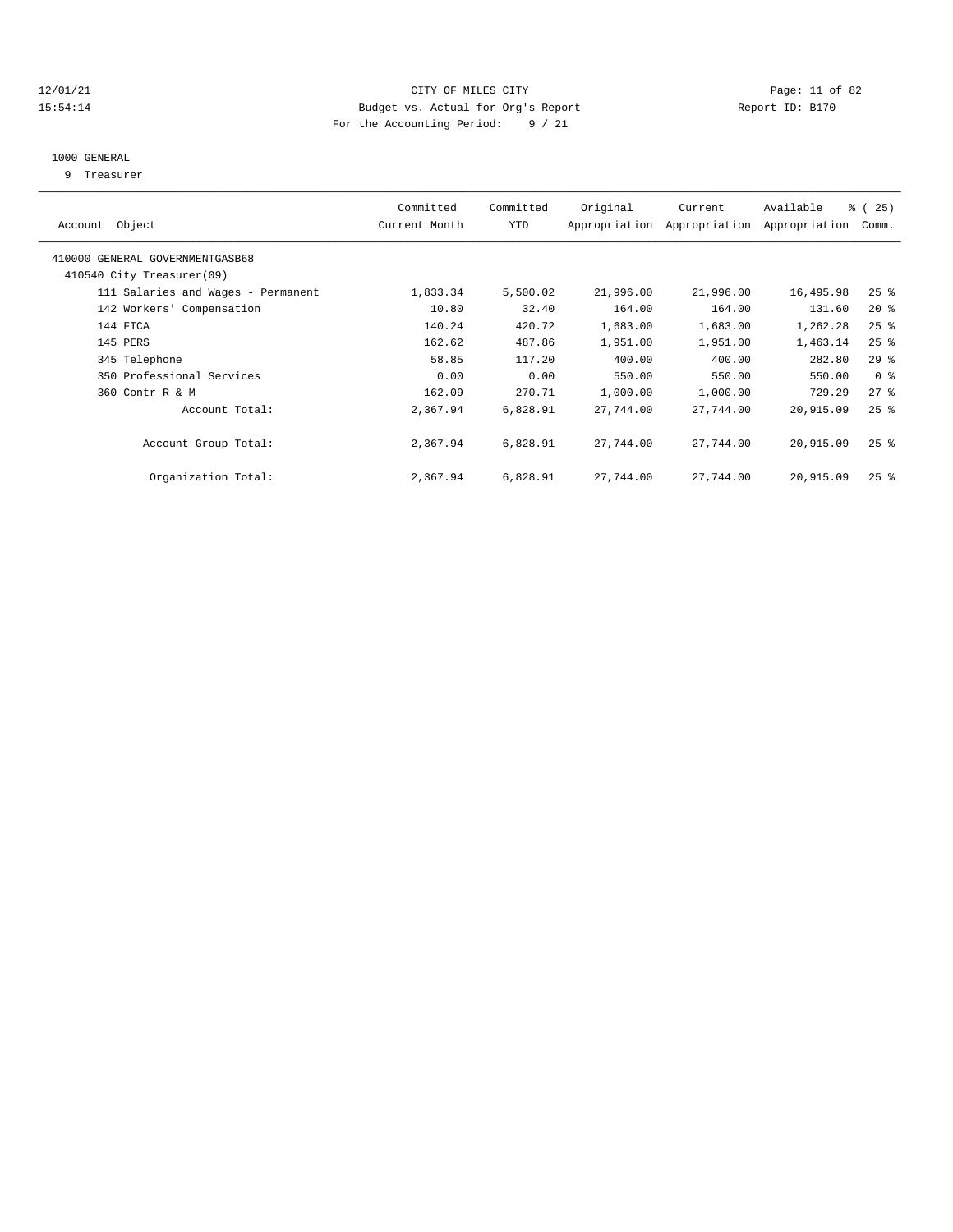# CITY OF MILES CITY

Budget vs. Actual for Org's Report

For the Accounting Period: 9 / 21

12/01/21 15:54:14 — Report ID: B170

## 1000 GENERAL

9 Treasurer

| Account Object | Committed Current Month | Committed YTD | Original Appropriation | Current Appropriation | Available Appropriation | % ( 25) Comm. |
|---|---|---|---|---|---|---|
| 410000 GENERAL GOVERNMENTGASB68 | | | | | | |
| 410540 City Treasurer(09) | | | | | | |
| 111 Salaries and Wages - Permanent | 1,833.34 | 5,500.02 | 21,996.00 | 21,996.00 | 16,495.98 | 25 % |
| 142 Workers' Compensation | 10.80 | 32.40 | 164.00 | 164.00 | 131.60 | 20 % |
| 144 FICA | 140.24 | 420.72 | 1,683.00 | 1,683.00 | 1,262.28 | 25 % |
| 145 PERS | 162.62 | 487.86 | 1,951.00 | 1,951.00 | 1,463.14 | 25 % |
| 345 Telephone | 58.85 | 117.20 | 400.00 | 400.00 | 282.80 | 29 % |
| 350 Professional Services | 0.00 | 0.00 | 550.00 | 550.00 | 550.00 | 0 % |
| 360 Contr R & M | 162.09 | 270.71 | 1,000.00 | 1,000.00 | 729.29 | 27 % |
| Account Total: | 2,367.94 | 6,828.91 | 27,744.00 | 27,744.00 | 20,915.09 | 25 % |
| Account Group Total: | 2,367.94 | 6,828.91 | 27,744.00 | 27,744.00 | 20,915.09 | 25 % |
| Organization Total: | 2,367.94 | 6,828.91 | 27,744.00 | 27,744.00 | 20,915.09 | 25 % |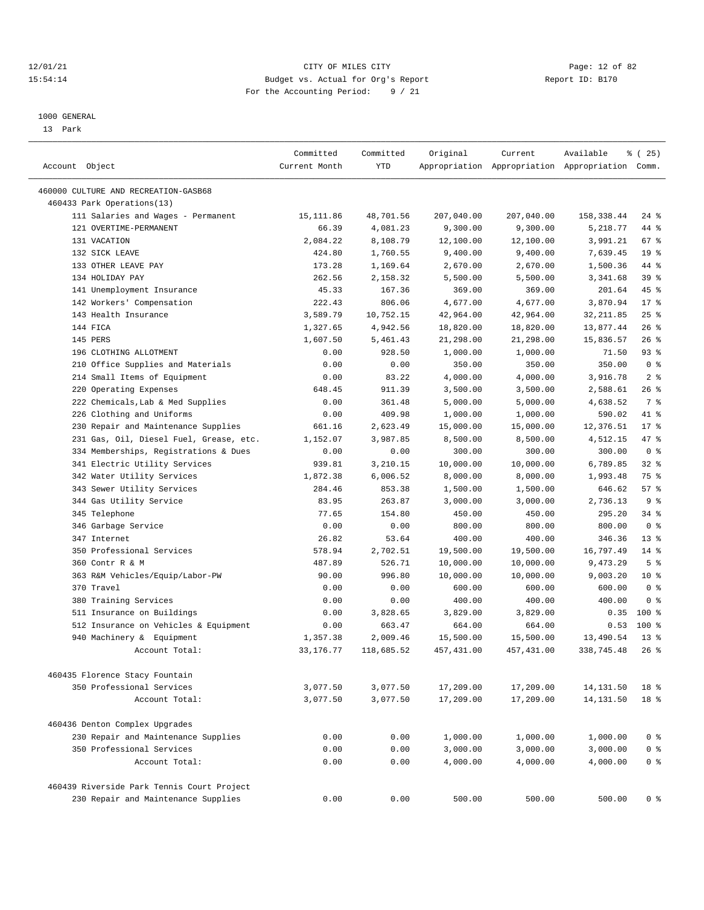12/01/21 CITY OF MILES CITY
15:54:14 Budget vs. Actual for Org's Report Report ID: B170
For the Accounting Period: 9 / 21

1000 GENERAL
13 Park

| Account Object | Committed Current Month | Committed YTD | Original Appropriation | Current Appropriation | Available Appropriation | % ( 25) Comm. |
|---|---|---|---|---|---|---|
| 460000 CULTURE AND RECREATION-GASB68 | | | | | | |
| 460433 Park Operations(13) | | | | | | |
| 111 Salaries and Wages - Permanent | 15,111.86 | 48,701.56 | 207,040.00 | 207,040.00 | 158,338.44 | 24 % |
| 121 OVERTIME-PERMANENT | 66.39 | 4,081.23 | 9,300.00 | 9,300.00 | 5,218.77 | 44 % |
| 131 VACATION | 2,084.22 | 8,108.79 | 12,100.00 | 12,100.00 | 3,991.21 | 67 % |
| 132 SICK LEAVE | 424.80 | 1,760.55 | 9,400.00 | 9,400.00 | 7,639.45 | 19 % |
| 133 OTHER LEAVE PAY | 173.28 | 1,169.64 | 2,670.00 | 2,670.00 | 1,500.36 | 44 % |
| 134 HOLIDAY PAY | 262.56 | 2,158.32 | 5,500.00 | 5,500.00 | 3,341.68 | 39 % |
| 141 Unemployment Insurance | 45.33 | 167.36 | 369.00 | 369.00 | 201.64 | 45 % |
| 142 Workers' Compensation | 222.43 | 806.06 | 4,677.00 | 4,677.00 | 3,870.94 | 17 % |
| 143 Health Insurance | 3,589.79 | 10,752.15 | 42,964.00 | 42,964.00 | 32,211.85 | 25 % |
| 144 FICA | 1,327.65 | 4,942.56 | 18,820.00 | 18,820.00 | 13,877.44 | 26 % |
| 145 PERS | 1,607.50 | 5,461.43 | 21,298.00 | 21,298.00 | 15,836.57 | 26 % |
| 196 CLOTHING ALLOTMENT | 0.00 | 928.50 | 1,000.00 | 1,000.00 | 71.50 | 93 % |
| 210 Office Supplies and Materials | 0.00 | 0.00 | 350.00 | 350.00 | 350.00 | 0 % |
| 214 Small Items of Equipment | 0.00 | 83.22 | 4,000.00 | 4,000.00 | 3,916.78 | 2 % |
| 220 Operating Expenses | 648.45 | 911.39 | 3,500.00 | 3,500.00 | 2,588.61 | 26 % |
| 222 Chemicals,Lab & Med Supplies | 0.00 | 361.48 | 5,000.00 | 5,000.00 | 4,638.52 | 7 % |
| 226 Clothing and Uniforms | 0.00 | 409.98 | 1,000.00 | 1,000.00 | 590.02 | 41 % |
| 230 Repair and Maintenance Supplies | 661.16 | 2,623.49 | 15,000.00 | 15,000.00 | 12,376.51 | 17 % |
| 231 Gas, Oil, Diesel Fuel, Grease, etc. | 1,152.07 | 3,987.85 | 8,500.00 | 8,500.00 | 4,512.15 | 47 % |
| 334 Memberships, Registrations & Dues | 0.00 | 0.00 | 300.00 | 300.00 | 300.00 | 0 % |
| 341 Electric Utility Services | 939.81 | 3,210.15 | 10,000.00 | 10,000.00 | 6,789.85 | 32 % |
| 342 Water Utility Services | 1,872.38 | 6,006.52 | 8,000.00 | 8,000.00 | 1,993.48 | 75 % |
| 343 Sewer Utility Services | 284.46 | 853.38 | 1,500.00 | 1,500.00 | 646.62 | 57 % |
| 344 Gas Utility Service | 83.95 | 263.87 | 3,000.00 | 3,000.00 | 2,736.13 | 9 % |
| 345 Telephone | 77.65 | 154.80 | 450.00 | 450.00 | 295.20 | 34 % |
| 346 Garbage Service | 0.00 | 0.00 | 800.00 | 800.00 | 800.00 | 0 % |
| 347 Internet | 26.82 | 53.64 | 400.00 | 400.00 | 346.36 | 13 % |
| 350 Professional Services | 578.94 | 2,702.51 | 19,500.00 | 19,500.00 | 16,797.49 | 14 % |
| 360 Contr R & M | 487.89 | 526.71 | 10,000.00 | 10,000.00 | 9,473.29 | 5 % |
| 363 R&M Vehicles/Equip/Labor-PW | 90.00 | 996.80 | 10,000.00 | 10,000.00 | 9,003.20 | 10 % |
| 370 Travel | 0.00 | 0.00 | 600.00 | 600.00 | 600.00 | 0 % |
| 380 Training Services | 0.00 | 0.00 | 400.00 | 400.00 | 400.00 | 0 % |
| 511 Insurance on Buildings | 0.00 | 3,828.65 | 3,829.00 | 3,829.00 | 0.35 | 100 % |
| 512 Insurance on Vehicles & Equipment | 0.00 | 663.47 | 664.00 | 664.00 | 0.53 | 100 % |
| 940 Machinery & Equipment | 1,357.38 | 2,009.46 | 15,500.00 | 15,500.00 | 13,490.54 | 13 % |
| Account Total: | 33,176.77 | 118,685.52 | 457,431.00 | 457,431.00 | 338,745.48 | 26 % |
| 460435 Florence Stacy Fountain | | | | | | |
| 350 Professional Services | 3,077.50 | 3,077.50 | 17,209.00 | 17,209.00 | 14,131.50 | 18 % |
| Account Total: | 3,077.50 | 3,077.50 | 17,209.00 | 17,209.00 | 14,131.50 | 18 % |
| 460436 Denton Complex Upgrades | | | | | | |
| 230 Repair and Maintenance Supplies | 0.00 | 0.00 | 1,000.00 | 1,000.00 | 1,000.00 | 0 % |
| 350 Professional Services | 0.00 | 0.00 | 3,000.00 | 3,000.00 | 3,000.00 | 0 % |
| Account Total: | 0.00 | 0.00 | 4,000.00 | 4,000.00 | 4,000.00 | 0 % |
| 460439 Riverside Park Tennis Court Project | | | | | | |
| 230 Repair and Maintenance Supplies | 0.00 | 0.00 | 500.00 | 500.00 | 500.00 | 0 % |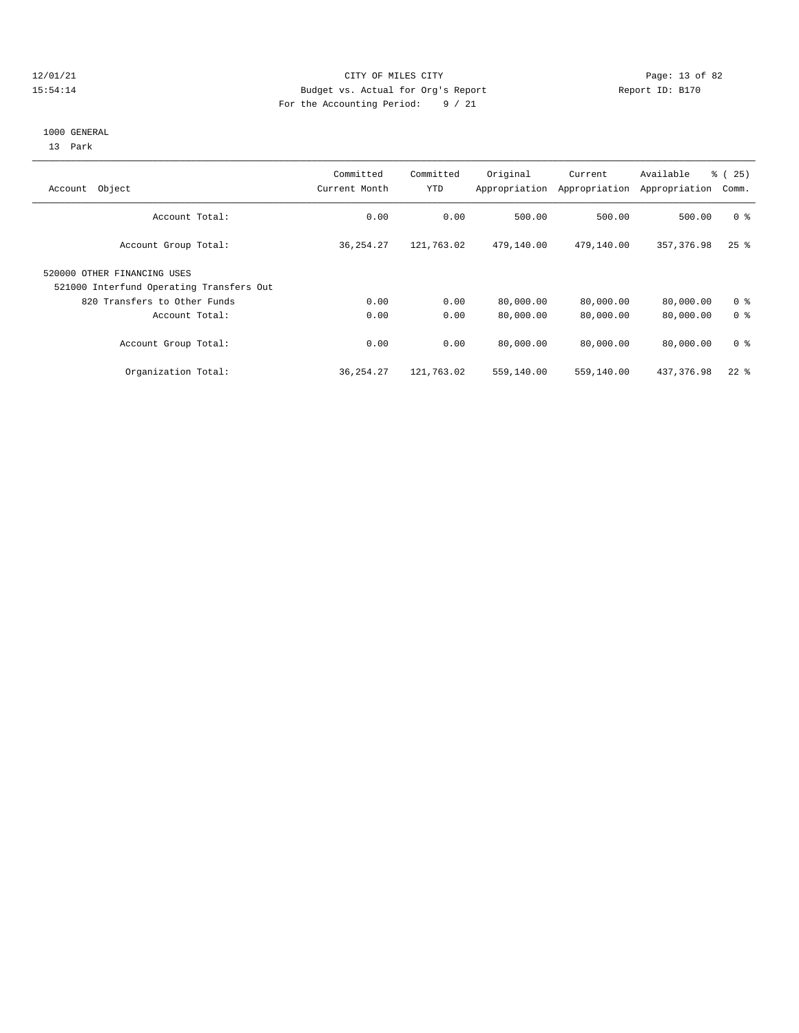CITY OF MILES CITY
Budget vs. Actual for Org's Report
For the Accounting Period: 9 / 21

12/01/21
15:54:14

Report ID: B170

1000 GENERAL
13 Park

| Account Object | Committed Current Month | Committed YTD | Original Appropriation | Current Appropriation | Available Appropriation | % ( 25) Comm. |
|---|---|---|---|---|---|---|
| Account Total: | 0.00 | 0.00 | 500.00 | 500.00 | 500.00 | 0 % |
| Account Group Total: | 36,254.27 | 121,763.02 | 479,140.00 | 479,140.00 | 357,376.98 | 25 % |
| 520000 OTHER FINANCING USES | | | | | | |
| 521000 Interfund Operating Transfers Out | | | | | | |
| 820 Transfers to Other Funds | 0.00 | 0.00 | 80,000.00 | 80,000.00 | 80,000.00 | 0 % |
| Account Total: | 0.00 | 0.00 | 80,000.00 | 80,000.00 | 80,000.00 | 0 % |
| Account Group Total: | 0.00 | 0.00 | 80,000.00 | 80,000.00 | 80,000.00 | 0 % |
| Organization Total: | 36,254.27 | 121,763.02 | 559,140.00 | 559,140.00 | 437,376.98 | 22 % |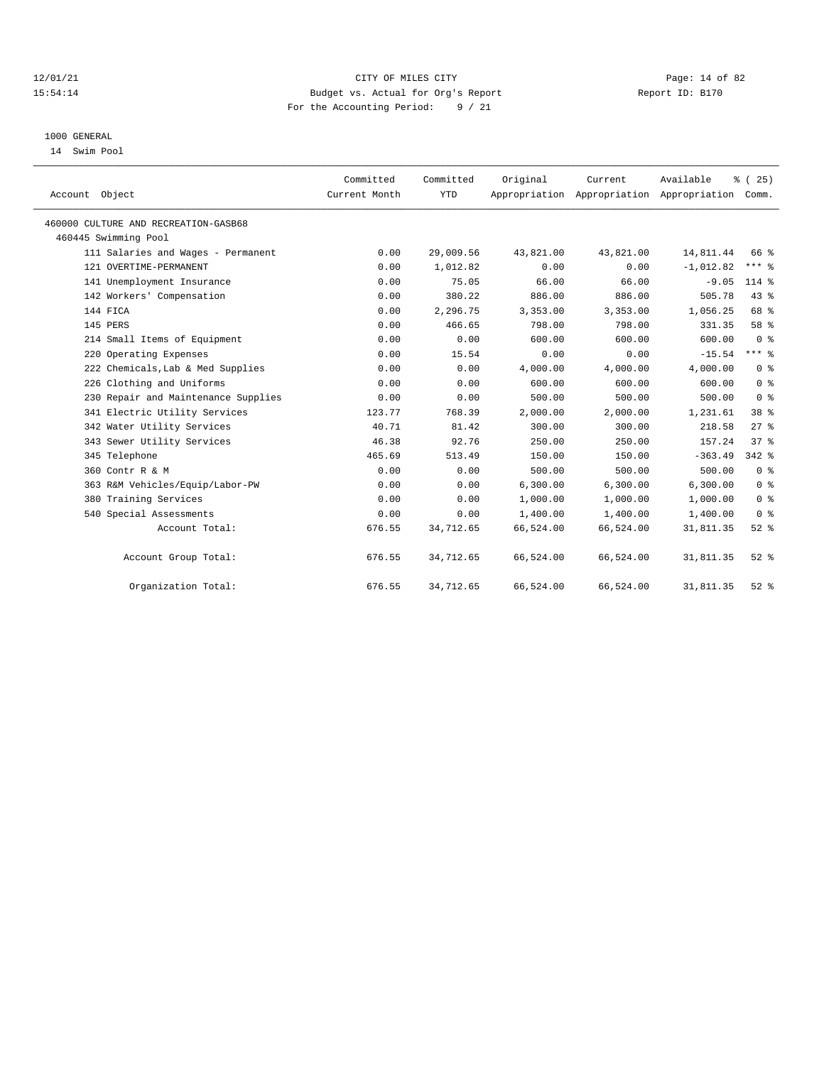12/01/21 CITY OF MILES CITY
15:54:14 Budget vs. Actual for Org's Report Report ID: B170
For the Accounting Period: 9 / 21

## 1000 GENERAL

14 Swim Pool

| Account Object | Committed Current Month | Committed YTD | Original Appropriation | Current Appropriation | Available Appropriation | % ( 25) Comm. |
|---|---|---|---|---|---|---|
| 460000 CULTURE AND RECREATION-GASB68 | | | | | | |
| 460445 Swimming Pool | | | | | | |
| 111 Salaries and Wages - Permanent | 0.00 | 29,009.56 | 43,821.00 | 43,821.00 | 14,811.44 | 66 % |
| 121 OVERTIME-PERMANENT | 0.00 | 1,012.82 | 0.00 | 0.00 | -1,012.82 | *** % |
| 141 Unemployment Insurance | 0.00 | 75.05 | 66.00 | 66.00 | -9.05 | 114 % |
| 142 Workers' Compensation | 0.00 | 380.22 | 886.00 | 886.00 | 505.78 | 43 % |
| 144 FICA | 0.00 | 2,296.75 | 3,353.00 | 3,353.00 | 1,056.25 | 68 % |
| 145 PERS | 0.00 | 466.65 | 798.00 | 798.00 | 331.35 | 58 % |
| 214 Small Items of Equipment | 0.00 | 0.00 | 600.00 | 600.00 | 600.00 | 0 % |
| 220 Operating Expenses | 0.00 | 15.54 | 0.00 | 0.00 | -15.54 | *** % |
| 222 Chemicals,Lab & Med Supplies | 0.00 | 0.00 | 4,000.00 | 4,000.00 | 4,000.00 | 0 % |
| 226 Clothing and Uniforms | 0.00 | 0.00 | 600.00 | 600.00 | 600.00 | 0 % |
| 230 Repair and Maintenance Supplies | 0.00 | 0.00 | 500.00 | 500.00 | 500.00 | 0 % |
| 341 Electric Utility Services | 123.77 | 768.39 | 2,000.00 | 2,000.00 | 1,231.61 | 38 % |
| 342 Water Utility Services | 40.71 | 81.42 | 300.00 | 300.00 | 218.58 | 27 % |
| 343 Sewer Utility Services | 46.38 | 92.76 | 250.00 | 250.00 | 157.24 | 37 % |
| 345 Telephone | 465.69 | 513.49 | 150.00 | 150.00 | -363.49 | 342 % |
| 360 Contr R & M | 0.00 | 0.00 | 500.00 | 500.00 | 500.00 | 0 % |
| 363 R&M Vehicles/Equip/Labor-PW | 0.00 | 0.00 | 6,300.00 | 6,300.00 | 6,300.00 | 0 % |
| 380 Training Services | 0.00 | 0.00 | 1,000.00 | 1,000.00 | 1,000.00 | 0 % |
| 540 Special Assessments | 0.00 | 0.00 | 1,400.00 | 1,400.00 | 1,400.00 | 0 % |
| Account Total: | 676.55 | 34,712.65 | 66,524.00 | 66,524.00 | 31,811.35 | 52 % |
| Account Group Total: | 676.55 | 34,712.65 | 66,524.00 | 66,524.00 | 31,811.35 | 52 % |
| Organization Total: | 676.55 | 34,712.65 | 66,524.00 | 66,524.00 | 31,811.35 | 52 % |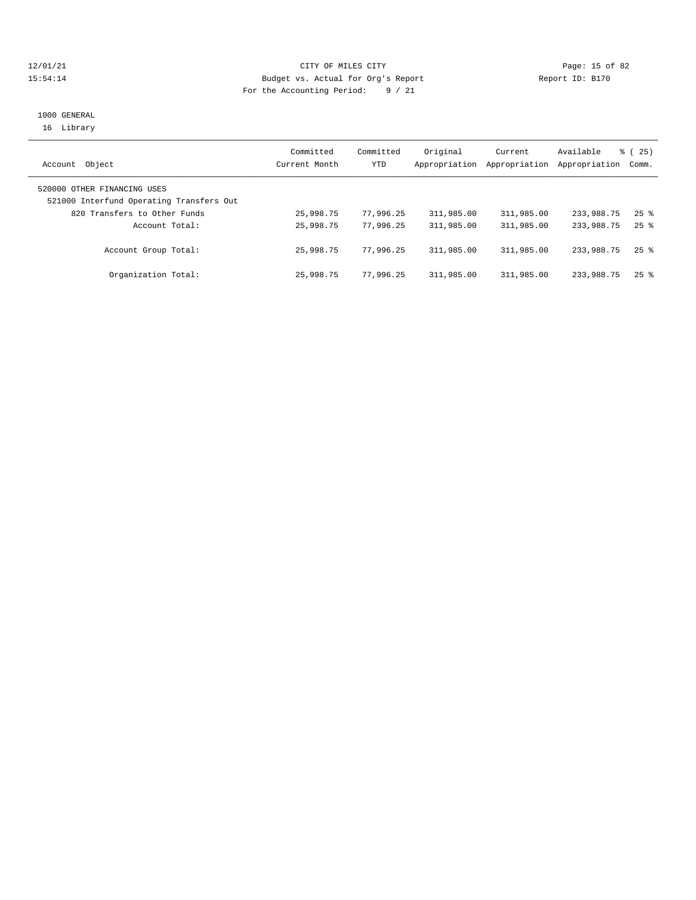CITY OF MILES CITY
Budget vs. Actual for Org's Report
For the Accounting Period: 9 / 21

12/01/21
15:54:14

Report ID: B170

1000 GENERAL
16 Library

| Account Object | Committed Current Month | Committed YTD | Original Appropriation | Current Appropriation | Available Appropriation | % ( 25) Comm. |
|---|---|---|---|---|---|---|
| 520000 OTHER FINANCING USES | | | | | | |
| 521000 Interfund Operating Transfers Out | | | | | | |
| 820 Transfers to Other Funds | 25,998.75 | 77,996.25 | 311,985.00 | 311,985.00 | 233,988.75 | 25 % |
| Account Total: | 25,998.75 | 77,996.25 | 311,985.00 | 311,985.00 | 233,988.75 | 25 % |
| Account Group Total: | 25,998.75 | 77,996.25 | 311,985.00 | 311,985.00 | 233,988.75 | 25 % |
| Organization Total: | 25,998.75 | 77,996.25 | 311,985.00 | 311,985.00 | 233,988.75 | 25 % |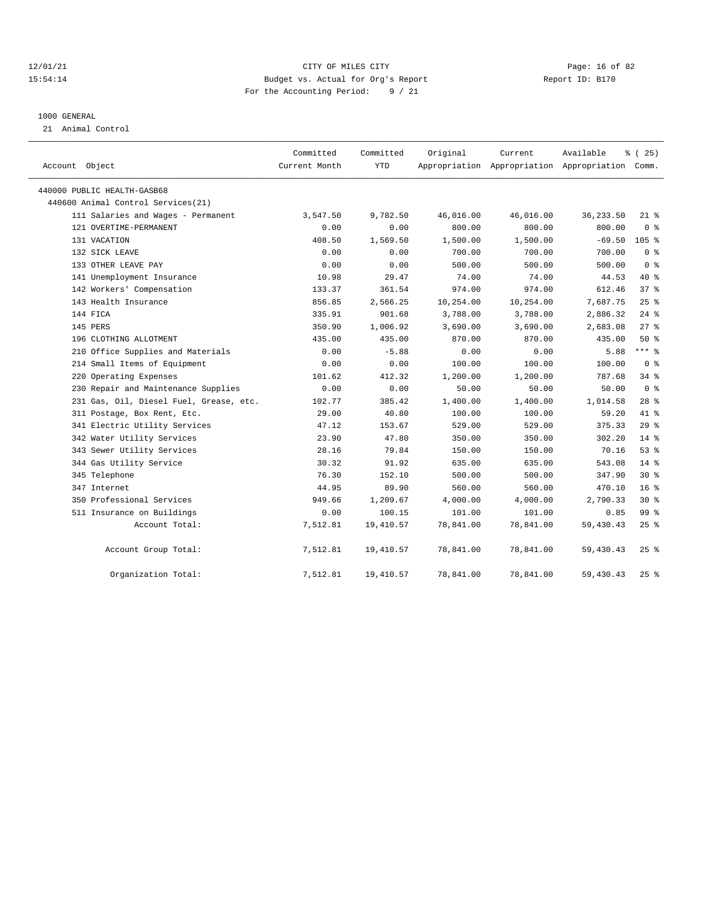CITY OF MILES CITY
Budget vs. Actual for Org's Report
For the Accounting Period: 9 / 21

12/01/21
15:54:14

Report ID: B170

## 1000 GENERAL

21 Animal Control

| Account Object | Committed Current Month | Committed YTD | Original Appropriation | Current Appropriation | Available Appropriation | % ( 25) Comm. |
|---|---|---|---|---|---|---|
| 440000 PUBLIC HEALTH-GASB68 | | | | | | |
| 440600 Animal Control Services(21) | | | | | | |
| 111 Salaries and Wages - Permanent | 3,547.50 | 9,782.50 | 46,016.00 | 46,016.00 | 36,233.50 | 21 % |
| 121 OVERTIME-PERMANENT | 0.00 | 0.00 | 800.00 | 800.00 | 800.00 | 0 % |
| 131 VACATION | 408.50 | 1,569.50 | 1,500.00 | 1,500.00 | -69.50 | 105 % |
| 132 SICK LEAVE | 0.00 | 0.00 | 700.00 | 700.00 | 700.00 | 0 % |
| 133 OTHER LEAVE PAY | 0.00 | 0.00 | 500.00 | 500.00 | 500.00 | 0 % |
| 141 Unemployment Insurance | 10.98 | 29.47 | 74.00 | 74.00 | 44.53 | 40 % |
| 142 Workers' Compensation | 133.37 | 361.54 | 974.00 | 974.00 | 612.46 | 37 % |
| 143 Health Insurance | 856.85 | 2,566.25 | 10,254.00 | 10,254.00 | 7,687.75 | 25 % |
| 144 FICA | 335.91 | 901.68 | 3,788.00 | 3,788.00 | 2,886.32 | 24 % |
| 145 PERS | 350.90 | 1,006.92 | 3,690.00 | 3,690.00 | 2,683.08 | 27 % |
| 196 CLOTHING ALLOTMENT | 435.00 | 435.00 | 870.00 | 870.00 | 435.00 | 50 % |
| 210 Office Supplies and Materials | 0.00 | -5.88 | 0.00 | 0.00 | 5.88 | *** % |
| 214 Small Items of Equipment | 0.00 | 0.00 | 100.00 | 100.00 | 100.00 | 0 % |
| 220 Operating Expenses | 101.62 | 412.32 | 1,200.00 | 1,200.00 | 787.68 | 34 % |
| 230 Repair and Maintenance Supplies | 0.00 | 0.00 | 50.00 | 50.00 | 50.00 | 0 % |
| 231 Gas, Oil, Diesel Fuel, Grease, etc. | 102.77 | 385.42 | 1,400.00 | 1,400.00 | 1,014.58 | 28 % |
| 311 Postage, Box Rent, Etc. | 29.00 | 40.80 | 100.00 | 100.00 | 59.20 | 41 % |
| 341 Electric Utility Services | 47.12 | 153.67 | 529.00 | 529.00 | 375.33 | 29 % |
| 342 Water Utility Services | 23.90 | 47.80 | 350.00 | 350.00 | 302.20 | 14 % |
| 343 Sewer Utility Services | 28.16 | 79.84 | 150.00 | 150.00 | 70.16 | 53 % |
| 344 Gas Utility Service | 30.32 | 91.92 | 635.00 | 635.00 | 543.08 | 14 % |
| 345 Telephone | 76.30 | 152.10 | 500.00 | 500.00 | 347.90 | 30 % |
| 347 Internet | 44.95 | 89.90 | 560.00 | 560.00 | 470.10 | 16 % |
| 350 Professional Services | 949.66 | 1,209.67 | 4,000.00 | 4,000.00 | 2,790.33 | 30 % |
| 511 Insurance on Buildings | 0.00 | 100.15 | 101.00 | 101.00 | 0.85 | 99 % |
| Account Total: | 7,512.81 | 19,410.57 | 78,841.00 | 78,841.00 | 59,430.43 | 25 % |
| Account Group Total: | 7,512.81 | 19,410.57 | 78,841.00 | 78,841.00 | 59,430.43 | 25 % |
| Organization Total: | 7,512.81 | 19,410.57 | 78,841.00 | 78,841.00 | 59,430.43 | 25 % |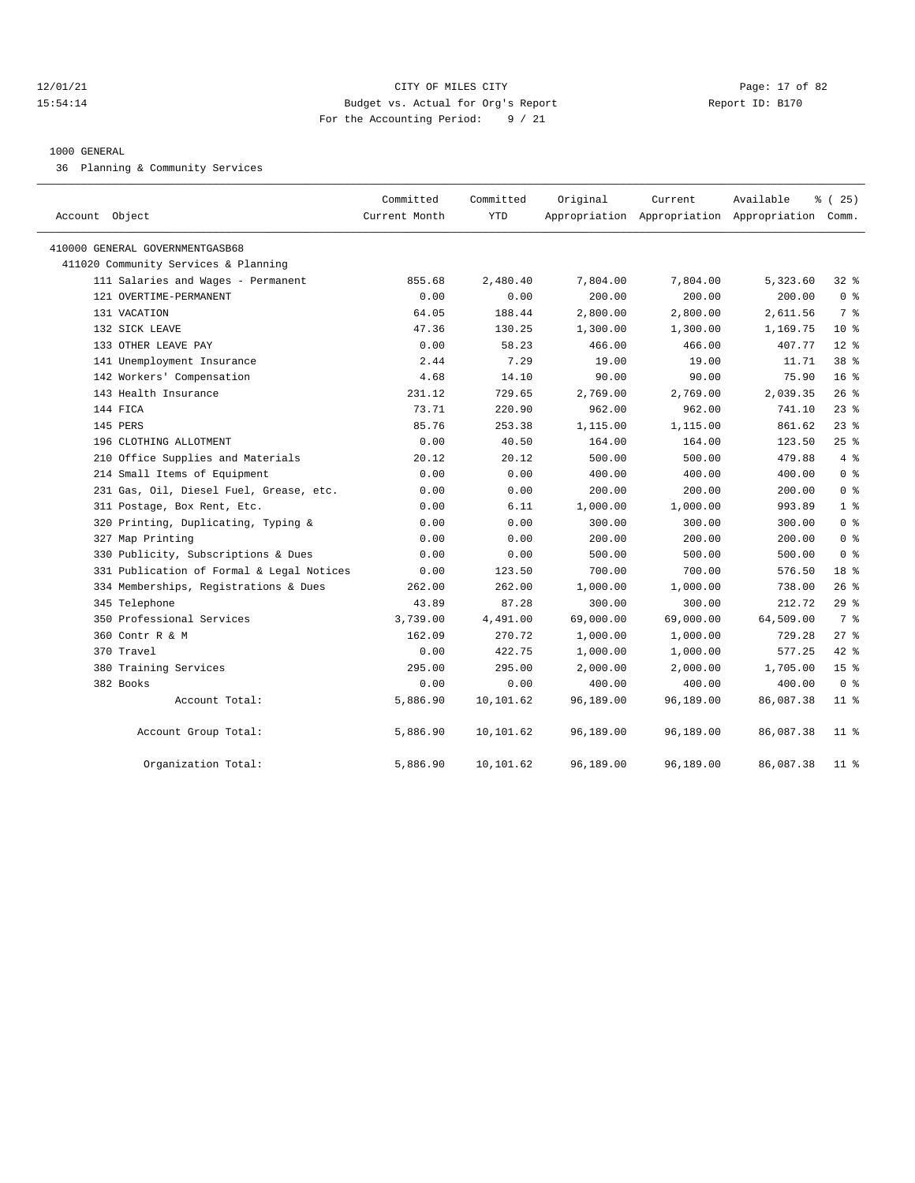12/01/21 CITY OF MILES CITY
15:54:14 Budget vs. Actual for Org's Report Report ID: B170
For the Accounting Period: 9 / 21

1000 GENERAL

36 Planning & Community Services

| Account Object | Committed Current Month | Committed YTD | Original Appropriation | Current Appropriation | Available Appropriation | % ( 25) Comm. |
|---|---|---|---|---|---|---|
| 410000 GENERAL GOVERNMENTGASB68 | | | | | | |
| 411020 Community Services & Planning | | | | | | |
| 111 Salaries and Wages - Permanent | 855.68 | 2,480.40 | 7,804.00 | 7,804.00 | 5,323.60 | 32 % |
| 121 OVERTIME-PERMANENT | 0.00 | 0.00 | 200.00 | 200.00 | 200.00 | 0 % |
| 131 VACATION | 64.05 | 188.44 | 2,800.00 | 2,800.00 | 2,611.56 | 7 % |
| 132 SICK LEAVE | 47.36 | 130.25 | 1,300.00 | 1,300.00 | 1,169.75 | 10 % |
| 133 OTHER LEAVE PAY | 0.00 | 58.23 | 466.00 | 466.00 | 407.77 | 12 % |
| 141 Unemployment Insurance | 2.44 | 7.29 | 19.00 | 19.00 | 11.71 | 38 % |
| 142 Workers' Compensation | 4.68 | 14.10 | 90.00 | 90.00 | 75.90 | 16 % |
| 143 Health Insurance | 231.12 | 729.65 | 2,769.00 | 2,769.00 | 2,039.35 | 26 % |
| 144 FICA | 73.71 | 220.90 | 962.00 | 962.00 | 741.10 | 23 % |
| 145 PERS | 85.76 | 253.38 | 1,115.00 | 1,115.00 | 861.62 | 23 % |
| 196 CLOTHING ALLOTMENT | 0.00 | 40.50 | 164.00 | 164.00 | 123.50 | 25 % |
| 210 Office Supplies and Materials | 20.12 | 20.12 | 500.00 | 500.00 | 479.88 | 4 % |
| 214 Small Items of Equipment | 0.00 | 0.00 | 400.00 | 400.00 | 400.00 | 0 % |
| 231 Gas, Oil, Diesel Fuel, Grease, etc. | 0.00 | 0.00 | 200.00 | 200.00 | 200.00 | 0 % |
| 311 Postage, Box Rent, Etc. | 0.00 | 6.11 | 1,000.00 | 1,000.00 | 993.89 | 1 % |
| 320 Printing, Duplicating, Typing & | 0.00 | 0.00 | 300.00 | 300.00 | 300.00 | 0 % |
| 327 Map Printing | 0.00 | 0.00 | 200.00 | 200.00 | 200.00 | 0 % |
| 330 Publicity, Subscriptions & Dues | 0.00 | 0.00 | 500.00 | 500.00 | 500.00 | 0 % |
| 331 Publication of Formal & Legal Notices | 0.00 | 123.50 | 700.00 | 700.00 | 576.50 | 18 % |
| 334 Memberships, Registrations & Dues | 262.00 | 262.00 | 1,000.00 | 1,000.00 | 738.00 | 26 % |
| 345 Telephone | 43.89 | 87.28 | 300.00 | 300.00 | 212.72 | 29 % |
| 350 Professional Services | 3,739.00 | 4,491.00 | 69,000.00 | 69,000.00 | 64,509.00 | 7 % |
| 360 Contr R & M | 162.09 | 270.72 | 1,000.00 | 1,000.00 | 729.28 | 27 % |
| 370 Travel | 0.00 | 422.75 | 1,000.00 | 1,000.00 | 577.25 | 42 % |
| 380 Training Services | 295.00 | 295.00 | 2,000.00 | 2,000.00 | 1,705.00 | 15 % |
| 382 Books | 0.00 | 0.00 | 400.00 | 400.00 | 400.00 | 0 % |
| Account Total: | 5,886.90 | 10,101.62 | 96,189.00 | 96,189.00 | 86,087.38 | 11 % |
| Account Group Total: | 5,886.90 | 10,101.62 | 96,189.00 | 96,189.00 | 86,087.38 | 11 % |
| Organization Total: | 5,886.90 | 10,101.62 | 96,189.00 | 96,189.00 | 86,087.38 | 11 % |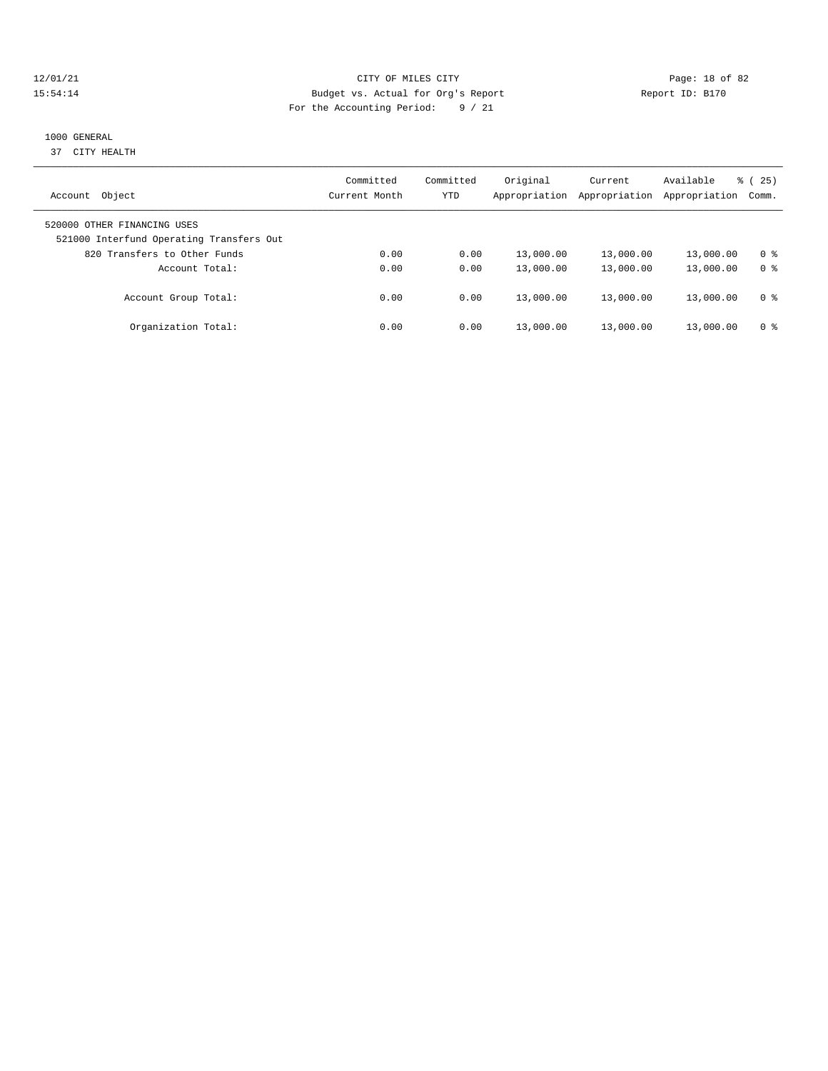CITY OF MILES CITY
Budget vs. Actual for Org's Report
For the Accounting Period: 9 / 21

1000 GENERAL
37 CITY HEALTH

| Account Object | Committed Current Month | Committed YTD | Original Appropriation | Current Appropriation | Available Appropriation | % ( 25) Comm. |
|---|---|---|---|---|---|---|
| 520000 OTHER FINANCING USES | | | | | | |
| 521000 Interfund Operating Transfers Out | | | | | | |
| 820 Transfers to Other Funds | 0.00 | 0.00 | 13,000.00 | 13,000.00 | 13,000.00 | 0 % |
| Account Total: | 0.00 | 0.00 | 13,000.00 | 13,000.00 | 13,000.00 | 0 % |
| Account Group Total: | 0.00 | 0.00 | 13,000.00 | 13,000.00 | 13,000.00 | 0 % |
| Organization Total: | 0.00 | 0.00 | 13,000.00 | 13,000.00 | 13,000.00 | 0 % |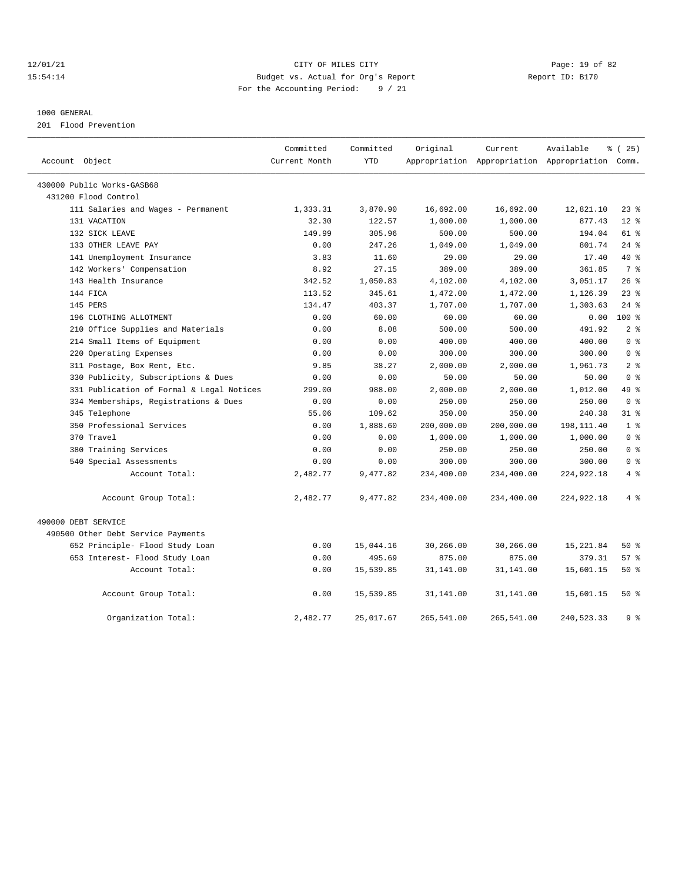CITY OF MILES CITY
Budget vs. Actual for Org's Report
For the Accounting Period: 9 / 21

1000 GENERAL
201 Flood Prevention

| Account Object | Committed Current Month | Committed YTD | Original Appropriation | Current Appropriation | Available Appropriation | % ( 25) Comm. |
|---|---|---|---|---|---|---|
| 430000 Public Works-GASB68 | | | | | | |
| 431200 Flood Control | | | | | | |
| 111 Salaries and Wages - Permanent | 1,333.31 | 3,870.90 | 16,692.00 | 16,692.00 | 12,821.10 | 23 % |
| 131 VACATION | 32.30 | 122.57 | 1,000.00 | 1,000.00 | 877.43 | 12 % |
| 132 SICK LEAVE | 149.99 | 305.96 | 500.00 | 500.00 | 194.04 | 61 % |
| 133 OTHER LEAVE PAY | 0.00 | 247.26 | 1,049.00 | 1,049.00 | 801.74 | 24 % |
| 141 Unemployment Insurance | 3.83 | 11.60 | 29.00 | 29.00 | 17.40 | 40 % |
| 142 Workers' Compensation | 8.92 | 27.15 | 389.00 | 389.00 | 361.85 | 7 % |
| 143 Health Insurance | 342.52 | 1,050.83 | 4,102.00 | 4,102.00 | 3,051.17 | 26 % |
| 144 FICA | 113.52 | 345.61 | 1,472.00 | 1,472.00 | 1,126.39 | 23 % |
| 145 PERS | 134.47 | 403.37 | 1,707.00 | 1,707.00 | 1,303.63 | 24 % |
| 196 CLOTHING ALLOTMENT | 0.00 | 60.00 | 60.00 | 60.00 | 0.00 | 100 % |
| 210 Office Supplies and Materials | 0.00 | 8.08 | 500.00 | 500.00 | 491.92 | 2 % |
| 214 Small Items of Equipment | 0.00 | 0.00 | 400.00 | 400.00 | 400.00 | 0 % |
| 220 Operating Expenses | 0.00 | 0.00 | 300.00 | 300.00 | 300.00 | 0 % |
| 311 Postage, Box Rent, Etc. | 9.85 | 38.27 | 2,000.00 | 2,000.00 | 1,961.73 | 2 % |
| 330 Publicity, Subscriptions & Dues | 0.00 | 0.00 | 50.00 | 50.00 | 50.00 | 0 % |
| 331 Publication of Formal & Legal Notices | 299.00 | 988.00 | 2,000.00 | 2,000.00 | 1,012.00 | 49 % |
| 334 Memberships, Registrations & Dues | 0.00 | 0.00 | 250.00 | 250.00 | 250.00 | 0 % |
| 345 Telephone | 55.06 | 109.62 | 350.00 | 350.00 | 240.38 | 31 % |
| 350 Professional Services | 0.00 | 1,888.60 | 200,000.00 | 200,000.00 | 198,111.40 | 1 % |
| 370 Travel | 0.00 | 0.00 | 1,000.00 | 1,000.00 | 1,000.00 | 0 % |
| 380 Training Services | 0.00 | 0.00 | 250.00 | 250.00 | 250.00 | 0 % |
| 540 Special Assessments | 0.00 | 0.00 | 300.00 | 300.00 | 300.00 | 0 % |
| Account Total: | 2,482.77 | 9,477.82 | 234,400.00 | 234,400.00 | 224,922.18 | 4 % |
| Account Group Total: | 2,482.77 | 9,477.82 | 234,400.00 | 234,400.00 | 224,922.18 | 4 % |
| 490000 DEBT SERVICE | | | | | | |
| 490500 Other Debt Service Payments | | | | | | |
| 652 Principle- Flood Study Loan | 0.00 | 15,044.16 | 30,266.00 | 30,266.00 | 15,221.84 | 50 % |
| 653 Interest- Flood Study Loan | 0.00 | 495.69 | 875.00 | 875.00 | 379.31 | 57 % |
| Account Total: | 0.00 | 15,539.85 | 31,141.00 | 31,141.00 | 15,601.15 | 50 % |
| Account Group Total: | 0.00 | 15,539.85 | 31,141.00 | 31,141.00 | 15,601.15 | 50 % |
| Organization Total: | 2,482.77 | 25,017.67 | 265,541.00 | 265,541.00 | 240,523.33 | 9 % |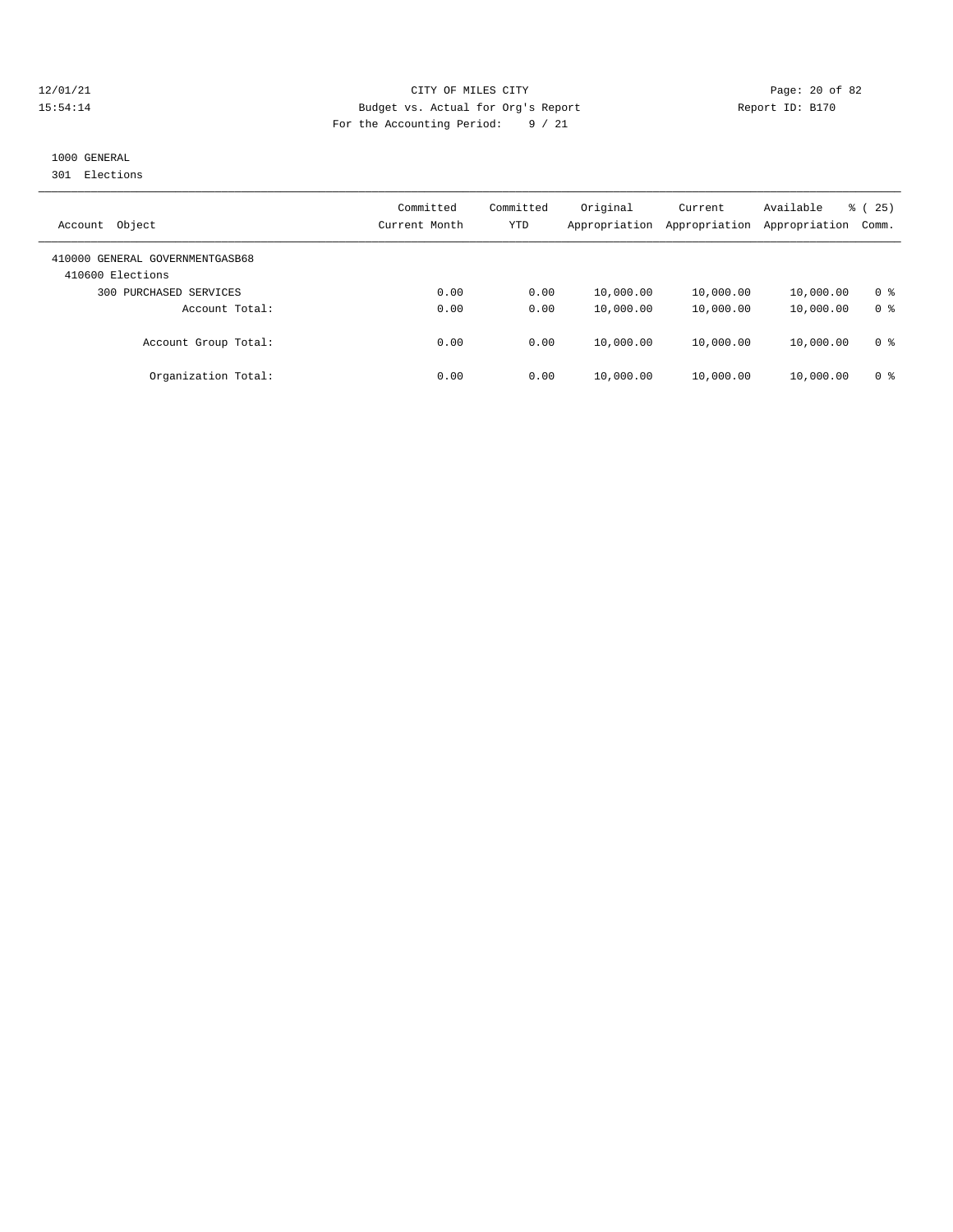CITY OF MILES CITY
Budget vs. Actual for Org's Report
For the Accounting Period: 9 / 21

12/01/21
15:54:14

Report ID: B170

1000 GENERAL
301 Elections

| Account Object | Committed Current Month | Committed YTD | Original Appropriation | Current Appropriation | Available Appropriation | % ( 25) Comm. |
|---|---|---|---|---|---|---|
| 410000 GENERAL GOVERNMENTGASB68 | | | | | | |
| 410600 Elections | | | | | | |
| 300 PURCHASED SERVICES | 0.00 | 0.00 | 10,000.00 | 10,000.00 | 10,000.00 | 0 % |
| Account Total: | 0.00 | 0.00 | 10,000.00 | 10,000.00 | 10,000.00 | 0 % |
| Account Group Total: | 0.00 | 0.00 | 10,000.00 | 10,000.00 | 10,000.00 | 0 % |
| Organization Total: | 0.00 | 0.00 | 10,000.00 | 10,000.00 | 10,000.00 | 0 % |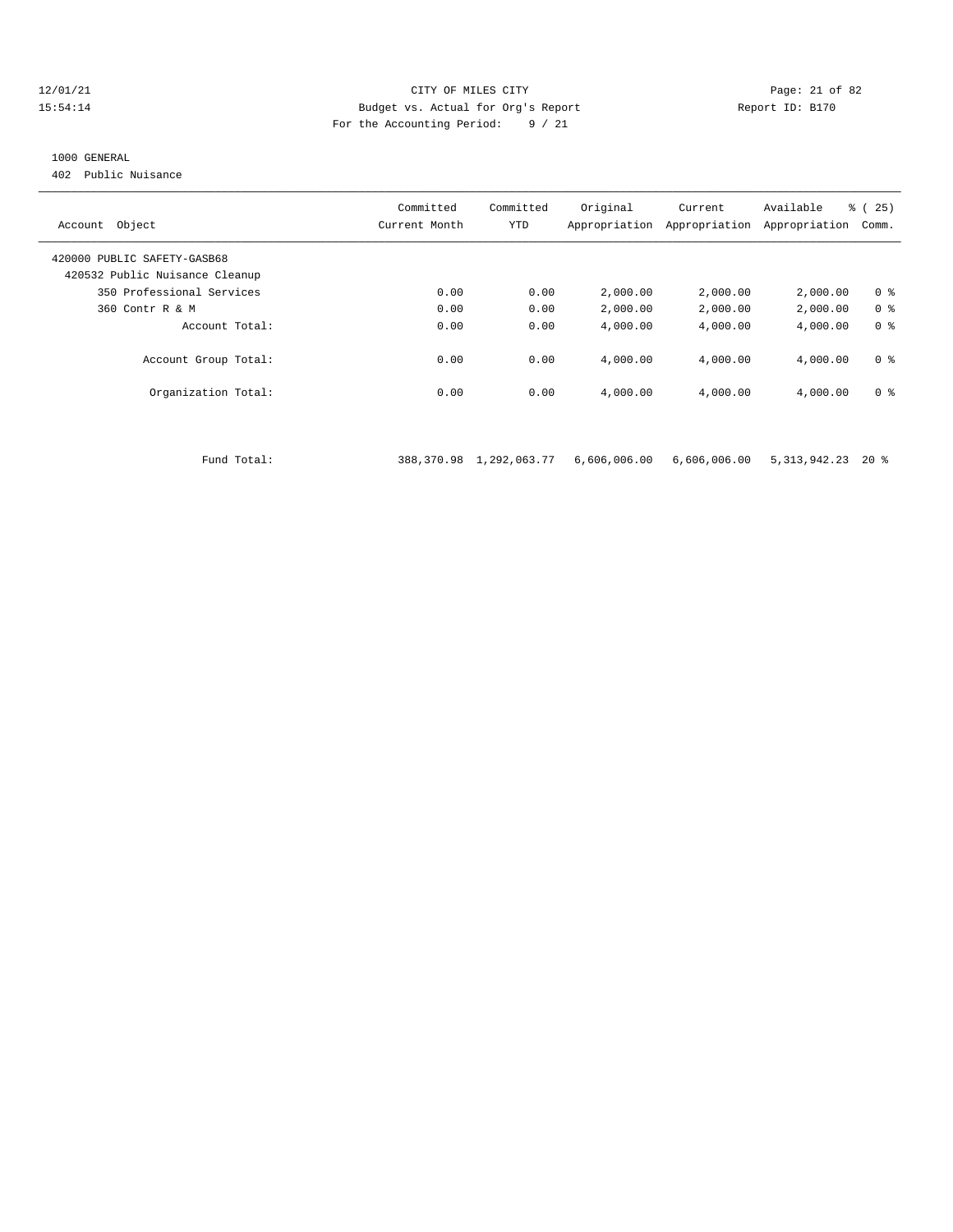CITY OF MILES CITY
Budget vs. Actual for Org's Report
For the Accounting Period: 9 / 21

12/01/21
15:54:14

Report ID: B170

1000 GENERAL
402 Public Nuisance

| Account Object | Committed Current Month | Committed YTD | Original Appropriation | Current Appropriation | Available Appropriation | % ( 25) Comm. |
|---|---|---|---|---|---|---|
| 420000 PUBLIC SAFETY-GASB68 | | | | | | |
| 420532 Public Nuisance Cleanup | | | | | | |
| 350 Professional Services | 0.00 | 0.00 | 2,000.00 | 2,000.00 | 2,000.00 | 0 % |
| 360 Contr R & M | 0.00 | 0.00 | 2,000.00 | 2,000.00 | 2,000.00 | 0 % |
| Account Total: | 0.00 | 0.00 | 4,000.00 | 4,000.00 | 4,000.00 | 0 % |
| Account Group Total: | 0.00 | 0.00 | 4,000.00 | 4,000.00 | 4,000.00 | 0 % |
| Organization Total: | 0.00 | 0.00 | 4,000.00 | 4,000.00 | 4,000.00 | 0 % |
| Fund Total: | 388,370.98 | 1,292,063.77 | 6,606,006.00 | 6,606,006.00 | 5,313,942.23 | 20 % |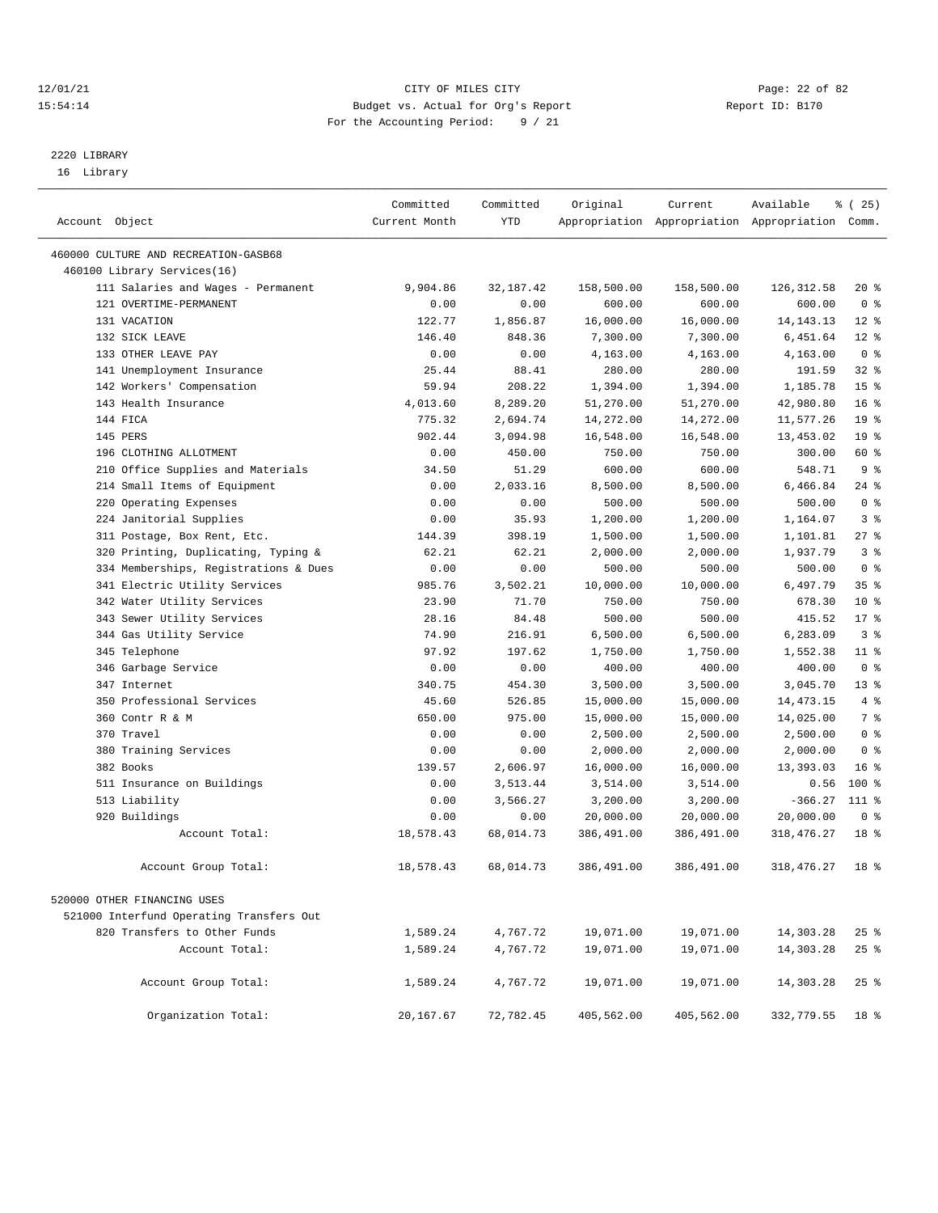CITY OF MILES CITY
Budget vs. Actual for Org's Report
For the Accounting Period: 9 / 21

12/01/21
15:54:14

Report ID: B170

## 2220 LIBRARY

16 Library

| Account Object | Committed Current Month | Committed YTD | Original Appropriation | Current Appropriation | Available Appropriation | % ( 25) Comm. |
|---|---|---|---|---|---|---|
| 460000 CULTURE AND RECREATION-GASB68 | | | | | | |
| 460100 Library Services(16) | | | | | | |
| 111 Salaries and Wages - Permanent | 9,904.86 | 32,187.42 | 158,500.00 | 158,500.00 | 126,312.58 | 20 % |
| 121 OVERTIME-PERMANENT | 0.00 | 0.00 | 600.00 | 600.00 | 600.00 | 0 % |
| 131 VACATION | 122.77 | 1,856.87 | 16,000.00 | 16,000.00 | 14,143.13 | 12 % |
| 132 SICK LEAVE | 146.40 | 848.36 | 7,300.00 | 7,300.00 | 6,451.64 | 12 % |
| 133 OTHER LEAVE PAY | 0.00 | 0.00 | 4,163.00 | 4,163.00 | 4,163.00 | 0 % |
| 141 Unemployment Insurance | 25.44 | 88.41 | 280.00 | 280.00 | 191.59 | 32 % |
| 142 Workers' Compensation | 59.94 | 208.22 | 1,394.00 | 1,394.00 | 1,185.78 | 15 % |
| 143 Health Insurance | 4,013.60 | 8,289.20 | 51,270.00 | 51,270.00 | 42,980.80 | 16 % |
| 144 FICA | 775.32 | 2,694.74 | 14,272.00 | 14,272.00 | 11,577.26 | 19 % |
| 145 PERS | 902.44 | 3,094.98 | 16,548.00 | 16,548.00 | 13,453.02 | 19 % |
| 196 CLOTHING ALLOTMENT | 0.00 | 450.00 | 750.00 | 750.00 | 300.00 | 60 % |
| 210 Office Supplies and Materials | 34.50 | 51.29 | 600.00 | 600.00 | 548.71 | 9 % |
| 214 Small Items of Equipment | 0.00 | 2,033.16 | 8,500.00 | 8,500.00 | 6,466.84 | 24 % |
| 220 Operating Expenses | 0.00 | 0.00 | 500.00 | 500.00 | 500.00 | 0 % |
| 224 Janitorial Supplies | 0.00 | 35.93 | 1,200.00 | 1,200.00 | 1,164.07 | 3 % |
| 311 Postage, Box Rent, Etc. | 144.39 | 398.19 | 1,500.00 | 1,500.00 | 1,101.81 | 27 % |
| 320 Printing, Duplicating, Typing & | 62.21 | 62.21 | 2,000.00 | 2,000.00 | 1,937.79 | 3 % |
| 334 Memberships, Registrations & Dues | 0.00 | 0.00 | 500.00 | 500.00 | 500.00 | 0 % |
| 341 Electric Utility Services | 985.76 | 3,502.21 | 10,000.00 | 10,000.00 | 6,497.79 | 35 % |
| 342 Water Utility Services | 23.90 | 71.70 | 750.00 | 750.00 | 678.30 | 10 % |
| 343 Sewer Utility Services | 28.16 | 84.48 | 500.00 | 500.00 | 415.52 | 17 % |
| 344 Gas Utility Service | 74.90 | 216.91 | 6,500.00 | 6,500.00 | 6,283.09 | 3 % |
| 345 Telephone | 97.92 | 197.62 | 1,750.00 | 1,750.00 | 1,552.38 | 11 % |
| 346 Garbage Service | 0.00 | 0.00 | 400.00 | 400.00 | 400.00 | 0 % |
| 347 Internet | 340.75 | 454.30 | 3,500.00 | 3,500.00 | 3,045.70 | 13 % |
| 350 Professional Services | 45.60 | 526.85 | 15,000.00 | 15,000.00 | 14,473.15 | 4 % |
| 360 Contr R & M | 650.00 | 975.00 | 15,000.00 | 15,000.00 | 14,025.00 | 7 % |
| 370 Travel | 0.00 | 0.00 | 2,500.00 | 2,500.00 | 2,500.00 | 0 % |
| 380 Training Services | 0.00 | 0.00 | 2,000.00 | 2,000.00 | 2,000.00 | 0 % |
| 382 Books | 139.57 | 2,606.97 | 16,000.00 | 16,000.00 | 13,393.03 | 16 % |
| 511 Insurance on Buildings | 0.00 | 3,513.44 | 3,514.00 | 3,514.00 | 0.56 | 100 % |
| 513 Liability | 0.00 | 3,566.27 | 3,200.00 | 3,200.00 | -366.27 | 111 % |
| 920 Buildings | 0.00 | 0.00 | 20,000.00 | 20,000.00 | 20,000.00 | 0 % |
| Account Total: | 18,578.43 | 68,014.73 | 386,491.00 | 386,491.00 | 318,476.27 | 18 % |
| Account Group Total: | 18,578.43 | 68,014.73 | 386,491.00 | 386,491.00 | 318,476.27 | 18 % |
| 520000 OTHER FINANCING USES | | | | | | |
| 521000 Interfund Operating Transfers Out | | | | | | |
| 820 Transfers to Other Funds | 1,589.24 | 4,767.72 | 19,071.00 | 19,071.00 | 14,303.28 | 25 % |
| Account Total: | 1,589.24 | 4,767.72 | 19,071.00 | 19,071.00 | 14,303.28 | 25 % |
| Account Group Total: | 1,589.24 | 4,767.72 | 19,071.00 | 19,071.00 | 14,303.28 | 25 % |
| Organization Total: | 20,167.67 | 72,782.45 | 405,562.00 | 405,562.00 | 332,779.55 | 18 % |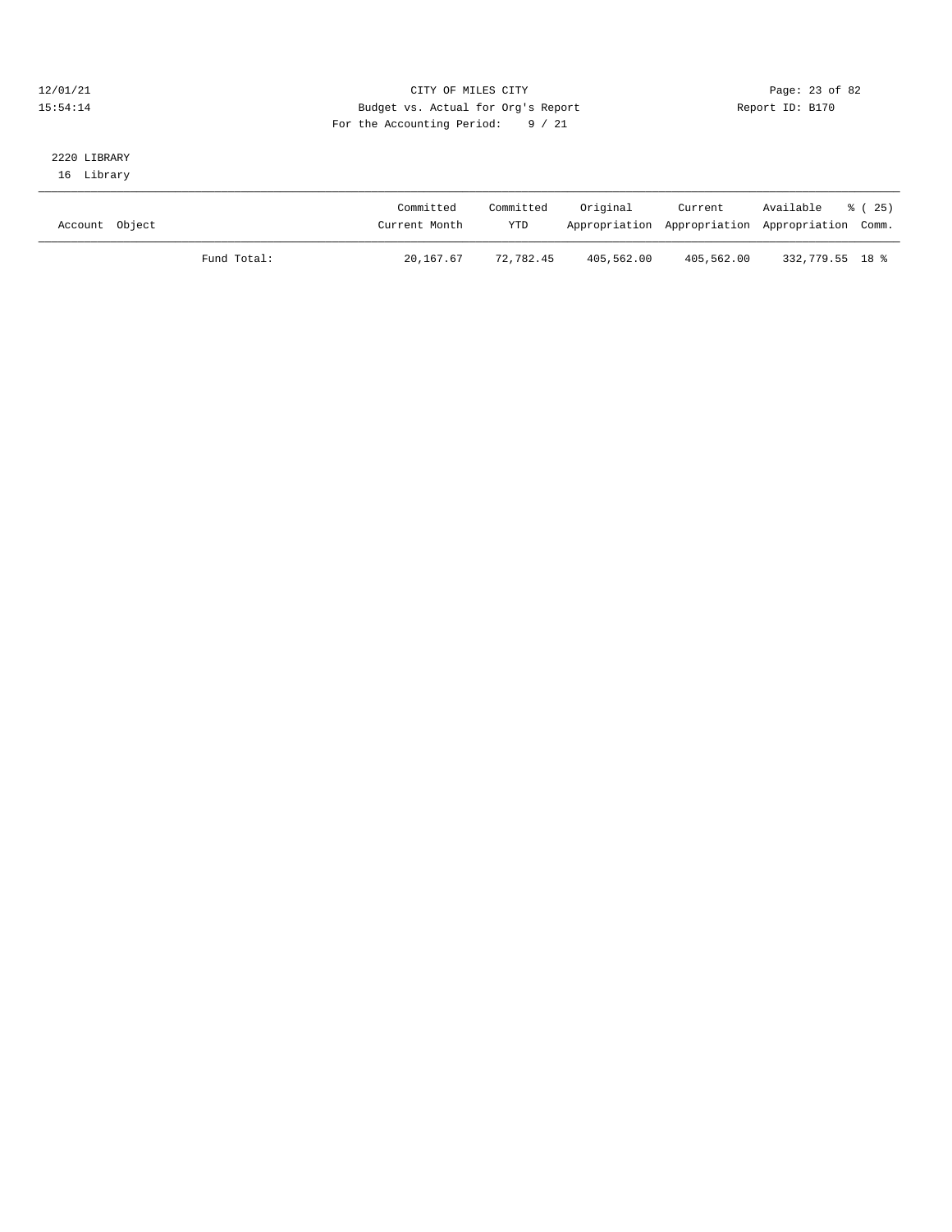2220 LIBRARY

16 Library

| Account | Object | Committed Current Month | Committed YTD | Original Appropriation | Current Appropriation | Available Appropriation | % ( 25) Comm. |
|---|---|---|---|---|---|---|---|
| | Fund Total: | 20,167.67 | 72,782.45 | 405,562.00 | 405,562.00 | 332,779.55 | 18 % |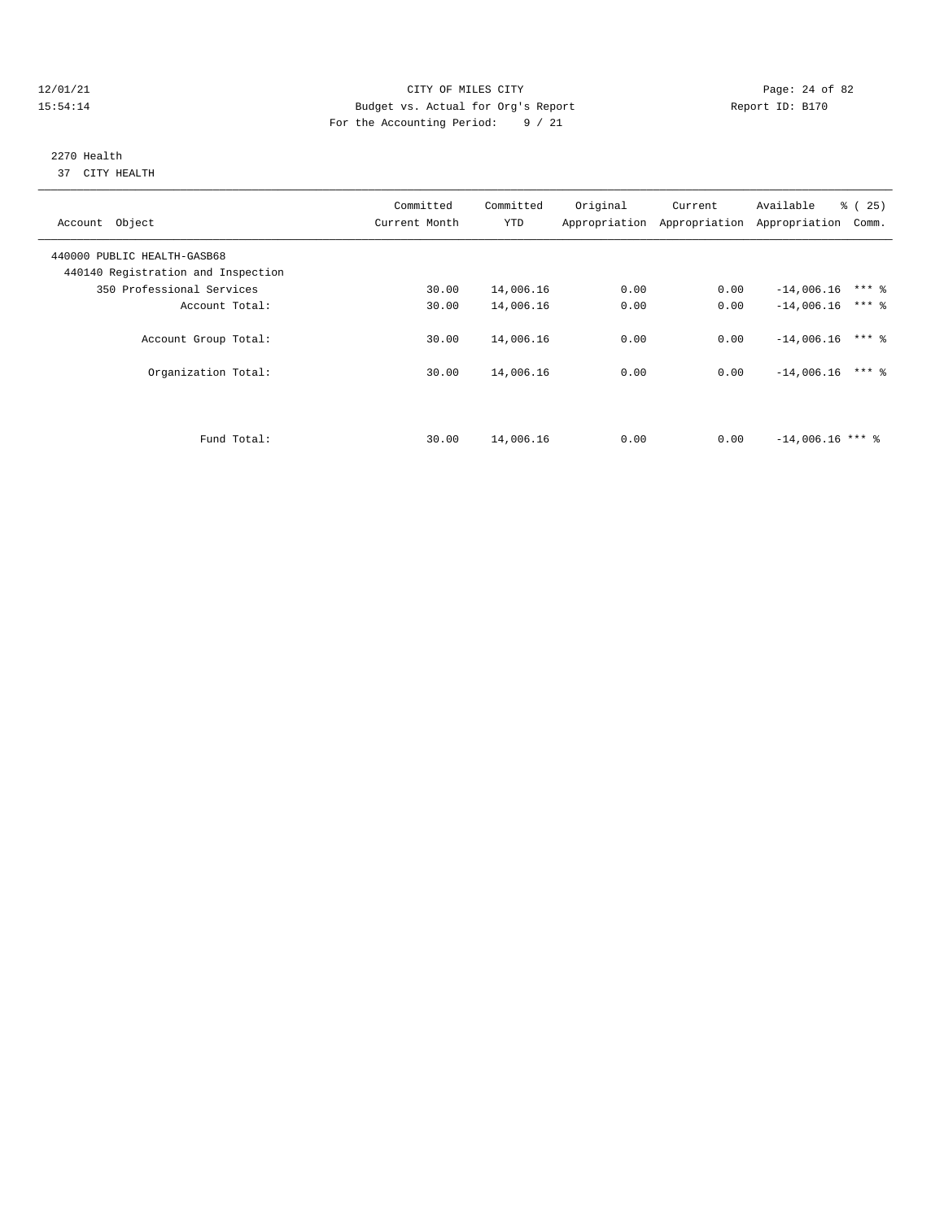12/01/21 CITY OF MILES CITY
15:54:14 Budget vs. Actual for Org's Report Report ID: B170
For the Accounting Period: 9 / 21

2270 Health
37 CITY HEALTH

| Account Object | Committed Current Month | Committed YTD | Original Appropriation | Current Appropriation | Available Appropriation | % ( 25) Comm. |
|---|---|---|---|---|---|---|
| 440000 PUBLIC HEALTH-GASB68 | | | | | | |
| 440140 Registration and Inspection | | | | | | |
| 350 Professional Services | 30.00 | 14,006.16 | 0.00 | 0.00 | -14,006.16 | *** % |
| Account Total: | 30.00 | 14,006.16 | 0.00 | 0.00 | -14,006.16 | *** % |
| Account Group Total: | 30.00 | 14,006.16 | 0.00 | 0.00 | -14,006.16 | *** % |
| Organization Total: | 30.00 | 14,006.16 | 0.00 | 0.00 | -14,006.16 | *** % |
| Fund Total: | 30.00 | 14,006.16 | 0.00 | 0.00 | -14,006.16 | *** % |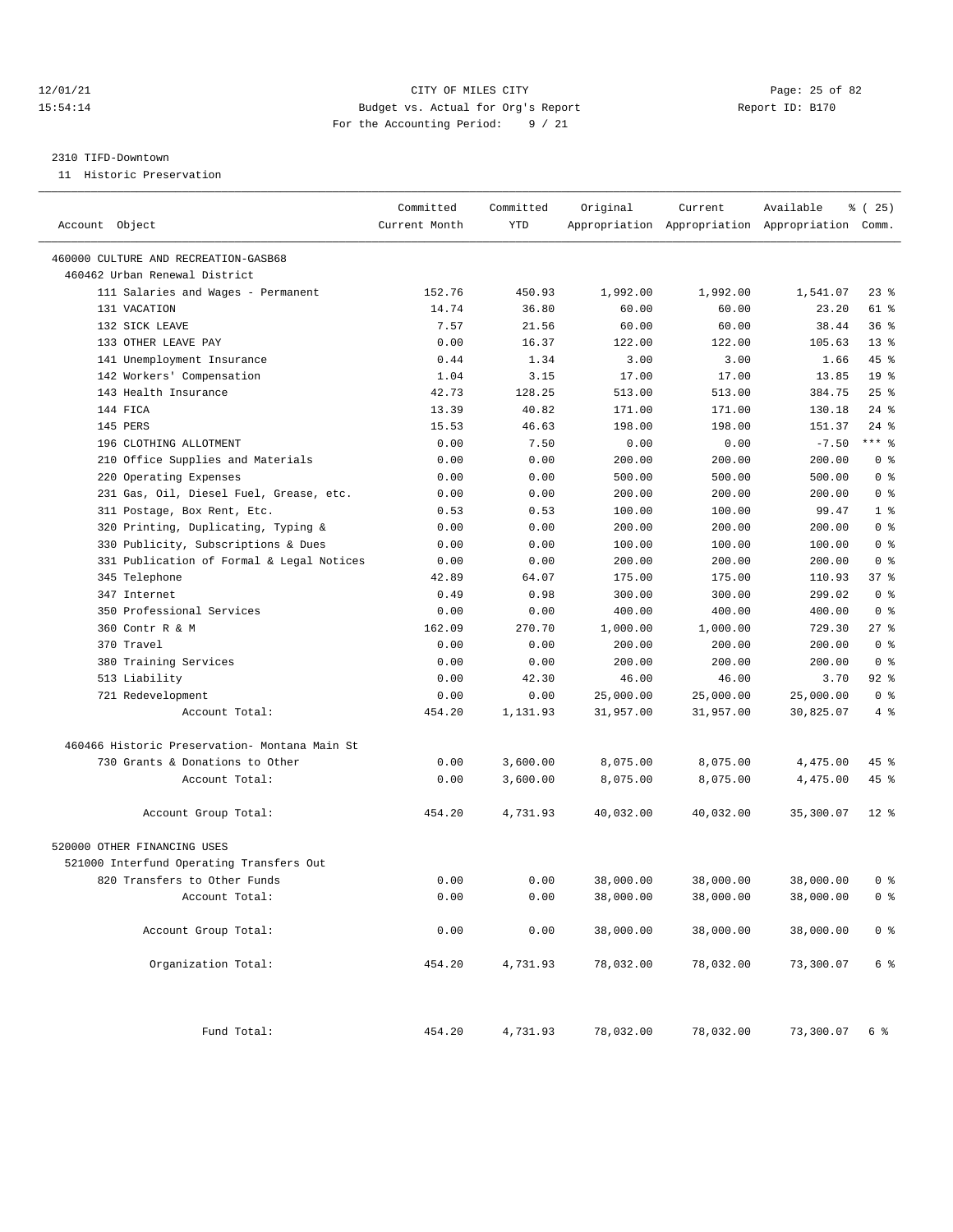12/01/21 CITY OF MILES CITY
15:54:14 Budget vs. Actual for Org's Report Report ID: B170
For the Accounting Period: 9 / 21

2310 TIFD-Downtown

11 Historic Preservation

| Account Object | Committed Current Month | Committed YTD | Original Appropriation | Current Appropriation | Available Appropriation | % ( 25) Comm. |
|---|---|---|---|---|---|---|
| 460000 CULTURE AND RECREATION-GASB68 | | | | | | |
| 460462 Urban Renewal District | | | | | | |
| 111 Salaries and Wages - Permanent | 152.76 | 450.93 | 1,992.00 | 1,992.00 | 1,541.07 | 23 % |
| 131 VACATION | 14.74 | 36.80 | 60.00 | 60.00 | 23.20 | 61 % |
| 132 SICK LEAVE | 7.57 | 21.56 | 60.00 | 60.00 | 38.44 | 36 % |
| 133 OTHER LEAVE PAY | 0.00 | 16.37 | 122.00 | 122.00 | 105.63 | 13 % |
| 141 Unemployment Insurance | 0.44 | 1.34 | 3.00 | 3.00 | 1.66 | 45 % |
| 142 Workers' Compensation | 1.04 | 3.15 | 17.00 | 17.00 | 13.85 | 19 % |
| 143 Health Insurance | 42.73 | 128.25 | 513.00 | 513.00 | 384.75 | 25 % |
| 144 FICA | 13.39 | 40.82 | 171.00 | 171.00 | 130.18 | 24 % |
| 145 PERS | 15.53 | 46.63 | 198.00 | 198.00 | 151.37 | 24 % |
| 196 CLOTHING ALLOTMENT | 0.00 | 7.50 | 0.00 | 0.00 | -7.50 | *** % |
| 210 Office Supplies and Materials | 0.00 | 0.00 | 200.00 | 200.00 | 200.00 | 0 % |
| 220 Operating Expenses | 0.00 | 0.00 | 500.00 | 500.00 | 500.00 | 0 % |
| 231 Gas, Oil, Diesel Fuel, Grease, etc. | 0.00 | 0.00 | 200.00 | 200.00 | 200.00 | 0 % |
| 311 Postage, Box Rent, Etc. | 0.53 | 0.53 | 100.00 | 100.00 | 99.47 | 1 % |
| 320 Printing, Duplicating, Typing & | 0.00 | 0.00 | 200.00 | 200.00 | 200.00 | 0 % |
| 330 Publicity, Subscriptions & Dues | 0.00 | 0.00 | 100.00 | 100.00 | 100.00 | 0 % |
| 331 Publication of Formal & Legal Notices | 0.00 | 0.00 | 200.00 | 200.00 | 200.00 | 0 % |
| 345 Telephone | 42.89 | 64.07 | 175.00 | 175.00 | 110.93 | 37 % |
| 347 Internet | 0.49 | 0.98 | 300.00 | 300.00 | 299.02 | 0 % |
| 350 Professional Services | 0.00 | 0.00 | 400.00 | 400.00 | 400.00 | 0 % |
| 360 Contr R & M | 162.09 | 270.70 | 1,000.00 | 1,000.00 | 729.30 | 27 % |
| 370 Travel | 0.00 | 0.00 | 200.00 | 200.00 | 200.00 | 0 % |
| 380 Training Services | 0.00 | 0.00 | 200.00 | 200.00 | 200.00 | 0 % |
| 513 Liability | 0.00 | 42.30 | 46.00 | 46.00 | 3.70 | 92 % |
| 721 Redevelopment | 0.00 | 0.00 | 25,000.00 | 25,000.00 | 25,000.00 | 0 % |
| Account Total: | 454.20 | 1,131.93 | 31,957.00 | 31,957.00 | 30,825.07 | 4 % |
| 460466 Historic Preservation- Montana Main St | | | | | | |
| 730 Grants & Donations to Other | 0.00 | 3,600.00 | 8,075.00 | 8,075.00 | 4,475.00 | 45 % |
| Account Total: | 0.00 | 3,600.00 | 8,075.00 | 8,075.00 | 4,475.00 | 45 % |
| Account Group Total: | 454.20 | 4,731.93 | 40,032.00 | 40,032.00 | 35,300.07 | 12 % |
| 520000 OTHER FINANCING USES | | | | | | |
| 521000 Interfund Operating Transfers Out | | | | | | |
| 820 Transfers to Other Funds | 0.00 | 0.00 | 38,000.00 | 38,000.00 | 38,000.00 | 0 % |
| Account Total: | 0.00 | 0.00 | 38,000.00 | 38,000.00 | 38,000.00 | 0 % |
| Account Group Total: | 0.00 | 0.00 | 38,000.00 | 38,000.00 | 38,000.00 | 0 % |
| Organization Total: | 454.20 | 4,731.93 | 78,032.00 | 78,032.00 | 73,300.07 | 6 % |
| Fund Total: | 454.20 | 4,731.93 | 78,032.00 | 78,032.00 | 73,300.07 | 6 % |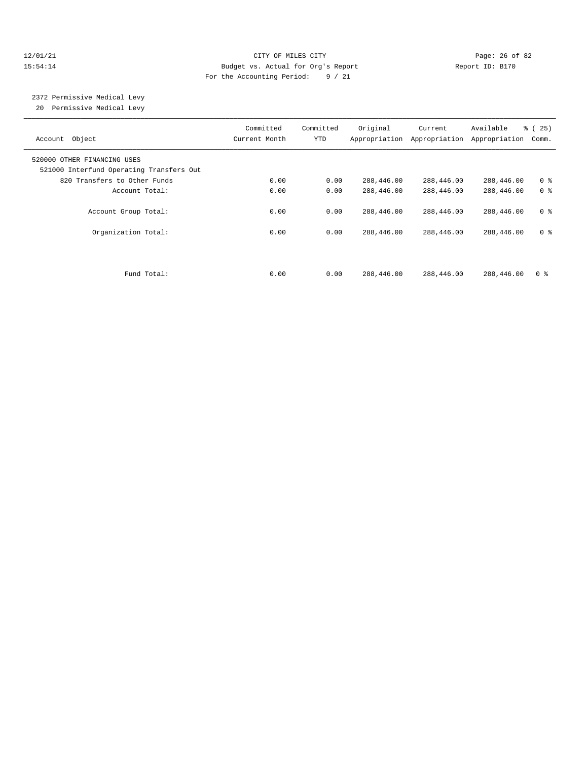CITY OF MILES CITY
Budget vs. Actual for Org's Report
For the Accounting Period: 9 / 21

12/01/21
15:54:14

Report ID: B170

## 2372 Permissive Medical Levy

20 Permissive Medical Levy

| Account Object | Committed Current Month | Committed YTD | Original Appropriation | Current Appropriation | Available Appropriation | % ( 25) Comm. |
|---|---|---|---|---|---|---|
| 520000 OTHER FINANCING USES | | | | | | |
| 521000 Interfund Operating Transfers Out | | | | | | |
| 820 Transfers to Other Funds | 0.00 | 0.00 | 288,446.00 | 288,446.00 | 288,446.00 | 0 % |
| Account Total: | 0.00 | 0.00 | 288,446.00 | 288,446.00 | 288,446.00 | 0 % |
| Account Group Total: | 0.00 | 0.00 | 288,446.00 | 288,446.00 | 288,446.00 | 0 % |
| Organization Total: | 0.00 | 0.00 | 288,446.00 | 288,446.00 | 288,446.00 | 0 % |
| Fund Total: | 0.00 | 0.00 | 288,446.00 | 288,446.00 | 288,446.00 | 0 % |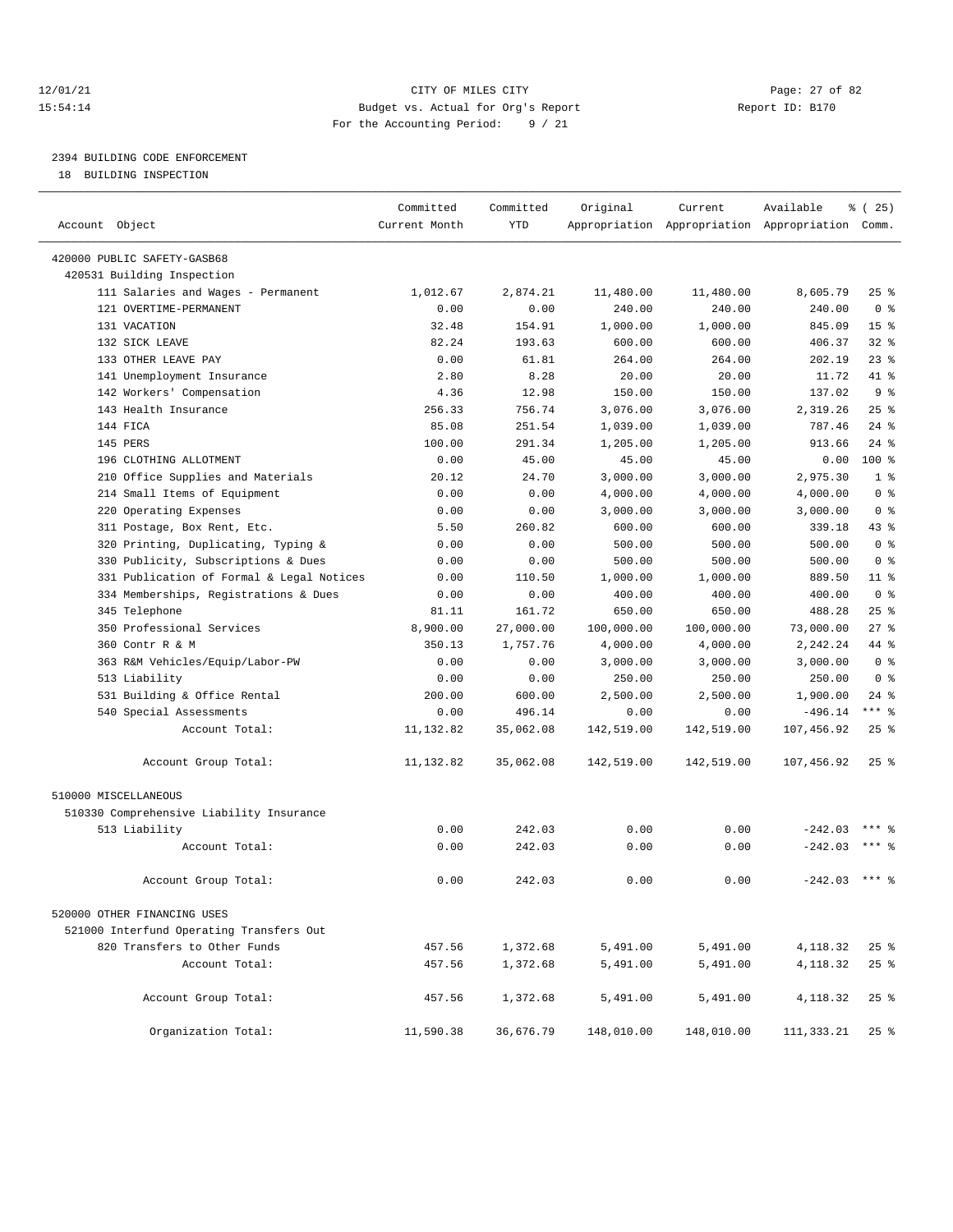12/01/21 CITY OF MILES CITY
15:54:14 Budget vs. Actual for Org's Report Report ID: B170
For the Accounting Period: 9 / 21

## 2394 BUILDING CODE ENFORCEMENT

18 BUILDING INSPECTION

| Account Object | Committed Current Month | Committed YTD | Original Appropriation | Current Appropriation | Available Appropriation | % ( 25) Comm. |
|---|---|---|---|---|---|---|
| 420000 PUBLIC SAFETY-GASB68 | | | | | | |
| 420531 Building Inspection | | | | | | |
| 111 Salaries and Wages - Permanent | 1,012.67 | 2,874.21 | 11,480.00 | 11,480.00 | 8,605.79 | 25 % |
| 121 OVERTIME-PERMANENT | 0.00 | 0.00 | 240.00 | 240.00 | 240.00 | 0 % |
| 131 VACATION | 32.48 | 154.91 | 1,000.00 | 1,000.00 | 845.09 | 15 % |
| 132 SICK LEAVE | 82.24 | 193.63 | 600.00 | 600.00 | 406.37 | 32 % |
| 133 OTHER LEAVE PAY | 0.00 | 61.81 | 264.00 | 264.00 | 202.19 | 23 % |
| 141 Unemployment Insurance | 2.80 | 8.28 | 20.00 | 20.00 | 11.72 | 41 % |
| 142 Workers' Compensation | 4.36 | 12.98 | 150.00 | 150.00 | 137.02 | 9 % |
| 143 Health Insurance | 256.33 | 756.74 | 3,076.00 | 3,076.00 | 2,319.26 | 25 % |
| 144 FICA | 85.08 | 251.54 | 1,039.00 | 1,039.00 | 787.46 | 24 % |
| 145 PERS | 100.00 | 291.34 | 1,205.00 | 1,205.00 | 913.66 | 24 % |
| 196 CLOTHING ALLOTMENT | 0.00 | 45.00 | 45.00 | 45.00 | 0.00 | 100 % |
| 210 Office Supplies and Materials | 20.12 | 24.70 | 3,000.00 | 3,000.00 | 2,975.30 | 1 % |
| 214 Small Items of Equipment | 0.00 | 0.00 | 4,000.00 | 4,000.00 | 4,000.00 | 0 % |
| 220 Operating Expenses | 0.00 | 0.00 | 3,000.00 | 3,000.00 | 3,000.00 | 0 % |
| 311 Postage, Box Rent, Etc. | 5.50 | 260.82 | 600.00 | 600.00 | 339.18 | 43 % |
| 320 Printing, Duplicating, Typing & | 0.00 | 0.00 | 500.00 | 500.00 | 500.00 | 0 % |
| 330 Publicity, Subscriptions & Dues | 0.00 | 0.00 | 500.00 | 500.00 | 500.00 | 0 % |
| 331 Publication of Formal & Legal Notices | 0.00 | 110.50 | 1,000.00 | 1,000.00 | 889.50 | 11 % |
| 334 Memberships, Registrations & Dues | 0.00 | 0.00 | 400.00 | 400.00 | 400.00 | 0 % |
| 345 Telephone | 81.11 | 161.72 | 650.00 | 650.00 | 488.28 | 25 % |
| 350 Professional Services | 8,900.00 | 27,000.00 | 100,000.00 | 100,000.00 | 73,000.00 | 27 % |
| 360 Contr R & M | 350.13 | 1,757.76 | 4,000.00 | 4,000.00 | 2,242.24 | 44 % |
| 363 R&M Vehicles/Equip/Labor-PW | 0.00 | 0.00 | 3,000.00 | 3,000.00 | 3,000.00 | 0 % |
| 513 Liability | 0.00 | 0.00 | 250.00 | 250.00 | 250.00 | 0 % |
| 531 Building & Office Rental | 200.00 | 600.00 | 2,500.00 | 2,500.00 | 1,900.00 | 24 % |
| 540 Special Assessments | 0.00 | 496.14 | 0.00 | 0.00 | -496.14 | *** % |
| Account Total: | 11,132.82 | 35,062.08 | 142,519.00 | 142,519.00 | 107,456.92 | 25 % |
| Account Group Total: | 11,132.82 | 35,062.08 | 142,519.00 | 142,519.00 | 107,456.92 | 25 % |
| 510000 MISCELLANEOUS | | | | | | |
| 510330 Comprehensive Liability Insurance | | | | | | |
| 513 Liability | 0.00 | 242.03 | 0.00 | 0.00 | -242.03 | *** % |
| Account Total: | 0.00 | 242.03 | 0.00 | 0.00 | -242.03 | *** % |
| Account Group Total: | 0.00 | 242.03 | 0.00 | 0.00 | -242.03 | *** % |
| 520000 OTHER FINANCING USES | | | | | | |
| 521000 Interfund Operating Transfers Out | | | | | | |
| 820 Transfers to Other Funds | 457.56 | 1,372.68 | 5,491.00 | 5,491.00 | 4,118.32 | 25 % |
| Account Total: | 457.56 | 1,372.68 | 5,491.00 | 5,491.00 | 4,118.32 | 25 % |
| Account Group Total: | 457.56 | 1,372.68 | 5,491.00 | 5,491.00 | 4,118.32 | 25 % |
| Organization Total: | 11,590.38 | 36,676.79 | 148,010.00 | 148,010.00 | 111,333.21 | 25 % |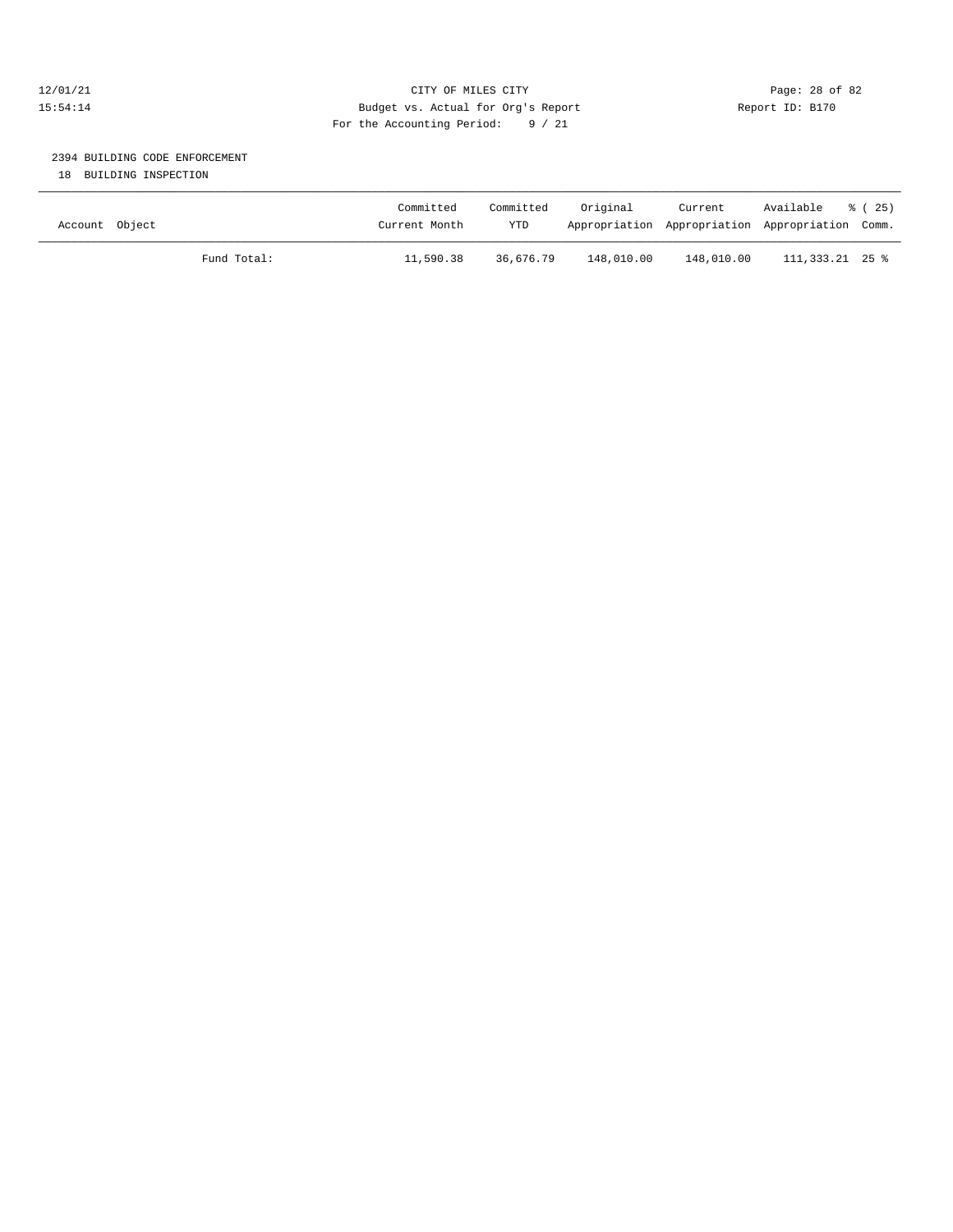## 2394 BUILDING CODE ENFORCEMENT

18 BUILDING INSPECTION

| Account Object | Committed Current Month | Committed YTD | Original Appropriation | Current Appropriation | Available Appropriation | % ( 25) Comm. |
|---|---|---|---|---|---|---|
| Fund Total: | 11,590.38 | 36,676.79 | 148,010.00 | 148,010.00 | 111,333.21 | 25 % |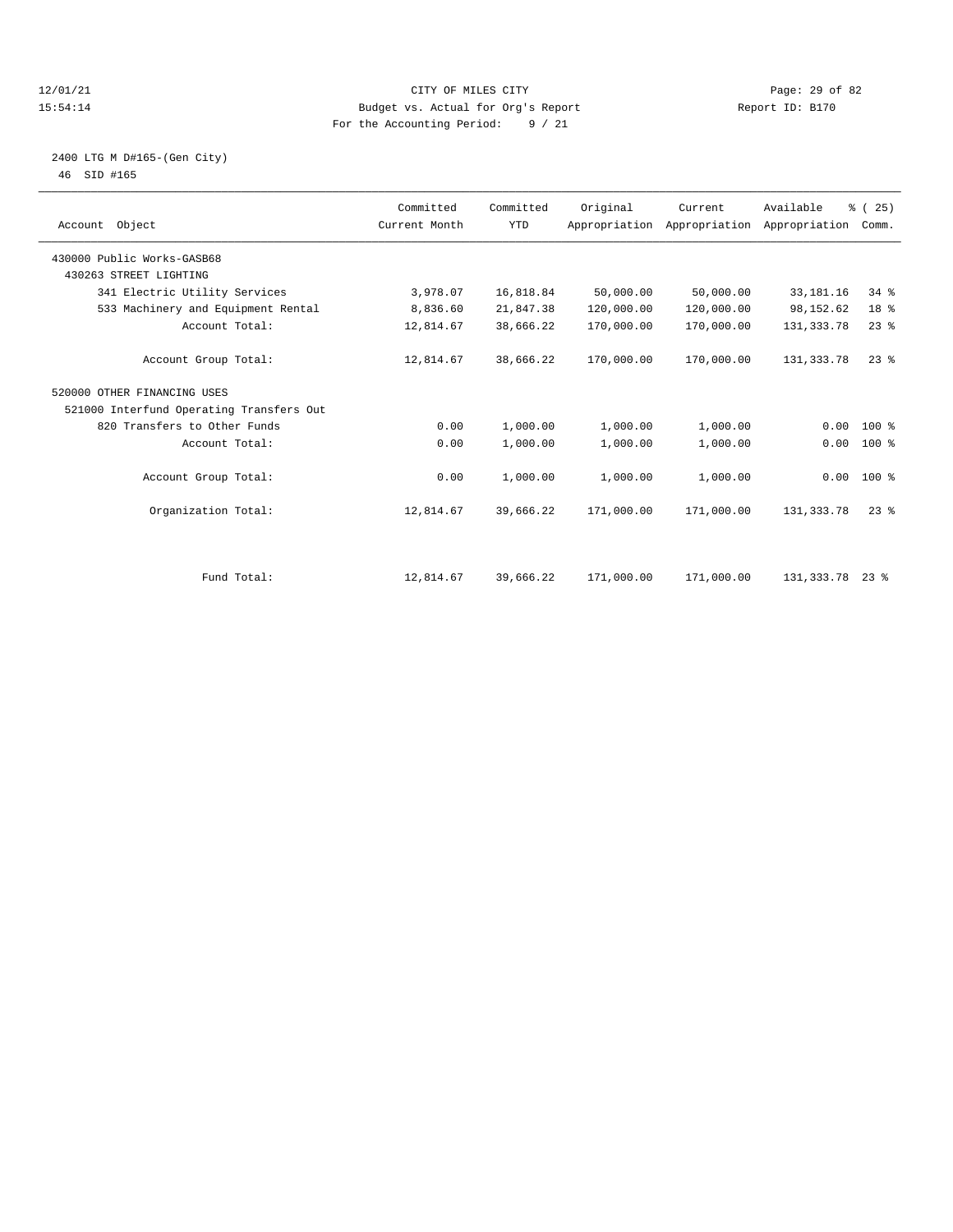CITY OF MILES CITY
Budget vs. Actual for Org's Report
For the Accounting Period: 9 / 21

12/01/21
15:54:14

Report ID: B170

2400 LTG M D#165-(Gen City)
46 SID #165

| Account Object | Committed Current Month | Committed YTD | Original Appropriation | Current Appropriation | Available Appropriation | % ( 25) Comm. |
|---|---|---|---|---|---|---|
| 430000 Public Works-GASB68 | | | | | | |
| 430263 STREET LIGHTING | | | | | | |
| 341 Electric Utility Services | 3,978.07 | 16,818.84 | 50,000.00 | 50,000.00 | 33,181.16 | 34 % |
| 533 Machinery and Equipment Rental | 8,836.60 | 21,847.38 | 120,000.00 | 120,000.00 | 98,152.62 | 18 % |
| Account Total: | 12,814.67 | 38,666.22 | 170,000.00 | 170,000.00 | 131,333.78 | 23 % |
| Account Group Total: | 12,814.67 | 38,666.22 | 170,000.00 | 170,000.00 | 131,333.78 | 23 % |
| 520000 OTHER FINANCING USES | | | | | | |
| 521000 Interfund Operating Transfers Out | | | | | | |
| 820 Transfers to Other Funds | 0.00 | 1,000.00 | 1,000.00 | 1,000.00 | 0.00 | 100 % |
| Account Total: | 0.00 | 1,000.00 | 1,000.00 | 1,000.00 | 0.00 | 100 % |
| Account Group Total: | 0.00 | 1,000.00 | 1,000.00 | 1,000.00 | 0.00 | 100 % |
| Organization Total: | 12,814.67 | 39,666.22 | 171,000.00 | 171,000.00 | 131,333.78 | 23 % |
| Fund Total: | 12,814.67 | 39,666.22 | 171,000.00 | 171,000.00 | 131,333.78 | 23 % |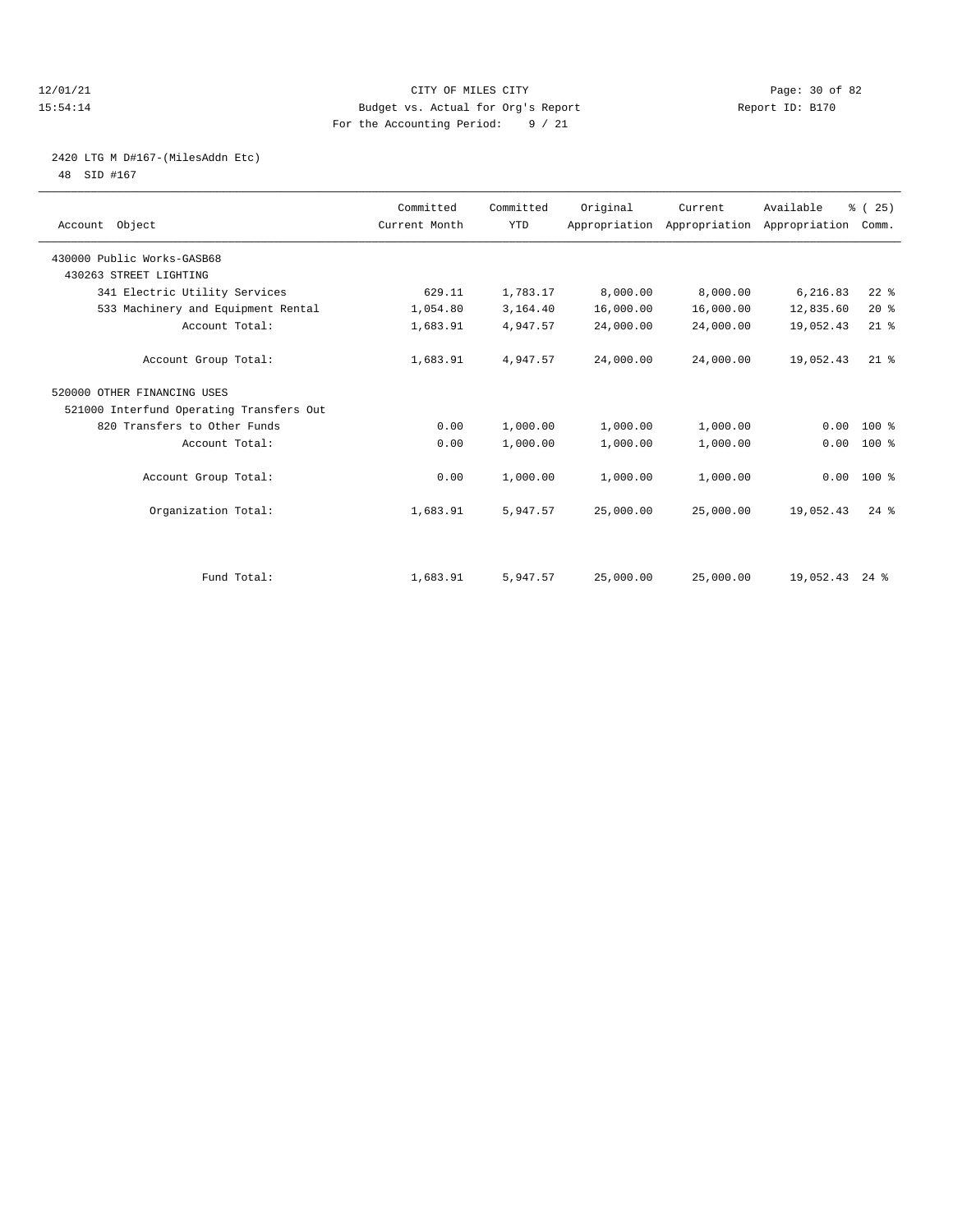12/01/21 CITY OF MILES CITY
15:54:14 Budget vs. Actual for Org's Report Report ID: B170
For the Accounting Period: 9 / 21

2420 LTG M D#167-(MilesAddn Etc)
48 SID #167

| Account Object | Committed Current Month | Committed YTD | Original Appropriation | Current Appropriation | Available Appropriation | % ( 25) Comm. |
|---|---|---|---|---|---|---|
| 430000 Public Works-GASB68 | | | | | | |
| 430263 STREET LIGHTING | | | | | | |
| 341 Electric Utility Services | 629.11 | 1,783.17 | 8,000.00 | 8,000.00 | 6,216.83 | 22 % |
| 533 Machinery and Equipment Rental | 1,054.80 | 3,164.40 | 16,000.00 | 16,000.00 | 12,835.60 | 20 % |
| Account Total: | 1,683.91 | 4,947.57 | 24,000.00 | 24,000.00 | 19,052.43 | 21 % |
| Account Group Total: | 1,683.91 | 4,947.57 | 24,000.00 | 24,000.00 | 19,052.43 | 21 % |
| 520000 OTHER FINANCING USES | | | | | | |
| 521000 Interfund Operating Transfers Out | | | | | | |
| 820 Transfers to Other Funds | 0.00 | 1,000.00 | 1,000.00 | 1,000.00 | 0.00 | 100 % |
| Account Total: | 0.00 | 1,000.00 | 1,000.00 | 1,000.00 | 0.00 | 100 % |
| Account Group Total: | 0.00 | 1,000.00 | 1,000.00 | 1,000.00 | 0.00 | 100 % |
| Organization Total: | 1,683.91 | 5,947.57 | 25,000.00 | 25,000.00 | 19,052.43 | 24 % |
| Fund Total: | 1,683.91 | 5,947.57 | 25,000.00 | 25,000.00 | 19,052.43 | 24 % |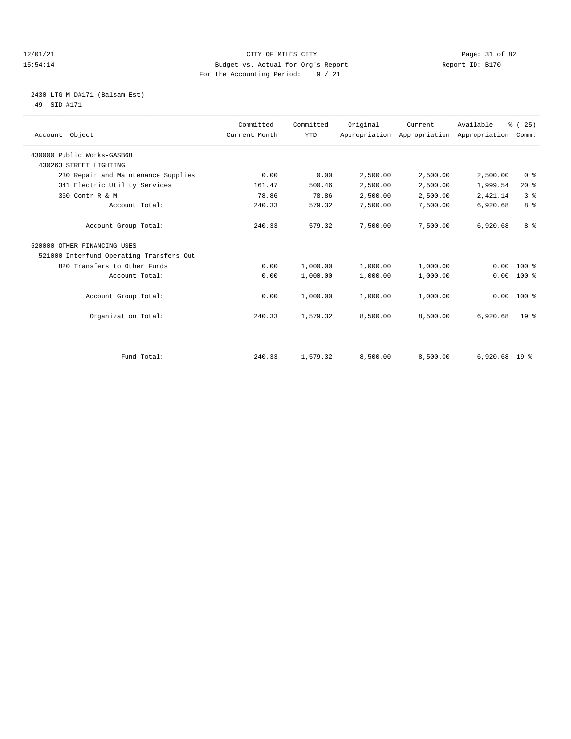CITY OF MILES CITY
Budget vs. Actual for Org's Report
For the Accounting Period: 9 / 21

12/01/21
15:54:14

Report ID: B170

2430 LTG M D#171-(Balsam Est)
49 SID #171

| Account Object | Committed Current Month | Committed YTD | Original Appropriation | Current Appropriation | Available Appropriation | % ( 25) Comm. |
|---|---|---|---|---|---|---|
| 430000 Public Works-GASB68 | | | | | | |
| 430263 STREET LIGHTING | | | | | | |
| 230 Repair and Maintenance Supplies | 0.00 | 0.00 | 2,500.00 | 2,500.00 | 2,500.00 | 0 % |
| 341 Electric Utility Services | 161.47 | 500.46 | 2,500.00 | 2,500.00 | 1,999.54 | 20 % |
| 360 Contr R & M | 78.86 | 78.86 | 2,500.00 | 2,500.00 | 2,421.14 | 3 % |
| Account Total: | 240.33 | 579.32 | 7,500.00 | 7,500.00 | 6,920.68 | 8 % |
| Account Group Total: | 240.33 | 579.32 | 7,500.00 | 7,500.00 | 6,920.68 | 8 % |
| 520000 OTHER FINANCING USES | | | | | | |
| 521000 Interfund Operating Transfers Out | | | | | | |
| 820 Transfers to Other Funds | 0.00 | 1,000.00 | 1,000.00 | 1,000.00 | 0.00 | 100 % |
| Account Total: | 0.00 | 1,000.00 | 1,000.00 | 1,000.00 | 0.00 | 100 % |
| Account Group Total: | 0.00 | 1,000.00 | 1,000.00 | 1,000.00 | 0.00 | 100 % |
| Organization Total: | 240.33 | 1,579.32 | 8,500.00 | 8,500.00 | 6,920.68 | 19 % |
| Fund Total: | 240.33 | 1,579.32 | 8,500.00 | 8,500.00 | 6,920.68 | 19 % |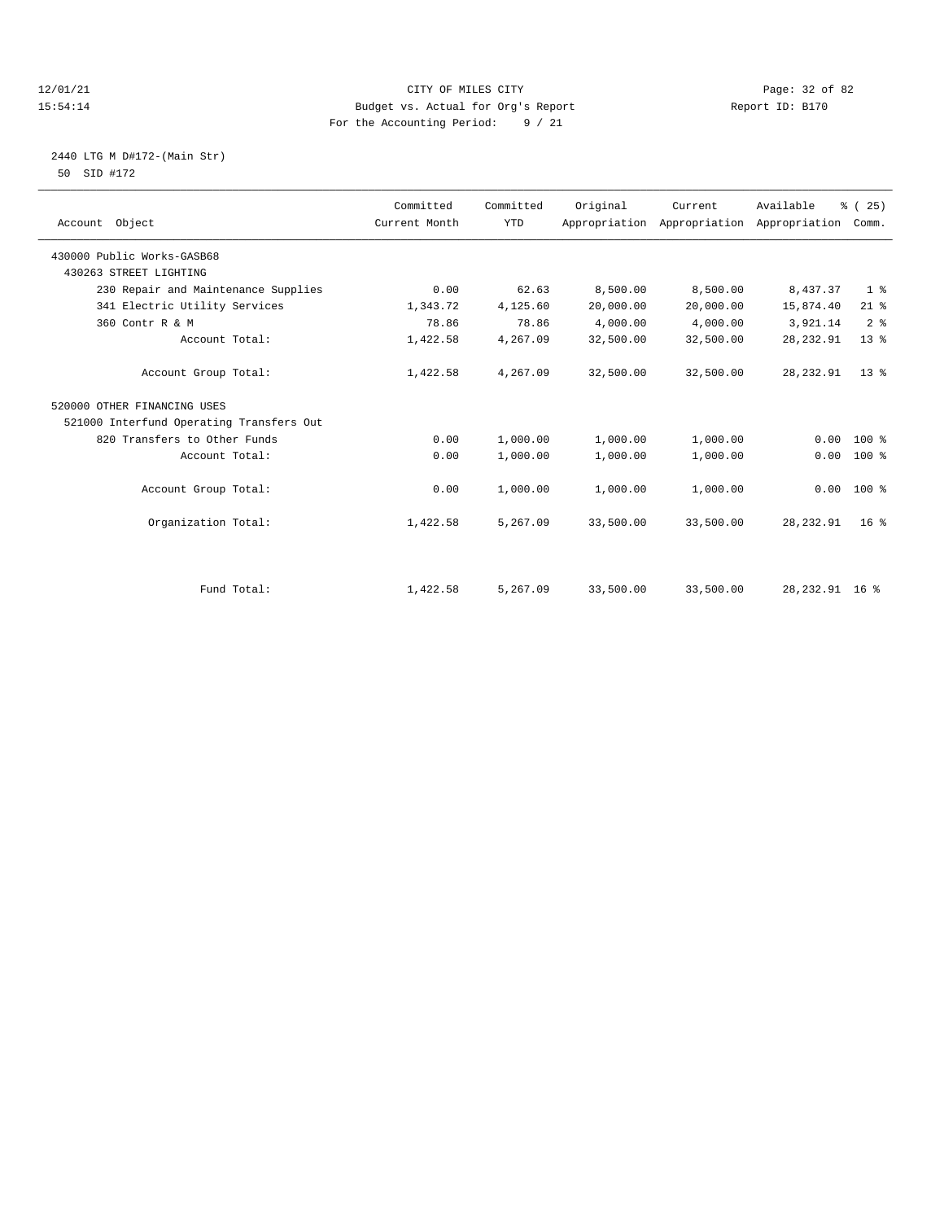CITY OF MILES CITY
Budget vs. Actual for Org's Report
For the Accounting Period: 9 / 21

12/01/21
15:54:14

Report ID: B170

2440 LTG M D#172-(Main Str)
50 SID #172

| Account Object | Committed Current Month | Committed YTD | Original Appropriation | Current Appropriation | Available Appropriation | % ( 25) Comm. |
|---|---|---|---|---|---|---|
| 430000 Public Works-GASB68 | | | | | | |
| 430263 STREET LIGHTING | | | | | | |
| 230 Repair and Maintenance Supplies | 0.00 | 62.63 | 8,500.00 | 8,500.00 | 8,437.37 | 1 % |
| 341 Electric Utility Services | 1,343.72 | 4,125.60 | 20,000.00 | 20,000.00 | 15,874.40 | 21 % |
| 360 Contr R & M | 78.86 | 78.86 | 4,000.00 | 4,000.00 | 3,921.14 | 2 % |
| Account Total: | 1,422.58 | 4,267.09 | 32,500.00 | 32,500.00 | 28,232.91 | 13 % |
| Account Group Total: | 1,422.58 | 4,267.09 | 32,500.00 | 32,500.00 | 28,232.91 | 13 % |
| 520000 OTHER FINANCING USES | | | | | | |
| 521000 Interfund Operating Transfers Out | | | | | | |
| 820 Transfers to Other Funds | 0.00 | 1,000.00 | 1,000.00 | 1,000.00 | 0.00 | 100 % |
| Account Total: | 0.00 | 1,000.00 | 1,000.00 | 1,000.00 | 0.00 | 100 % |
| Account Group Total: | 0.00 | 1,000.00 | 1,000.00 | 1,000.00 | 0.00 | 100 % |
| Organization Total: | 1,422.58 | 5,267.09 | 33,500.00 | 33,500.00 | 28,232.91 | 16 % |
| Fund Total: | 1,422.58 | 5,267.09 | 33,500.00 | 33,500.00 | 28,232.91 | 16 % |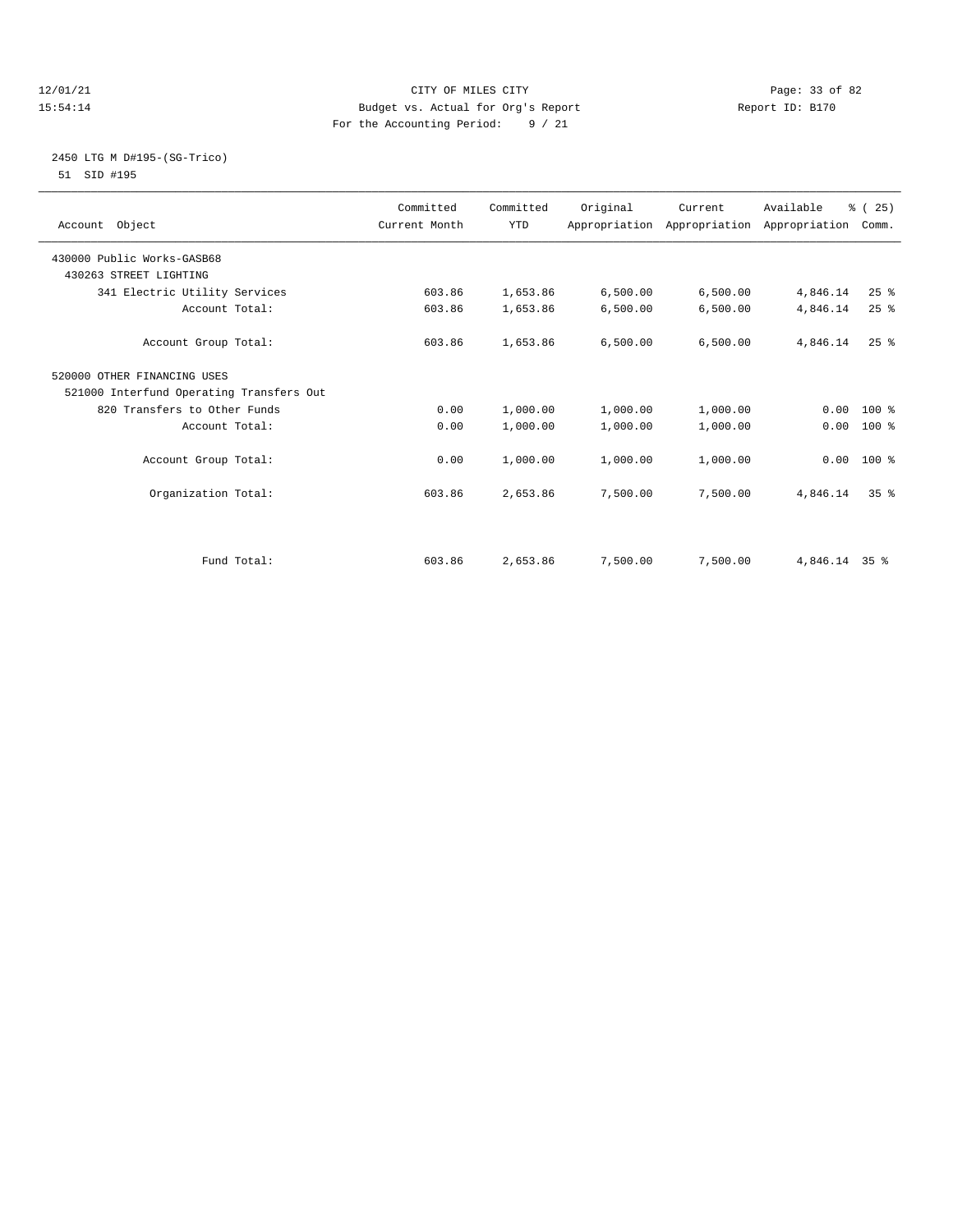12/01/21 CITY OF MILES CITY
15:54:14 Budget vs. Actual for Org's Report Report ID: B170
For the Accounting Period: 9 / 21

2450 LTG M D#195-(SG-Trico)
51 SID #195

| Account Object | Committed Current Month | Committed YTD | Original Appropriation | Current Appropriation | Available Appropriation | % ( 25) Comm. |
|---|---|---|---|---|---|---|
| 430000 Public Works-GASB68 | | | | | | |
| 430263 STREET LIGHTING | | | | | | |
| 341 Electric Utility Services | 603.86 | 1,653.86 | 6,500.00 | 6,500.00 | 4,846.14 | 25 % |
| Account Total: | 603.86 | 1,653.86 | 6,500.00 | 6,500.00 | 4,846.14 | 25 % |
| Account Group Total: | 603.86 | 1,653.86 | 6,500.00 | 6,500.00 | 4,846.14 | 25 % |
| 520000 OTHER FINANCING USES | | | | | | |
| 521000 Interfund Operating Transfers Out | | | | | | |
| 820 Transfers to Other Funds | 0.00 | 1,000.00 | 1,000.00 | 1,000.00 | 0.00 | 100 % |
| Account Total: | 0.00 | 1,000.00 | 1,000.00 | 1,000.00 | 0.00 | 100 % |
| Account Group Total: | 0.00 | 1,000.00 | 1,000.00 | 1,000.00 | 0.00 | 100 % |
| Organization Total: | 603.86 | 2,653.86 | 7,500.00 | 7,500.00 | 4,846.14 | 35 % |
| Fund Total: | 603.86 | 2,653.86 | 7,500.00 | 7,500.00 | 4,846.14 | 35 % |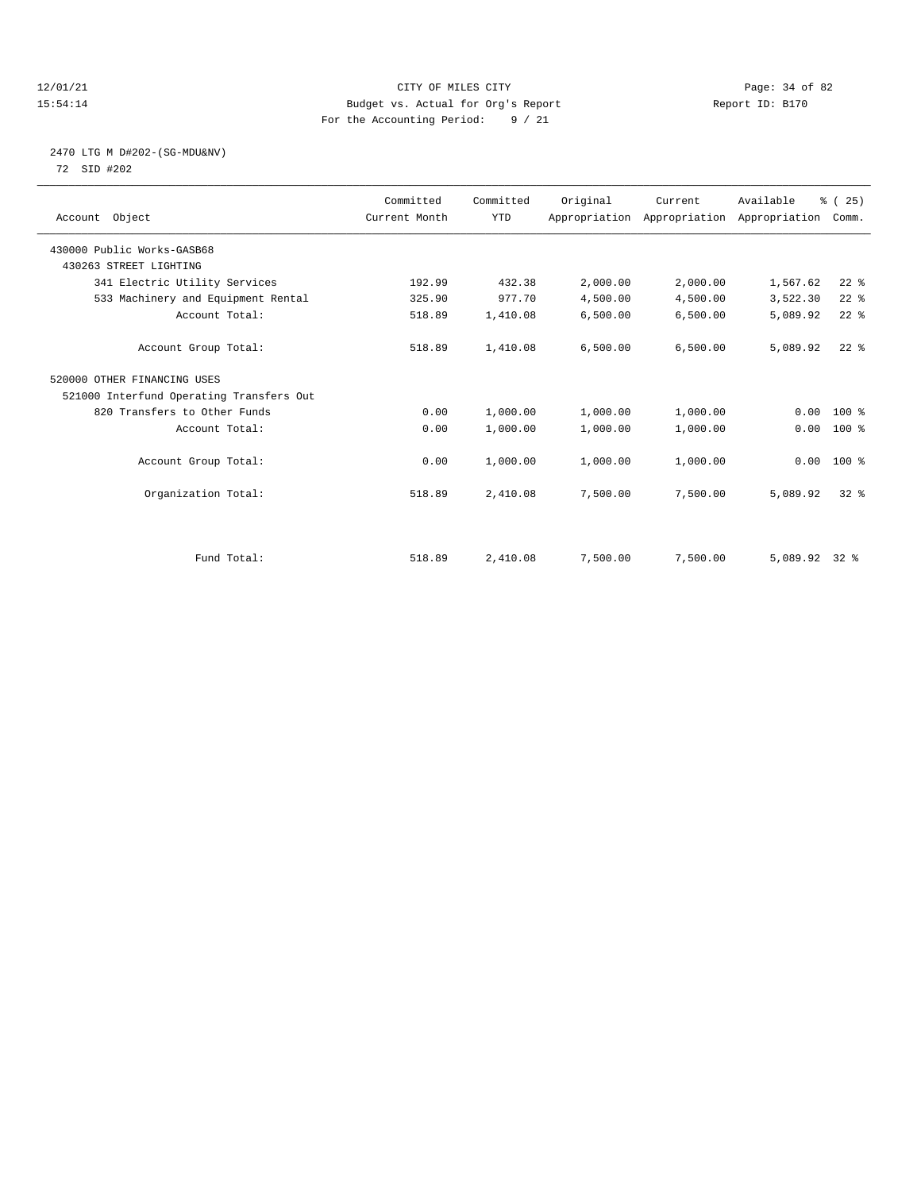CITY OF MILES CITY
Budget vs. Actual for Org's Report
For the Accounting Period: 9 / 21

12/01/21
15:54:14

Report ID: B170

2470 LTG M D#202-(SG-MDU&NV)
72 SID #202

| Account Object | Committed Current Month | Committed YTD | Original Appropriation | Current Appropriation | Available Appropriation | % ( 25) Comm. |
|---|---|---|---|---|---|---|
| 430000 Public Works-GASB68 | | | | | | |
| 430263 STREET LIGHTING | | | | | | |
| 341 Electric Utility Services | 192.99 | 432.38 | 2,000.00 | 2,000.00 | 1,567.62 | 22 % |
| 533 Machinery and Equipment Rental | 325.90 | 977.70 | 4,500.00 | 4,500.00 | 3,522.30 | 22 % |
| Account Total: | 518.89 | 1,410.08 | 6,500.00 | 6,500.00 | 5,089.92 | 22 % |
| Account Group Total: | 518.89 | 1,410.08 | 6,500.00 | 6,500.00 | 5,089.92 | 22 % |
| 520000 OTHER FINANCING USES | | | | | | |
| 521000 Interfund Operating Transfers Out | | | | | | |
| 820 Transfers to Other Funds | 0.00 | 1,000.00 | 1,000.00 | 1,000.00 | 0.00 | 100 % |
| Account Total: | 0.00 | 1,000.00 | 1,000.00 | 1,000.00 | 0.00 | 100 % |
| Account Group Total: | 0.00 | 1,000.00 | 1,000.00 | 1,000.00 | 0.00 | 100 % |
| Organization Total: | 518.89 | 2,410.08 | 7,500.00 | 7,500.00 | 5,089.92 | 32 % |
| Fund Total: | 518.89 | 2,410.08 | 7,500.00 | 7,500.00 | 5,089.92 | 32 % |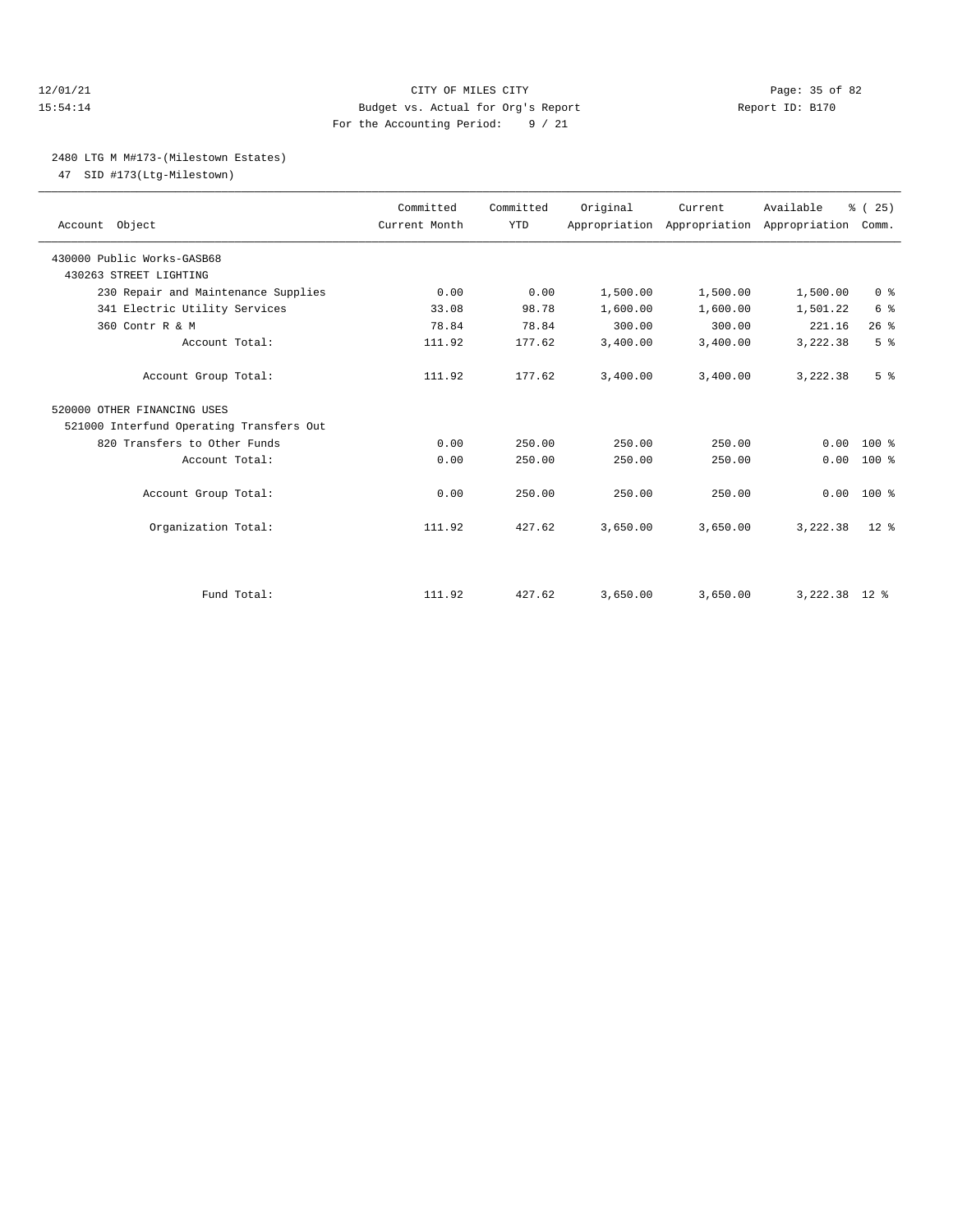CITY OF MILES CITY
Budget vs. Actual for Org's Report
For the Accounting Period: 9 / 21

12/01/21 15:54:14 — Report ID: B170

## 2480 LTG M M#173-(Milestown Estates)

47 SID #173(Ltg-Milestown)

| Account Object | Committed Current Month | Committed YTD | Original Appropriation | Current Appropriation | Available Appropriation | % ( 25) Comm. |
|---|---|---|---|---|---|---|
| 430000 Public Works-GASB68 | | | | | | |
| 430263 STREET LIGHTING | | | | | | |
| 230 Repair and Maintenance Supplies | 0.00 | 0.00 | 1,500.00 | 1,500.00 | 1,500.00 | 0 % |
| 341 Electric Utility Services | 33.08 | 98.78 | 1,600.00 | 1,600.00 | 1,501.22 | 6 % |
| 360 Contr R & M | 78.84 | 78.84 | 300.00 | 300.00 | 221.16 | 26 % |
| Account Total: | 111.92 | 177.62 | 3,400.00 | 3,400.00 | 3,222.38 | 5 % |
| Account Group Total: | 111.92 | 177.62 | 3,400.00 | 3,400.00 | 3,222.38 | 5 % |
| 520000 OTHER FINANCING USES | | | | | | |
| 521000 Interfund Operating Transfers Out | | | | | | |
| 820 Transfers to Other Funds | 0.00 | 250.00 | 250.00 | 250.00 | 0.00 | 100 % |
| Account Total: | 0.00 | 250.00 | 250.00 | 250.00 | 0.00 | 100 % |
| Account Group Total: | 0.00 | 250.00 | 250.00 | 250.00 | 0.00 | 100 % |
| Organization Total: | 111.92 | 427.62 | 3,650.00 | 3,650.00 | 3,222.38 | 12 % |
| Fund Total: | 111.92 | 427.62 | 3,650.00 | 3,650.00 | 3,222.38 | 12 % |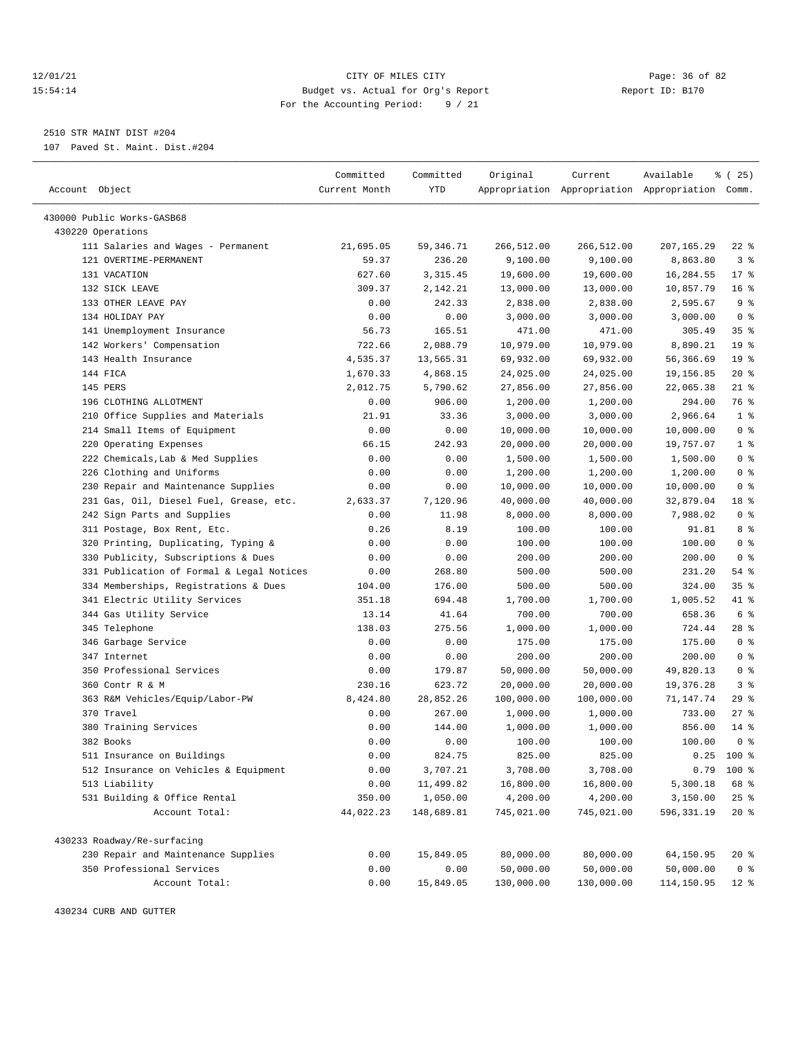CITY OF MILES CITY
Budget vs. Actual for Org's Report
For the Accounting Period: 9 / 21

12/01/21
15:54:14

Report ID: B170

2510 STR MAINT DIST #204
107 Paved St. Maint. Dist.#204

| Account Object | Committed Current Month | Committed YTD | Original Appropriation | Current Appropriation | Available Appropriation | % ( 25) Comm. |
|---|---|---|---|---|---|---|
| 430000 Public Works-GASB68 | | | | | | |
| 430220 Operations | | | | | | |
| 111 Salaries and Wages - Permanent | 21,695.05 | 59,346.71 | 266,512.00 | 266,512.00 | 207,165.29 | 22 % |
| 121 OVERTIME-PERMANENT | 59.37 | 236.20 | 9,100.00 | 9,100.00 | 8,863.80 | 3 % |
| 131 VACATION | 627.60 | 3,315.45 | 19,600.00 | 19,600.00 | 16,284.55 | 17 % |
| 132 SICK LEAVE | 309.37 | 2,142.21 | 13,000.00 | 13,000.00 | 10,857.79 | 16 % |
| 133 OTHER LEAVE PAY | 0.00 | 242.33 | 2,838.00 | 2,838.00 | 2,595.67 | 9 % |
| 134 HOLIDAY PAY | 0.00 | 0.00 | 3,000.00 | 3,000.00 | 3,000.00 | 0 % |
| 141 Unemployment Insurance | 56.73 | 165.51 | 471.00 | 471.00 | 305.49 | 35 % |
| 142 Workers' Compensation | 722.66 | 2,088.79 | 10,979.00 | 10,979.00 | 8,890.21 | 19 % |
| 143 Health Insurance | 4,535.37 | 13,565.31 | 69,932.00 | 69,932.00 | 56,366.69 | 19 % |
| 144 FICA | 1,670.33 | 4,868.15 | 24,025.00 | 24,025.00 | 19,156.85 | 20 % |
| 145 PERS | 2,012.75 | 5,790.62 | 27,856.00 | 27,856.00 | 22,065.38 | 21 % |
| 196 CLOTHING ALLOTMENT | 0.00 | 906.00 | 1,200.00 | 1,200.00 | 294.00 | 76 % |
| 210 Office Supplies and Materials | 21.91 | 33.36 | 3,000.00 | 3,000.00 | 2,966.64 | 1 % |
| 214 Small Items of Equipment | 0.00 | 0.00 | 10,000.00 | 10,000.00 | 10,000.00 | 0 % |
| 220 Operating Expenses | 66.15 | 242.93 | 20,000.00 | 20,000.00 | 19,757.07 | 1 % |
| 222 Chemicals,Lab & Med Supplies | 0.00 | 0.00 | 1,500.00 | 1,500.00 | 1,500.00 | 0 % |
| 226 Clothing and Uniforms | 0.00 | 0.00 | 1,200.00 | 1,200.00 | 1,200.00 | 0 % |
| 230 Repair and Maintenance Supplies | 0.00 | 0.00 | 10,000.00 | 10,000.00 | 10,000.00 | 0 % |
| 231 Gas, Oil, Diesel Fuel, Grease, etc. | 2,633.37 | 7,120.96 | 40,000.00 | 40,000.00 | 32,879.04 | 18 % |
| 242 Sign Parts and Supplies | 0.00 | 11.98 | 8,000.00 | 8,000.00 | 7,988.02 | 0 % |
| 311 Postage, Box Rent, Etc. | 0.26 | 8.19 | 100.00 | 100.00 | 91.81 | 8 % |
| 320 Printing, Duplicating, Typing & | 0.00 | 0.00 | 100.00 | 100.00 | 100.00 | 0 % |
| 330 Publicity, Subscriptions & Dues | 0.00 | 0.00 | 200.00 | 200.00 | 200.00 | 0 % |
| 331 Publication of Formal & Legal Notices | 0.00 | 268.80 | 500.00 | 500.00 | 231.20 | 54 % |
| 334 Memberships, Registrations & Dues | 104.00 | 176.00 | 500.00 | 500.00 | 324.00 | 35 % |
| 341 Electric Utility Services | 351.18 | 694.48 | 1,700.00 | 1,700.00 | 1,005.52 | 41 % |
| 344 Gas Utility Service | 13.14 | 41.64 | 700.00 | 700.00 | 658.36 | 6 % |
| 345 Telephone | 138.03 | 275.56 | 1,000.00 | 1,000.00 | 724.44 | 28 % |
| 346 Garbage Service | 0.00 | 0.00 | 175.00 | 175.00 | 175.00 | 0 % |
| 347 Internet | 0.00 | 0.00 | 200.00 | 200.00 | 200.00 | 0 % |
| 350 Professional Services | 0.00 | 179.87 | 50,000.00 | 50,000.00 | 49,820.13 | 0 % |
| 360 Contr R & M | 230.16 | 623.72 | 20,000.00 | 20,000.00 | 19,376.28 | 3 % |
| 363 R&M Vehicles/Equip/Labor-PW | 8,424.80 | 28,852.26 | 100,000.00 | 100,000.00 | 71,147.74 | 29 % |
| 370 Travel | 0.00 | 267.00 | 1,000.00 | 1,000.00 | 733.00 | 27 % |
| 380 Training Services | 0.00 | 144.00 | 1,000.00 | 1,000.00 | 856.00 | 14 % |
| 382 Books | 0.00 | 0.00 | 100.00 | 100.00 | 100.00 | 0 % |
| 511 Insurance on Buildings | 0.00 | 824.75 | 825.00 | 825.00 | 0.25 | 100 % |
| 512 Insurance on Vehicles & Equipment | 0.00 | 3,707.21 | 3,708.00 | 3,708.00 | 0.79 | 100 % |
| 513 Liability | 0.00 | 11,499.82 | 16,800.00 | 16,800.00 | 5,300.18 | 68 % |
| 531 Building & Office Rental | 350.00 | 1,050.00 | 4,200.00 | 4,200.00 | 3,150.00 | 25 % |
| Account Total: | 44,022.23 | 148,689.81 | 745,021.00 | 745,021.00 | 596,331.19 | 20 % |
| 430233 Roadway/Re-surfacing | | | | | | |
| 230 Repair and Maintenance Supplies | 0.00 | 15,849.05 | 80,000.00 | 80,000.00 | 64,150.95 | 20 % |
| 350 Professional Services | 0.00 | 0.00 | 50,000.00 | 50,000.00 | 50,000.00 | 0 % |
| Account Total: | 0.00 | 15,849.05 | 130,000.00 | 130,000.00 | 114,150.95 | 12 % |

430234 CURB AND GUTTER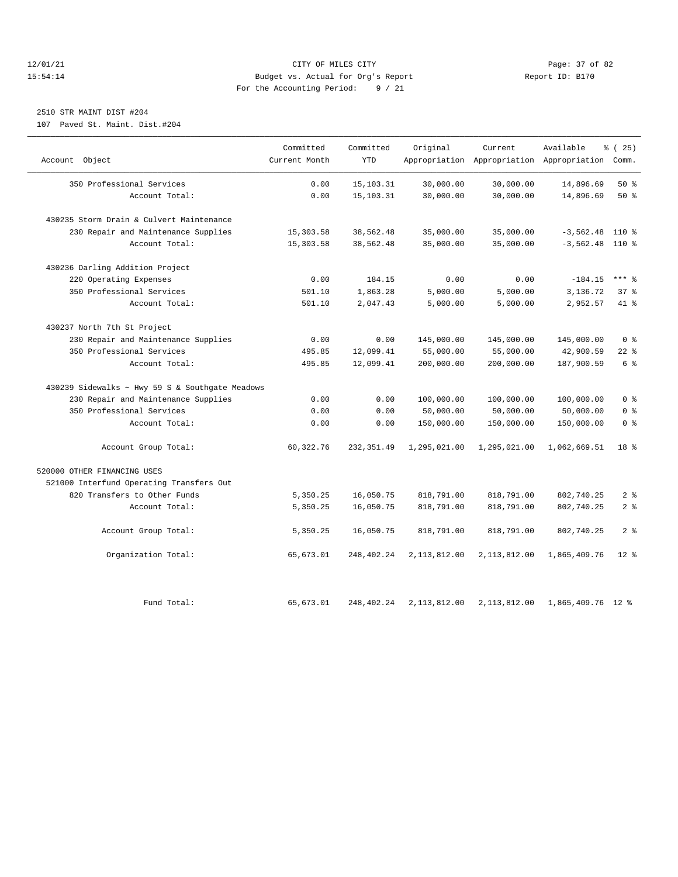CITY OF MILES CITY
Budget vs. Actual for Org's Report
For the Accounting Period: 9 / 21

12/01/21
15:54:14

Report ID: B170

2510 STR MAINT DIST #204
107 Paved St. Maint. Dist.#204

| Account Object | Committed Current Month | Committed YTD | Original Appropriation | Current Appropriation | Available Appropriation | % ( 25) Comm. |
|---|---|---|---|---|---|---|
| 350 Professional Services | 0.00 | 15,103.31 | 30,000.00 | 30,000.00 | 14,896.69 | 50 % |
| Account Total: | 0.00 | 15,103.31 | 30,000.00 | 30,000.00 | 14,896.69 | 50 % |
| 430235 Storm Drain & Culvert Maintenance | | | | | | |
| 230 Repair and Maintenance Supplies | 15,303.58 | 38,562.48 | 35,000.00 | 35,000.00 | -3,562.48 | 110 % |
| Account Total: | 15,303.58 | 38,562.48 | 35,000.00 | 35,000.00 | -3,562.48 | 110 % |
| 430236 Darling Addition Project | | | | | | |
| 220 Operating Expenses | 0.00 | 184.15 | 0.00 | 0.00 | -184.15 | *** % |
| 350 Professional Services | 501.10 | 1,863.28 | 5,000.00 | 5,000.00 | 3,136.72 | 37 % |
| Account Total: | 501.10 | 2,047.43 | 5,000.00 | 5,000.00 | 2,952.57 | 41 % |
| 430237 North 7th St Project | | | | | | |
| 230 Repair and Maintenance Supplies | 0.00 | 0.00 | 145,000.00 | 145,000.00 | 145,000.00 | 0 % |
| 350 Professional Services | 495.85 | 12,099.41 | 55,000.00 | 55,000.00 | 42,900.59 | 22 % |
| Account Total: | 495.85 | 12,099.41 | 200,000.00 | 200,000.00 | 187,900.59 | 6 % |
| 430239 Sidewalks ~ Hwy 59 S & Southgate Meadows | | | | | | |
| 230 Repair and Maintenance Supplies | 0.00 | 0.00 | 100,000.00 | 100,000.00 | 100,000.00 | 0 % |
| 350 Professional Services | 0.00 | 0.00 | 50,000.00 | 50,000.00 | 50,000.00 | 0 % |
| Account Total: | 0.00 | 0.00 | 150,000.00 | 150,000.00 | 150,000.00 | 0 % |
| Account Group Total: | 60,322.76 | 232,351.49 | 1,295,021.00 | 1,295,021.00 | 1,062,669.51 | 18 % |
| 520000 OTHER FINANCING USES | | | | | | |
| 521000 Interfund Operating Transfers Out | | | | | | |
| 820 Transfers to Other Funds | 5,350.25 | 16,050.75 | 818,791.00 | 818,791.00 | 802,740.25 | 2 % |
| Account Total: | 5,350.25 | 16,050.75 | 818,791.00 | 818,791.00 | 802,740.25 | 2 % |
| Account Group Total: | 5,350.25 | 16,050.75 | 818,791.00 | 818,791.00 | 802,740.25 | 2 % |
| Organization Total: | 65,673.01 | 248,402.24 | 2,113,812.00 | 2,113,812.00 | 1,865,409.76 | 12 % |
| Fund Total: | 65,673.01 | 248,402.24 | 2,113,812.00 | 2,113,812.00 | 1,865,409.76 | 12 % |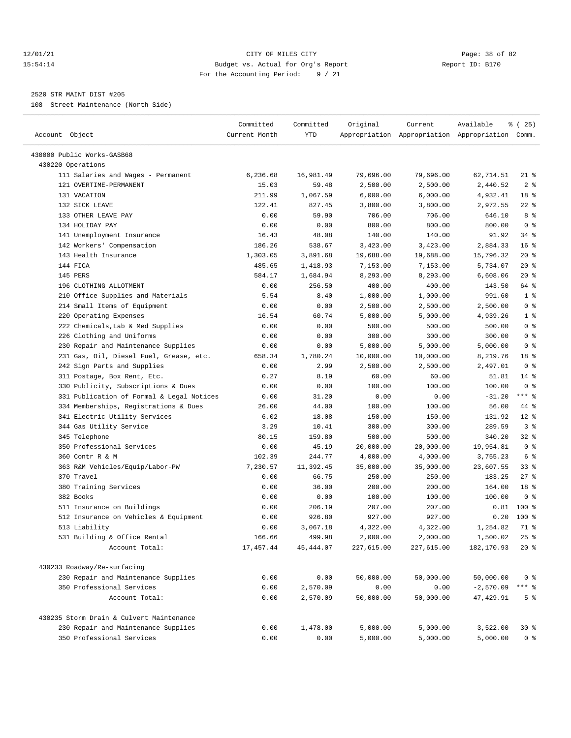CITY OF MILES CITY
Budget vs. Actual for Org's Report
For the Accounting Period: 9 / 21

2520 STR MAINT DIST #205
108 Street Maintenance (North Side)

| Account Object | Committed Current Month | Committed YTD | Original Appropriation | Current Appropriation | Available Appropriation | % ( 25) Comm. |
|---|---|---|---|---|---|---|
| 430000 Public Works-GASB68 | | | | | | |
| 430220 Operations | | | | | | |
| 111 Salaries and Wages - Permanent | 6,236.68 | 16,981.49 | 79,696.00 | 79,696.00 | 62,714.51 | 21 % |
| 121 OVERTIME-PERMANENT | 15.03 | 59.48 | 2,500.00 | 2,500.00 | 2,440.52 | 2 % |
| 131 VACATION | 211.99 | 1,067.59 | 6,000.00 | 6,000.00 | 4,932.41 | 18 % |
| 132 SICK LEAVE | 122.41 | 827.45 | 3,800.00 | 3,800.00 | 2,972.55 | 22 % |
| 133 OTHER LEAVE PAY | 0.00 | 59.90 | 706.00 | 706.00 | 646.10 | 8 % |
| 134 HOLIDAY PAY | 0.00 | 0.00 | 800.00 | 800.00 | 800.00 | 0 % |
| 141 Unemployment Insurance | 16.43 | 48.08 | 140.00 | 140.00 | 91.92 | 34 % |
| 142 Workers' Compensation | 186.26 | 538.67 | 3,423.00 | 3,423.00 | 2,884.33 | 16 % |
| 143 Health Insurance | 1,303.05 | 3,891.68 | 19,688.00 | 19,688.00 | 15,796.32 | 20 % |
| 144 FICA | 485.65 | 1,418.93 | 7,153.00 | 7,153.00 | 5,734.07 | 20 % |
| 145 PERS | 584.17 | 1,684.94 | 8,293.00 | 8,293.00 | 6,608.06 | 20 % |
| 196 CLOTHING ALLOTMENT | 0.00 | 256.50 | 400.00 | 400.00 | 143.50 | 64 % |
| 210 Office Supplies and Materials | 5.54 | 8.40 | 1,000.00 | 1,000.00 | 991.60 | 1 % |
| 214 Small Items of Equipment | 0.00 | 0.00 | 2,500.00 | 2,500.00 | 2,500.00 | 0 % |
| 220 Operating Expenses | 16.54 | 60.74 | 5,000.00 | 5,000.00 | 4,939.26 | 1 % |
| 222 Chemicals,Lab & Med Supplies | 0.00 | 0.00 | 500.00 | 500.00 | 500.00 | 0 % |
| 226 Clothing and Uniforms | 0.00 | 0.00 | 300.00 | 300.00 | 300.00 | 0 % |
| 230 Repair and Maintenance Supplies | 0.00 | 0.00 | 5,000.00 | 5,000.00 | 5,000.00 | 0 % |
| 231 Gas, Oil, Diesel Fuel, Grease, etc. | 658.34 | 1,780.24 | 10,000.00 | 10,000.00 | 8,219.76 | 18 % |
| 242 Sign Parts and Supplies | 0.00 | 2.99 | 2,500.00 | 2,500.00 | 2,497.01 | 0 % |
| 311 Postage, Box Rent, Etc. | 0.27 | 8.19 | 60.00 | 60.00 | 51.81 | 14 % |
| 330 Publicity, Subscriptions & Dues | 0.00 | 0.00 | 100.00 | 100.00 | 100.00 | 0 % |
| 331 Publication of Formal & Legal Notices | 0.00 | 31.20 | 0.00 | 0.00 | -31.20 | *** % |
| 334 Memberships, Registrations & Dues | 26.00 | 44.00 | 100.00 | 100.00 | 56.00 | 44 % |
| 341 Electric Utility Services | 6.02 | 18.08 | 150.00 | 150.00 | 131.92 | 12 % |
| 344 Gas Utility Service | 3.29 | 10.41 | 300.00 | 300.00 | 289.59 | 3 % |
| 345 Telephone | 80.15 | 159.80 | 500.00 | 500.00 | 340.20 | 32 % |
| 350 Professional Services | 0.00 | 45.19 | 20,000.00 | 20,000.00 | 19,954.81 | 0 % |
| 360 Contr R & M | 102.39 | 244.77 | 4,000.00 | 4,000.00 | 3,755.23 | 6 % |
| 363 R&M Vehicles/Equip/Labor-PW | 7,230.57 | 11,392.45 | 35,000.00 | 35,000.00 | 23,607.55 | 33 % |
| 370 Travel | 0.00 | 66.75 | 250.00 | 250.00 | 183.25 | 27 % |
| 380 Training Services | 0.00 | 36.00 | 200.00 | 200.00 | 164.00 | 18 % |
| 382 Books | 0.00 | 0.00 | 100.00 | 100.00 | 100.00 | 0 % |
| 511 Insurance on Buildings | 0.00 | 206.19 | 207.00 | 207.00 | 0.81 | 100 % |
| 512 Insurance on Vehicles & Equipment | 0.00 | 926.80 | 927.00 | 927.00 | 0.20 | 100 % |
| 513 Liability | 0.00 | 3,067.18 | 4,322.00 | 4,322.00 | 1,254.82 | 71 % |
| 531 Building & Office Rental | 166.66 | 499.98 | 2,000.00 | 2,000.00 | 1,500.02 | 25 % |
| Account Total: | 17,457.44 | 45,444.07 | 227,615.00 | 227,615.00 | 182,170.93 | 20 % |
| 430233 Roadway/Re-surfacing | | | | | | |
| 230 Repair and Maintenance Supplies | 0.00 | 0.00 | 50,000.00 | 50,000.00 | 50,000.00 | 0 % |
| 350 Professional Services | 0.00 | 2,570.09 | 0.00 | 0.00 | -2,570.09 | *** % |
| Account Total: | 0.00 | 2,570.09 | 50,000.00 | 50,000.00 | 47,429.91 | 5 % |
| 430235 Storm Drain & Culvert Maintenance | | | | | | |
| 230 Repair and Maintenance Supplies | 0.00 | 1,478.00 | 5,000.00 | 5,000.00 | 3,522.00 | 30 % |
| 350 Professional Services | 0.00 | 0.00 | 5,000.00 | 5,000.00 | 5,000.00 | 0 % |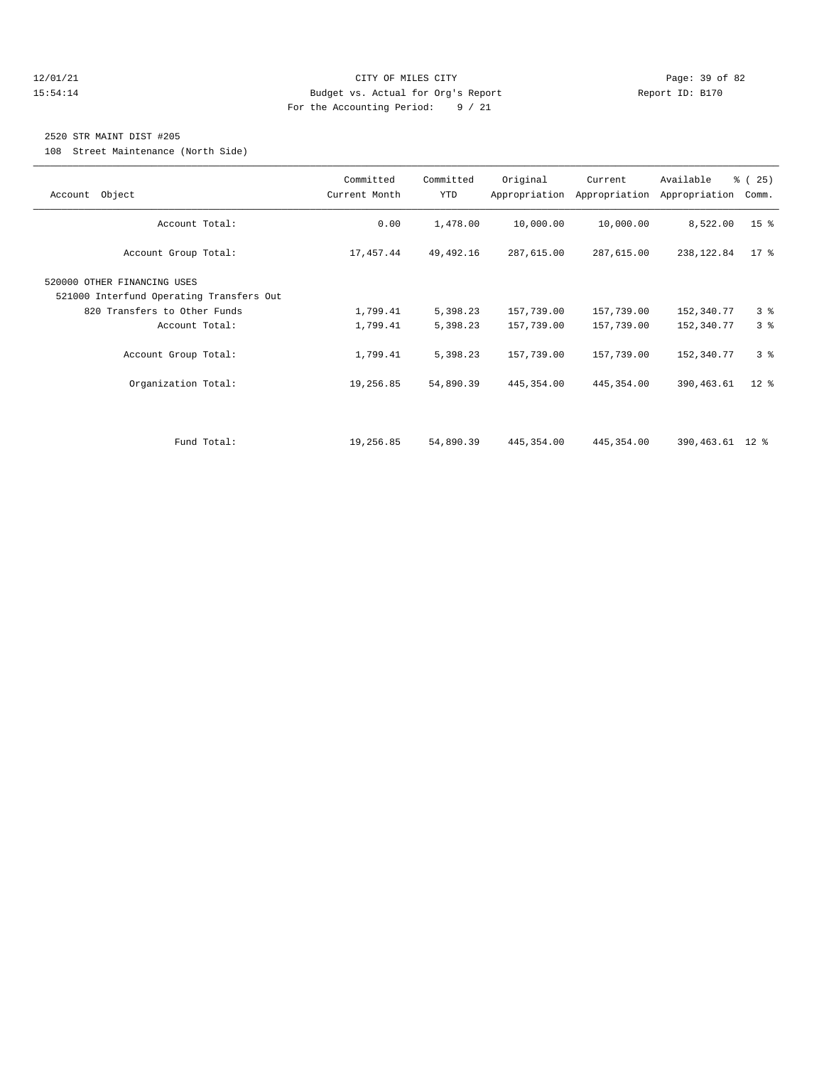12/01/21 CITY OF MILES CITY
15:54:14 Budget vs. Actual for Org's Report Report ID: B170
For the Accounting Period: 9 / 21

2520 STR MAINT DIST #205

108 Street Maintenance (North Side)

| Account Object | Committed Current Month | Committed YTD | Original Appropriation | Current Appropriation | Available Appropriation | % ( 25) Comm. |
|---|---|---|---|---|---|---|
| Account Total: | 0.00 | 1,478.00 | 10,000.00 | 10,000.00 | 8,522.00 | 15 % |
| Account Group Total: | 17,457.44 | 49,492.16 | 287,615.00 | 287,615.00 | 238,122.84 | 17 % |
| 520000 OTHER FINANCING USES | | | | | | |
| 521000 Interfund Operating Transfers Out | | | | | | |
| 820 Transfers to Other Funds | 1,799.41 | 5,398.23 | 157,739.00 | 157,739.00 | 152,340.77 | 3 % |
| Account Total: | 1,799.41 | 5,398.23 | 157,739.00 | 157,739.00 | 152,340.77 | 3 % |
| Account Group Total: | 1,799.41 | 5,398.23 | 157,739.00 | 157,739.00 | 152,340.77 | 3 % |
| Organization Total: | 19,256.85 | 54,890.39 | 445,354.00 | 445,354.00 | 390,463.61 | 12 % |
| Fund Total: | 19,256.85 | 54,890.39 | 445,354.00 | 445,354.00 | 390,463.61 | 12 % |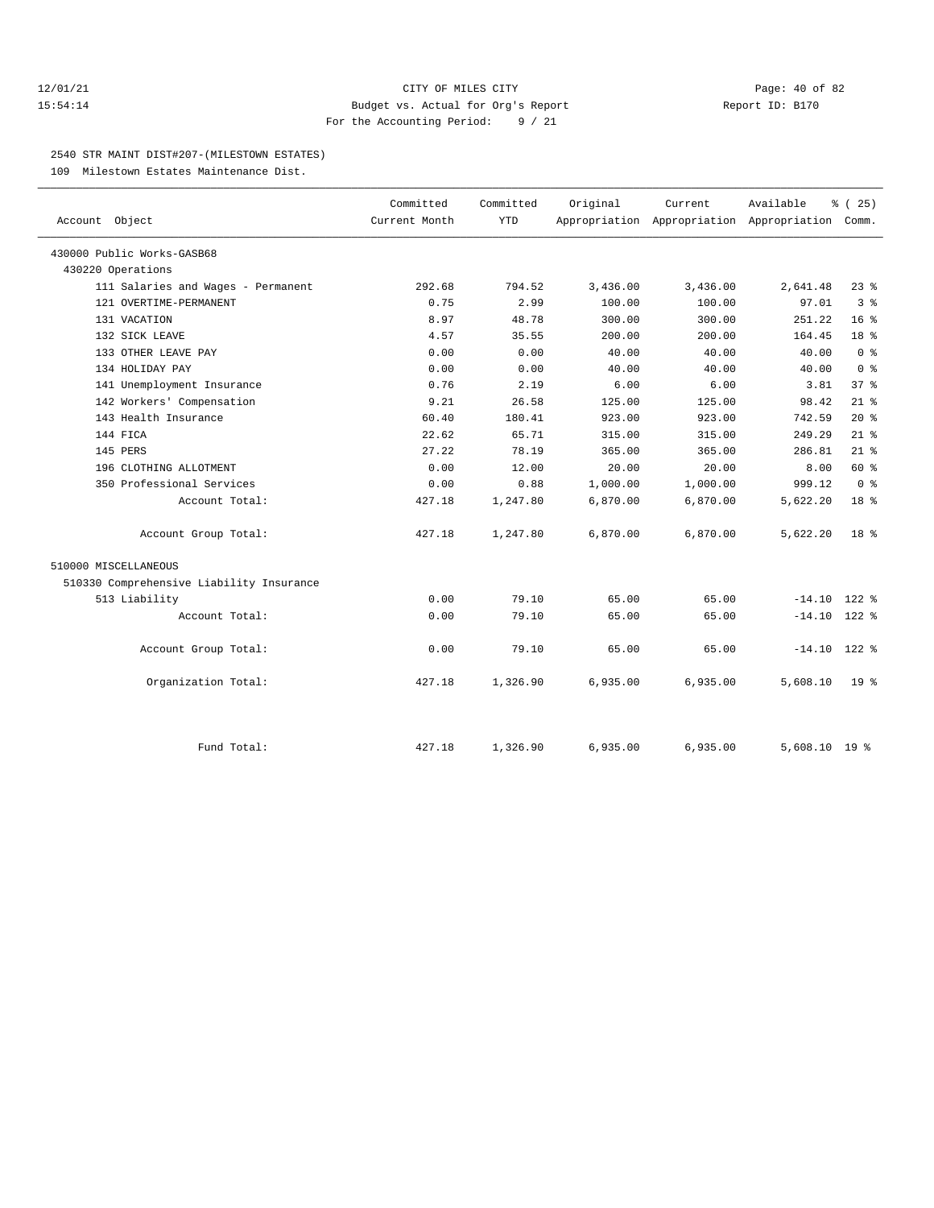CITY OF MILES CITY
Budget vs. Actual for Org's Report
For the Accounting Period: 9 / 21

12/01/21
15:54:14
Report ID: B170

## 2540 STR MAINT DIST#207-(MILESTOWN ESTATES)

109 Milestown Estates Maintenance Dist.

| Account Object | Committed Current Month | Committed YTD | Original Appropriation | Current Appropriation | Available Appropriation | % ( 25) Comm. |
|---|---|---|---|---|---|---|
| 430000 Public Works-GASB68 | | | | | | |
| 430220 Operations | | | | | | |
| 111 Salaries and Wages - Permanent | 292.68 | 794.52 | 3,436.00 | 3,436.00 | 2,641.48 | 23 % |
| 121 OVERTIME-PERMANENT | 0.75 | 2.99 | 100.00 | 100.00 | 97.01 | 3 % |
| 131 VACATION | 8.97 | 48.78 | 300.00 | 300.00 | 251.22 | 16 % |
| 132 SICK LEAVE | 4.57 | 35.55 | 200.00 | 200.00 | 164.45 | 18 % |
| 133 OTHER LEAVE PAY | 0.00 | 0.00 | 40.00 | 40.00 | 40.00 | 0 % |
| 134 HOLIDAY PAY | 0.00 | 0.00 | 40.00 | 40.00 | 40.00 | 0 % |
| 141 Unemployment Insurance | 0.76 | 2.19 | 6.00 | 6.00 | 3.81 | 37 % |
| 142 Workers' Compensation | 9.21 | 26.58 | 125.00 | 125.00 | 98.42 | 21 % |
| 143 Health Insurance | 60.40 | 180.41 | 923.00 | 923.00 | 742.59 | 20 % |
| 144 FICA | 22.62 | 65.71 | 315.00 | 315.00 | 249.29 | 21 % |
| 145 PERS | 27.22 | 78.19 | 365.00 | 365.00 | 286.81 | 21 % |
| 196 CLOTHING ALLOTMENT | 0.00 | 12.00 | 20.00 | 20.00 | 8.00 | 60 % |
| 350 Professional Services | 0.00 | 0.88 | 1,000.00 | 1,000.00 | 999.12 | 0 % |
| Account Total: | 427.18 | 1,247.80 | 6,870.00 | 6,870.00 | 5,622.20 | 18 % |
| Account Group Total: | 427.18 | 1,247.80 | 6,870.00 | 6,870.00 | 5,622.20 | 18 % |
| 510000 MISCELLANEOUS | | | | | | |
| 510330 Comprehensive Liability Insurance | | | | | | |
| 513 Liability | 0.00 | 79.10 | 65.00 | 65.00 | -14.10 | 122 % |
| Account Total: | 0.00 | 79.10 | 65.00 | 65.00 | -14.10 | 122 % |
| Account Group Total: | 0.00 | 79.10 | 65.00 | 65.00 | -14.10 | 122 % |
| Organization Total: | 427.18 | 1,326.90 | 6,935.00 | 6,935.00 | 5,608.10 | 19 % |
| Fund Total: | 427.18 | 1,326.90 | 6,935.00 | 6,935.00 | 5,608.10 | 19 % |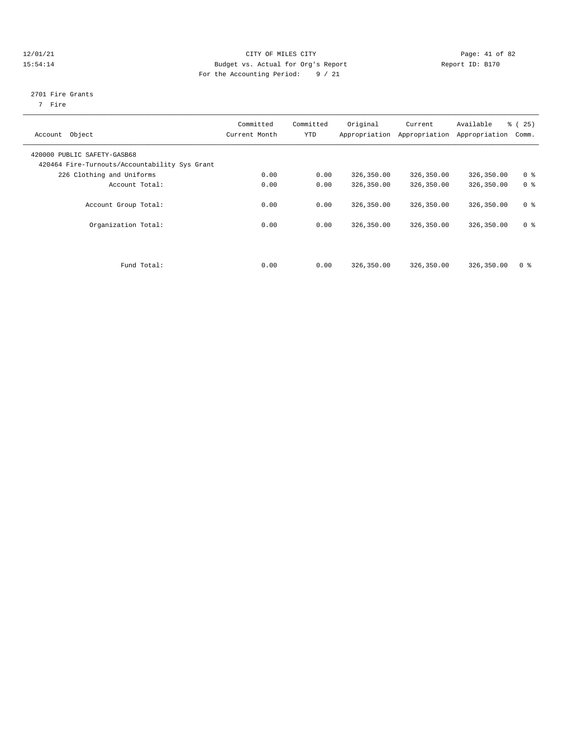CITY OF MILES CITY
Budget vs. Actual for Org's Report
For the Accounting Period: 9 / 21

12/01/21
15:54:14

Report ID: B170

2701 Fire Grants
7 Fire

| Account Object | Committed Current Month | Committed YTD | Original Appropriation | Current Appropriation | Available Appropriation | % ( 25) Comm. |
|---|---|---|---|---|---|---|
| 420000 PUBLIC SAFETY-GASB68 | | | | | | |
| 420464 Fire-Turnouts/Accountability Sys Grant | | | | | | |
| 226 Clothing and Uniforms | 0.00 | 0.00 | 326,350.00 | 326,350.00 | 326,350.00 | 0 % |
| Account Total: | 0.00 | 0.00 | 326,350.00 | 326,350.00 | 326,350.00 | 0 % |
| Account Group Total: | 0.00 | 0.00 | 326,350.00 | 326,350.00 | 326,350.00 | 0 % |
| Organization Total: | 0.00 | 0.00 | 326,350.00 | 326,350.00 | 326,350.00 | 0 % |
| Fund Total: | 0.00 | 0.00 | 326,350.00 | 326,350.00 | 326,350.00 | 0 % |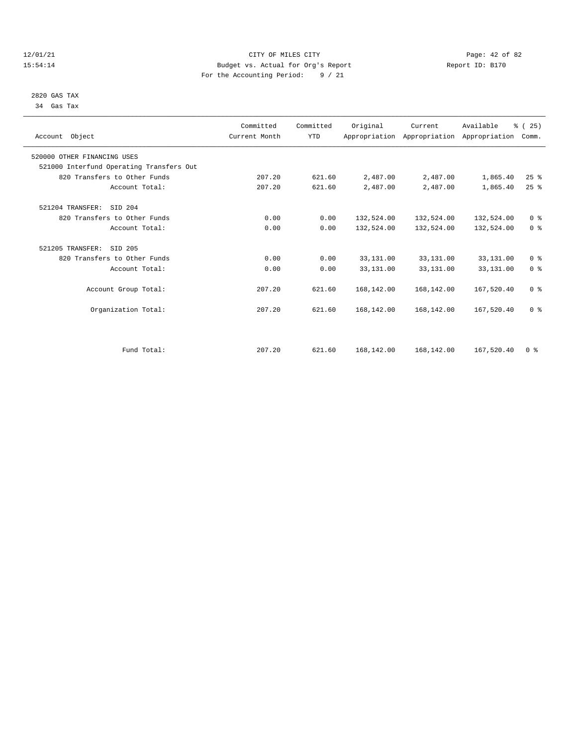CITY OF MILES CITY
Budget vs. Actual for Org's Report
For the Accounting Period: 9 / 21

12/01/21
15:54:14

Report ID: B170

2820 GAS TAX
34 Gas Tax

| Account Object | Committed Current Month | Committed YTD | Original Appropriation | Current Appropriation | Available Appropriation | % ( 25) Comm. |
|---|---|---|---|---|---|---|
| 520000 OTHER FINANCING USES | | | | | | |
| 521000 Interfund Operating Transfers Out | | | | | | |
| 820 Transfers to Other Funds | 207.20 | 621.60 | 2,487.00 | 2,487.00 | 1,865.40 | 25 % |
| Account Total: | 207.20 | 621.60 | 2,487.00 | 2,487.00 | 1,865.40 | 25 % |
| 521204 TRANSFER: SID 204 | | | | | | |
| 820 Transfers to Other Funds | 0.00 | 0.00 | 132,524.00 | 132,524.00 | 132,524.00 | 0 % |
| Account Total: | 0.00 | 0.00 | 132,524.00 | 132,524.00 | 132,524.00 | 0 % |
| 521205 TRANSFER: SID 205 | | | | | | |
| 820 Transfers to Other Funds | 0.00 | 0.00 | 33,131.00 | 33,131.00 | 33,131.00 | 0 % |
| Account Total: | 0.00 | 0.00 | 33,131.00 | 33,131.00 | 33,131.00 | 0 % |
| Account Group Total: | 207.20 | 621.60 | 168,142.00 | 168,142.00 | 167,520.40 | 0 % |
| Organization Total: | 207.20 | 621.60 | 168,142.00 | 168,142.00 | 167,520.40 | 0 % |
| Fund Total: | 207.20 | 621.60 | 168,142.00 | 168,142.00 | 167,520.40 | 0 % |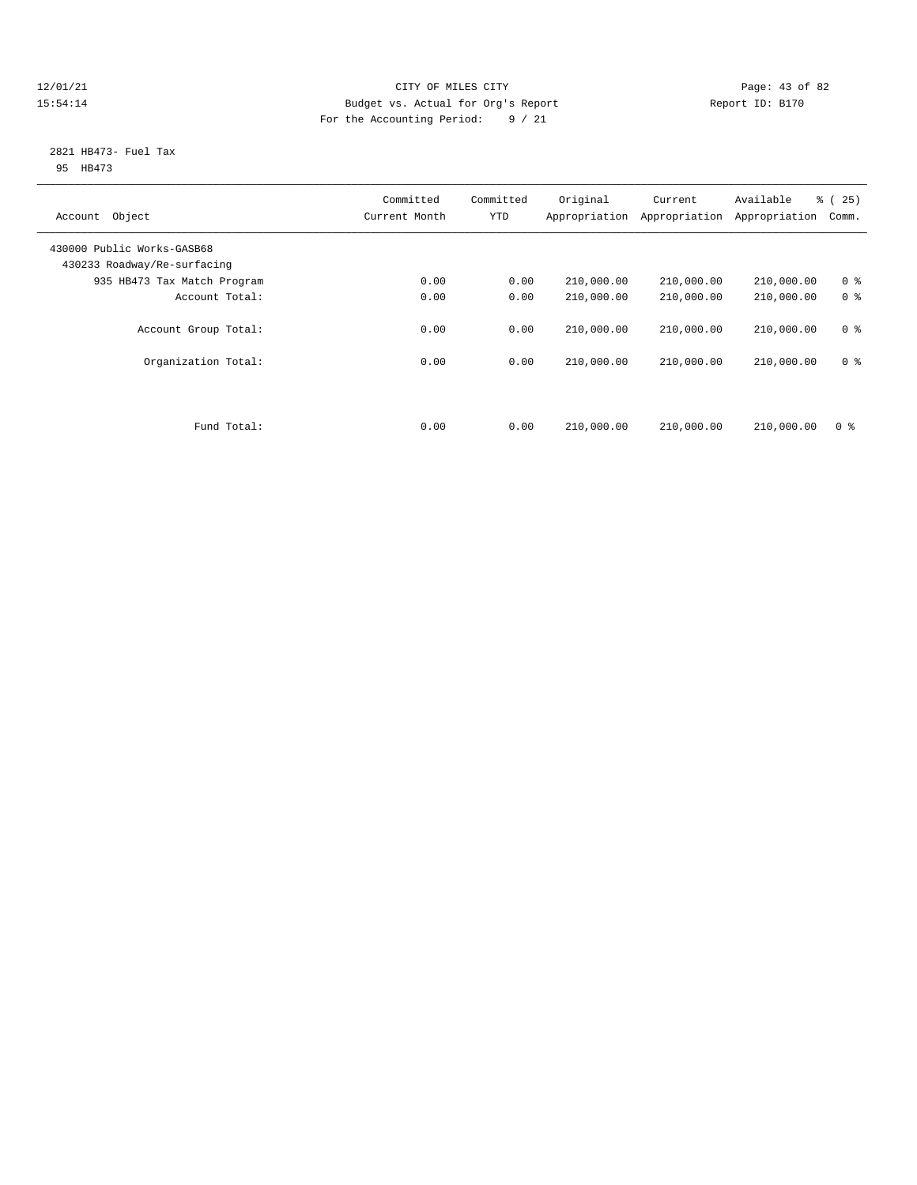CITY OF MILES CITY
Budget vs. Actual for Org's Report
For the Accounting Period: 9 / 21

12/01/21
15:54:14

Report ID: B170

2821 HB473- Fuel Tax
95 HB473

| Account Object | Committed Current Month | Committed YTD | Original Appropriation | Current Appropriation | Available Appropriation | % ( 25) Comm. |
|---|---|---|---|---|---|---|
| 430000 Public Works-GASB68 | | | | | | |
| 430233 Roadway/Re-surfacing | | | | | | |
| 935 HB473 Tax Match Program | 0.00 | 0.00 | 210,000.00 | 210,000.00 | 210,000.00 | 0 % |
| Account Total: | 0.00 | 0.00 | 210,000.00 | 210,000.00 | 210,000.00 | 0 % |
| Account Group Total: | 0.00 | 0.00 | 210,000.00 | 210,000.00 | 210,000.00 | 0 % |
| Organization Total: | 0.00 | 0.00 | 210,000.00 | 210,000.00 | 210,000.00 | 0 % |
| Fund Total: | 0.00 | 0.00 | 210,000.00 | 210,000.00 | 210,000.00 | 0 % |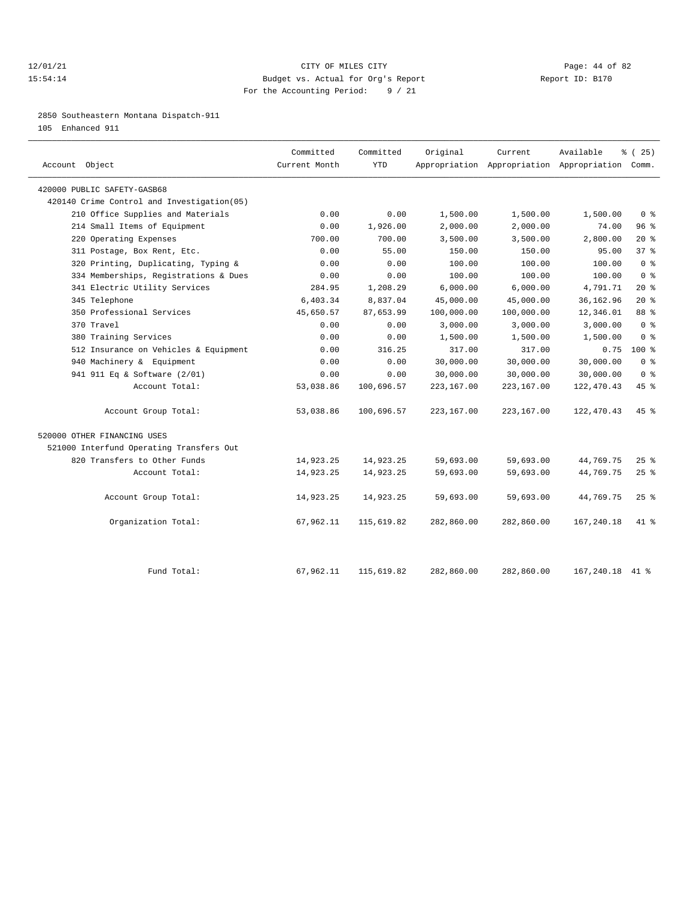CITY OF MILES CITY
Budget vs. Actual for Org's Report
For the Accounting Period: 9 / 21

12/01/21
15:54:14

Report ID: B170

2850 Southeastern Montana Dispatch-911
105 Enhanced 911

| Account Object | Committed Current Month | Committed YTD | Original Appropriation | Current Appropriation | Available Appropriation | % ( 25) Comm. |
|---|---|---|---|---|---|---|
| 420000 PUBLIC SAFETY-GASB68 | | | | | | |
| 420140 Crime Control and Investigation(05) | | | | | | |
| 210 Office Supplies and Materials | 0.00 | 0.00 | 1,500.00 | 1,500.00 | 1,500.00 | 0 % |
| 214 Small Items of Equipment | 0.00 | 1,926.00 | 2,000.00 | 2,000.00 | 74.00 | 96 % |
| 220 Operating Expenses | 700.00 | 700.00 | 3,500.00 | 3,500.00 | 2,800.00 | 20 % |
| 311 Postage, Box Rent, Etc. | 0.00 | 55.00 | 150.00 | 150.00 | 95.00 | 37 % |
| 320 Printing, Duplicating, Typing & | 0.00 | 0.00 | 100.00 | 100.00 | 100.00 | 0 % |
| 334 Memberships, Registrations & Dues | 0.00 | 0.00 | 100.00 | 100.00 | 100.00 | 0 % |
| 341 Electric Utility Services | 284.95 | 1,208.29 | 6,000.00 | 6,000.00 | 4,791.71 | 20 % |
| 345 Telephone | 6,403.34 | 8,837.04 | 45,000.00 | 45,000.00 | 36,162.96 | 20 % |
| 350 Professional Services | 45,650.57 | 87,653.99 | 100,000.00 | 100,000.00 | 12,346.01 | 88 % |
| 370 Travel | 0.00 | 0.00 | 3,000.00 | 3,000.00 | 3,000.00 | 0 % |
| 380 Training Services | 0.00 | 0.00 | 1,500.00 | 1,500.00 | 1,500.00 | 0 % |
| 512 Insurance on Vehicles & Equipment | 0.00 | 316.25 | 317.00 | 317.00 | 0.75 | 100 % |
| 940 Machinery & Equipment | 0.00 | 0.00 | 30,000.00 | 30,000.00 | 30,000.00 | 0 % |
| 941 911 Eq & Software (2/01) | 0.00 | 0.00 | 30,000.00 | 30,000.00 | 30,000.00 | 0 % |
| Account Total: | 53,038.86 | 100,696.57 | 223,167.00 | 223,167.00 | 122,470.43 | 45 % |
| Account Group Total: | 53,038.86 | 100,696.57 | 223,167.00 | 223,167.00 | 122,470.43 | 45 % |
| 520000 OTHER FINANCING USES | | | | | | |
| 521000 Interfund Operating Transfers Out | | | | | | |
| 820 Transfers to Other Funds | 14,923.25 | 14,923.25 | 59,693.00 | 59,693.00 | 44,769.75 | 25 % |
| Account Total: | 14,923.25 | 14,923.25 | 59,693.00 | 59,693.00 | 44,769.75 | 25 % |
| Account Group Total: | 14,923.25 | 14,923.25 | 59,693.00 | 59,693.00 | 44,769.75 | 25 % |
| Organization Total: | 67,962.11 | 115,619.82 | 282,860.00 | 282,860.00 | 167,240.18 | 41 % |
| Fund Total: | 67,962.11 | 115,619.82 | 282,860.00 | 282,860.00 | 167,240.18 | 41 % |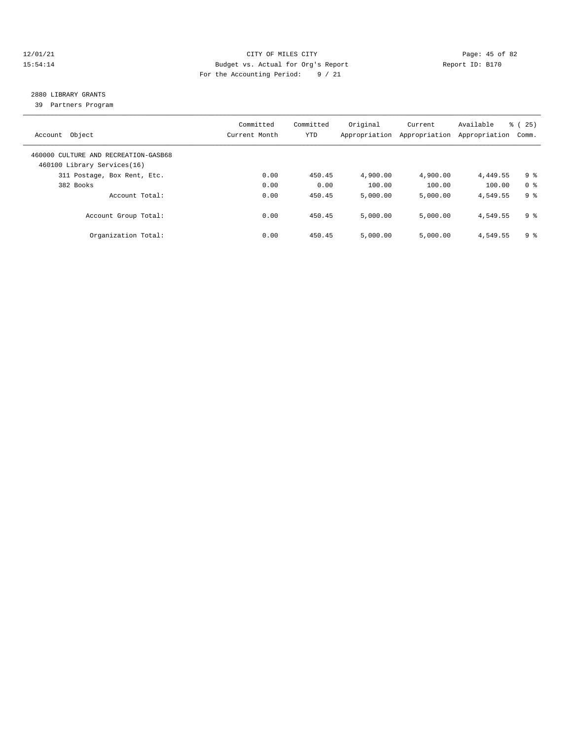CITY OF MILES CITY
Budget vs. Actual for Org's Report
Report ID: B170
For the Accounting Period: 9 / 21

## 2880 LIBRARY GRANTS

39 Partners Program

| Account Object | Committed Current Month | Committed YTD | Original Appropriation | Current Appropriation | Available Appropriation | % ( 25) Comm. |
|---|---|---|---|---|---|---|
| 460000 CULTURE AND RECREATION-GASB68 | | | | | | |
| 460100 Library Services(16) | | | | | | |
| 311 Postage, Box Rent, Etc. | 0.00 | 450.45 | 4,900.00 | 4,900.00 | 4,449.55 | 9 % |
| 382 Books | 0.00 | 0.00 | 100.00 | 100.00 | 100.00 | 0 % |
| Account Total: | 0.00 | 450.45 | 5,000.00 | 5,000.00 | 4,549.55 | 9 % |
| Account Group Total: | 0.00 | 450.45 | 5,000.00 | 5,000.00 | 4,549.55 | 9 % |
| Organization Total: | 0.00 | 450.45 | 5,000.00 | 5,000.00 | 4,549.55 | 9 % |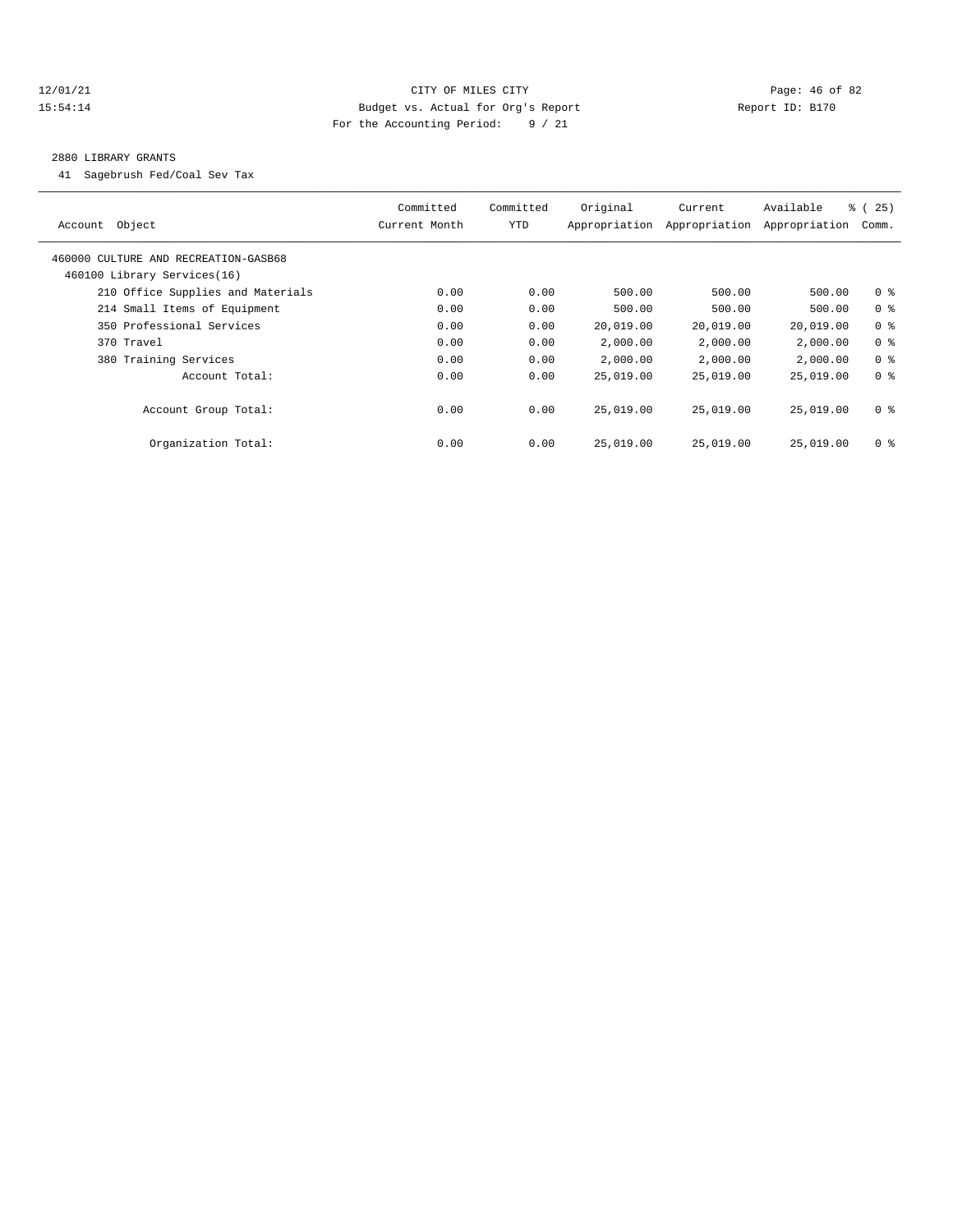12/01/21 CITY OF MILES CITY
15:54:14 Budget vs. Actual for Org's Report Report ID: B170
For the Accounting Period: 9 / 21

## 2880 LIBRARY GRANTS

41 Sagebrush Fed/Coal Sev Tax

| Account Object | Committed Current Month | Committed YTD | Original Appropriation | Current Appropriation | Available Appropriation | % ( 25) Comm. |
|---|---|---|---|---|---|---|
| 460000 CULTURE AND RECREATION-GASB68 | | | | | | |
| 460100 Library Services(16) | | | | | | |
| 210 Office Supplies and Materials | 0.00 | 0.00 | 500.00 | 500.00 | 500.00 | 0 % |
| 214 Small Items of Equipment | 0.00 | 0.00 | 500.00 | 500.00 | 500.00 | 0 % |
| 350 Professional Services | 0.00 | 0.00 | 20,019.00 | 20,019.00 | 20,019.00 | 0 % |
| 370 Travel | 0.00 | 0.00 | 2,000.00 | 2,000.00 | 2,000.00 | 0 % |
| 380 Training Services | 0.00 | 0.00 | 2,000.00 | 2,000.00 | 2,000.00 | 0 % |
| Account Total: | 0.00 | 0.00 | 25,019.00 | 25,019.00 | 25,019.00 | 0 % |
| Account Group Total: | 0.00 | 0.00 | 25,019.00 | 25,019.00 | 25,019.00 | 0 % |
| Organization Total: | 0.00 | 0.00 | 25,019.00 | 25,019.00 | 25,019.00 | 0 % |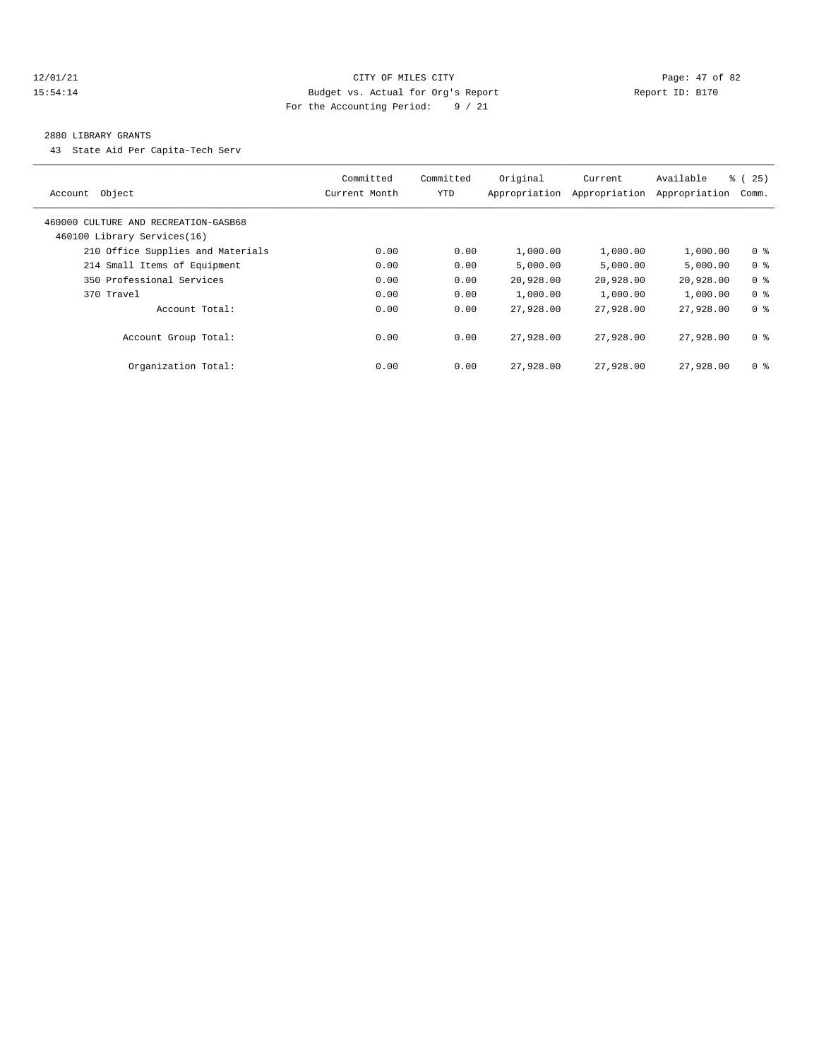CITY OF MILES CITY
Budget vs. Actual for Org's Report
For the Accounting Period: 9 / 21

12/01/21 15:54:14 Report ID: B170

2880 LIBRARY GRANTS

43 State Aid Per Capita-Tech Serv

| Account Object | Committed Current Month | Committed YTD | Original Appropriation | Current Appropriation | Available Appropriation | % ( 25) Comm. |
|---|---|---|---|---|---|---|
| 460000 CULTURE AND RECREATION-GASB68 | | | | | | |
| 460100 Library Services(16) | | | | | | |
| 210 Office Supplies and Materials | 0.00 | 0.00 | 1,000.00 | 1,000.00 | 1,000.00 | 0 % |
| 214 Small Items of Equipment | 0.00 | 0.00 | 5,000.00 | 5,000.00 | 5,000.00 | 0 % |
| 350 Professional Services | 0.00 | 0.00 | 20,928.00 | 20,928.00 | 20,928.00 | 0 % |
| 370 Travel | 0.00 | 0.00 | 1,000.00 | 1,000.00 | 1,000.00 | 0 % |
| Account Total: | 0.00 | 0.00 | 27,928.00 | 27,928.00 | 27,928.00 | 0 % |
| Account Group Total: | 0.00 | 0.00 | 27,928.00 | 27,928.00 | 27,928.00 | 0 % |
| Organization Total: | 0.00 | 0.00 | 27,928.00 | 27,928.00 | 27,928.00 | 0 % |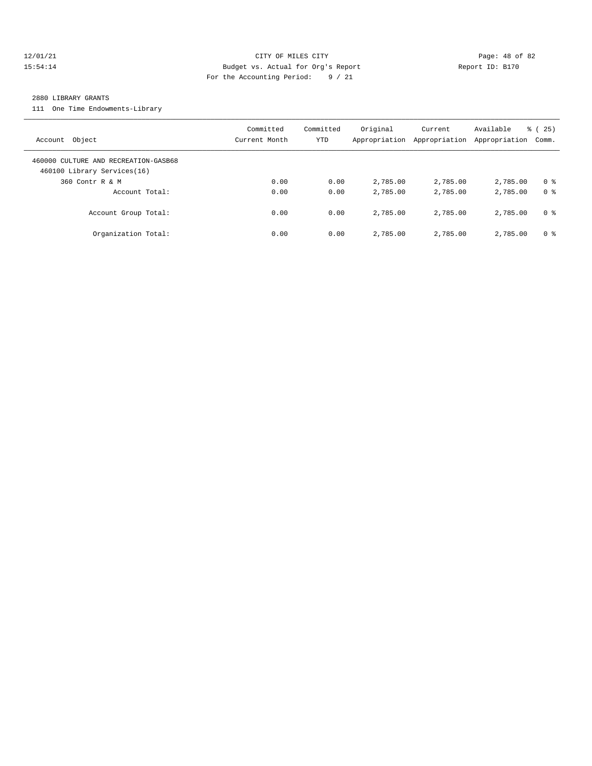CITY OF MILES CITY
Budget vs. Actual for Org's Report
For the Accounting Period: 9 / 21

12/01/21
15:54:14

Report ID: B170

2880 LIBRARY GRANTS

111 One Time Endowments-Library

| Account Object | Committed Current Month | Committed YTD | Original Appropriation | Current Appropriation | Available Appropriation | % ( 25) Comm. |
|---|---|---|---|---|---|---|
| 460000 CULTURE AND RECREATION-GASB68 | | | | | | |
| 460100 Library Services(16) | | | | | | |
| 360 Contr R & M | 0.00 | 0.00 | 2,785.00 | 2,785.00 | 2,785.00 | 0 % |
| Account Total: | 0.00 | 0.00 | 2,785.00 | 2,785.00 | 2,785.00 | 0 % |
| Account Group Total: | 0.00 | 0.00 | 2,785.00 | 2,785.00 | 2,785.00 | 0 % |
| Organization Total: | 0.00 | 0.00 | 2,785.00 | 2,785.00 | 2,785.00 | 0 % |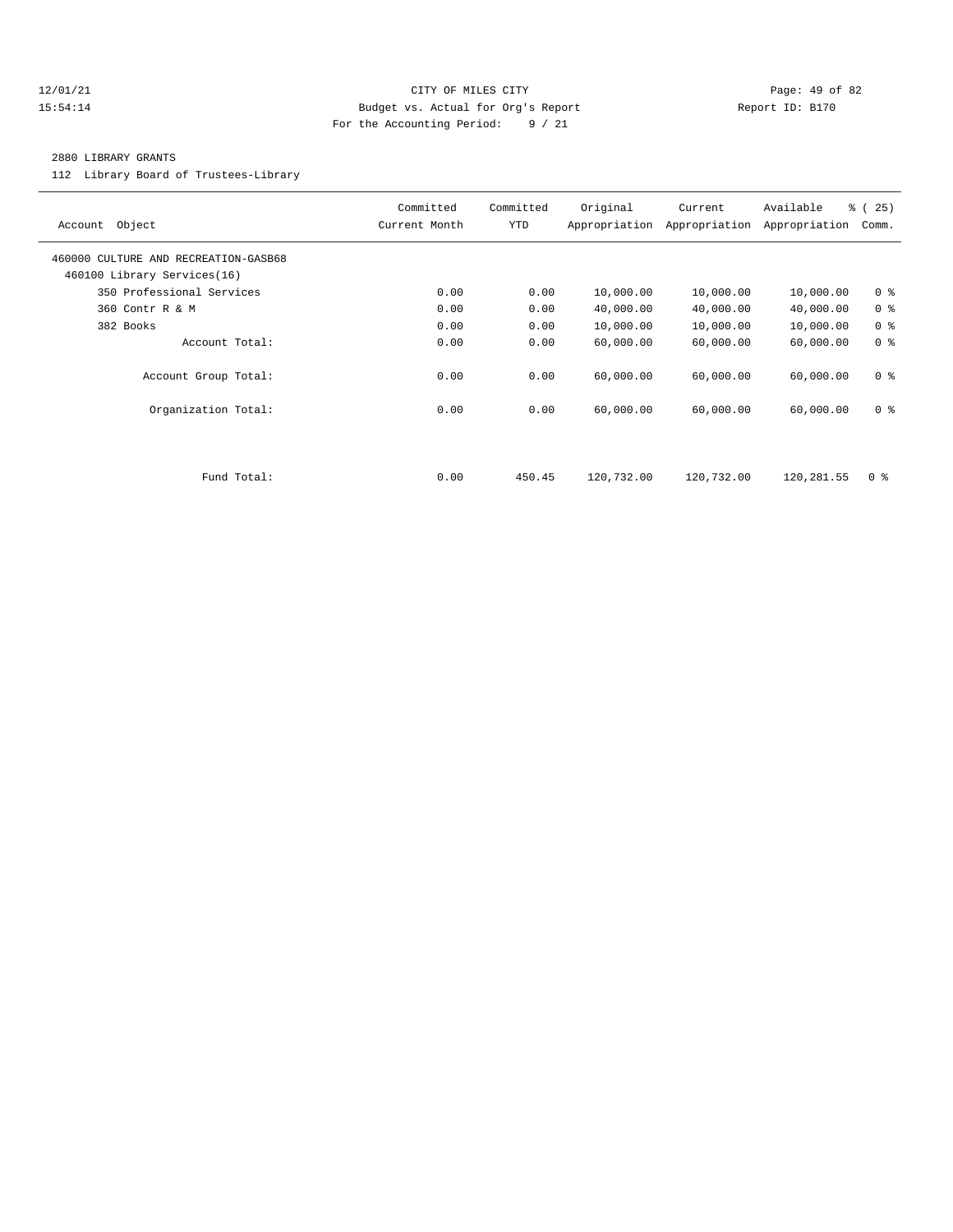12/01/21 CITY OF MILES CITY
15:54:14 Budget vs. Actual for Org's Report Report ID: B170
For the Accounting Period: 9 / 21

2880 LIBRARY GRANTS

112 Library Board of Trustees-Library

| Account Object | Committed Current Month | Committed YTD | Original Appropriation | Current Appropriation | Available Appropriation | % ( 25) Comm. |
|---|---|---|---|---|---|---|
| 460000 CULTURE AND RECREATION-GASB68 | | | | | | |
| 460100 Library Services(16) | | | | | | |
| 350 Professional Services | 0.00 | 0.00 | 10,000.00 | 10,000.00 | 10,000.00 | 0 % |
| 360 Contr R & M | 0.00 | 0.00 | 40,000.00 | 40,000.00 | 40,000.00 | 0 % |
| 382 Books | 0.00 | 0.00 | 10,000.00 | 10,000.00 | 10,000.00 | 0 % |
| Account Total: | 0.00 | 0.00 | 60,000.00 | 60,000.00 | 60,000.00 | 0 % |
| Account Group Total: | 0.00 | 0.00 | 60,000.00 | 60,000.00 | 60,000.00 | 0 % |
| Organization Total: | 0.00 | 0.00 | 60,000.00 | 60,000.00 | 60,000.00 | 0 % |
| Fund Total: | 0.00 | 450.45 | 120,732.00 | 120,732.00 | 120,281.55 | 0 % |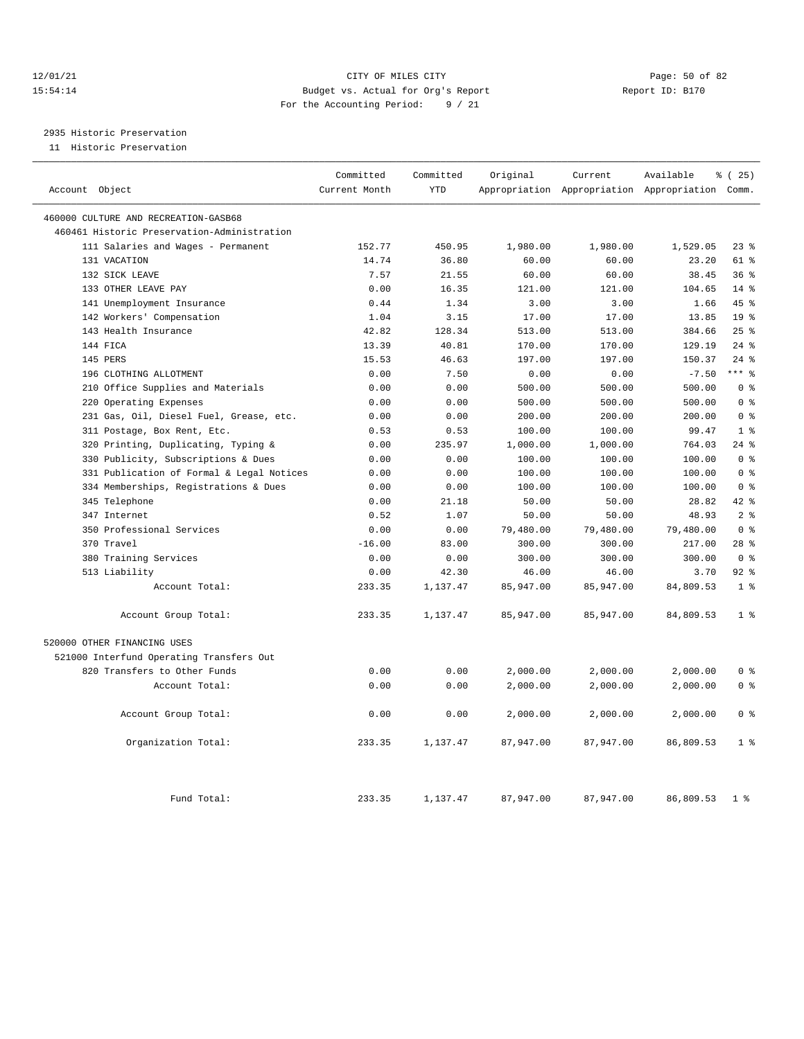# CITY OF MILES CITY

12/01/21
15:54:14

Budget vs. Actual for Org's Report

For the Accounting Period: 9 / 21

Report ID: B170

## 2935 Historic Preservation

11 Historic Preservation

| Account Object | Committed Current Month | Committed YTD | Original Appropriation | Current Appropriation | Available Appropriation | % ( 25) Comm. |
|---|---|---|---|---|---|---|
| 460000 CULTURE AND RECREATION-GASB68 | | | | | | |
| 460461 Historic Preservation-Administration | | | | | | |
| 111 Salaries and Wages - Permanent | 152.77 | 450.95 | 1,980.00 | 1,980.00 | 1,529.05 | 23 % |
| 131 VACATION | 14.74 | 36.80 | 60.00 | 60.00 | 23.20 | 61 % |
| 132 SICK LEAVE | 7.57 | 21.55 | 60.00 | 60.00 | 38.45 | 36 % |
| 133 OTHER LEAVE PAY | 0.00 | 16.35 | 121.00 | 121.00 | 104.65 | 14 % |
| 141 Unemployment Insurance | 0.44 | 1.34 | 3.00 | 3.00 | 1.66 | 45 % |
| 142 Workers' Compensation | 1.04 | 3.15 | 17.00 | 17.00 | 13.85 | 19 % |
| 143 Health Insurance | 42.82 | 128.34 | 513.00 | 513.00 | 384.66 | 25 % |
| 144 FICA | 13.39 | 40.81 | 170.00 | 170.00 | 129.19 | 24 % |
| 145 PERS | 15.53 | 46.63 | 197.00 | 197.00 | 150.37 | 24 % |
| 196 CLOTHING ALLOTMENT | 0.00 | 7.50 | 0.00 | 0.00 | -7.50 | *** % |
| 210 Office Supplies and Materials | 0.00 | 0.00 | 500.00 | 500.00 | 500.00 | 0 % |
| 220 Operating Expenses | 0.00 | 0.00 | 500.00 | 500.00 | 500.00 | 0 % |
| 231 Gas, Oil, Diesel Fuel, Grease, etc. | 0.00 | 0.00 | 200.00 | 200.00 | 200.00 | 0 % |
| 311 Postage, Box Rent, Etc. | 0.53 | 0.53 | 100.00 | 100.00 | 99.47 | 1 % |
| 320 Printing, Duplicating, Typing & | 0.00 | 235.97 | 1,000.00 | 1,000.00 | 764.03 | 24 % |
| 330 Publicity, Subscriptions & Dues | 0.00 | 0.00 | 100.00 | 100.00 | 100.00 | 0 % |
| 331 Publication of Formal & Legal Notices | 0.00 | 0.00 | 100.00 | 100.00 | 100.00 | 0 % |
| 334 Memberships, Registrations & Dues | 0.00 | 0.00 | 100.00 | 100.00 | 100.00 | 0 % |
| 345 Telephone | 0.00 | 21.18 | 50.00 | 50.00 | 28.82 | 42 % |
| 347 Internet | 0.52 | 1.07 | 50.00 | 50.00 | 48.93 | 2 % |
| 350 Professional Services | 0.00 | 0.00 | 79,480.00 | 79,480.00 | 79,480.00 | 0 % |
| 370 Travel | -16.00 | 83.00 | 300.00 | 300.00 | 217.00 | 28 % |
| 380 Training Services | 0.00 | 0.00 | 300.00 | 300.00 | 300.00 | 0 % |
| 513 Liability | 0.00 | 42.30 | 46.00 | 46.00 | 3.70 | 92 % |
| Account Total: | 233.35 | 1,137.47 | 85,947.00 | 85,947.00 | 84,809.53 | 1 % |
| Account Group Total: | 233.35 | 1,137.47 | 85,947.00 | 85,947.00 | 84,809.53 | 1 % |
| 520000 OTHER FINANCING USES | | | | | | |
| 521000 Interfund Operating Transfers Out | | | | | | |
| 820 Transfers to Other Funds | 0.00 | 0.00 | 2,000.00 | 2,000.00 | 2,000.00 | 0 % |
| Account Total: | 0.00 | 0.00 | 2,000.00 | 2,000.00 | 2,000.00 | 0 % |
| Account Group Total: | 0.00 | 0.00 | 2,000.00 | 2,000.00 | 2,000.00 | 0 % |
| Organization Total: | 233.35 | 1,137.47 | 87,947.00 | 87,947.00 | 86,809.53 | 1 % |
| Fund Total: | 233.35 | 1,137.47 | 87,947.00 | 87,947.00 | 86,809.53 | 1 % |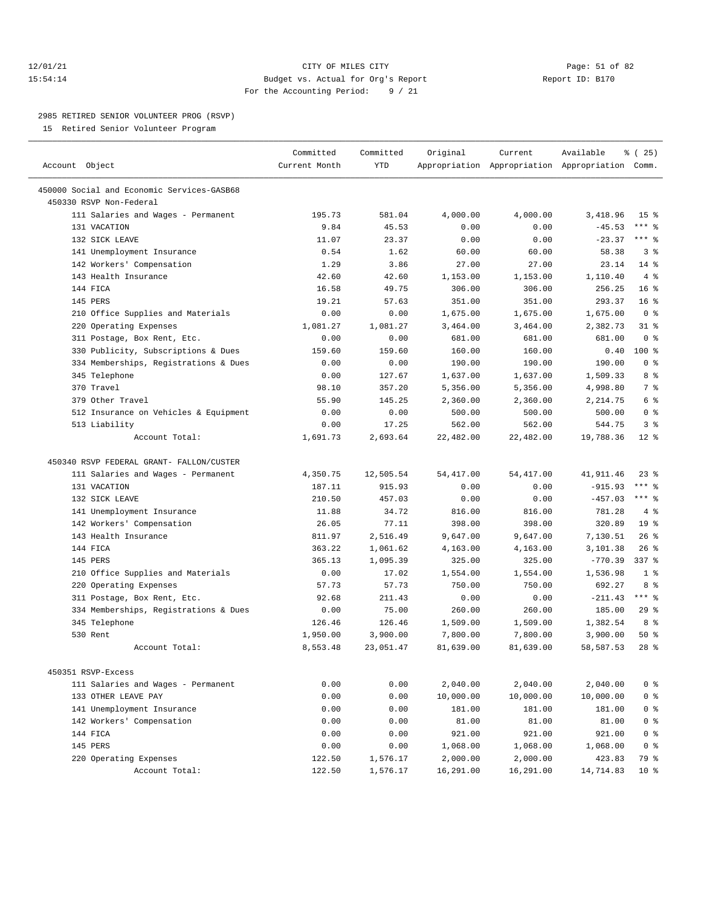CITY OF MILES CITY
Budget vs. Actual for Org's Report
For the Accounting Period: 9 / 21

2985 RETIRED SENIOR VOLUNTEER PROG (RSVP)
15 Retired Senior Volunteer Program

| Account Object | Committed Current Month | Committed YTD | Original Appropriation | Current Appropriation | Available Appropriation | % ( 25) Comm. |
|---|---|---|---|---|---|---|
| 450000 Social and Economic Services-GASB68 | | | | | | |
| 450330 RSVP Non-Federal | | | | | | |
| 111 Salaries and Wages - Permanent | 195.73 | 581.04 | 4,000.00 | 4,000.00 | 3,418.96 | 15 % |
| 131 VACATION | 9.84 | 45.53 | 0.00 | 0.00 | -45.53 | *** % |
| 132 SICK LEAVE | 11.07 | 23.37 | 0.00 | 0.00 | -23.37 | *** % |
| 141 Unemployment Insurance | 0.54 | 1.62 | 60.00 | 60.00 | 58.38 | 3 % |
| 142 Workers' Compensation | 1.29 | 3.86 | 27.00 | 27.00 | 23.14 | 14 % |
| 143 Health Insurance | 42.60 | 42.60 | 1,153.00 | 1,153.00 | 1,110.40 | 4 % |
| 144 FICA | 16.58 | 49.75 | 306.00 | 306.00 | 256.25 | 16 % |
| 145 PERS | 19.21 | 57.63 | 351.00 | 351.00 | 293.37 | 16 % |
| 210 Office Supplies and Materials | 0.00 | 0.00 | 1,675.00 | 1,675.00 | 1,675.00 | 0 % |
| 220 Operating Expenses | 1,081.27 | 1,081.27 | 3,464.00 | 3,464.00 | 2,382.73 | 31 % |
| 311 Postage, Box Rent, Etc. | 0.00 | 0.00 | 681.00 | 681.00 | 681.00 | 0 % |
| 330 Publicity, Subscriptions & Dues | 159.60 | 159.60 | 160.00 | 160.00 | 0.40 | 100 % |
| 334 Memberships, Registrations & Dues | 0.00 | 0.00 | 190.00 | 190.00 | 190.00 | 0 % |
| 345 Telephone | 0.00 | 127.67 | 1,637.00 | 1,637.00 | 1,509.33 | 8 % |
| 370 Travel | 98.10 | 357.20 | 5,356.00 | 5,356.00 | 4,998.80 | 7 % |
| 379 Other Travel | 55.90 | 145.25 | 2,360.00 | 2,360.00 | 2,214.75 | 6 % |
| 512 Insurance on Vehicles & Equipment | 0.00 | 0.00 | 500.00 | 500.00 | 500.00 | 0 % |
| 513 Liability | 0.00 | 17.25 | 562.00 | 562.00 | 544.75 | 3 % |
| Account Total: | 1,691.73 | 2,693.64 | 22,482.00 | 22,482.00 | 19,788.36 | 12 % |
| 450340 RSVP FEDERAL GRANT- FALLON/CUSTER | | | | | | |
| 111 Salaries and Wages - Permanent | 4,350.75 | 12,505.54 | 54,417.00 | 54,417.00 | 41,911.46 | 23 % |
| 131 VACATION | 187.11 | 915.93 | 0.00 | 0.00 | -915.93 | *** % |
| 132 SICK LEAVE | 210.50 | 457.03 | 0.00 | 0.00 | -457.03 | *** % |
| 141 Unemployment Insurance | 11.88 | 34.72 | 816.00 | 816.00 | 781.28 | 4 % |
| 142 Workers' Compensation | 26.05 | 77.11 | 398.00 | 398.00 | 320.89 | 19 % |
| 143 Health Insurance | 811.97 | 2,516.49 | 9,647.00 | 9,647.00 | 7,130.51 | 26 % |
| 144 FICA | 363.22 | 1,061.62 | 4,163.00 | 4,163.00 | 3,101.38 | 26 % |
| 145 PERS | 365.13 | 1,095.39 | 325.00 | 325.00 | -770.39 | 337 % |
| 210 Office Supplies and Materials | 0.00 | 17.02 | 1,554.00 | 1,554.00 | 1,536.98 | 1 % |
| 220 Operating Expenses | 57.73 | 57.73 | 750.00 | 750.00 | 692.27 | 8 % |
| 311 Postage, Box Rent, Etc. | 92.68 | 211.43 | 0.00 | 0.00 | -211.43 | *** % |
| 334 Memberships, Registrations & Dues | 0.00 | 75.00 | 260.00 | 260.00 | 185.00 | 29 % |
| 345 Telephone | 126.46 | 126.46 | 1,509.00 | 1,509.00 | 1,382.54 | 8 % |
| 530 Rent | 1,950.00 | 3,900.00 | 7,800.00 | 7,800.00 | 3,900.00 | 50 % |
| Account Total: | 8,553.48 | 23,051.47 | 81,639.00 | 81,639.00 | 58,587.53 | 28 % |
| 450351 RSVP-Excess | | | | | | |
| 111 Salaries and Wages - Permanent | 0.00 | 0.00 | 2,040.00 | 2,040.00 | 2,040.00 | 0 % |
| 133 OTHER LEAVE PAY | 0.00 | 0.00 | 10,000.00 | 10,000.00 | 10,000.00 | 0 % |
| 141 Unemployment Insurance | 0.00 | 0.00 | 181.00 | 181.00 | 181.00 | 0 % |
| 142 Workers' Compensation | 0.00 | 0.00 | 81.00 | 81.00 | 81.00 | 0 % |
| 144 FICA | 0.00 | 0.00 | 921.00 | 921.00 | 921.00 | 0 % |
| 145 PERS | 0.00 | 0.00 | 1,068.00 | 1,068.00 | 1,068.00 | 0 % |
| 220 Operating Expenses | 122.50 | 1,576.17 | 2,000.00 | 2,000.00 | 423.83 | 79 % |
| Account Total: | 122.50 | 1,576.17 | 16,291.00 | 16,291.00 | 14,714.83 | 10 % |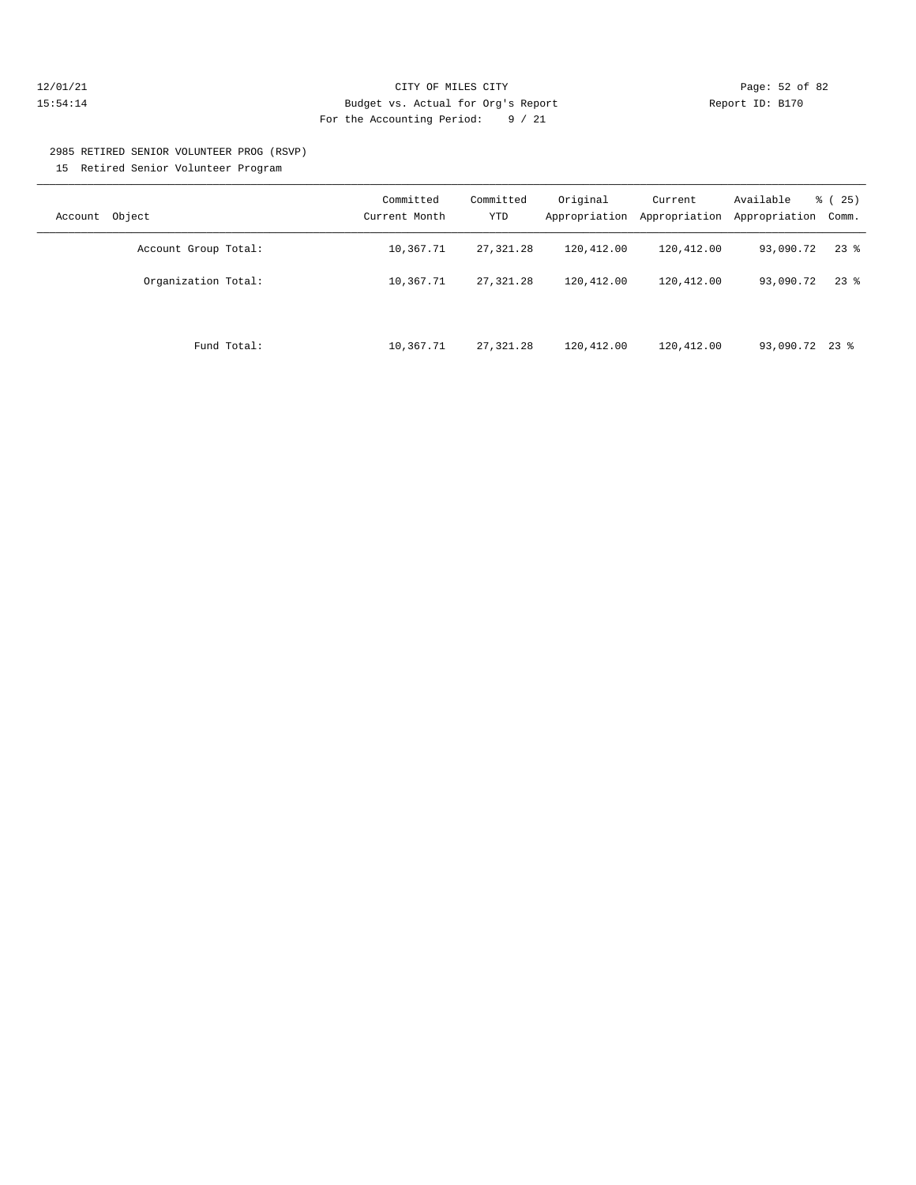CITY OF MILES CITY
Budget vs. Actual for Org's Report
For the Accounting Period: 9 / 21

12/01/21
15:54:14

Report ID: B170

2985 RETIRED SENIOR VOLUNTEER PROG (RSVP)
15 Retired Senior Volunteer Program

| Account Object | Committed Current Month | Committed YTD | Original Appropriation | Current Appropriation | Available Appropriation | % ( 25) Comm. |
|---|---|---|---|---|---|---|
| Account Group Total: | 10,367.71 | 27,321.28 | 120,412.00 | 120,412.00 | 93,090.72 | 23 % |
| Organization Total: | 10,367.71 | 27,321.28 | 120,412.00 | 120,412.00 | 93,090.72 | 23 % |
| Fund Total: | 10,367.71 | 27,321.28 | 120,412.00 | 120,412.00 | 93,090.72 | 23 % |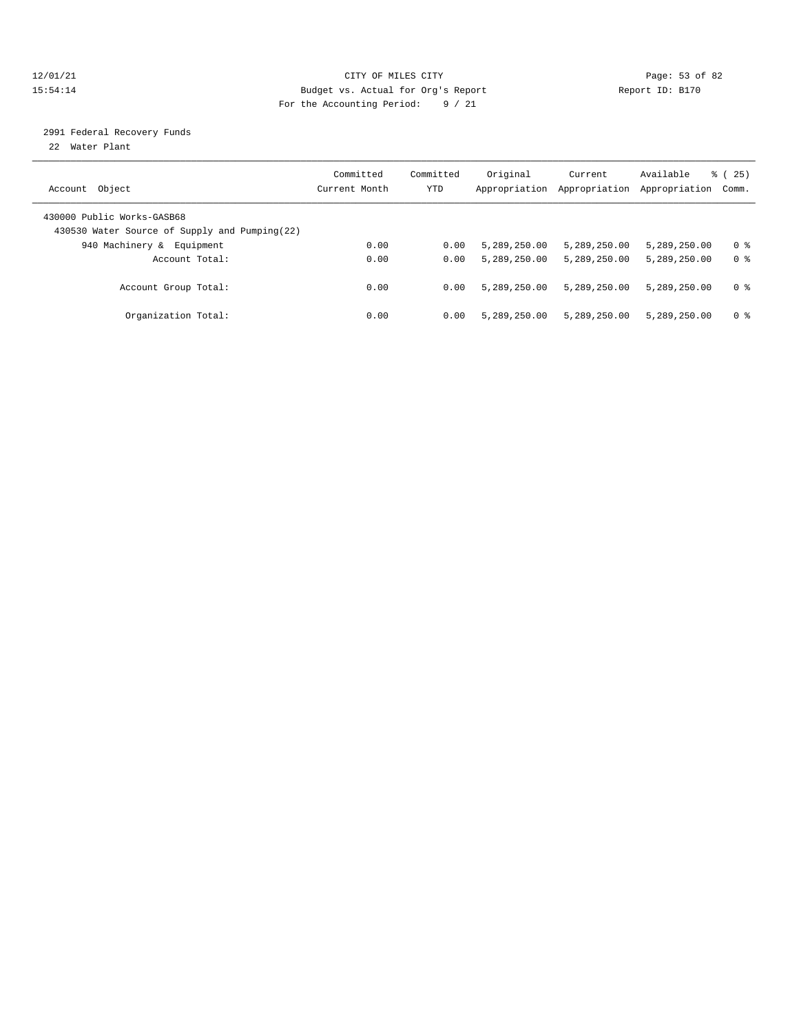CITY OF MILES CITY
Budget vs. Actual for Org's Report
For the Accounting Period: 9 / 21

12/01/21
15:54:14

Report ID: B170

2991 Federal Recovery Funds
22 Water Plant

| Account Object | Committed Current Month | Committed YTD | Original Appropriation | Current Appropriation | Available Appropriation | % ( 25) Comm. |
|---|---|---|---|---|---|---|
| 430000 Public Works-GASB68 | | | | | | |
| 430530 Water Source of Supply and Pumping(22) | | | | | | |
| 940 Machinery & Equipment | 0.00 | 0.00 | 5,289,250.00 | 5,289,250.00 | 5,289,250.00 | 0 % |
| Account Total: | 0.00 | 0.00 | 5,289,250.00 | 5,289,250.00 | 5,289,250.00 | 0 % |
| Account Group Total: | 0.00 | 0.00 | 5,289,250.00 | 5,289,250.00 | 5,289,250.00 | 0 % |
| Organization Total: | 0.00 | 0.00 | 5,289,250.00 | 5,289,250.00 | 5,289,250.00 | 0 % |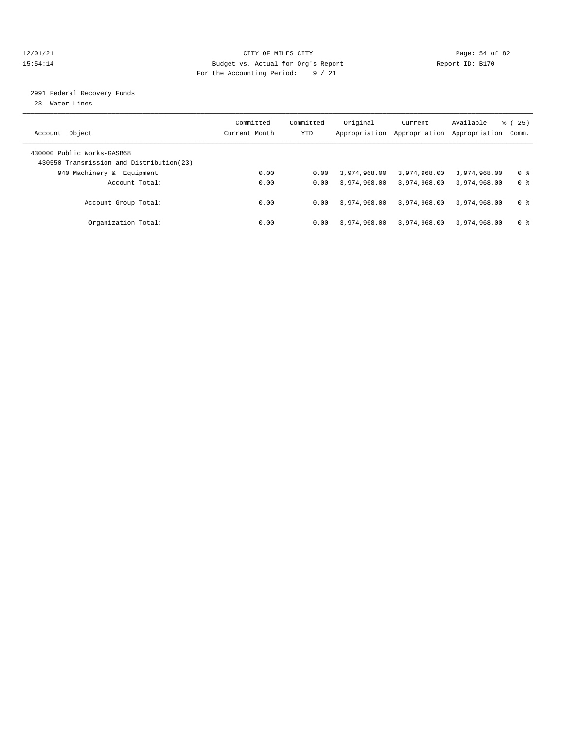CITY OF MILES CITY
Budget vs. Actual for Org's Report
For the Accounting Period: 9 / 21

12/01/21
15:54:14

Report ID: B170

## 2991 Federal Recovery Funds

23 Water Lines

| Account Object | Committed Current Month | Committed YTD | Original Appropriation | Current Appropriation | Available Appropriation | % ( 25) Comm. |
|---|---|---|---|---|---|---|
| 430000 Public Works-GASB68 | | | | | | |
| 430550 Transmission and Distribution(23) | | | | | | |
| 940 Machinery & Equipment | 0.00 | 0.00 | 3,974,968.00 | 3,974,968.00 | 3,974,968.00 | 0 % |
| Account Total: | 0.00 | 0.00 | 3,974,968.00 | 3,974,968.00 | 3,974,968.00 | 0 % |
| Account Group Total: | 0.00 | 0.00 | 3,974,968.00 | 3,974,968.00 | 3,974,968.00 | 0 % |
| Organization Total: | 0.00 | 0.00 | 3,974,968.00 | 3,974,968.00 | 3,974,968.00 | 0 % |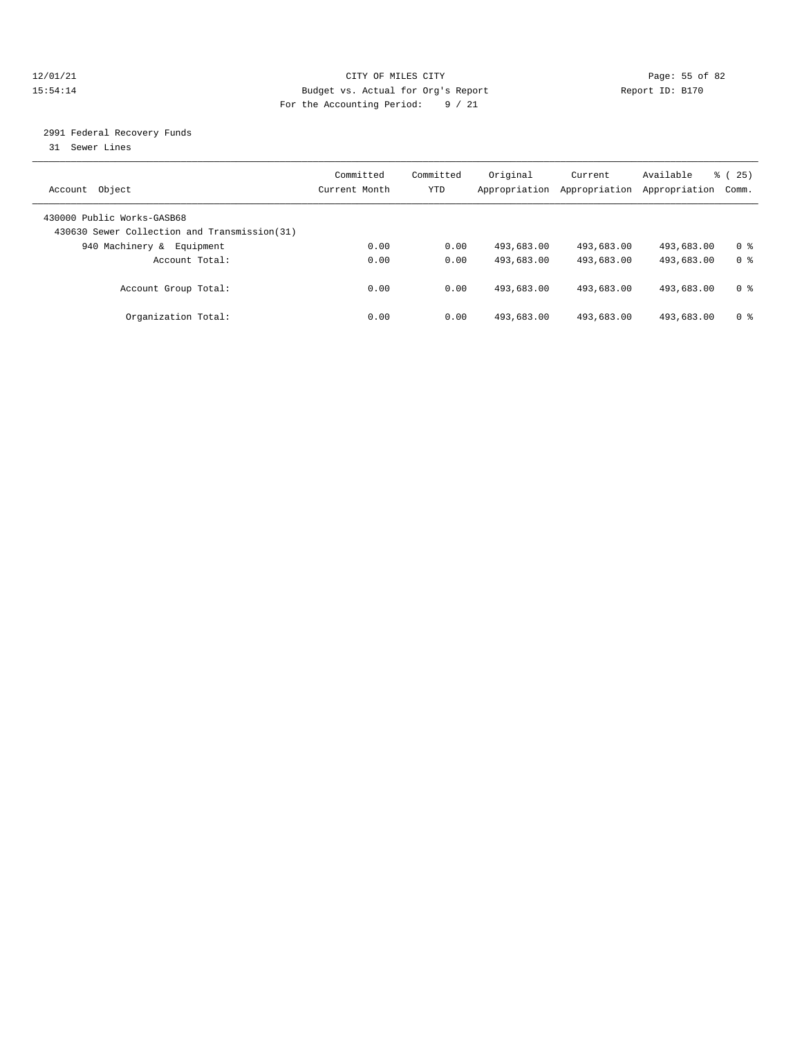CITY OF MILES CITY

Budget vs. Actual for Org's Report

For the Accounting Period: 9 / 21

2991 Federal Recovery Funds

31 Sewer Lines

| Account Object | Committed Current Month | Committed YTD | Original Appropriation | Current Appropriation | Available Appropriation | % ( 25) Comm. |
|---|---|---|---|---|---|---|
| 430000 Public Works-GASB68 | | | | | | |
| 430630 Sewer Collection and Transmission(31) | | | | | | |
| 940 Machinery & Equipment | 0.00 | 0.00 | 493,683.00 | 493,683.00 | 493,683.00 | 0 % |
| Account Total: | 0.00 | 0.00 | 493,683.00 | 493,683.00 | 493,683.00 | 0 % |
| Account Group Total: | 0.00 | 0.00 | 493,683.00 | 493,683.00 | 493,683.00 | 0 % |
| Organization Total: | 0.00 | 0.00 | 493,683.00 | 493,683.00 | 493,683.00 | 0 % |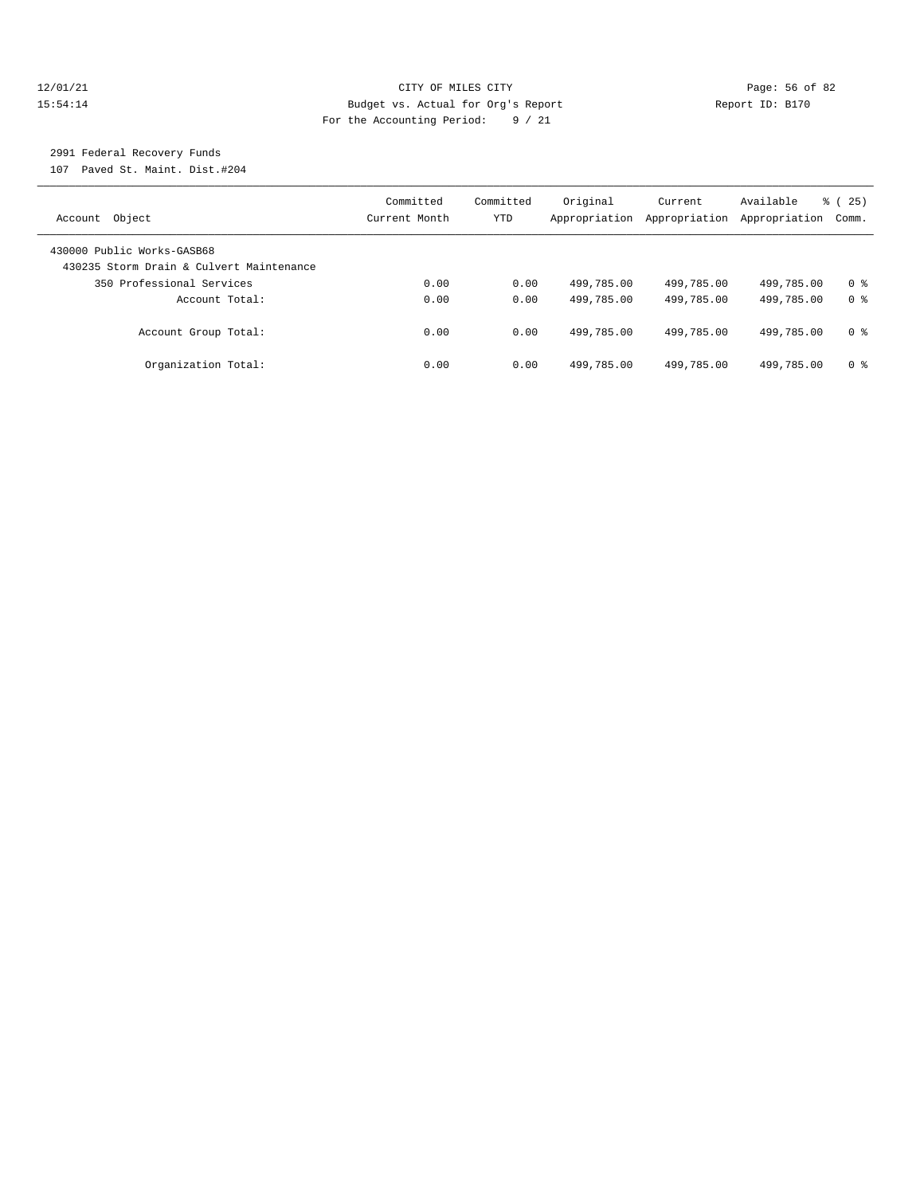CITY OF MILES CITY
Budget vs. Actual for Org's Report
For the Accounting Period: 9 / 21

12/01/21
15:54:14

Report ID: B170

2991 Federal Recovery Funds
107 Paved St. Maint. Dist.#204

| Account Object | Committed Current Month | Committed YTD | Original Appropriation | Current Appropriation | Available Appropriation | % ( 25) Comm. |
|---|---|---|---|---|---|---|
| 430000 Public Works-GASB68 | | | | | | |
| 430235 Storm Drain & Culvert Maintenance | | | | | | |
| 350 Professional Services | 0.00 | 0.00 | 499,785.00 | 499,785.00 | 499,785.00 | 0 % |
| Account Total: | 0.00 | 0.00 | 499,785.00 | 499,785.00 | 499,785.00 | 0 % |
| Account Group Total: | 0.00 | 0.00 | 499,785.00 | 499,785.00 | 499,785.00 | 0 % |
| Organization Total: | 0.00 | 0.00 | 499,785.00 | 499,785.00 | 499,785.00 | 0 % |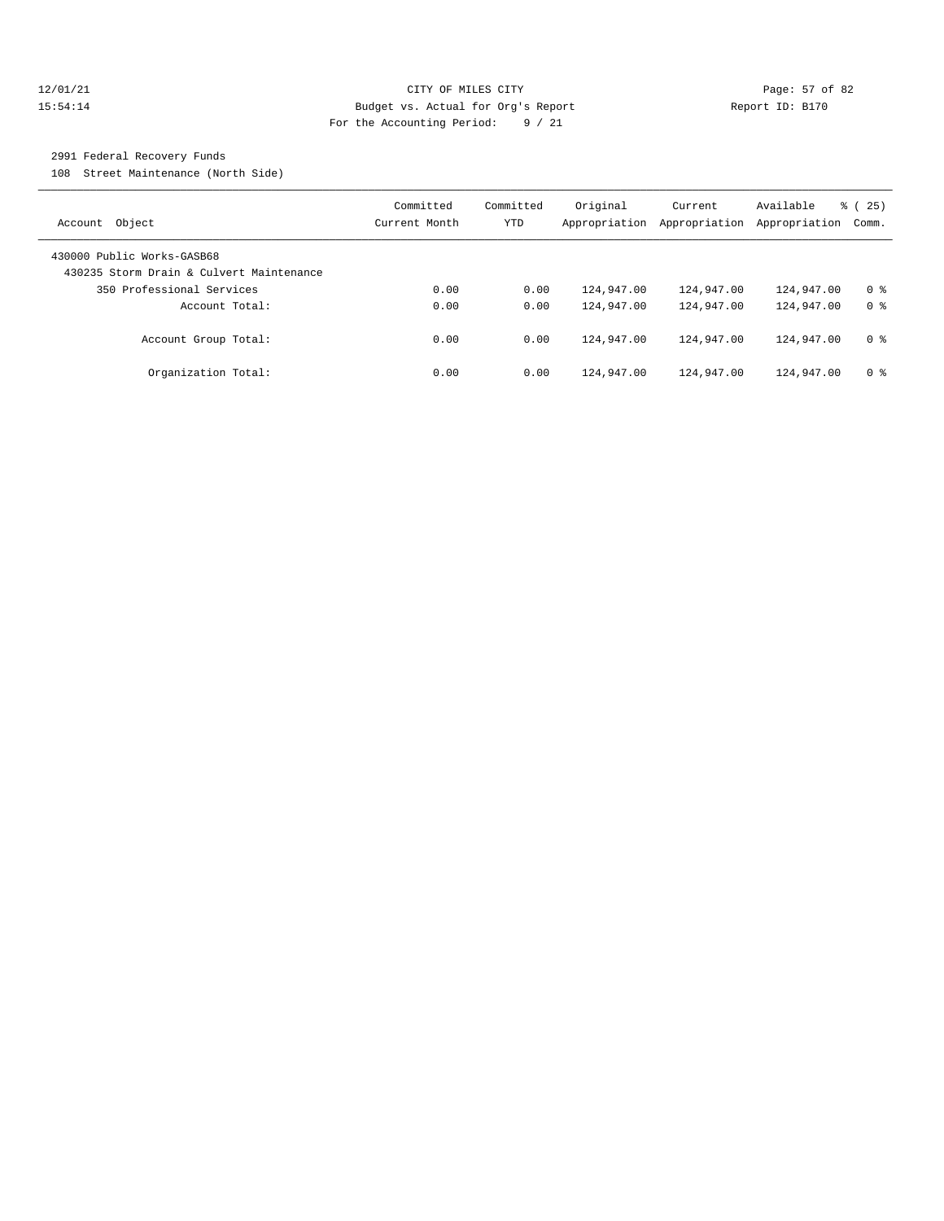CITY OF MILES CITY

Budget vs. Actual for Org's Report

For the Accounting Period: 9 / 21

12/01/21 15:54:14 — Report ID: B170

2991 Federal Recovery Funds

108 Street Maintenance (North Side)

| Account Object | Committed Current Month | Committed YTD | Original Appropriation | Current Appropriation | Available Appropriation | % ( 25) Comm. |
|---|---|---|---|---|---|---|
| 430000 Public Works-GASB68 | | | | | | |
| 430235 Storm Drain & Culvert Maintenance | | | | | | |
| 350 Professional Services | 0.00 | 0.00 | 124,947.00 | 124,947.00 | 124,947.00 | 0 % |
| Account Total: | 0.00 | 0.00 | 124,947.00 | 124,947.00 | 124,947.00 | 0 % |
| Account Group Total: | 0.00 | 0.00 | 124,947.00 | 124,947.00 | 124,947.00 | 0 % |
| Organization Total: | 0.00 | 0.00 | 124,947.00 | 124,947.00 | 124,947.00 | 0 % |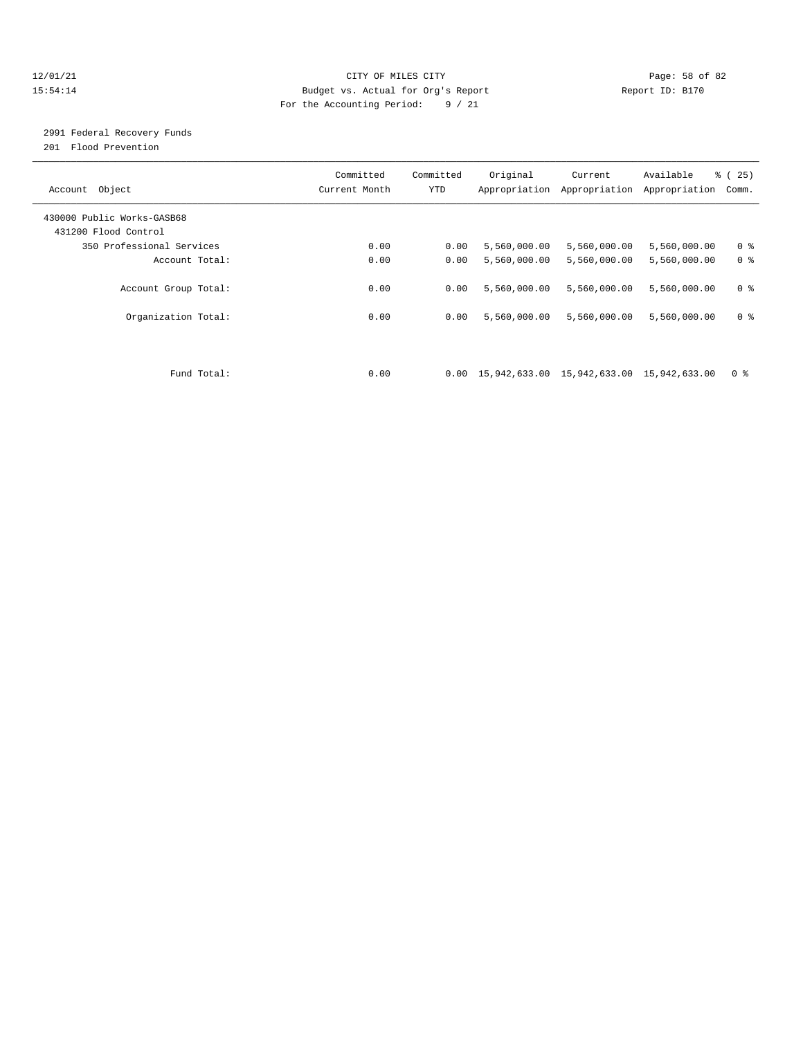12/01/21 CITY OF MILES CITY

15:54:14 Budget vs. Actual for Org's Report Report ID: B170

For the Accounting Period: 9 / 21

2991 Federal Recovery Funds

201 Flood Prevention

| Account Object | Committed Current Month | Committed YTD | Original Appropriation | Current Appropriation | Available Appropriation | % ( 25) Comm. |
|---|---|---|---|---|---|---|
| 430000 Public Works-GASB68 | | | | | | |
| 431200 Flood Control | | | | | | |
| 350 Professional Services | 0.00 | 0.00 | 5,560,000.00 | 5,560,000.00 | 5,560,000.00 | 0 % |
| Account Total: | 0.00 | 0.00 | 5,560,000.00 | 5,560,000.00 | 5,560,000.00 | 0 % |
| Account Group Total: | 0.00 | 0.00 | 5,560,000.00 | 5,560,000.00 | 5,560,000.00 | 0 % |
| Organization Total: | 0.00 | 0.00 | 5,560,000.00 | 5,560,000.00 | 5,560,000.00 | 0 % |
| Fund Total: | 0.00 | 0.00 | 15,942,633.00 | 15,942,633.00 | 15,942,633.00 | 0 % |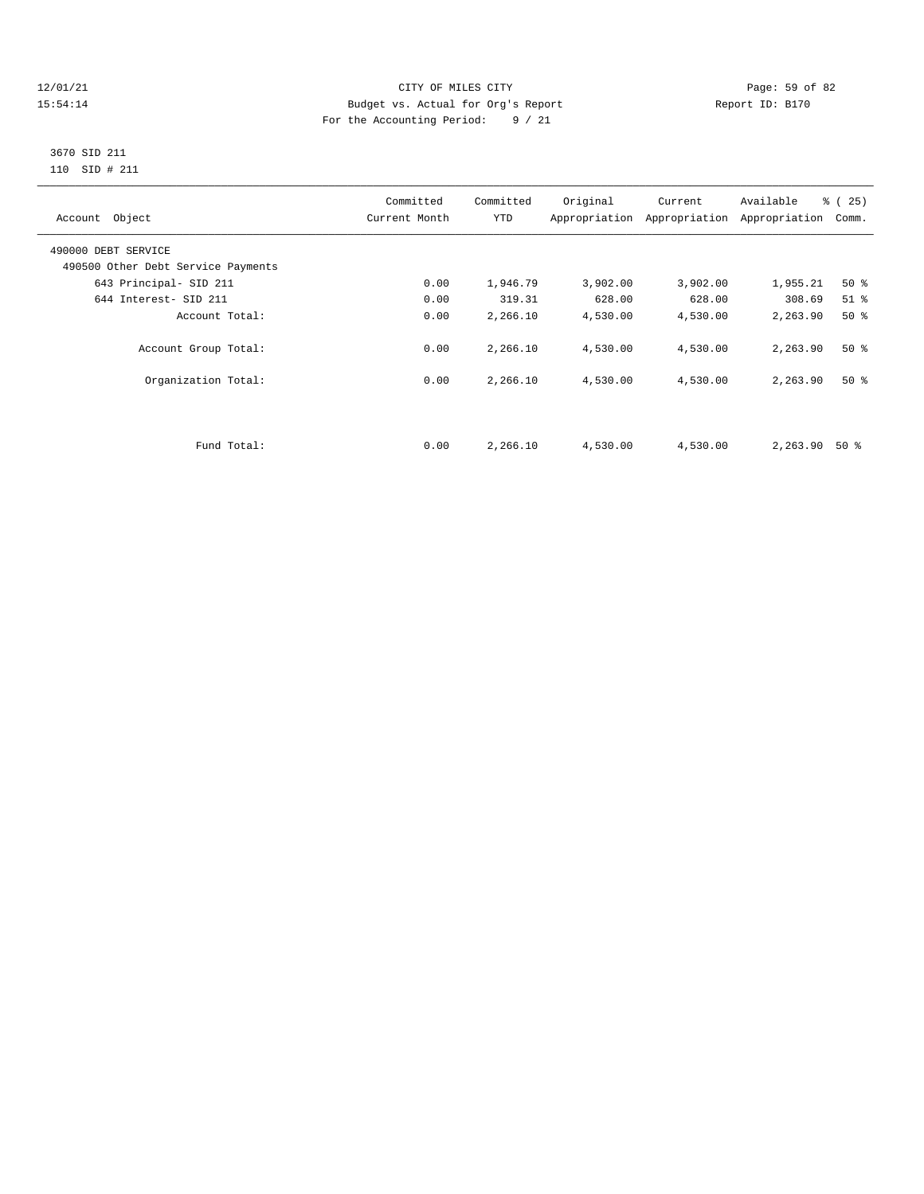CITY OF MILES CITY
Budget vs. Actual for Org's Report
For the Accounting Period: 9 / 21

12/01/21
15:54:14

Report ID: B170

3670 SID 211
110 SID # 211

| Account Object | Committed Current Month | Committed YTD | Original Appropriation | Current Appropriation | Available Appropriation | % ( 25) Comm. |
|---|---|---|---|---|---|---|
| 490000 DEBT SERVICE | | | | | | |
| 490500 Other Debt Service Payments | | | | | | |
| 643 Principal- SID 211 | 0.00 | 1,946.79 | 3,902.00 | 3,902.00 | 1,955.21 | 50 % |
| 644 Interest- SID 211 | 0.00 | 319.31 | 628.00 | 628.00 | 308.69 | 51 % |
| Account Total: | 0.00 | 2,266.10 | 4,530.00 | 4,530.00 | 2,263.90 | 50 % |
| Account Group Total: | 0.00 | 2,266.10 | 4,530.00 | 4,530.00 | 2,263.90 | 50 % |
| Organization Total: | 0.00 | 2,266.10 | 4,530.00 | 4,530.00 | 2,263.90 | 50 % |
| Fund Total: | 0.00 | 2,266.10 | 4,530.00 | 4,530.00 | 2,263.90 | 50 % |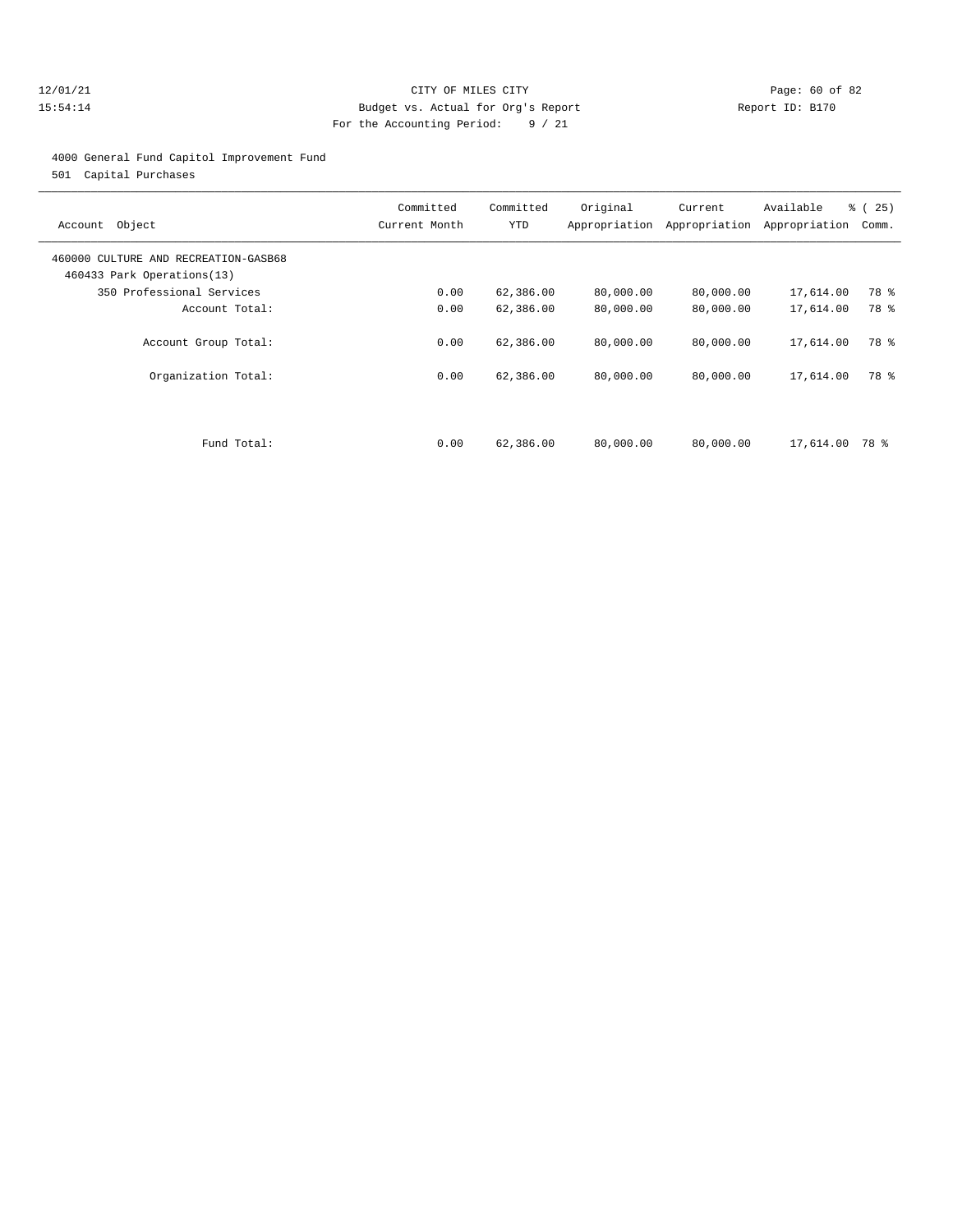CITY OF MILES CITY
Budget vs. Actual for Org's Report
For the Accounting Period: 9 / 21

12/01/21
15:54:14

Report ID: B170

4000 General Fund Capitol Improvement Fund
501 Capital Purchases

| Account Object | Committed Current Month | Committed YTD | Original Appropriation | Current Appropriation | Available Appropriation | % ( 25) Comm. |
|---|---|---|---|---|---|---|
| 460000 CULTURE AND RECREATION-GASB68 | | | | | | |
| 460433 Park Operations(13) | | | | | | |
| 350 Professional Services | 0.00 | 62,386.00 | 80,000.00 | 80,000.00 | 17,614.00 | 78 % |
| Account Total: | 0.00 | 62,386.00 | 80,000.00 | 80,000.00 | 17,614.00 | 78 % |
| Account Group Total: | 0.00 | 62,386.00 | 80,000.00 | 80,000.00 | 17,614.00 | 78 % |
| Organization Total: | 0.00 | 62,386.00 | 80,000.00 | 80,000.00 | 17,614.00 | 78 % |
| Fund Total: | 0.00 | 62,386.00 | 80,000.00 | 80,000.00 | 17,614.00 | 78 % |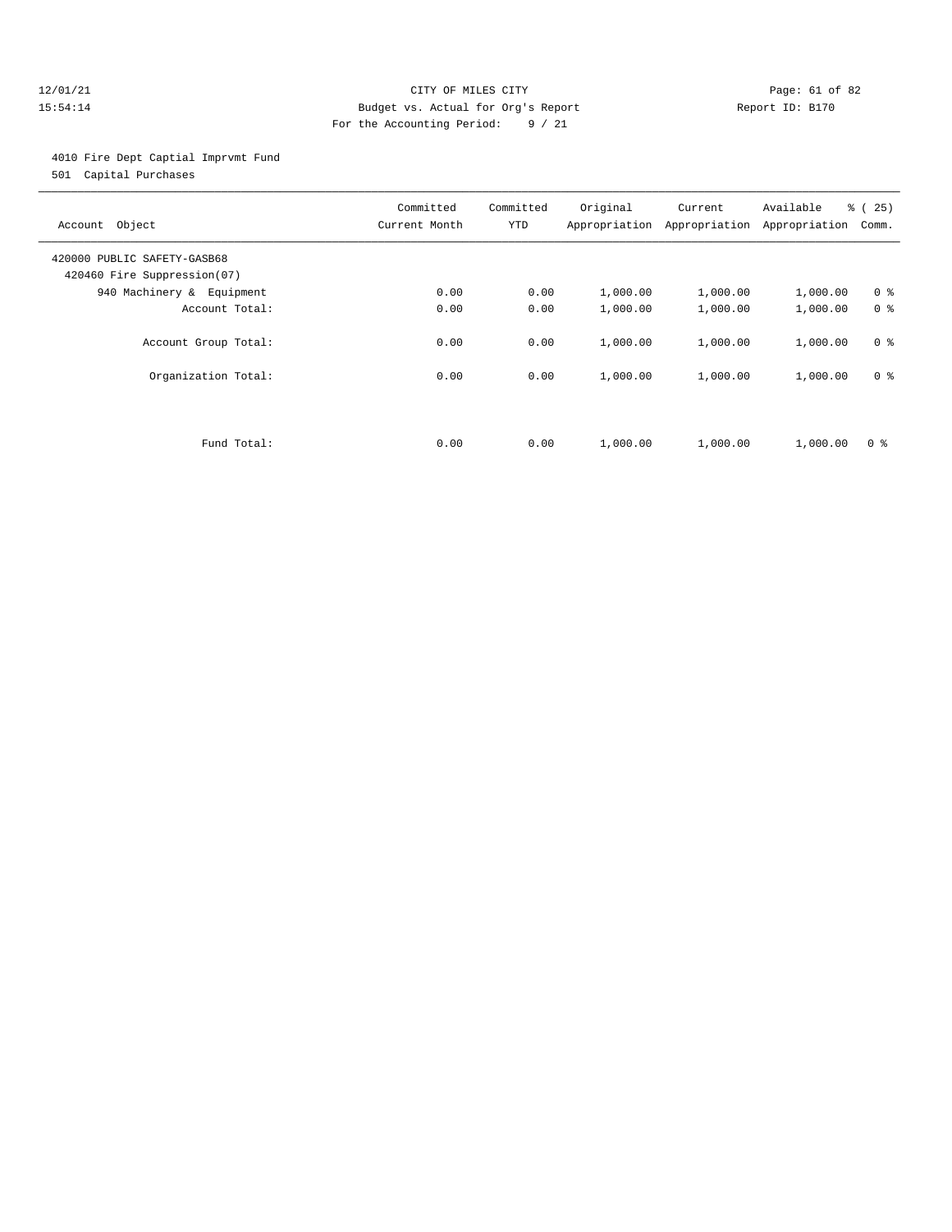CITY OF MILES CITY
Budget vs. Actual for Org's Report
For the Accounting Period: 9 / 21

12/01/21
15:54:14

Report ID: B170

4010 Fire Dept Captial Imprvmt Fund
501 Capital Purchases

| Account Object | Committed Current Month | Committed YTD | Original Appropriation | Current Appropriation | Available Appropriation | % ( 25) Comm. |
|---|---|---|---|---|---|---|
| 420000 PUBLIC SAFETY-GASB68 | | | | | | |
| 420460 Fire Suppression(07) | | | | | | |
| 940 Machinery & Equipment | 0.00 | 0.00 | 1,000.00 | 1,000.00 | 1,000.00 | 0 % |
| Account Total: | 0.00 | 0.00 | 1,000.00 | 1,000.00 | 1,000.00 | 0 % |
| Account Group Total: | 0.00 | 0.00 | 1,000.00 | 1,000.00 | 1,000.00 | 0 % |
| Organization Total: | 0.00 | 0.00 | 1,000.00 | 1,000.00 | 1,000.00 | 0 % |
| Fund Total: | 0.00 | 0.00 | 1,000.00 | 1,000.00 | 1,000.00 | 0 % |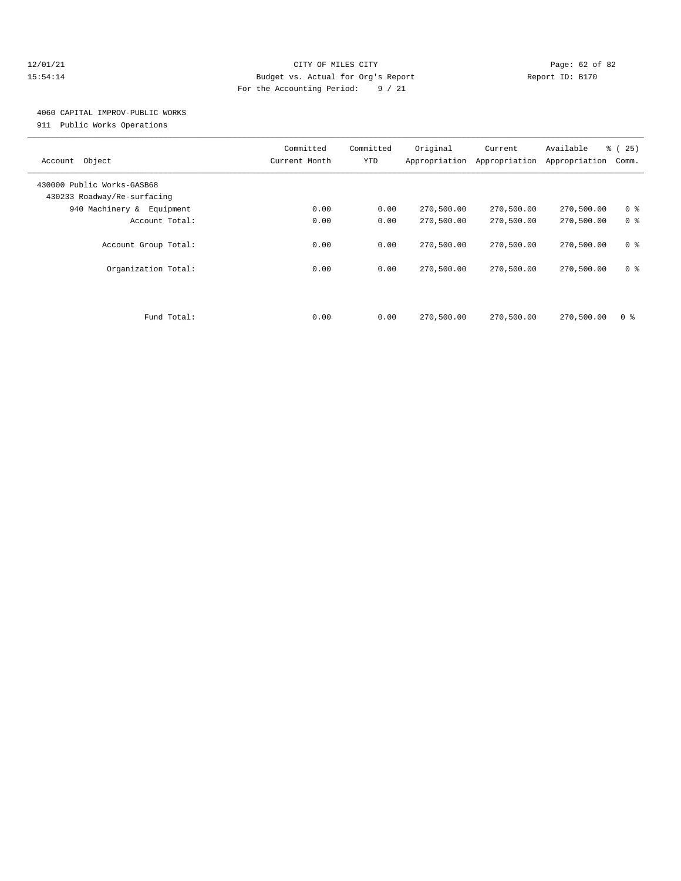CITY OF MILES CITY
Budget vs. Actual for Org's Report
For the Accounting Period: 9 / 21

12/01/21
15:54:14

Report ID: B170

4060 CAPITAL IMPROV-PUBLIC WORKS
911 Public Works Operations

| Account Object | Committed Current Month | Committed YTD | Original Appropriation | Current Appropriation | Available Appropriation | % ( 25) Comm. |
|---|---|---|---|---|---|---|
| 430000 Public Works-GASB68 | | | | | | |
| 430233 Roadway/Re-surfacing | | | | | | |
| 940 Machinery & Equipment | 0.00 | 0.00 | 270,500.00 | 270,500.00 | 270,500.00 | 0 % |
| Account Total: | 0.00 | 0.00 | 270,500.00 | 270,500.00 | 270,500.00 | 0 % |
| Account Group Total: | 0.00 | 0.00 | 270,500.00 | 270,500.00 | 270,500.00 | 0 % |
| Organization Total: | 0.00 | 0.00 | 270,500.00 | 270,500.00 | 270,500.00 | 0 % |
| Fund Total: | 0.00 | 0.00 | 270,500.00 | 270,500.00 | 270,500.00 | 0 % |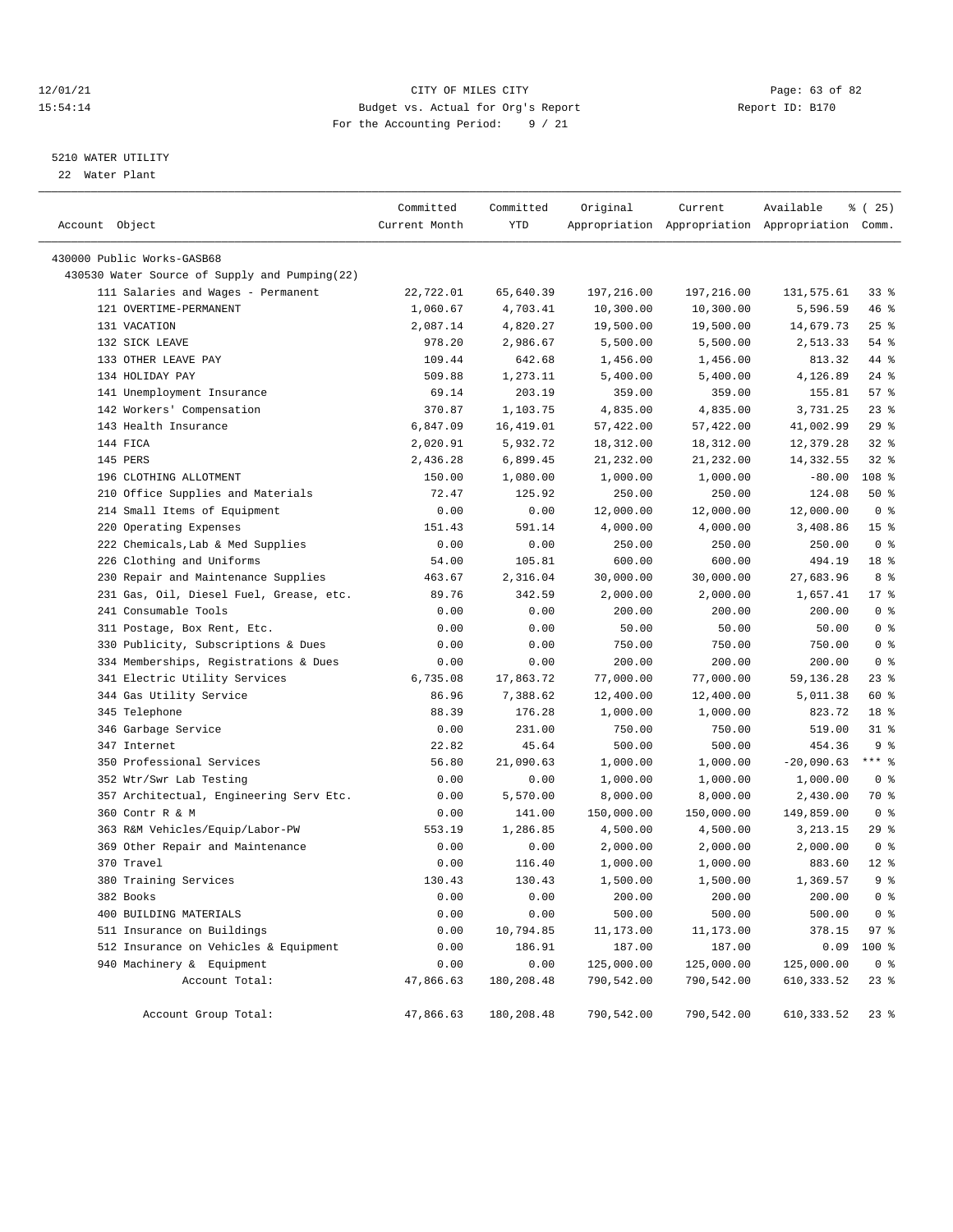12/01/21 CITY OF MILES CITY
15:54:14 Budget vs. Actual for Org's Report Report ID: B170
For the Accounting Period: 9 / 21

5210 WATER UTILITY

22 Water Plant

| Account Object | Committed Current Month | Committed YTD | Original Appropriation | Current Appropriation | Available Appropriation | % ( 25) Comm. |
|---|---|---|---|---|---|---|
| 430000 Public Works-GASB68 | | | | | | |
| 430530 Water Source of Supply and Pumping(22) | | | | | | |
| 111 Salaries and Wages - Permanent | 22,722.01 | 65,640.39 | 197,216.00 | 197,216.00 | 131,575.61 | 33 % |
| 121 OVERTIME-PERMANENT | 1,060.67 | 4,703.41 | 10,300.00 | 10,300.00 | 5,596.59 | 46 % |
| 131 VACATION | 2,087.14 | 4,820.27 | 19,500.00 | 19,500.00 | 14,679.73 | 25 % |
| 132 SICK LEAVE | 978.20 | 2,986.67 | 5,500.00 | 5,500.00 | 2,513.33 | 54 % |
| 133 OTHER LEAVE PAY | 109.44 | 642.68 | 1,456.00 | 1,456.00 | 813.32 | 44 % |
| 134 HOLIDAY PAY | 509.88 | 1,273.11 | 5,400.00 | 5,400.00 | 4,126.89 | 24 % |
| 141 Unemployment Insurance | 69.14 | 203.19 | 359.00 | 359.00 | 155.81 | 57 % |
| 142 Workers' Compensation | 370.87 | 1,103.75 | 4,835.00 | 4,835.00 | 3,731.25 | 23 % |
| 143 Health Insurance | 6,847.09 | 16,419.01 | 57,422.00 | 57,422.00 | 41,002.99 | 29 % |
| 144 FICA | 2,020.91 | 5,932.72 | 18,312.00 | 18,312.00 | 12,379.28 | 32 % |
| 145 PERS | 2,436.28 | 6,899.45 | 21,232.00 | 21,232.00 | 14,332.55 | 32 % |
| 196 CLOTHING ALLOTMENT | 150.00 | 1,080.00 | 1,000.00 | 1,000.00 | -80.00 | 108 % |
| 210 Office Supplies and Materials | 72.47 | 125.92 | 250.00 | 250.00 | 124.08 | 50 % |
| 214 Small Items of Equipment | 0.00 | 0.00 | 12,000.00 | 12,000.00 | 12,000.00 | 0 % |
| 220 Operating Expenses | 151.43 | 591.14 | 4,000.00 | 4,000.00 | 3,408.86 | 15 % |
| 222 Chemicals,Lab & Med Supplies | 0.00 | 0.00 | 250.00 | 250.00 | 250.00 | 0 % |
| 226 Clothing and Uniforms | 54.00 | 105.81 | 600.00 | 600.00 | 494.19 | 18 % |
| 230 Repair and Maintenance Supplies | 463.67 | 2,316.04 | 30,000.00 | 30,000.00 | 27,683.96 | 8 % |
| 231 Gas, Oil, Diesel Fuel, Grease, etc. | 89.76 | 342.59 | 2,000.00 | 2,000.00 | 1,657.41 | 17 % |
| 241 Consumable Tools | 0.00 | 0.00 | 200.00 | 200.00 | 200.00 | 0 % |
| 311 Postage, Box Rent, Etc. | 0.00 | 0.00 | 50.00 | 50.00 | 50.00 | 0 % |
| 330 Publicity, Subscriptions & Dues | 0.00 | 0.00 | 750.00 | 750.00 | 750.00 | 0 % |
| 334 Memberships, Registrations & Dues | 0.00 | 0.00 | 200.00 | 200.00 | 200.00 | 0 % |
| 341 Electric Utility Services | 6,735.08 | 17,863.72 | 77,000.00 | 77,000.00 | 59,136.28 | 23 % |
| 344 Gas Utility Service | 86.96 | 7,388.62 | 12,400.00 | 12,400.00 | 5,011.38 | 60 % |
| 345 Telephone | 88.39 | 176.28 | 1,000.00 | 1,000.00 | 823.72 | 18 % |
| 346 Garbage Service | 0.00 | 231.00 | 750.00 | 750.00 | 519.00 | 31 % |
| 347 Internet | 22.82 | 45.64 | 500.00 | 500.00 | 454.36 | 9 % |
| 350 Professional Services | 56.80 | 21,090.63 | 1,000.00 | 1,000.00 | -20,090.63 | *** % |
| 352 Wtr/Swr Lab Testing | 0.00 | 0.00 | 1,000.00 | 1,000.00 | 1,000.00 | 0 % |
| 357 Architectual, Engineering Serv Etc. | 0.00 | 5,570.00 | 8,000.00 | 8,000.00 | 2,430.00 | 70 % |
| 360 Contr R & M | 0.00 | 141.00 | 150,000.00 | 150,000.00 | 149,859.00 | 0 % |
| 363 R&M Vehicles/Equip/Labor-PW | 553.19 | 1,286.85 | 4,500.00 | 4,500.00 | 3,213.15 | 29 % |
| 369 Other Repair and Maintenance | 0.00 | 0.00 | 2,000.00 | 2,000.00 | 2,000.00 | 0 % |
| 370 Travel | 0.00 | 116.40 | 1,000.00 | 1,000.00 | 883.60 | 12 % |
| 380 Training Services | 130.43 | 130.43 | 1,500.00 | 1,500.00 | 1,369.57 | 9 % |
| 382 Books | 0.00 | 0.00 | 200.00 | 200.00 | 200.00 | 0 % |
| 400 BUILDING MATERIALS | 0.00 | 0.00 | 500.00 | 500.00 | 500.00 | 0 % |
| 511 Insurance on Buildings | 0.00 | 10,794.85 | 11,173.00 | 11,173.00 | 378.15 | 97 % |
| 512 Insurance on Vehicles & Equipment | 0.00 | 186.91 | 187.00 | 187.00 | 0.09 | 100 % |
| 940 Machinery & Equipment | 0.00 | 0.00 | 125,000.00 | 125,000.00 | 125,000.00 | 0 % |
| Account Total: | 47,866.63 | 180,208.48 | 790,542.00 | 790,542.00 | 610,333.52 | 23 % |
| Account Group Total: | 47,866.63 | 180,208.48 | 790,542.00 | 790,542.00 | 610,333.52 | 23 % |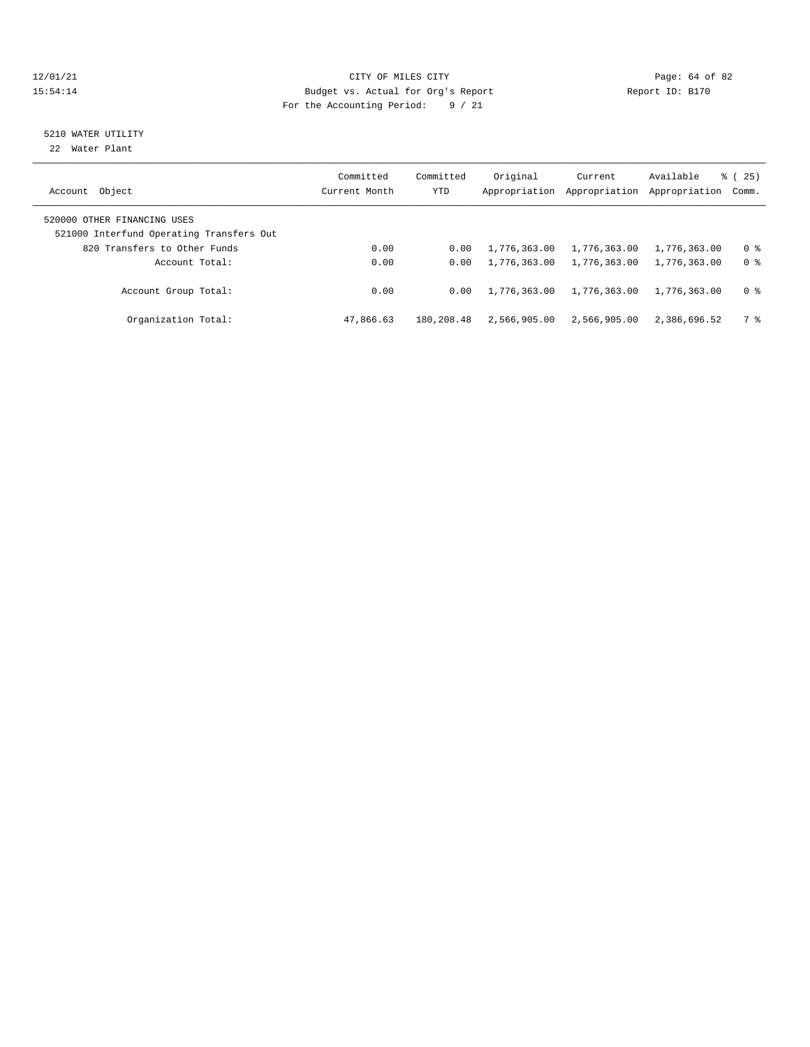CITY OF MILES CITY
Budget vs. Actual for Org's Report
For the Accounting Period: 9 / 21

12/01/21
15:54:14

Report ID: B170

## 5210 WATER UTILITY

22 Water Plant

| Account Object | Committed Current Month | Committed YTD | Original Appropriation | Current Appropriation | Available Appropriation | % ( 25) Comm. |
|---|---|---|---|---|---|---|
| 520000 OTHER FINANCING USES | | | | | | |
| 521000 Interfund Operating Transfers Out | | | | | | |
| 820 Transfers to Other Funds | 0.00 | 0.00 | 1,776,363.00 | 1,776,363.00 | 1,776,363.00 | 0 % |
| Account Total: | 0.00 | 0.00 | 1,776,363.00 | 1,776,363.00 | 1,776,363.00 | 0 % |
| Account Group Total: | 0.00 | 0.00 | 1,776,363.00 | 1,776,363.00 | 1,776,363.00 | 0 % |
| Organization Total: | 47,866.63 | 180,208.48 | 2,566,905.00 | 2,566,905.00 | 2,386,696.52 | 7 % |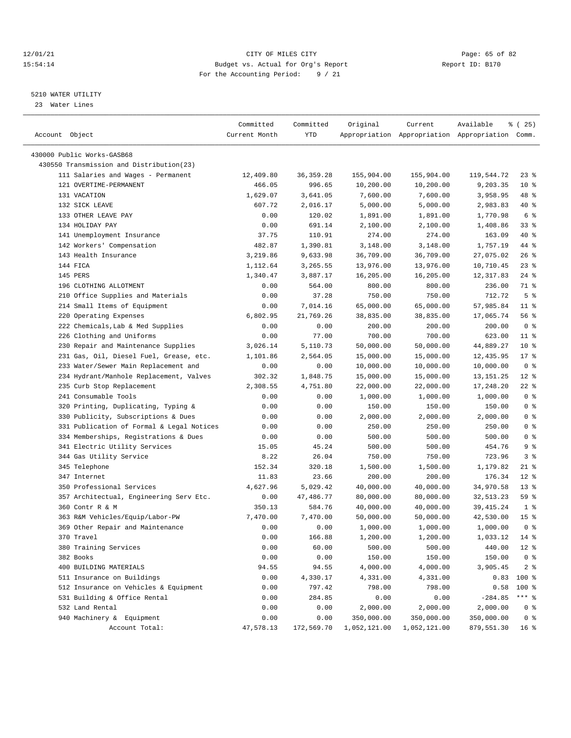12/01/21 CITY OF MILES CITY
15:54:14 Budget vs. Actual for Org's Report Report ID: B170
For the Accounting Period: 9 / 21

5210 WATER UTILITY
23 Water Lines

| Account Object | Committed Current Month | Committed YTD | Original Appropriation | Current Appropriation | Available Appropriation | % ( 25) Comm. |
|---|---|---|---|---|---|---|
| 430000 Public Works-GASB68 | | | | | | |
| 430550 Transmission and Distribution(23) | | | | | | |
| 111 Salaries and Wages - Permanent | 12,409.80 | 36,359.28 | 155,904.00 | 155,904.00 | 119,544.72 | 23 % |
| 121 OVERTIME-PERMANENT | 466.05 | 996.65 | 10,200.00 | 10,200.00 | 9,203.35 | 10 % |
| 131 VACATION | 1,629.07 | 3,641.05 | 7,600.00 | 7,600.00 | 3,958.95 | 48 % |
| 132 SICK LEAVE | 607.72 | 2,016.17 | 5,000.00 | 5,000.00 | 2,983.83 | 40 % |
| 133 OTHER LEAVE PAY | 0.00 | 120.02 | 1,891.00 | 1,891.00 | 1,770.98 | 6 % |
| 134 HOLIDAY PAY | 0.00 | 691.14 | 2,100.00 | 2,100.00 | 1,408.86 | 33 % |
| 141 Unemployment Insurance | 37.75 | 110.91 | 274.00 | 274.00 | 163.09 | 40 % |
| 142 Workers' Compensation | 482.87 | 1,390.81 | 3,148.00 | 3,148.00 | 1,757.19 | 44 % |
| 143 Health Insurance | 3,219.86 | 9,633.98 | 36,709.00 | 36,709.00 | 27,075.02 | 26 % |
| 144 FICA | 1,112.64 | 3,265.55 | 13,976.00 | 13,976.00 | 10,710.45 | 23 % |
| 145 PERS | 1,340.47 | 3,887.17 | 16,205.00 | 16,205.00 | 12,317.83 | 24 % |
| 196 CLOTHING ALLOTMENT | 0.00 | 564.00 | 800.00 | 800.00 | 236.00 | 71 % |
| 210 Office Supplies and Materials | 0.00 | 37.28 | 750.00 | 750.00 | 712.72 | 5 % |
| 214 Small Items of Equipment | 0.00 | 7,014.16 | 65,000.00 | 65,000.00 | 57,985.84 | 11 % |
| 220 Operating Expenses | 6,802.95 | 21,769.26 | 38,835.00 | 38,835.00 | 17,065.74 | 56 % |
| 222 Chemicals,Lab & Med Supplies | 0.00 | 0.00 | 200.00 | 200.00 | 200.00 | 0 % |
| 226 Clothing and Uniforms | 0.00 | 77.00 | 700.00 | 700.00 | 623.00 | 11 % |
| 230 Repair and Maintenance Supplies | 3,026.14 | 5,110.73 | 50,000.00 | 50,000.00 | 44,889.27 | 10 % |
| 231 Gas, Oil, Diesel Fuel, Grease, etc. | 1,101.86 | 2,564.05 | 15,000.00 | 15,000.00 | 12,435.95 | 17 % |
| 233 Water/Sewer Main Replacement and | 0.00 | 0.00 | 10,000.00 | 10,000.00 | 10,000.00 | 0 % |
| 234 Hydrant/Manhole Replacement, Valves | 302.32 | 1,848.75 | 15,000.00 | 15,000.00 | 13,151.25 | 12 % |
| 235 Curb Stop Replacement | 2,308.55 | 4,751.80 | 22,000.00 | 22,000.00 | 17,248.20 | 22 % |
| 241 Consumable Tools | 0.00 | 0.00 | 1,000.00 | 1,000.00 | 1,000.00 | 0 % |
| 320 Printing, Duplicating, Typing & | 0.00 | 0.00 | 150.00 | 150.00 | 150.00 | 0 % |
| 330 Publicity, Subscriptions & Dues | 0.00 | 0.00 | 2,000.00 | 2,000.00 | 2,000.00 | 0 % |
| 331 Publication of Formal & Legal Notices | 0.00 | 0.00 | 250.00 | 250.00 | 250.00 | 0 % |
| 334 Memberships, Registrations & Dues | 0.00 | 0.00 | 500.00 | 500.00 | 500.00 | 0 % |
| 341 Electric Utility Services | 15.05 | 45.24 | 500.00 | 500.00 | 454.76 | 9 % |
| 344 Gas Utility Service | 8.22 | 26.04 | 750.00 | 750.00 | 723.96 | 3 % |
| 345 Telephone | 152.34 | 320.18 | 1,500.00 | 1,500.00 | 1,179.82 | 21 % |
| 347 Internet | 11.83 | 23.66 | 200.00 | 200.00 | 176.34 | 12 % |
| 350 Professional Services | 4,627.96 | 5,029.42 | 40,000.00 | 40,000.00 | 34,970.58 | 13 % |
| 357 Architectual, Engineering Serv Etc. | 0.00 | 47,486.77 | 80,000.00 | 80,000.00 | 32,513.23 | 59 % |
| 360 Contr R & M | 350.13 | 584.76 | 40,000.00 | 40,000.00 | 39,415.24 | 1 % |
| 363 R&M Vehicles/Equip/Labor-PW | 7,470.00 | 7,470.00 | 50,000.00 | 50,000.00 | 42,530.00 | 15 % |
| 369 Other Repair and Maintenance | 0.00 | 0.00 | 1,000.00 | 1,000.00 | 1,000.00 | 0 % |
| 370 Travel | 0.00 | 166.88 | 1,200.00 | 1,200.00 | 1,033.12 | 14 % |
| 380 Training Services | 0.00 | 60.00 | 500.00 | 500.00 | 440.00 | 12 % |
| 382 Books | 0.00 | 0.00 | 150.00 | 150.00 | 150.00 | 0 % |
| 400 BUILDING MATERIALS | 94.55 | 94.55 | 4,000.00 | 4,000.00 | 3,905.45 | 2 % |
| 511 Insurance on Buildings | 0.00 | 4,330.17 | 4,331.00 | 4,331.00 | 0.83 | 100 % |
| 512 Insurance on Vehicles & Equipment | 0.00 | 797.42 | 798.00 | 798.00 | 0.58 | 100 % |
| 531 Building & Office Rental | 0.00 | 284.85 | 0.00 | 0.00 | -284.85 | *** % |
| 532 Land Rental | 0.00 | 0.00 | 2,000.00 | 2,000.00 | 2,000.00 | 0 % |
| 940 Machinery & Equipment | 0.00 | 0.00 | 350,000.00 | 350,000.00 | 350,000.00 | 0 % |
| Account Total: | 47,578.13 | 172,569.70 | 1,052,121.00 | 1,052,121.00 | 879,551.30 | 16 % |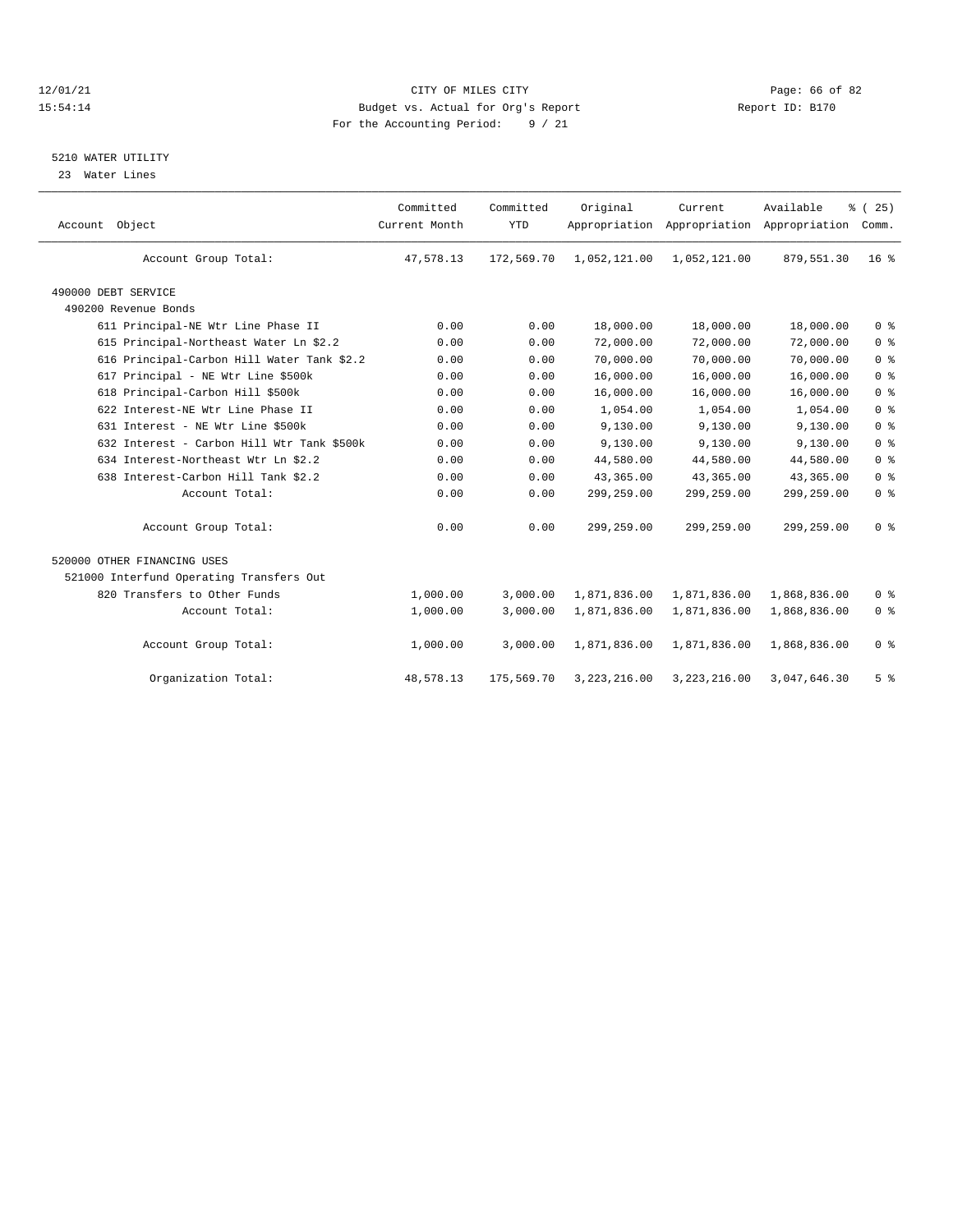CITY OF MILES CITY
Budget vs. Actual for Org's Report
For the Accounting Period: 9 / 21

12/01/21
15:54:14

Report ID: B170

## 5210 WATER UTILITY

23 Water Lines

| Account Object | Committed Current Month | Committed YTD | Original Appropriation | Current Appropriation | Available Appropriation | % ( 25) Comm. |
|---|---|---|---|---|---|---|
| Account Group Total: | 47,578.13 | 172,569.70 | 1,052,121.00 | 1,052,121.00 | 879,551.30 | 16 % |
| 490000 DEBT SERVICE | | | | | | |
| 490200 Revenue Bonds | | | | | | |
| 611 Principal-NE Wtr Line Phase II | 0.00 | 0.00 | 18,000.00 | 18,000.00 | 18,000.00 | 0 % |
| 615 Principal-Northeast Water Ln $2.2 | 0.00 | 0.00 | 72,000.00 | 72,000.00 | 72,000.00 | 0 % |
| 616 Principal-Carbon Hill Water Tank $2.2 | 0.00 | 0.00 | 70,000.00 | 70,000.00 | 70,000.00 | 0 % |
| 617 Principal - NE Wtr Line $500k | 0.00 | 0.00 | 16,000.00 | 16,000.00 | 16,000.00 | 0 % |
| 618 Principal-Carbon Hill $500k | 0.00 | 0.00 | 16,000.00 | 16,000.00 | 16,000.00 | 0 % |
| 622 Interest-NE Wtr Line Phase II | 0.00 | 0.00 | 1,054.00 | 1,054.00 | 1,054.00 | 0 % |
| 631 Interest - NE Wtr Line $500k | 0.00 | 0.00 | 9,130.00 | 9,130.00 | 9,130.00 | 0 % |
| 632 Interest - Carbon Hill Wtr Tank $500k | 0.00 | 0.00 | 9,130.00 | 9,130.00 | 9,130.00 | 0 % |
| 634 Interest-Northeast Wtr Ln $2.2 | 0.00 | 0.00 | 44,580.00 | 44,580.00 | 44,580.00 | 0 % |
| 638 Interest-Carbon Hill Tank $2.2 | 0.00 | 0.00 | 43,365.00 | 43,365.00 | 43,365.00 | 0 % |
| Account Total: | 0.00 | 0.00 | 299,259.00 | 299,259.00 | 299,259.00 | 0 % |
| Account Group Total: | 0.00 | 0.00 | 299,259.00 | 299,259.00 | 299,259.00 | 0 % |
| 520000 OTHER FINANCING USES | | | | | | |
| 521000 Interfund Operating Transfers Out | | | | | | |
| 820 Transfers to Other Funds | 1,000.00 | 3,000.00 | 1,871,836.00 | 1,871,836.00 | 1,868,836.00 | 0 % |
| Account Total: | 1,000.00 | 3,000.00 | 1,871,836.00 | 1,871,836.00 | 1,868,836.00 | 0 % |
| Account Group Total: | 1,000.00 | 3,000.00 | 1,871,836.00 | 1,871,836.00 | 1,868,836.00 | 0 % |
| Organization Total: | 48,578.13 | 175,569.70 | 3,223,216.00 | 3,223,216.00 | 3,047,646.30 | 5 % |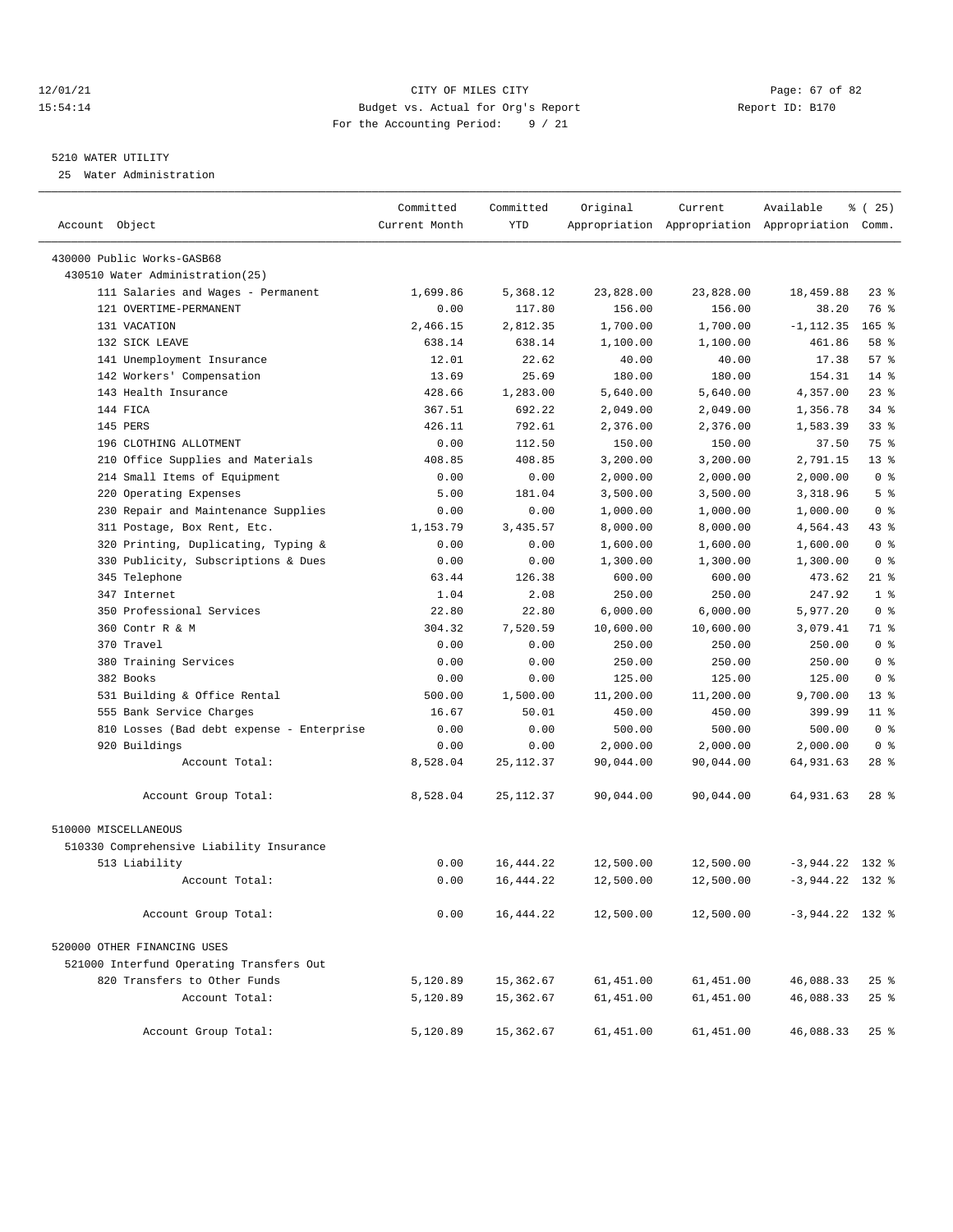CITY OF MILES CITY
Budget vs. Actual for Org's Report
For the Accounting Period: 9 / 21

12/01/21
15:54:14

Report ID: B170

5210 WATER UTILITY
25 Water Administration

| Account Object | Committed Current Month | Committed YTD | Original Appropriation | Current Appropriation | Available Appropriation | % ( 25) Comm. |
|---|---|---|---|---|---|---|
| 430000 Public Works-GASB68 | | | | | | |
| 430510 Water Administration(25) | | | | | | |
| 111 Salaries and Wages - Permanent | 1,699.86 | 5,368.12 | 23,828.00 | 23,828.00 | 18,459.88 | 23 % |
| 121 OVERTIME-PERMANENT | 0.00 | 117.80 | 156.00 | 156.00 | 38.20 | 76 % |
| 131 VACATION | 2,466.15 | 2,812.35 | 1,700.00 | 1,700.00 | -1,112.35 | 165 % |
| 132 SICK LEAVE | 638.14 | 638.14 | 1,100.00 | 1,100.00 | 461.86 | 58 % |
| 141 Unemployment Insurance | 12.01 | 22.62 | 40.00 | 40.00 | 17.38 | 57 % |
| 142 Workers' Compensation | 13.69 | 25.69 | 180.00 | 180.00 | 154.31 | 14 % |
| 143 Health Insurance | 428.66 | 1,283.00 | 5,640.00 | 5,640.00 | 4,357.00 | 23 % |
| 144 FICA | 367.51 | 692.22 | 2,049.00 | 2,049.00 | 1,356.78 | 34 % |
| 145 PERS | 426.11 | 792.61 | 2,376.00 | 2,376.00 | 1,583.39 | 33 % |
| 196 CLOTHING ALLOTMENT | 0.00 | 112.50 | 150.00 | 150.00 | 37.50 | 75 % |
| 210 Office Supplies and Materials | 408.85 | 408.85 | 3,200.00 | 3,200.00 | 2,791.15 | 13 % |
| 214 Small Items of Equipment | 0.00 | 0.00 | 2,000.00 | 2,000.00 | 2,000.00 | 0 % |
| 220 Operating Expenses | 5.00 | 181.04 | 3,500.00 | 3,500.00 | 3,318.96 | 5 % |
| 230 Repair and Maintenance Supplies | 0.00 | 0.00 | 1,000.00 | 1,000.00 | 1,000.00 | 0 % |
| 311 Postage, Box Rent, Etc. | 1,153.79 | 3,435.57 | 8,000.00 | 8,000.00 | 4,564.43 | 43 % |
| 320 Printing, Duplicating, Typing & | 0.00 | 0.00 | 1,600.00 | 1,600.00 | 1,600.00 | 0 % |
| 330 Publicity, Subscriptions & Dues | 0.00 | 0.00 | 1,300.00 | 1,300.00 | 1,300.00 | 0 % |
| 345 Telephone | 63.44 | 126.38 | 600.00 | 600.00 | 473.62 | 21 % |
| 347 Internet | 1.04 | 2.08 | 250.00 | 250.00 | 247.92 | 1 % |
| 350 Professional Services | 22.80 | 22.80 | 6,000.00 | 6,000.00 | 5,977.20 | 0 % |
| 360 Contr R & M | 304.32 | 7,520.59 | 10,600.00 | 10,600.00 | 3,079.41 | 71 % |
| 370 Travel | 0.00 | 0.00 | 250.00 | 250.00 | 250.00 | 0 % |
| 380 Training Services | 0.00 | 0.00 | 250.00 | 250.00 | 250.00 | 0 % |
| 382 Books | 0.00 | 0.00 | 125.00 | 125.00 | 125.00 | 0 % |
| 531 Building & Office Rental | 500.00 | 1,500.00 | 11,200.00 | 11,200.00 | 9,700.00 | 13 % |
| 555 Bank Service Charges | 16.67 | 50.01 | 450.00 | 450.00 | 399.99 | 11 % |
| 810 Losses (Bad debt expense - Enterprise | 0.00 | 0.00 | 500.00 | 500.00 | 500.00 | 0 % |
| 920 Buildings | 0.00 | 0.00 | 2,000.00 | 2,000.00 | 2,000.00 | 0 % |
| Account Total: | 8,528.04 | 25,112.37 | 90,044.00 | 90,044.00 | 64,931.63 | 28 % |
| Account Group Total: | 8,528.04 | 25,112.37 | 90,044.00 | 90,044.00 | 64,931.63 | 28 % |
| 510000 MISCELLANEOUS | | | | | | |
| 510330 Comprehensive Liability Insurance | | | | | | |
| 513 Liability | 0.00 | 16,444.22 | 12,500.00 | 12,500.00 | -3,944.22 | 132 % |
| Account Total: | 0.00 | 16,444.22 | 12,500.00 | 12,500.00 | -3,944.22 | 132 % |
| Account Group Total: | 0.00 | 16,444.22 | 12,500.00 | 12,500.00 | -3,944.22 | 132 % |
| 520000 OTHER FINANCING USES | | | | | | |
| 521000 Interfund Operating Transfers Out | | | | | | |
| 820 Transfers to Other Funds | 5,120.89 | 15,362.67 | 61,451.00 | 61,451.00 | 46,088.33 | 25 % |
| Account Total: | 5,120.89 | 15,362.67 | 61,451.00 | 61,451.00 | 46,088.33 | 25 % |
| Account Group Total: | 5,120.89 | 15,362.67 | 61,451.00 | 61,451.00 | 46,088.33 | 25 % |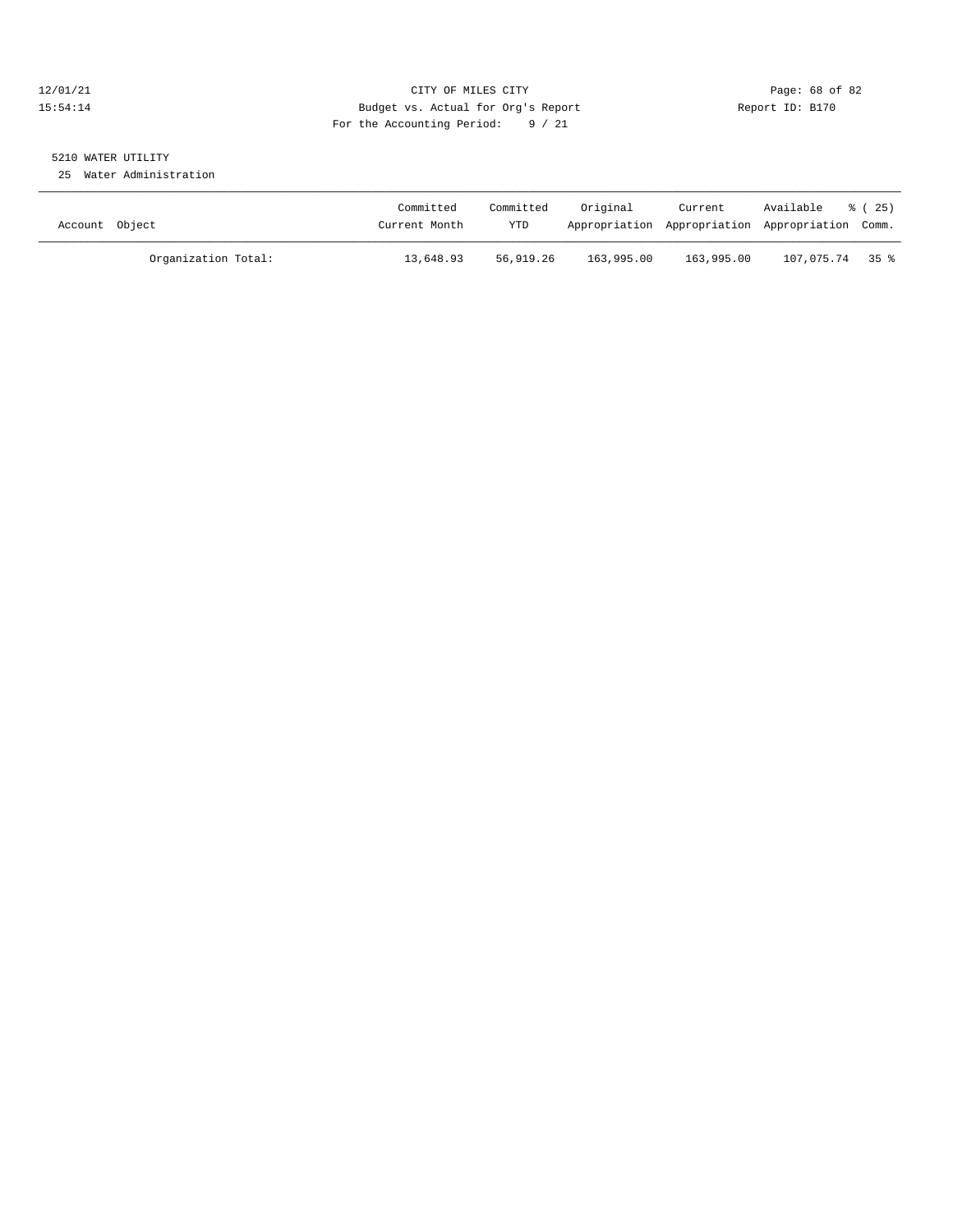12/01/21 CITY OF MILES CITY
15:54:14 Budget vs. Actual for Org's Report Report ID: B170
For the Accounting Period: 9 / 21

5210 WATER UTILITY
25 Water Administration

| Account Object | Committed Current Month | Committed YTD | Original Appropriation | Current Appropriation | Available Appropriation | % ( 25) Comm. |
|---|---|---|---|---|---|---|
| Organization Total: | 13,648.93 | 56,919.26 | 163,995.00 | 163,995.00 | 107,075.74 | 35 % |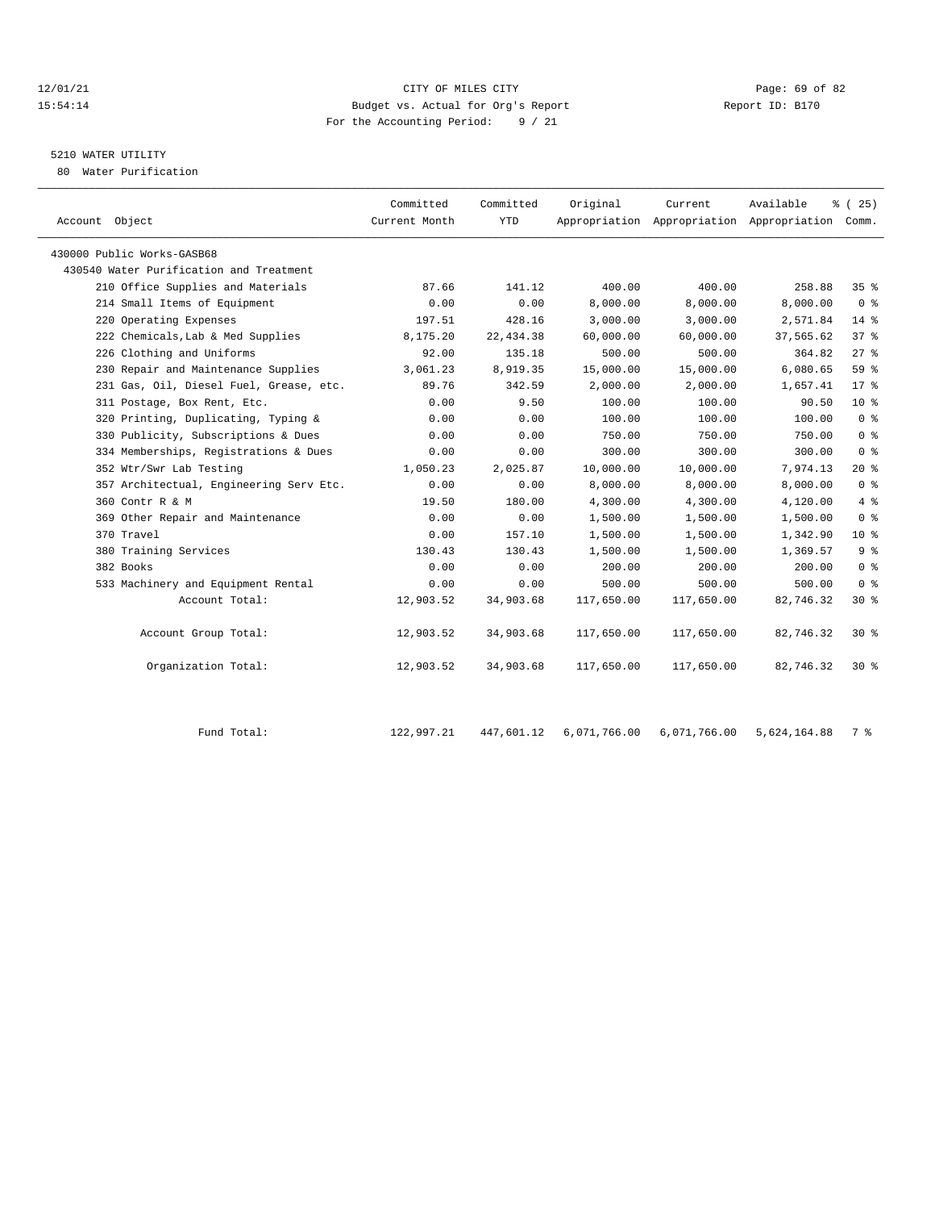CITY OF MILES CITY
Budget vs. Actual for Org's Report
For the Accounting Period: 9 / 21

12/01/21
15:54:14

Report ID: B170

## 5210 WATER UTILITY

80 Water Purification

| Account Object | Committed Current Month | Committed YTD | Original Appropriation | Current Appropriation | Available Appropriation | % ( 25) Comm. |
|---|---|---|---|---|---|---|
| 430000 Public Works-GASB68 | | | | | | |
| 430540 Water Purification and Treatment | | | | | | |
| 210 Office Supplies and Materials | 87.66 | 141.12 | 400.00 | 400.00 | 258.88 | 35 % |
| 214 Small Items of Equipment | 0.00 | 0.00 | 8,000.00 | 8,000.00 | 8,000.00 | 0 % |
| 220 Operating Expenses | 197.51 | 428.16 | 3,000.00 | 3,000.00 | 2,571.84 | 14 % |
| 222 Chemicals,Lab & Med Supplies | 8,175.20 | 22,434.38 | 60,000.00 | 60,000.00 | 37,565.62 | 37 % |
| 226 Clothing and Uniforms | 92.00 | 135.18 | 500.00 | 500.00 | 364.82 | 27 % |
| 230 Repair and Maintenance Supplies | 3,061.23 | 8,919.35 | 15,000.00 | 15,000.00 | 6,080.65 | 59 % |
| 231 Gas, Oil, Diesel Fuel, Grease, etc. | 89.76 | 342.59 | 2,000.00 | 2,000.00 | 1,657.41 | 17 % |
| 311 Postage, Box Rent, Etc. | 0.00 | 9.50 | 100.00 | 100.00 | 90.50 | 10 % |
| 320 Printing, Duplicating, Typing & | 0.00 | 0.00 | 100.00 | 100.00 | 100.00 | 0 % |
| 330 Publicity, Subscriptions & Dues | 0.00 | 0.00 | 750.00 | 750.00 | 750.00 | 0 % |
| 334 Memberships, Registrations & Dues | 0.00 | 0.00 | 300.00 | 300.00 | 300.00 | 0 % |
| 352 Wtr/Swr Lab Testing | 1,050.23 | 2,025.87 | 10,000.00 | 10,000.00 | 7,974.13 | 20 % |
| 357 Architectual, Engineering Serv Etc. | 0.00 | 0.00 | 8,000.00 | 8,000.00 | 8,000.00 | 0 % |
| 360 Contr R & M | 19.50 | 180.00 | 4,300.00 | 4,300.00 | 4,120.00 | 4 % |
| 369 Other Repair and Maintenance | 0.00 | 0.00 | 1,500.00 | 1,500.00 | 1,500.00 | 0 % |
| 370 Travel | 0.00 | 157.10 | 1,500.00 | 1,500.00 | 1,342.90 | 10 % |
| 380 Training Services | 130.43 | 130.43 | 1,500.00 | 1,500.00 | 1,369.57 | 9 % |
| 382 Books | 0.00 | 0.00 | 200.00 | 200.00 | 200.00 | 0 % |
| 533 Machinery and Equipment Rental | 0.00 | 0.00 | 500.00 | 500.00 | 500.00 | 0 % |
| Account Total: | 12,903.52 | 34,903.68 | 117,650.00 | 117,650.00 | 82,746.32 | 30 % |
| Account Group Total: | 12,903.52 | 34,903.68 | 117,650.00 | 117,650.00 | 82,746.32 | 30 % |
| Organization Total: | 12,903.52 | 34,903.68 | 117,650.00 | 117,650.00 | 82,746.32 | 30 % |
| Fund Total: | 122,997.21 | 447,601.12 | 6,071,766.00 | 6,071,766.00 | 5,624,164.88 | 7 % |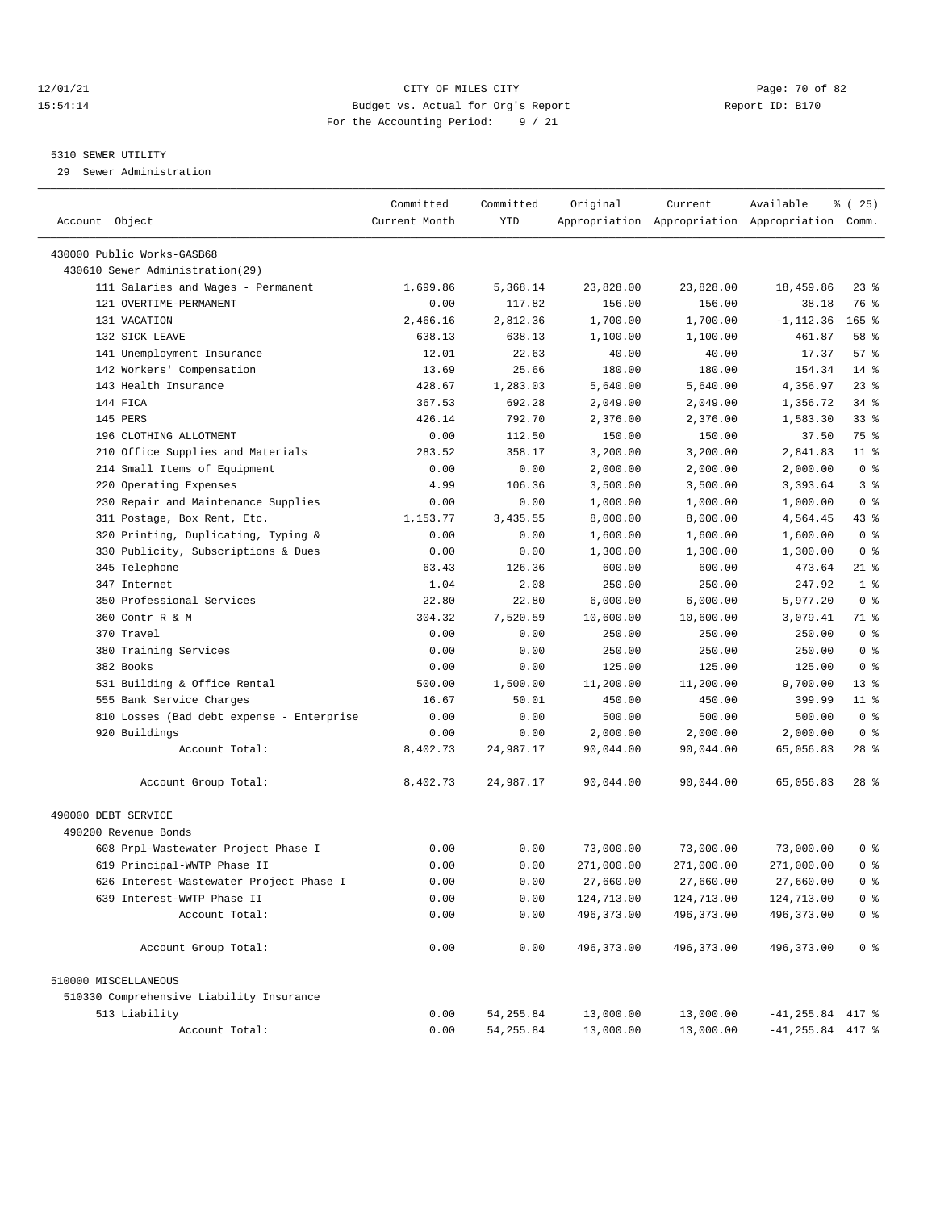12/01/21 CITY OF MILES CITY
15:54:14 Budget vs. Actual for Org's Report Report ID: B170
For the Accounting Period: 9 / 21

5310 SEWER UTILITY
29 Sewer Administration

| Account Object | Committed Current Month | Committed YTD | Original Appropriation | Current Appropriation | Available Appropriation | % ( 25) Comm. |
|---|---|---|---|---|---|---|
| 430000 Public Works-GASB68 | | | | | | |
| 430610 Sewer Administration(29) | | | | | | |
| 111 Salaries and Wages - Permanent | 1,699.86 | 5,368.14 | 23,828.00 | 23,828.00 | 18,459.86 | 23 % |
| 121 OVERTIME-PERMANENT | 0.00 | 117.82 | 156.00 | 156.00 | 38.18 | 76 % |
| 131 VACATION | 2,466.16 | 2,812.36 | 1,700.00 | 1,700.00 | -1,112.36 | 165 % |
| 132 SICK LEAVE | 638.13 | 638.13 | 1,100.00 | 1,100.00 | 461.87 | 58 % |
| 141 Unemployment Insurance | 12.01 | 22.63 | 40.00 | 40.00 | 17.37 | 57 % |
| 142 Workers' Compensation | 13.69 | 25.66 | 180.00 | 180.00 | 154.34 | 14 % |
| 143 Health Insurance | 428.67 | 1,283.03 | 5,640.00 | 5,640.00 | 4,356.97 | 23 % |
| 144 FICA | 367.53 | 692.28 | 2,049.00 | 2,049.00 | 1,356.72 | 34 % |
| 145 PERS | 426.14 | 792.70 | 2,376.00 | 2,376.00 | 1,583.30 | 33 % |
| 196 CLOTHING ALLOTMENT | 0.00 | 112.50 | 150.00 | 150.00 | 37.50 | 75 % |
| 210 Office Supplies and Materials | 283.52 | 358.17 | 3,200.00 | 3,200.00 | 2,841.83 | 11 % |
| 214 Small Items of Equipment | 0.00 | 0.00 | 2,000.00 | 2,000.00 | 2,000.00 | 0 % |
| 220 Operating Expenses | 4.99 | 106.36 | 3,500.00 | 3,500.00 | 3,393.64 | 3 % |
| 230 Repair and Maintenance Supplies | 0.00 | 0.00 | 1,000.00 | 1,000.00 | 1,000.00 | 0 % |
| 311 Postage, Box Rent, Etc. | 1,153.77 | 3,435.55 | 8,000.00 | 8,000.00 | 4,564.45 | 43 % |
| 320 Printing, Duplicating, Typing & | 0.00 | 0.00 | 1,600.00 | 1,600.00 | 1,600.00 | 0 % |
| 330 Publicity, Subscriptions & Dues | 0.00 | 0.00 | 1,300.00 | 1,300.00 | 1,300.00 | 0 % |
| 345 Telephone | 63.43 | 126.36 | 600.00 | 600.00 | 473.64 | 21 % |
| 347 Internet | 1.04 | 2.08 | 250.00 | 250.00 | 247.92 | 1 % |
| 350 Professional Services | 22.80 | 22.80 | 6,000.00 | 6,000.00 | 5,977.20 | 0 % |
| 360 Contr R & M | 304.32 | 7,520.59 | 10,600.00 | 10,600.00 | 3,079.41 | 71 % |
| 370 Travel | 0.00 | 0.00 | 250.00 | 250.00 | 250.00 | 0 % |
| 380 Training Services | 0.00 | 0.00 | 250.00 | 250.00 | 250.00 | 0 % |
| 382 Books | 0.00 | 0.00 | 125.00 | 125.00 | 125.00 | 0 % |
| 531 Building & Office Rental | 500.00 | 1,500.00 | 11,200.00 | 11,200.00 | 9,700.00 | 13 % |
| 555 Bank Service Charges | 16.67 | 50.01 | 450.00 | 450.00 | 399.99 | 11 % |
| 810 Losses (Bad debt expense - Enterprise | 0.00 | 0.00 | 500.00 | 500.00 | 500.00 | 0 % |
| 920 Buildings | 0.00 | 0.00 | 2,000.00 | 2,000.00 | 2,000.00 | 0 % |
| Account Total: | 8,402.73 | 24,987.17 | 90,044.00 | 90,044.00 | 65,056.83 | 28 % |
| Account Group Total: | 8,402.73 | 24,987.17 | 90,044.00 | 90,044.00 | 65,056.83 | 28 % |
| 490000 DEBT SERVICE | | | | | | |
| 490200 Revenue Bonds | | | | | | |
| 608 Prpl-Wastewater Project Phase I | 0.00 | 0.00 | 73,000.00 | 73,000.00 | 73,000.00 | 0 % |
| 619 Principal-WWTP Phase II | 0.00 | 0.00 | 271,000.00 | 271,000.00 | 271,000.00 | 0 % |
| 626 Interest-Wastewater Project Phase I | 0.00 | 0.00 | 27,660.00 | 27,660.00 | 27,660.00 | 0 % |
| 639 Interest-WWTP Phase II | 0.00 | 0.00 | 124,713.00 | 124,713.00 | 124,713.00 | 0 % |
| Account Total: | 0.00 | 0.00 | 496,373.00 | 496,373.00 | 496,373.00 | 0 % |
| Account Group Total: | 0.00 | 0.00 | 496,373.00 | 496,373.00 | 496,373.00 | 0 % |
| 510000 MISCELLANEOUS | | | | | | |
| 510330 Comprehensive Liability Insurance | | | | | | |
| 513 Liability | 0.00 | 54,255.84 | 13,000.00 | 13,000.00 | -41,255.84 | 417 % |
| Account Total: | 0.00 | 54,255.84 | 13,000.00 | 13,000.00 | -41,255.84 | 417 % |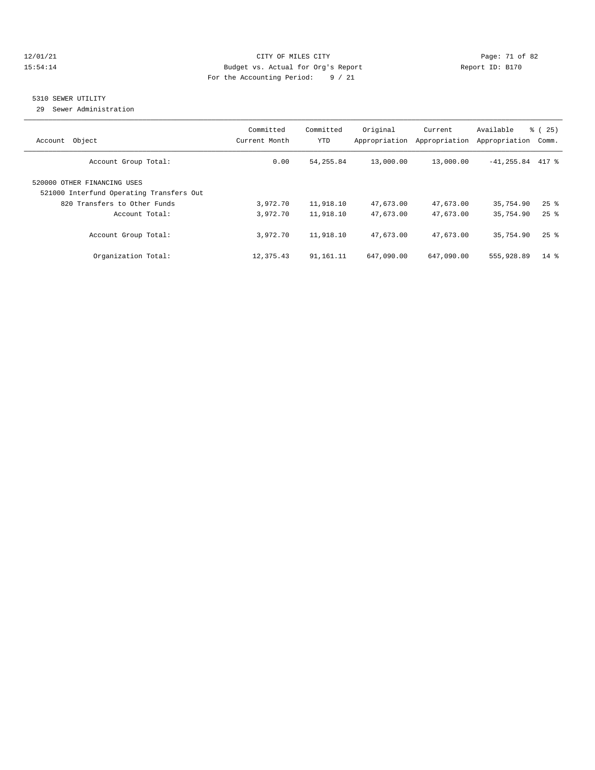12/01/21 CITY OF MILES CITY
15:54:14 Budget vs. Actual for Org's Report Report ID: B170
For the Accounting Period: 9 / 21

## 5310 SEWER UTILITY

29 Sewer Administration

| Account Object | Committed Current Month | Committed YTD | Original Appropriation | Current Appropriation | Available Appropriation | % ( 25) Comm. |
|---|---|---|---|---|---|---|
| Account Group Total: | 0.00 | 54,255.84 | 13,000.00 | 13,000.00 | -41,255.84 | 417 % |
| 520000 OTHER FINANCING USES | | | | | | |
| 521000 Interfund Operating Transfers Out | | | | | | |
| 820 Transfers to Other Funds | 3,972.70 | 11,918.10 | 47,673.00 | 47,673.00 | 35,754.90 | 25 % |
| Account Total: | 3,972.70 | 11,918.10 | 47,673.00 | 47,673.00 | 35,754.90 | 25 % |
| Account Group Total: | 3,972.70 | 11,918.10 | 47,673.00 | 47,673.00 | 35,754.90 | 25 % |
| Organization Total: | 12,375.43 | 91,161.11 | 647,090.00 | 647,090.00 | 555,928.89 | 14 % |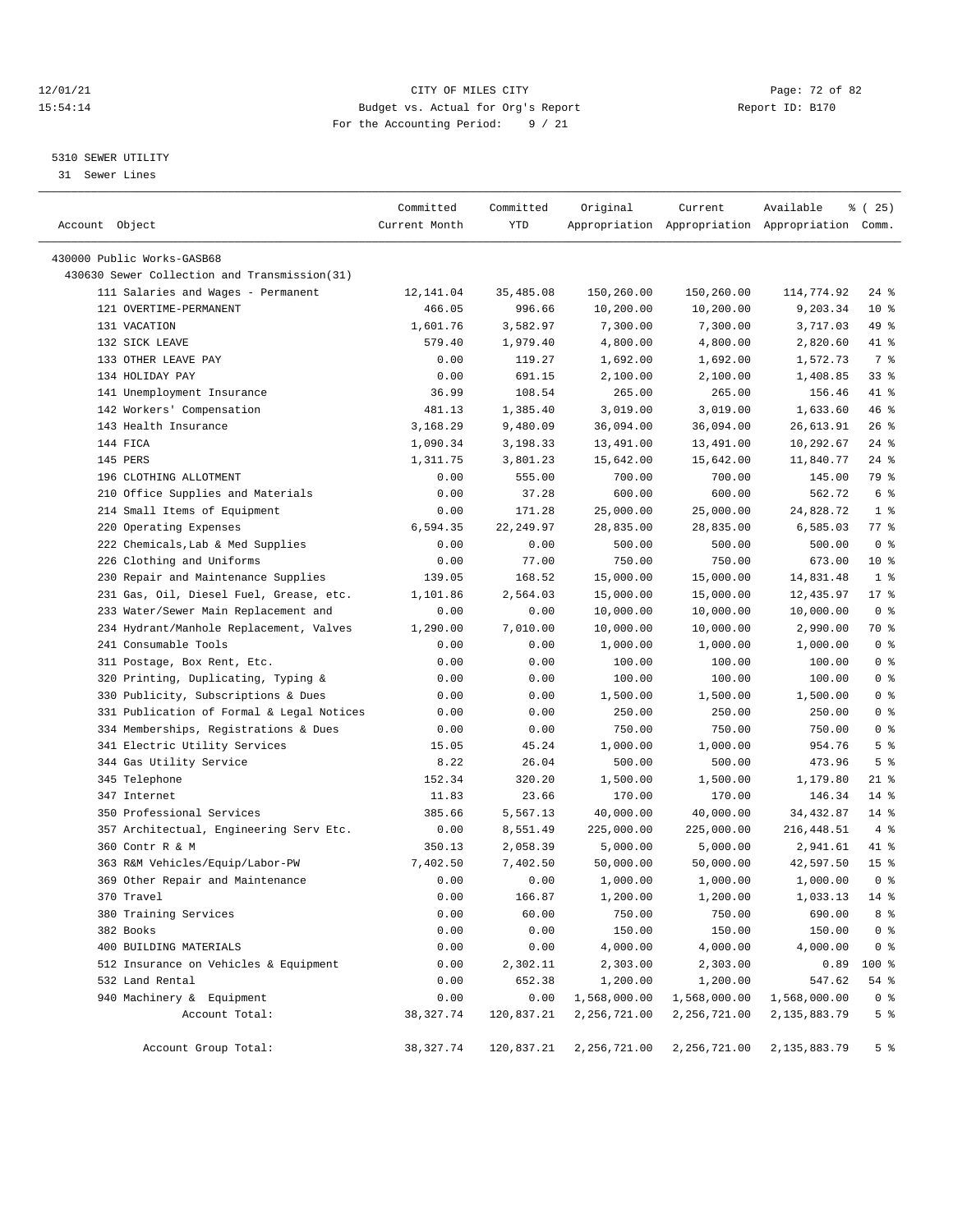CITY OF MILES CITY
Budget vs. Actual for Org's Report
For the Accounting Period: 9 / 21

12/01/21
15:54:14

Report ID: B170

5310 SEWER UTILITY
31 Sewer Lines

| Account Object | Committed Current Month | Committed YTD | Original Appropriation | Current Appropriation | Available Appropriation | % ( 25) Comm. |
|---|---|---|---|---|---|---|
| 430000 Public Works-GASB68 | | | | | | |
| 430630 Sewer Collection and Transmission(31) | | | | | | |
| 111 Salaries and Wages - Permanent | 12,141.04 | 35,485.08 | 150,260.00 | 150,260.00 | 114,774.92 | 24 % |
| 121 OVERTIME-PERMANENT | 466.05 | 996.66 | 10,200.00 | 10,200.00 | 9,203.34 | 10 % |
| 131 VACATION | 1,601.76 | 3,582.97 | 7,300.00 | 7,300.00 | 3,717.03 | 49 % |
| 132 SICK LEAVE | 579.40 | 1,979.40 | 4,800.00 | 4,800.00 | 2,820.60 | 41 % |
| 133 OTHER LEAVE PAY | 0.00 | 119.27 | 1,692.00 | 1,692.00 | 1,572.73 | 7 % |
| 134 HOLIDAY PAY | 0.00 | 691.15 | 2,100.00 | 2,100.00 | 1,408.85 | 33 % |
| 141 Unemployment Insurance | 36.99 | 108.54 | 265.00 | 265.00 | 156.46 | 41 % |
| 142 Workers' Compensation | 481.13 | 1,385.40 | 3,019.00 | 3,019.00 | 1,633.60 | 46 % |
| 143 Health Insurance | 3,168.29 | 9,480.09 | 36,094.00 | 36,094.00 | 26,613.91 | 26 % |
| 144 FICA | 1,090.34 | 3,198.33 | 13,491.00 | 13,491.00 | 10,292.67 | 24 % |
| 145 PERS | 1,311.75 | 3,801.23 | 15,642.00 | 15,642.00 | 11,840.77 | 24 % |
| 196 CLOTHING ALLOTMENT | 0.00 | 555.00 | 700.00 | 700.00 | 145.00 | 79 % |
| 210 Office Supplies and Materials | 0.00 | 37.28 | 600.00 | 600.00 | 562.72 | 6 % |
| 214 Small Items of Equipment | 0.00 | 171.28 | 25,000.00 | 25,000.00 | 24,828.72 | 1 % |
| 220 Operating Expenses | 6,594.35 | 22,249.97 | 28,835.00 | 28,835.00 | 6,585.03 | 77 % |
| 222 Chemicals,Lab & Med Supplies | 0.00 | 0.00 | 500.00 | 500.00 | 500.00 | 0 % |
| 226 Clothing and Uniforms | 0.00 | 77.00 | 750.00 | 750.00 | 673.00 | 10 % |
| 230 Repair and Maintenance Supplies | 139.05 | 168.52 | 15,000.00 | 15,000.00 | 14,831.48 | 1 % |
| 231 Gas, Oil, Diesel Fuel, Grease, etc. | 1,101.86 | 2,564.03 | 15,000.00 | 15,000.00 | 12,435.97 | 17 % |
| 233 Water/Sewer Main Replacement and | 0.00 | 0.00 | 10,000.00 | 10,000.00 | 10,000.00 | 0 % |
| 234 Hydrant/Manhole Replacement, Valves | 1,290.00 | 7,010.00 | 10,000.00 | 10,000.00 | 2,990.00 | 70 % |
| 241 Consumable Tools | 0.00 | 0.00 | 1,000.00 | 1,000.00 | 1,000.00 | 0 % |
| 311 Postage, Box Rent, Etc. | 0.00 | 0.00 | 100.00 | 100.00 | 100.00 | 0 % |
| 320 Printing, Duplicating, Typing & | 0.00 | 0.00 | 100.00 | 100.00 | 100.00 | 0 % |
| 330 Publicity, Subscriptions & Dues | 0.00 | 0.00 | 1,500.00 | 1,500.00 | 1,500.00 | 0 % |
| 331 Publication of Formal & Legal Notices | 0.00 | 0.00 | 250.00 | 250.00 | 250.00 | 0 % |
| 334 Memberships, Registrations & Dues | 0.00 | 0.00 | 750.00 | 750.00 | 750.00 | 0 % |
| 341 Electric Utility Services | 15.05 | 45.24 | 1,000.00 | 1,000.00 | 954.76 | 5 % |
| 344 Gas Utility Service | 8.22 | 26.04 | 500.00 | 500.00 | 473.96 | 5 % |
| 345 Telephone | 152.34 | 320.20 | 1,500.00 | 1,500.00 | 1,179.80 | 21 % |
| 347 Internet | 11.83 | 23.66 | 170.00 | 170.00 | 146.34 | 14 % |
| 350 Professional Services | 385.66 | 5,567.13 | 40,000.00 | 40,000.00 | 34,432.87 | 14 % |
| 357 Architectual, Engineering Serv Etc. | 0.00 | 8,551.49 | 225,000.00 | 225,000.00 | 216,448.51 | 4 % |
| 360 Contr R & M | 350.13 | 2,058.39 | 5,000.00 | 5,000.00 | 2,941.61 | 41 % |
| 363 R&M Vehicles/Equip/Labor-PW | 7,402.50 | 7,402.50 | 50,000.00 | 50,000.00 | 42,597.50 | 15 % |
| 369 Other Repair and Maintenance | 0.00 | 0.00 | 1,000.00 | 1,000.00 | 1,000.00 | 0 % |
| 370 Travel | 0.00 | 166.87 | 1,200.00 | 1,200.00 | 1,033.13 | 14 % |
| 380 Training Services | 0.00 | 60.00 | 750.00 | 750.00 | 690.00 | 8 % |
| 382 Books | 0.00 | 0.00 | 150.00 | 150.00 | 150.00 | 0 % |
| 400 BUILDING MATERIALS | 0.00 | 0.00 | 4,000.00 | 4,000.00 | 4,000.00 | 0 % |
| 512 Insurance on Vehicles & Equipment | 0.00 | 2,302.11 | 2,303.00 | 2,303.00 | 0.89 | 100 % |
| 532 Land Rental | 0.00 | 652.38 | 1,200.00 | 1,200.00 | 547.62 | 54 % |
| 940 Machinery & Equipment | 0.00 | 0.00 | 1,568,000.00 | 1,568,000.00 | 1,568,000.00 | 0 % |
| Account Total: | 38,327.74 | 120,837.21 | 2,256,721.00 | 2,256,721.00 | 2,135,883.79 | 5 % |
| Account Group Total: | 38,327.74 | 120,837.21 | 2,256,721.00 | 2,256,721.00 | 2,135,883.79 | 5 % |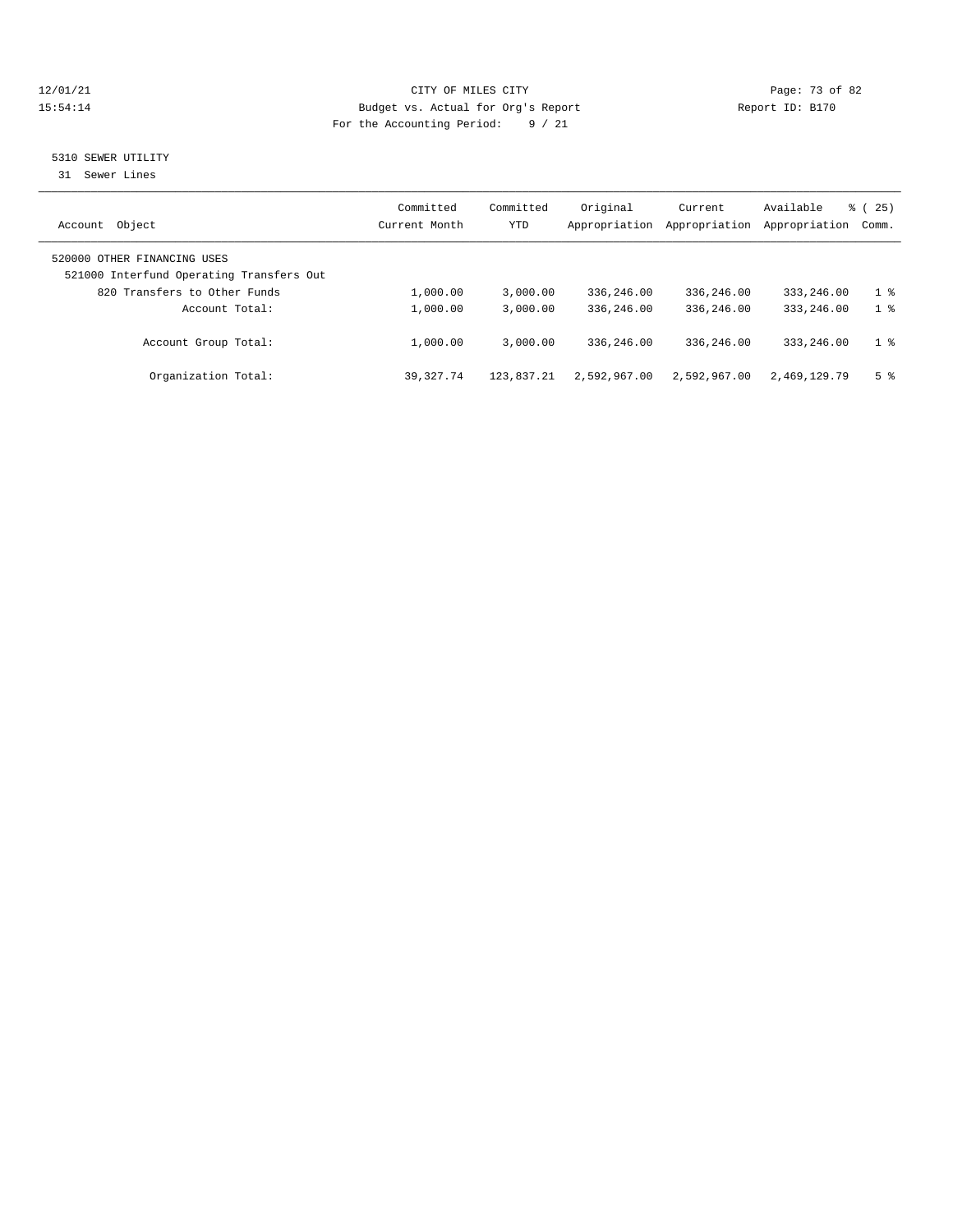CITY OF MILES CITY
Budget vs. Actual for Org's Report
For the Accounting Period: 9 / 21

12/01/21
15:54:14

Report ID: B170

## 5310 SEWER UTILITY

31 Sewer Lines

| Account Object | Committed Current Month | Committed YTD | Original Appropriation | Current Appropriation | Available Appropriation | % ( 25) Comm. |
|---|---|---|---|---|---|---|
| 520000 OTHER FINANCING USES | | | | | | |
| 521000 Interfund Operating Transfers Out | | | | | | |
| 820 Transfers to Other Funds | 1,000.00 | 3,000.00 | 336,246.00 | 336,246.00 | 333,246.00 | 1 % |
| Account Total: | 1,000.00 | 3,000.00 | 336,246.00 | 336,246.00 | 333,246.00 | 1 % |
| Account Group Total: | 1,000.00 | 3,000.00 | 336,246.00 | 336,246.00 | 333,246.00 | 1 % |
| Organization Total: | 39,327.74 | 123,837.21 | 2,592,967.00 | 2,592,967.00 | 2,469,129.79 | 5 % |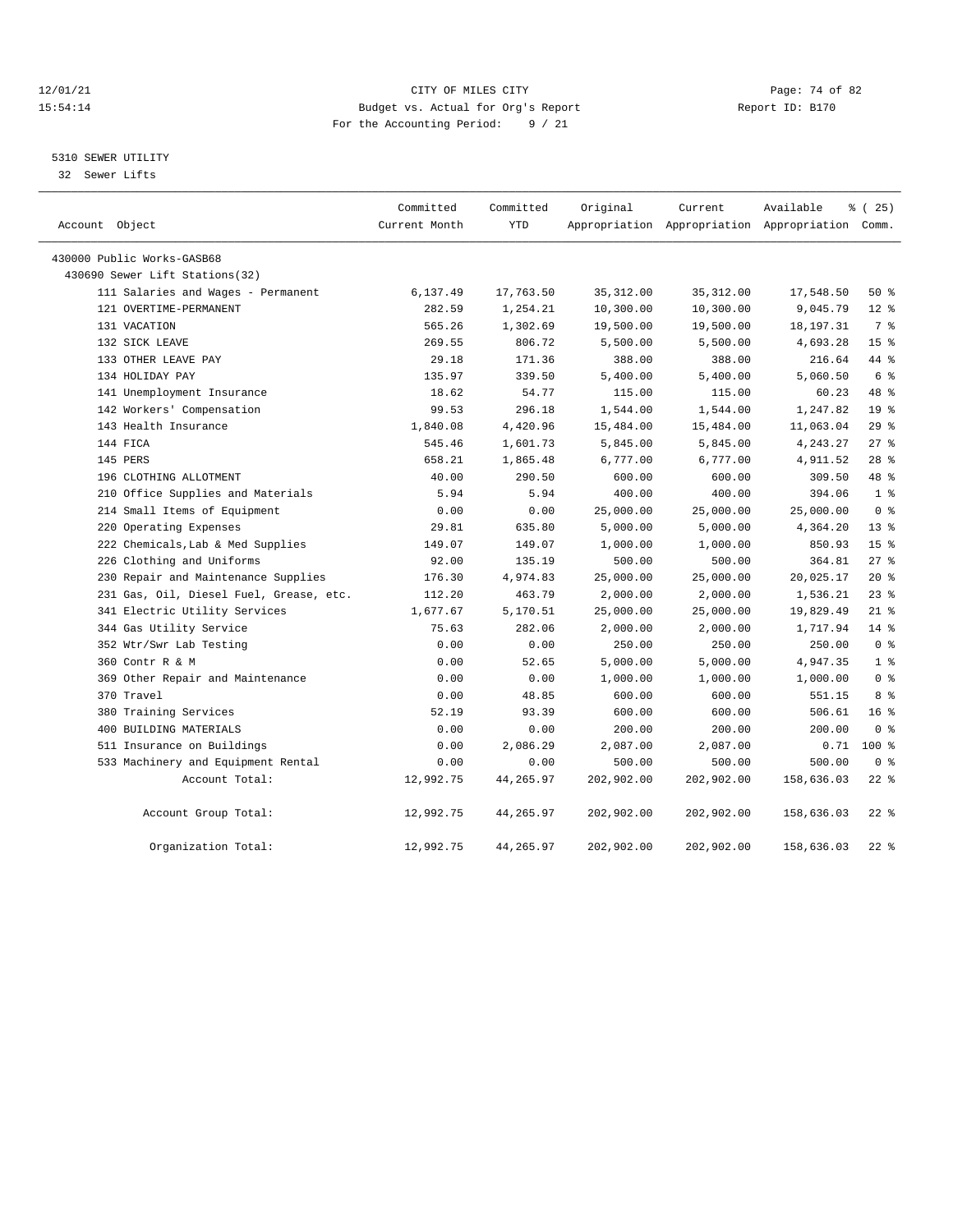CITY OF MILES CITY
Budget vs. Actual for Org's Report
For the Accounting Period: 9 / 21

12/01/21
15:54:14

Report ID: B170

## 5310 SEWER UTILITY

32 Sewer Lifts

| Account Object | Committed Current Month | Committed YTD | Original Appropriation | Current Appropriation | Available Appropriation | % ( 25) Comm. |
|---|---|---|---|---|---|---|
| 430000 Public Works-GASB68 | | | | | | |
| 430690 Sewer Lift Stations(32) | | | | | | |
| 111 Salaries and Wages - Permanent | 6,137.49 | 17,763.50 | 35,312.00 | 35,312.00 | 17,548.50 | 50 % |
| 121 OVERTIME-PERMANENT | 282.59 | 1,254.21 | 10,300.00 | 10,300.00 | 9,045.79 | 12 % |
| 131 VACATION | 565.26 | 1,302.69 | 19,500.00 | 19,500.00 | 18,197.31 | 7 % |
| 132 SICK LEAVE | 269.55 | 806.72 | 5,500.00 | 5,500.00 | 4,693.28 | 15 % |
| 133 OTHER LEAVE PAY | 29.18 | 171.36 | 388.00 | 388.00 | 216.64 | 44 % |
| 134 HOLIDAY PAY | 135.97 | 339.50 | 5,400.00 | 5,400.00 | 5,060.50 | 6 % |
| 141 Unemployment Insurance | 18.62 | 54.77 | 115.00 | 115.00 | 60.23 | 48 % |
| 142 Workers' Compensation | 99.53 | 296.18 | 1,544.00 | 1,544.00 | 1,247.82 | 19 % |
| 143 Health Insurance | 1,840.08 | 4,420.96 | 15,484.00 | 15,484.00 | 11,063.04 | 29 % |
| 144 FICA | 545.46 | 1,601.73 | 5,845.00 | 5,845.00 | 4,243.27 | 27 % |
| 145 PERS | 658.21 | 1,865.48 | 6,777.00 | 6,777.00 | 4,911.52 | 28 % |
| 196 CLOTHING ALLOTMENT | 40.00 | 290.50 | 600.00 | 600.00 | 309.50 | 48 % |
| 210 Office Supplies and Materials | 5.94 | 5.94 | 400.00 | 400.00 | 394.06 | 1 % |
| 214 Small Items of Equipment | 0.00 | 0.00 | 25,000.00 | 25,000.00 | 25,000.00 | 0 % |
| 220 Operating Expenses | 29.81 | 635.80 | 5,000.00 | 5,000.00 | 4,364.20 | 13 % |
| 222 Chemicals,Lab & Med Supplies | 149.07 | 149.07 | 1,000.00 | 1,000.00 | 850.93 | 15 % |
| 226 Clothing and Uniforms | 92.00 | 135.19 | 500.00 | 500.00 | 364.81 | 27 % |
| 230 Repair and Maintenance Supplies | 176.30 | 4,974.83 | 25,000.00 | 25,000.00 | 20,025.17 | 20 % |
| 231 Gas, Oil, Diesel Fuel, Grease, etc. | 112.20 | 463.79 | 2,000.00 | 2,000.00 | 1,536.21 | 23 % |
| 341 Electric Utility Services | 1,677.67 | 5,170.51 | 25,000.00 | 25,000.00 | 19,829.49 | 21 % |
| 344 Gas Utility Service | 75.63 | 282.06 | 2,000.00 | 2,000.00 | 1,717.94 | 14 % |
| 352 Wtr/Swr Lab Testing | 0.00 | 0.00 | 250.00 | 250.00 | 250.00 | 0 % |
| 360 Contr R & M | 0.00 | 52.65 | 5,000.00 | 5,000.00 | 4,947.35 | 1 % |
| 369 Other Repair and Maintenance | 0.00 | 0.00 | 1,000.00 | 1,000.00 | 1,000.00 | 0 % |
| 370 Travel | 0.00 | 48.85 | 600.00 | 600.00 | 551.15 | 8 % |
| 380 Training Services | 52.19 | 93.39 | 600.00 | 600.00 | 506.61 | 16 % |
| 400 BUILDING MATERIALS | 0.00 | 0.00 | 200.00 | 200.00 | 200.00 | 0 % |
| 511 Insurance on Buildings | 0.00 | 2,086.29 | 2,087.00 | 2,087.00 | 0.71 | 100 % |
| 533 Machinery and Equipment Rental | 0.00 | 0.00 | 500.00 | 500.00 | 500.00 | 0 % |
| Account Total: | 12,992.75 | 44,265.97 | 202,902.00 | 202,902.00 | 158,636.03 | 22 % |
| Account Group Total: | 12,992.75 | 44,265.97 | 202,902.00 | 202,902.00 | 158,636.03 | 22 % |
| Organization Total: | 12,992.75 | 44,265.97 | 202,902.00 | 202,902.00 | 158,636.03 | 22 % |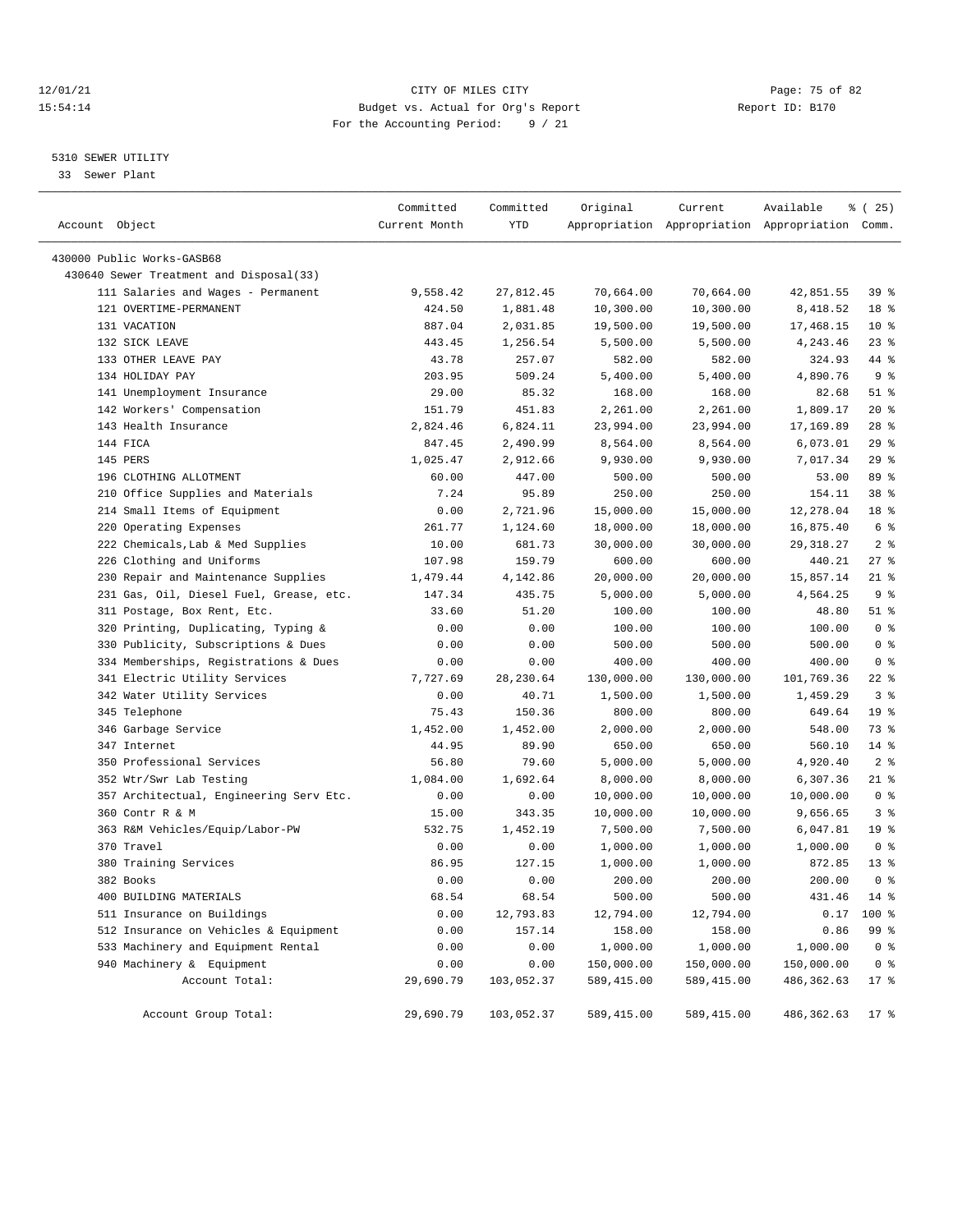CITY OF MILES CITY
Budget vs. Actual for Org's Report
For the Accounting Period: 9 / 21

5310 SEWER UTILITY
33 Sewer Plant

| Account Object | Committed Current Month | Committed YTD | Original Appropriation | Current Appropriation | Available Appropriation | % ( 25) Comm. |
|---|---|---|---|---|---|---|
| 430000 Public Works-GASB68 | | | | | | |
| 430640 Sewer Treatment and Disposal(33) | | | | | | |
| 111 Salaries and Wages - Permanent | 9,558.42 | 27,812.45 | 70,664.00 | 70,664.00 | 42,851.55 | 39 % |
| 121 OVERTIME-PERMANENT | 424.50 | 1,881.48 | 10,300.00 | 10,300.00 | 8,418.52 | 18 % |
| 131 VACATION | 887.04 | 2,031.85 | 19,500.00 | 19,500.00 | 17,468.15 | 10 % |
| 132 SICK LEAVE | 443.45 | 1,256.54 | 5,500.00 | 5,500.00 | 4,243.46 | 23 % |
| 133 OTHER LEAVE PAY | 43.78 | 257.07 | 582.00 | 582.00 | 324.93 | 44 % |
| 134 HOLIDAY PAY | 203.95 | 509.24 | 5,400.00 | 5,400.00 | 4,890.76 | 9 % |
| 141 Unemployment Insurance | 29.00 | 85.32 | 168.00 | 168.00 | 82.68 | 51 % |
| 142 Workers' Compensation | 151.79 | 451.83 | 2,261.00 | 2,261.00 | 1,809.17 | 20 % |
| 143 Health Insurance | 2,824.46 | 6,824.11 | 23,994.00 | 23,994.00 | 17,169.89 | 28 % |
| 144 FICA | 847.45 | 2,490.99 | 8,564.00 | 8,564.00 | 6,073.01 | 29 % |
| 145 PERS | 1,025.47 | 2,912.66 | 9,930.00 | 9,930.00 | 7,017.34 | 29 % |
| 196 CLOTHING ALLOTMENT | 60.00 | 447.00 | 500.00 | 500.00 | 53.00 | 89 % |
| 210 Office Supplies and Materials | 7.24 | 95.89 | 250.00 | 250.00 | 154.11 | 38 % |
| 214 Small Items of Equipment | 0.00 | 2,721.96 | 15,000.00 | 15,000.00 | 12,278.04 | 18 % |
| 220 Operating Expenses | 261.77 | 1,124.60 | 18,000.00 | 18,000.00 | 16,875.40 | 6 % |
| 222 Chemicals,Lab & Med Supplies | 10.00 | 681.73 | 30,000.00 | 30,000.00 | 29,318.27 | 2 % |
| 226 Clothing and Uniforms | 107.98 | 159.79 | 600.00 | 600.00 | 440.21 | 27 % |
| 230 Repair and Maintenance Supplies | 1,479.44 | 4,142.86 | 20,000.00 | 20,000.00 | 15,857.14 | 21 % |
| 231 Gas, Oil, Diesel Fuel, Grease, etc. | 147.34 | 435.75 | 5,000.00 | 5,000.00 | 4,564.25 | 9 % |
| 311 Postage, Box Rent, Etc. | 33.60 | 51.20 | 100.00 | 100.00 | 48.80 | 51 % |
| 320 Printing, Duplicating, Typing & | 0.00 | 0.00 | 100.00 | 100.00 | 100.00 | 0 % |
| 330 Publicity, Subscriptions & Dues | 0.00 | 0.00 | 500.00 | 500.00 | 500.00 | 0 % |
| 334 Memberships, Registrations & Dues | 0.00 | 0.00 | 400.00 | 400.00 | 400.00 | 0 % |
| 341 Electric Utility Services | 7,727.69 | 28,230.64 | 130,000.00 | 130,000.00 | 101,769.36 | 22 % |
| 342 Water Utility Services | 0.00 | 40.71 | 1,500.00 | 1,500.00 | 1,459.29 | 3 % |
| 345 Telephone | 75.43 | 150.36 | 800.00 | 800.00 | 649.64 | 19 % |
| 346 Garbage Service | 1,452.00 | 1,452.00 | 2,000.00 | 2,000.00 | 548.00 | 73 % |
| 347 Internet | 44.95 | 89.90 | 650.00 | 650.00 | 560.10 | 14 % |
| 350 Professional Services | 56.80 | 79.60 | 5,000.00 | 5,000.00 | 4,920.40 | 2 % |
| 352 Wtr/Swr Lab Testing | 1,084.00 | 1,692.64 | 8,000.00 | 8,000.00 | 6,307.36 | 21 % |
| 357 Architectual, Engineering Serv Etc. | 0.00 | 0.00 | 10,000.00 | 10,000.00 | 10,000.00 | 0 % |
| 360 Contr R & M | 15.00 | 343.35 | 10,000.00 | 10,000.00 | 9,656.65 | 3 % |
| 363 R&M Vehicles/Equip/Labor-PW | 532.75 | 1,452.19 | 7,500.00 | 7,500.00 | 6,047.81 | 19 % |
| 370 Travel | 0.00 | 0.00 | 1,000.00 | 1,000.00 | 1,000.00 | 0 % |
| 380 Training Services | 86.95 | 127.15 | 1,000.00 | 1,000.00 | 872.85 | 13 % |
| 382 Books | 0.00 | 0.00 | 200.00 | 200.00 | 200.00 | 0 % |
| 400 BUILDING MATERIALS | 68.54 | 68.54 | 500.00 | 500.00 | 431.46 | 14 % |
| 511 Insurance on Buildings | 0.00 | 12,793.83 | 12,794.00 | 12,794.00 | 0.17 | 100 % |
| 512 Insurance on Vehicles & Equipment | 0.00 | 157.14 | 158.00 | 158.00 | 0.86 | 99 % |
| 533 Machinery and Equipment Rental | 0.00 | 0.00 | 1,000.00 | 1,000.00 | 1,000.00 | 0 % |
| 940 Machinery & Equipment | 0.00 | 0.00 | 150,000.00 | 150,000.00 | 150,000.00 | 0 % |
| Account Total: | 29,690.79 | 103,052.37 | 589,415.00 | 589,415.00 | 486,362.63 | 17 % |
| Account Group Total: | 29,690.79 | 103,052.37 | 589,415.00 | 589,415.00 | 486,362.63 | 17 % |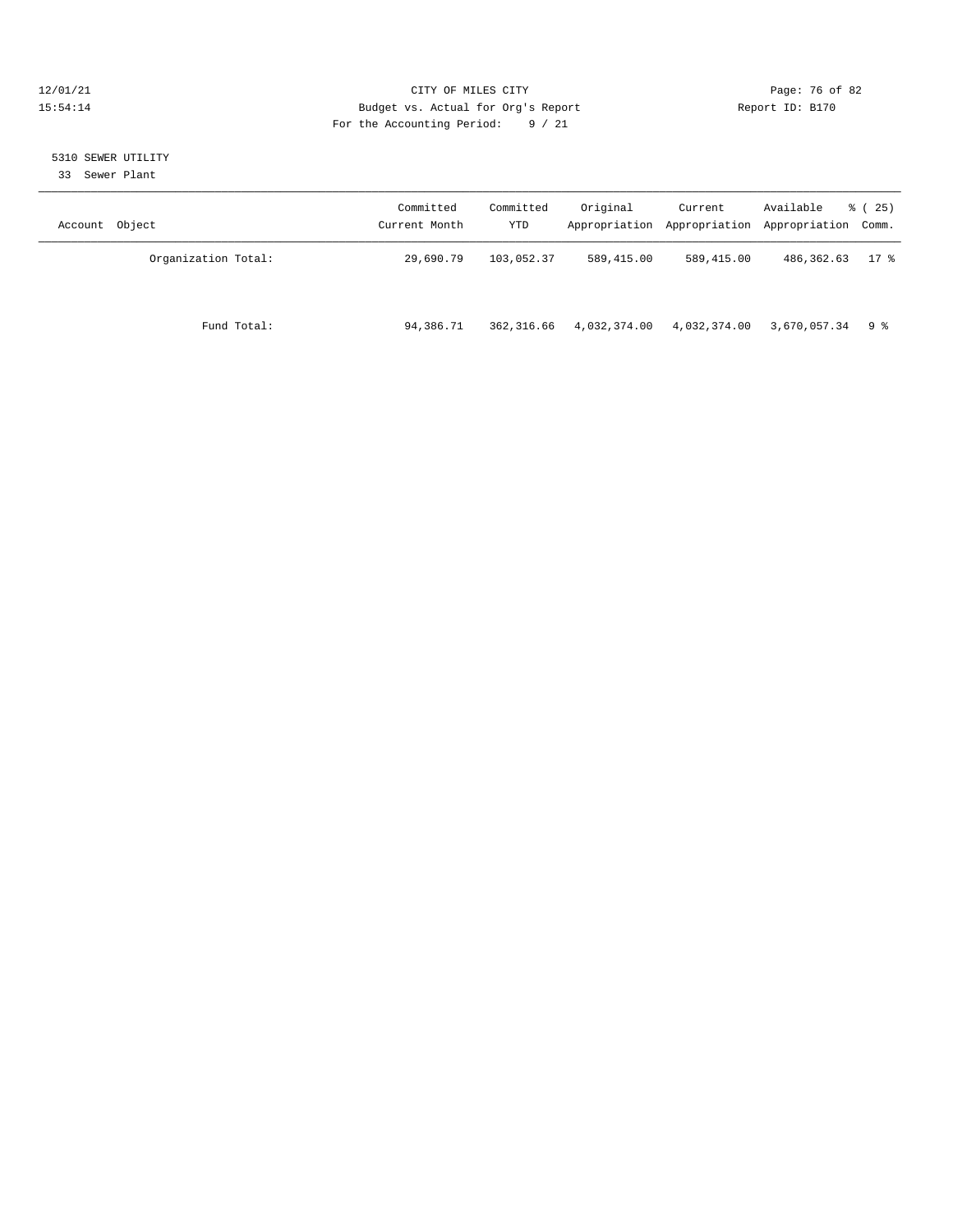CITY OF MILES CITY
Budget vs. Actual for Org's Report
For the Accounting Period: 9 / 21

12/01/21
15:54:14

Report ID: B170

## 5310 SEWER UTILITY

33 Sewer Plant

| Account Object | Committed Current Month | Committed YTD | Original Appropriation | Current Appropriation | Available Appropriation | % ( 25) Comm. |
|---|---|---|---|---|---|---|
| Organization Total: | 29,690.79 | 103,052.37 | 589,415.00 | 589,415.00 | 486,362.63 | 17 % |
| Fund Total: | 94,386.71 | 362,316.66 | 4,032,374.00 | 4,032,374.00 | 3,670,057.34 | 9 % |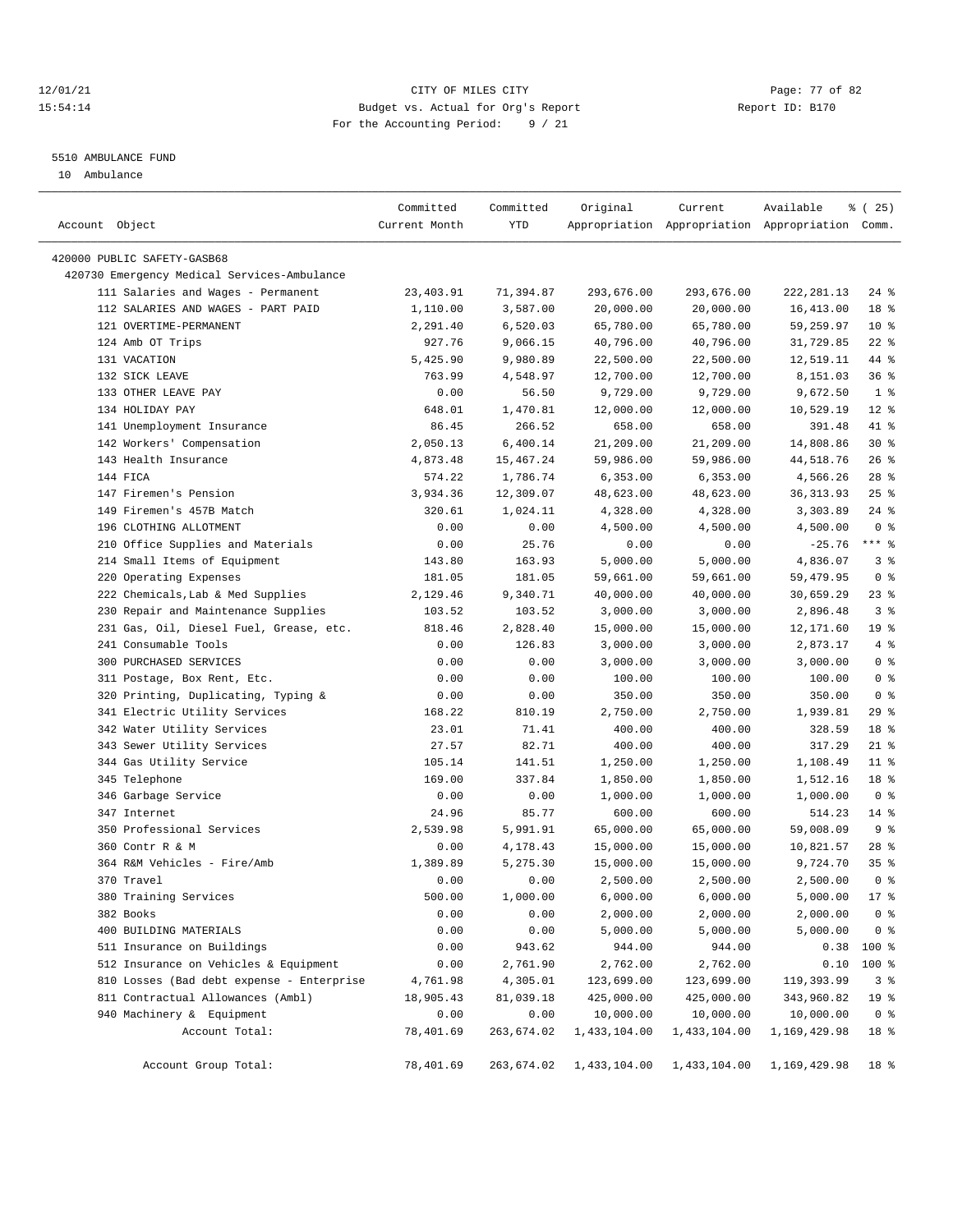12/01/21 CITY OF MILES CITY
15:54:14 Budget vs. Actual for Org's Report Report ID: B170
For the Accounting Period: 9 / 21

5510 AMBULANCE FUND
10 Ambulance

| Account Object | Committed Current Month | Committed YTD | Original Appropriation | Current Appropriation | Available Appropriation | % ( 25) Comm. |
|---|---|---|---|---|---|---|
| 420000 PUBLIC SAFETY-GASB68 | | | | | | |
| 420730 Emergency Medical Services-Ambulance | | | | | | |
| 111 Salaries and Wages - Permanent | 23,403.91 | 71,394.87 | 293,676.00 | 293,676.00 | 222,281.13 | 24 % |
| 112 SALARIES AND WAGES - PART PAID | 1,110.00 | 3,587.00 | 20,000.00 | 20,000.00 | 16,413.00 | 18 % |
| 121 OVERTIME-PERMANENT | 2,291.40 | 6,520.03 | 65,780.00 | 65,780.00 | 59,259.97 | 10 % |
| 124 Amb OT Trips | 927.76 | 9,066.15 | 40,796.00 | 40,796.00 | 31,729.85 | 22 % |
| 131 VACATION | 5,425.90 | 9,980.89 | 22,500.00 | 22,500.00 | 12,519.11 | 44 % |
| 132 SICK LEAVE | 763.99 | 4,548.97 | 12,700.00 | 12,700.00 | 8,151.03 | 36 % |
| 133 OTHER LEAVE PAY | 0.00 | 56.50 | 9,729.00 | 9,729.00 | 9,672.50 | 1 % |
| 134 HOLIDAY PAY | 648.01 | 1,470.81 | 12,000.00 | 12,000.00 | 10,529.19 | 12 % |
| 141 Unemployment Insurance | 86.45 | 266.52 | 658.00 | 658.00 | 391.48 | 41 % |
| 142 Workers' Compensation | 2,050.13 | 6,400.14 | 21,209.00 | 21,209.00 | 14,808.86 | 30 % |
| 143 Health Insurance | 4,873.48 | 15,467.24 | 59,986.00 | 59,986.00 | 44,518.76 | 26 % |
| 144 FICA | 574.22 | 1,786.74 | 6,353.00 | 6,353.00 | 4,566.26 | 28 % |
| 147 Firemen's Pension | 3,934.36 | 12,309.07 | 48,623.00 | 48,623.00 | 36,313.93 | 25 % |
| 149 Firemen's 457B Match | 320.61 | 1,024.11 | 4,328.00 | 4,328.00 | 3,303.89 | 24 % |
| 196 CLOTHING ALLOTMENT | 0.00 | 0.00 | 4,500.00 | 4,500.00 | 4,500.00 | 0 % |
| 210 Office Supplies and Materials | 0.00 | 25.76 | 0.00 | 0.00 | -25.76 | *** % |
| 214 Small Items of Equipment | 143.80 | 163.93 | 5,000.00 | 5,000.00 | 4,836.07 | 3 % |
| 220 Operating Expenses | 181.05 | 181.05 | 59,661.00 | 59,661.00 | 59,479.95 | 0 % |
| 222 Chemicals,Lab & Med Supplies | 2,129.46 | 9,340.71 | 40,000.00 | 40,000.00 | 30,659.29 | 23 % |
| 230 Repair and Maintenance Supplies | 103.52 | 103.52 | 3,000.00 | 3,000.00 | 2,896.48 | 3 % |
| 231 Gas, Oil, Diesel Fuel, Grease, etc. | 818.46 | 2,828.40 | 15,000.00 | 15,000.00 | 12,171.60 | 19 % |
| 241 Consumable Tools | 0.00 | 126.83 | 3,000.00 | 3,000.00 | 2,873.17 | 4 % |
| 300 PURCHASED SERVICES | 0.00 | 0.00 | 3,000.00 | 3,000.00 | 3,000.00 | 0 % |
| 311 Postage, Box Rent, Etc. | 0.00 | 0.00 | 100.00 | 100.00 | 100.00 | 0 % |
| 320 Printing, Duplicating, Typing & | 0.00 | 0.00 | 350.00 | 350.00 | 350.00 | 0 % |
| 341 Electric Utility Services | 168.22 | 810.19 | 2,750.00 | 2,750.00 | 1,939.81 | 29 % |
| 342 Water Utility Services | 23.01 | 71.41 | 400.00 | 400.00 | 328.59 | 18 % |
| 343 Sewer Utility Services | 27.57 | 82.71 | 400.00 | 400.00 | 317.29 | 21 % |
| 344 Gas Utility Service | 105.14 | 141.51 | 1,250.00 | 1,250.00 | 1,108.49 | 11 % |
| 345 Telephone | 169.00 | 337.84 | 1,850.00 | 1,850.00 | 1,512.16 | 18 % |
| 346 Garbage Service | 0.00 | 0.00 | 1,000.00 | 1,000.00 | 1,000.00 | 0 % |
| 347 Internet | 24.96 | 85.77 | 600.00 | 600.00 | 514.23 | 14 % |
| 350 Professional Services | 2,539.98 | 5,991.91 | 65,000.00 | 65,000.00 | 59,008.09 | 9 % |
| 360 Contr R & M | 0.00 | 4,178.43 | 15,000.00 | 15,000.00 | 10,821.57 | 28 % |
| 364 R&M Vehicles - Fire/Amb | 1,389.89 | 5,275.30 | 15,000.00 | 15,000.00 | 9,724.70 | 35 % |
| 370 Travel | 0.00 | 0.00 | 2,500.00 | 2,500.00 | 2,500.00 | 0 % |
| 380 Training Services | 500.00 | 1,000.00 | 6,000.00 | 6,000.00 | 5,000.00 | 17 % |
| 382 Books | 0.00 | 0.00 | 2,000.00 | 2,000.00 | 2,000.00 | 0 % |
| 400 BUILDING MATERIALS | 0.00 | 0.00 | 5,000.00 | 5,000.00 | 5,000.00 | 0 % |
| 511 Insurance on Buildings | 0.00 | 943.62 | 944.00 | 944.00 | 0.38 | 100 % |
| 512 Insurance on Vehicles & Equipment | 0.00 | 2,761.90 | 2,762.00 | 2,762.00 | 0.10 | 100 % |
| 810 Losses (Bad debt expense - Enterprise | 4,761.98 | 4,305.01 | 123,699.00 | 123,699.00 | 119,393.99 | 3 % |
| 811 Contractual Allowances (Ambl) | 18,905.43 | 81,039.18 | 425,000.00 | 425,000.00 | 343,960.82 | 19 % |
| 940 Machinery & Equipment | 0.00 | 0.00 | 10,000.00 | 10,000.00 | 10,000.00 | 0 % |
| Account Total: | 78,401.69 | 263,674.02 | 1,433,104.00 | 1,433,104.00 | 1,169,429.98 | 18 % |
| Account Group Total: | 78,401.69 | 263,674.02 | 1,433,104.00 | 1,433,104.00 | 1,169,429.98 | 18 % |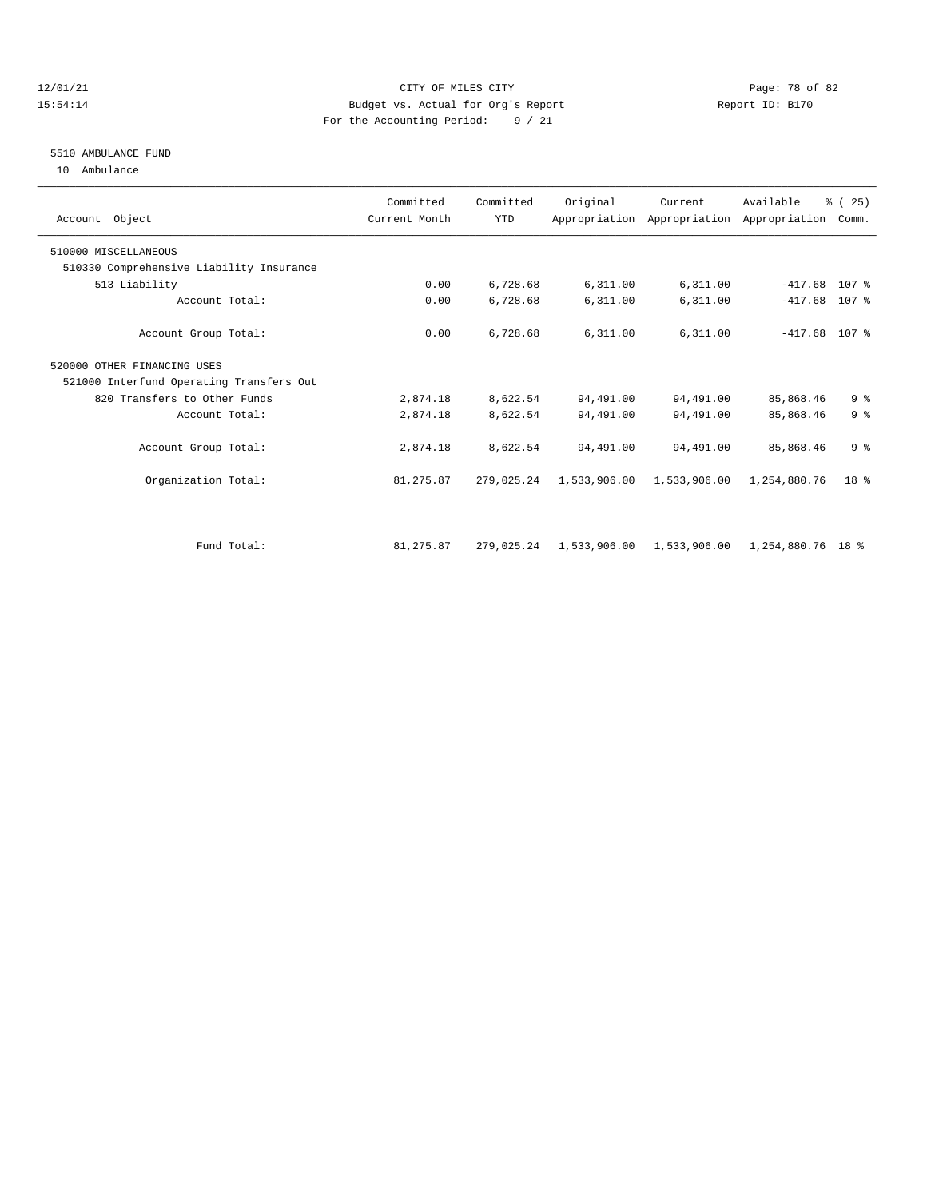CITY OF MILES CITY

Budget vs. Actual for Org's Report

For the Accounting Period: 9 / 21

12/01/21
15:54:14

Report ID: B170

## 5510 AMBULANCE FUND

10 Ambulance

| Account Object | Committed Current Month | Committed YTD | Original Appropriation | Current Appropriation | Available Appropriation | % ( 25) Comm. |
|---|---|---|---|---|---|---|
| 510000 MISCELLANEOUS | | | | | | |
| 510330 Comprehensive Liability Insurance | | | | | | |
| 513 Liability | 0.00 | 6,728.68 | 6,311.00 | 6,311.00 | -417.68 | 107 % |
| Account Total: | 0.00 | 6,728.68 | 6,311.00 | 6,311.00 | -417.68 | 107 % |
| Account Group Total: | 0.00 | 6,728.68 | 6,311.00 | 6,311.00 | -417.68 | 107 % |
| 520000 OTHER FINANCING USES | | | | | | |
| 521000 Interfund Operating Transfers Out | | | | | | |
| 820 Transfers to Other Funds | 2,874.18 | 8,622.54 | 94,491.00 | 94,491.00 | 85,868.46 | 9 % |
| Account Total: | 2,874.18 | 8,622.54 | 94,491.00 | 94,491.00 | 85,868.46 | 9 % |
| Account Group Total: | 2,874.18 | 8,622.54 | 94,491.00 | 94,491.00 | 85,868.46 | 9 % |
| Organization Total: | 81,275.87 | 279,025.24 | 1,533,906.00 | 1,533,906.00 | 1,254,880.76 | 18 % |
| Fund Total: | 81,275.87 | 279,025.24 | 1,533,906.00 | 1,533,906.00 | 1,254,880.76 | 18 % |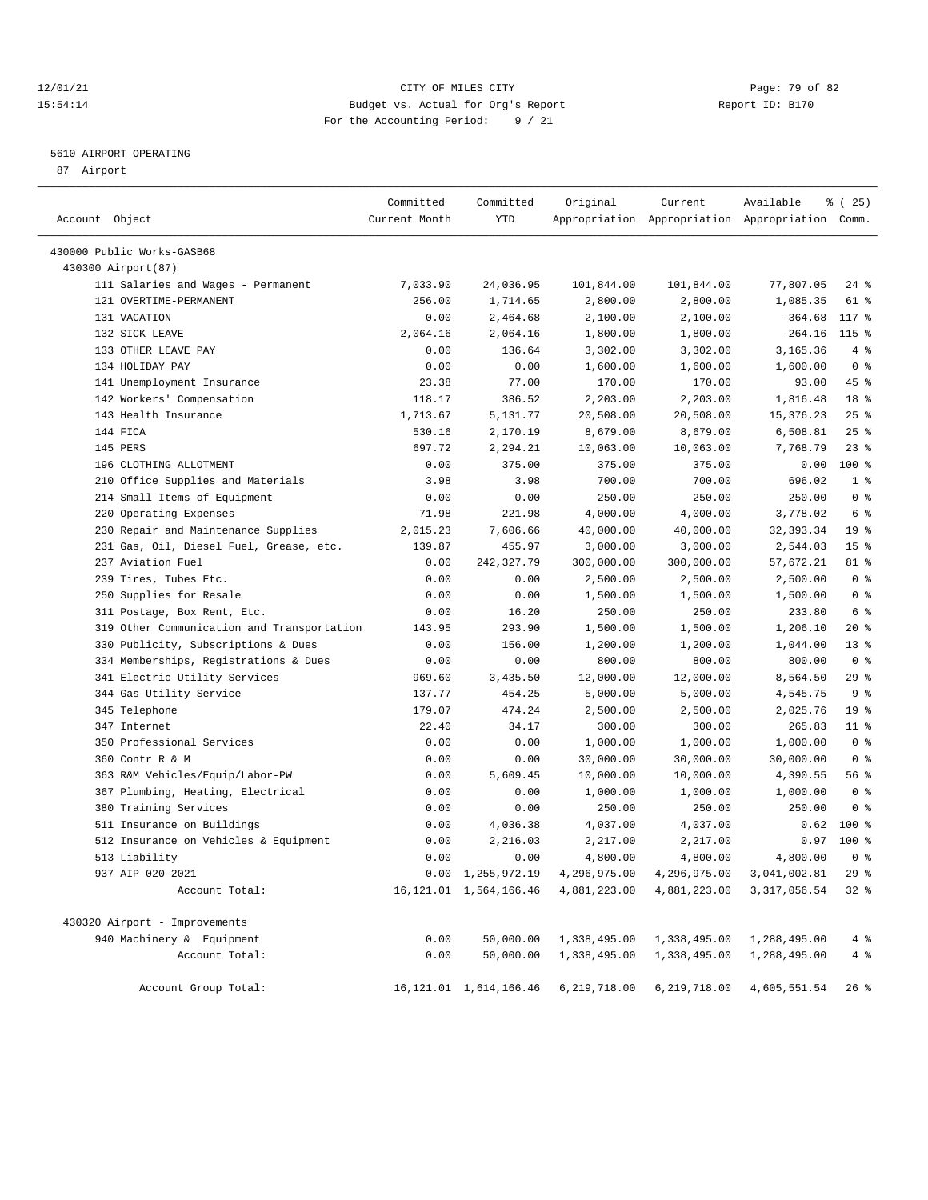CITY OF MILES CITY
Budget vs. Actual for Org's Report
For the Accounting Period: 9 / 21

12/01/21
15:54:14

Report ID: B170

## 5610 AIRPORT OPERATING

87 Airport

| Account Object | Committed Current Month | Committed YTD | Original Appropriation | Current Appropriation | Available Appropriation | % ( 25) Comm. |
|---|---|---|---|---|---|---|
| 430000 Public Works-GASB68 | | | | | | |
| 430300 Airport(87) | | | | | | |
| 111 Salaries and Wages - Permanent | 7,033.90 | 24,036.95 | 101,844.00 | 101,844.00 | 77,807.05 | 24 % |
| 121 OVERTIME-PERMANENT | 256.00 | 1,714.65 | 2,800.00 | 2,800.00 | 1,085.35 | 61 % |
| 131 VACATION | 0.00 | 2,464.68 | 2,100.00 | 2,100.00 | -364.68 | 117 % |
| 132 SICK LEAVE | 2,064.16 | 2,064.16 | 1,800.00 | 1,800.00 | -264.16 | 115 % |
| 133 OTHER LEAVE PAY | 0.00 | 136.64 | 3,302.00 | 3,302.00 | 3,165.36 | 4 % |
| 134 HOLIDAY PAY | 0.00 | 0.00 | 1,600.00 | 1,600.00 | 1,600.00 | 0 % |
| 141 Unemployment Insurance | 23.38 | 77.00 | 170.00 | 170.00 | 93.00 | 45 % |
| 142 Workers' Compensation | 118.17 | 386.52 | 2,203.00 | 2,203.00 | 1,816.48 | 18 % |
| 143 Health Insurance | 1,713.67 | 5,131.77 | 20,508.00 | 20,508.00 | 15,376.23 | 25 % |
| 144 FICA | 530.16 | 2,170.19 | 8,679.00 | 8,679.00 | 6,508.81 | 25 % |
| 145 PERS | 697.72 | 2,294.21 | 10,063.00 | 10,063.00 | 7,768.79 | 23 % |
| 196 CLOTHING ALLOTMENT | 0.00 | 375.00 | 375.00 | 375.00 | 0.00 | 100 % |
| 210 Office Supplies and Materials | 3.98 | 3.98 | 700.00 | 700.00 | 696.02 | 1 % |
| 214 Small Items of Equipment | 0.00 | 0.00 | 250.00 | 250.00 | 250.00 | 0 % |
| 220 Operating Expenses | 71.98 | 221.98 | 4,000.00 | 4,000.00 | 3,778.02 | 6 % |
| 230 Repair and Maintenance Supplies | 2,015.23 | 7,606.66 | 40,000.00 | 40,000.00 | 32,393.34 | 19 % |
| 231 Gas, Oil, Diesel Fuel, Grease, etc. | 139.87 | 455.97 | 3,000.00 | 3,000.00 | 2,544.03 | 15 % |
| 237 Aviation Fuel | 0.00 | 242,327.79 | 300,000.00 | 300,000.00 | 57,672.21 | 81 % |
| 239 Tires, Tubes Etc. | 0.00 | 0.00 | 2,500.00 | 2,500.00 | 2,500.00 | 0 % |
| 250 Supplies for Resale | 0.00 | 0.00 | 1,500.00 | 1,500.00 | 1,500.00 | 0 % |
| 311 Postage, Box Rent, Etc. | 0.00 | 16.20 | 250.00 | 250.00 | 233.80 | 6 % |
| 319 Other Communication and Transportation | 143.95 | 293.90 | 1,500.00 | 1,500.00 | 1,206.10 | 20 % |
| 330 Publicity, Subscriptions & Dues | 0.00 | 156.00 | 1,200.00 | 1,200.00 | 1,044.00 | 13 % |
| 334 Memberships, Registrations & Dues | 0.00 | 0.00 | 800.00 | 800.00 | 800.00 | 0 % |
| 341 Electric Utility Services | 969.60 | 3,435.50 | 12,000.00 | 12,000.00 | 8,564.50 | 29 % |
| 344 Gas Utility Service | 137.77 | 454.25 | 5,000.00 | 5,000.00 | 4,545.75 | 9 % |
| 345 Telephone | 179.07 | 474.24 | 2,500.00 | 2,500.00 | 2,025.76 | 19 % |
| 347 Internet | 22.40 | 34.17 | 300.00 | 300.00 | 265.83 | 11 % |
| 350 Professional Services | 0.00 | 0.00 | 1,000.00 | 1,000.00 | 1,000.00 | 0 % |
| 360 Contr R & M | 0.00 | 0.00 | 30,000.00 | 30,000.00 | 30,000.00 | 0 % |
| 363 R&M Vehicles/Equip/Labor-PW | 0.00 | 5,609.45 | 10,000.00 | 10,000.00 | 4,390.55 | 56 % |
| 367 Plumbing, Heating, Electrical | 0.00 | 0.00 | 1,000.00 | 1,000.00 | 1,000.00 | 0 % |
| 380 Training Services | 0.00 | 0.00 | 250.00 | 250.00 | 250.00 | 0 % |
| 511 Insurance on Buildings | 0.00 | 4,036.38 | 4,037.00 | 4,037.00 | 0.62 | 100 % |
| 512 Insurance on Vehicles & Equipment | 0.00 | 2,216.03 | 2,217.00 | 2,217.00 | 0.97 | 100 % |
| 513 Liability | 0.00 | 0.00 | 4,800.00 | 4,800.00 | 4,800.00 | 0 % |
| 937 AIP 020-2021 | 0.00 | 1,255,972.19 | 4,296,975.00 | 4,296,975.00 | 3,041,002.81 | 29 % |
| Account Total: | 16,121.01 | 1,564,166.46 | 4,881,223.00 | 4,881,223.00 | 3,317,056.54 | 32 % |
| 430320 Airport - Improvements | | | | | | |
| 940 Machinery & Equipment | 0.00 | 50,000.00 | 1,338,495.00 | 1,338,495.00 | 1,288,495.00 | 4 % |
| Account Total: | 0.00 | 50,000.00 | 1,338,495.00 | 1,338,495.00 | 1,288,495.00 | 4 % |
| Account Group Total: | 16,121.01 | 1,614,166.46 | 6,219,718.00 | 6,219,718.00 | 4,605,551.54 | 26 % |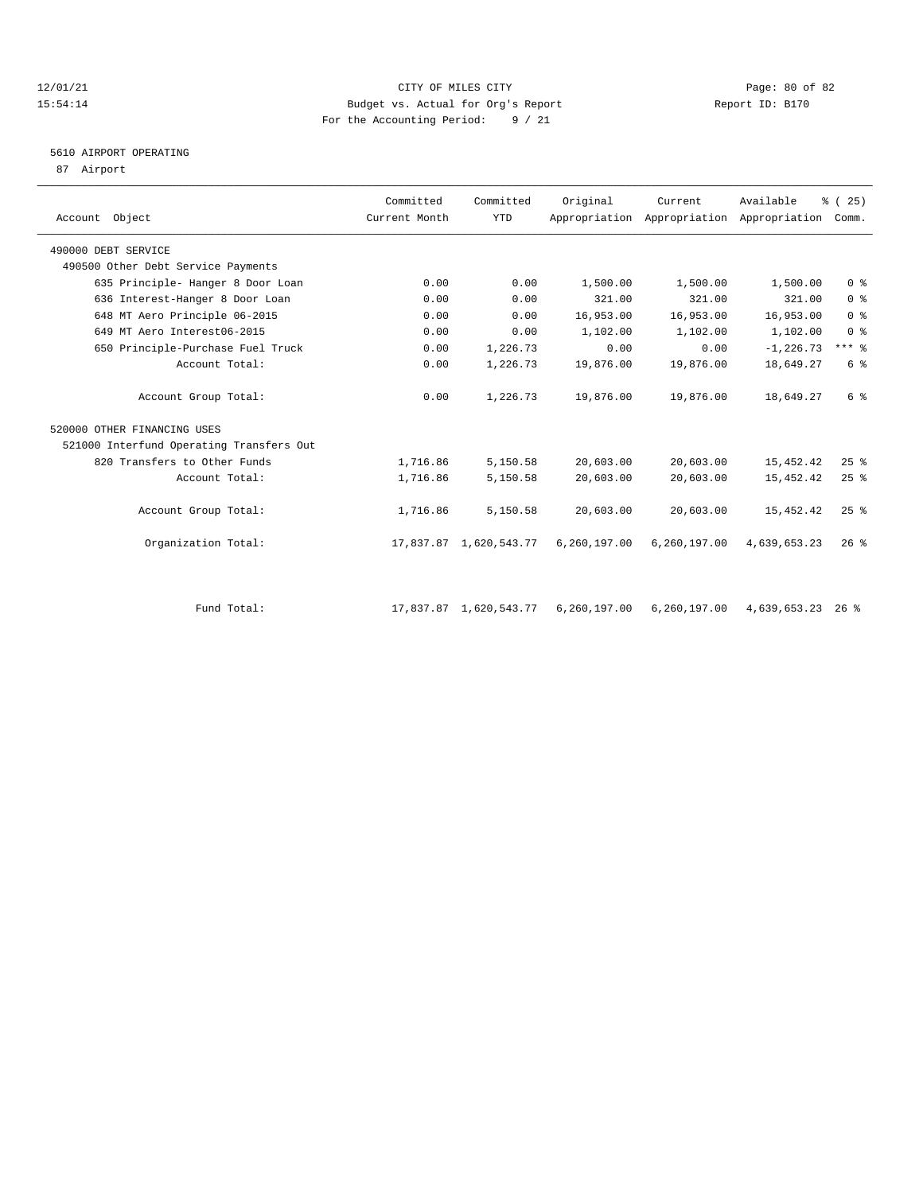CITY OF MILES CITY
Budget vs. Actual for Org's Report
For the Accounting Period: 9 / 21

12/01/21
15:54:14

Report ID: B170

## 5610 AIRPORT OPERATING

87 Airport

| Account Object | Committed Current Month | Committed YTD | Original Appropriation | Current Appropriation | Available Appropriation | % ( 25) Comm. |
|---|---|---|---|---|---|---|
| 490000 DEBT SERVICE | | | | | | |
| 490500 Other Debt Service Payments | | | | | | |
| 635 Principle- Hanger 8 Door Loan | 0.00 | 0.00 | 1,500.00 | 1,500.00 | 1,500.00 | 0 % |
| 636 Interest-Hanger 8 Door Loan | 0.00 | 0.00 | 321.00 | 321.00 | 321.00 | 0 % |
| 648 MT Aero Principle 06-2015 | 0.00 | 0.00 | 16,953.00 | 16,953.00 | 16,953.00 | 0 % |
| 649 MT Aero Interest06-2015 | 0.00 | 0.00 | 1,102.00 | 1,102.00 | 1,102.00 | 0 % |
| 650 Principle-Purchase Fuel Truck | 0.00 | 1,226.73 | 0.00 | 0.00 | -1,226.73 | *** % |
| Account Total: | 0.00 | 1,226.73 | 19,876.00 | 19,876.00 | 18,649.27 | 6 % |
| Account Group Total: | 0.00 | 1,226.73 | 19,876.00 | 19,876.00 | 18,649.27 | 6 % |
| 520000 OTHER FINANCING USES | | | | | | |
| 521000 Interfund Operating Transfers Out | | | | | | |
| 820 Transfers to Other Funds | 1,716.86 | 5,150.58 | 20,603.00 | 20,603.00 | 15,452.42 | 25 % |
| Account Total: | 1,716.86 | 5,150.58 | 20,603.00 | 20,603.00 | 15,452.42 | 25 % |
| Account Group Total: | 1,716.86 | 5,150.58 | 20,603.00 | 20,603.00 | 15,452.42 | 25 % |
| Organization Total: | 17,837.87 | 1,620,543.77 | 6,260,197.00 | 6,260,197.00 | 4,639,653.23 | 26 % |
| Fund Total: | 17,837.87 | 1,620,543.77 | 6,260,197.00 | 6,260,197.00 | 4,639,653.23 | 26 % |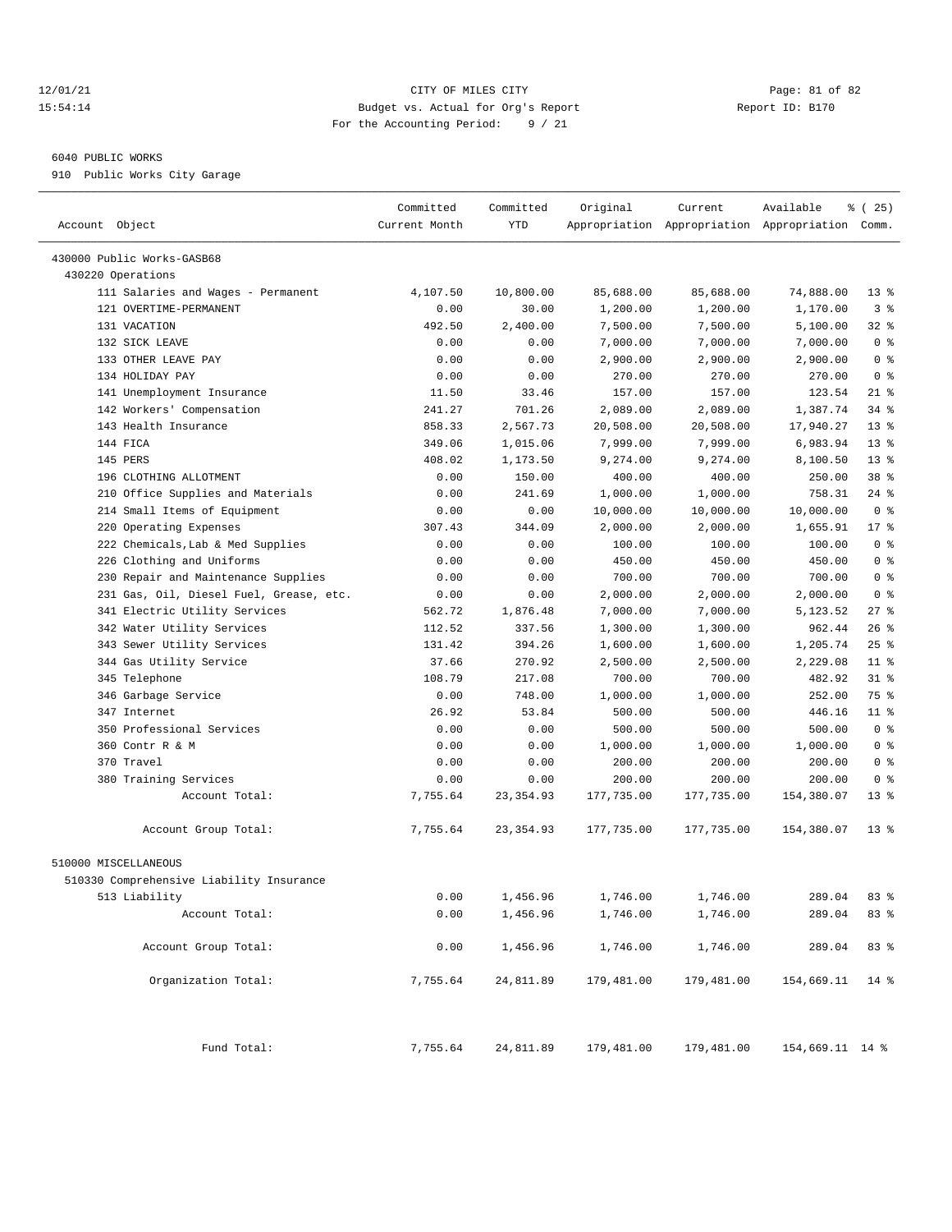12/01/21 CITY OF MILES CITY
15:54:14 Budget vs. Actual for Org's Report Report ID: B170
For the Accounting Period: 9 / 21

6040 PUBLIC WORKS
910 Public Works City Garage

| Account Object | Committed Current Month | Committed YTD | Original Appropriation | Current Appropriation | Available Appropriation | % ( 25) Comm. |
|---|---|---|---|---|---|---|
| 430000 Public Works-GASB68 | | | | | | |
| 430220 Operations | | | | | | |
| 111 Salaries and Wages - Permanent | 4,107.50 | 10,800.00 | 85,688.00 | 85,688.00 | 74,888.00 | 13 % |
| 121 OVERTIME-PERMANENT | 0.00 | 30.00 | 1,200.00 | 1,200.00 | 1,170.00 | 3 % |
| 131 VACATION | 492.50 | 2,400.00 | 7,500.00 | 7,500.00 | 5,100.00 | 32 % |
| 132 SICK LEAVE | 0.00 | 0.00 | 7,000.00 | 7,000.00 | 7,000.00 | 0 % |
| 133 OTHER LEAVE PAY | 0.00 | 0.00 | 2,900.00 | 2,900.00 | 2,900.00 | 0 % |
| 134 HOLIDAY PAY | 0.00 | 0.00 | 270.00 | 270.00 | 270.00 | 0 % |
| 141 Unemployment Insurance | 11.50 | 33.46 | 157.00 | 157.00 | 123.54 | 21 % |
| 142 Workers' Compensation | 241.27 | 701.26 | 2,089.00 | 2,089.00 | 1,387.74 | 34 % |
| 143 Health Insurance | 858.33 | 2,567.73 | 20,508.00 | 20,508.00 | 17,940.27 | 13 % |
| 144 FICA | 349.06 | 1,015.06 | 7,999.00 | 7,999.00 | 6,983.94 | 13 % |
| 145 PERS | 408.02 | 1,173.50 | 9,274.00 | 9,274.00 | 8,100.50 | 13 % |
| 196 CLOTHING ALLOTMENT | 0.00 | 150.00 | 400.00 | 400.00 | 250.00 | 38 % |
| 210 Office Supplies and Materials | 0.00 | 241.69 | 1,000.00 | 1,000.00 | 758.31 | 24 % |
| 214 Small Items of Equipment | 0.00 | 0.00 | 10,000.00 | 10,000.00 | 10,000.00 | 0 % |
| 220 Operating Expenses | 307.43 | 344.09 | 2,000.00 | 2,000.00 | 1,655.91 | 17 % |
| 222 Chemicals,Lab & Med Supplies | 0.00 | 0.00 | 100.00 | 100.00 | 100.00 | 0 % |
| 226 Clothing and Uniforms | 0.00 | 0.00 | 450.00 | 450.00 | 450.00 | 0 % |
| 230 Repair and Maintenance Supplies | 0.00 | 0.00 | 700.00 | 700.00 | 700.00 | 0 % |
| 231 Gas, Oil, Diesel Fuel, Grease, etc. | 0.00 | 0.00 | 2,000.00 | 2,000.00 | 2,000.00 | 0 % |
| 341 Electric Utility Services | 562.72 | 1,876.48 | 7,000.00 | 7,000.00 | 5,123.52 | 27 % |
| 342 Water Utility Services | 112.52 | 337.56 | 1,300.00 | 1,300.00 | 962.44 | 26 % |
| 343 Sewer Utility Services | 131.42 | 394.26 | 1,600.00 | 1,600.00 | 1,205.74 | 25 % |
| 344 Gas Utility Service | 37.66 | 270.92 | 2,500.00 | 2,500.00 | 2,229.08 | 11 % |
| 345 Telephone | 108.79 | 217.08 | 700.00 | 700.00 | 482.92 | 31 % |
| 346 Garbage Service | 0.00 | 748.00 | 1,000.00 | 1,000.00 | 252.00 | 75 % |
| 347 Internet | 26.92 | 53.84 | 500.00 | 500.00 | 446.16 | 11 % |
| 350 Professional Services | 0.00 | 0.00 | 500.00 | 500.00 | 500.00 | 0 % |
| 360 Contr R & M | 0.00 | 0.00 | 1,000.00 | 1,000.00 | 1,000.00 | 0 % |
| 370 Travel | 0.00 | 0.00 | 200.00 | 200.00 | 200.00 | 0 % |
| 380 Training Services | 0.00 | 0.00 | 200.00 | 200.00 | 200.00 | 0 % |
| Account Total: | 7,755.64 | 23,354.93 | 177,735.00 | 177,735.00 | 154,380.07 | 13 % |
| Account Group Total: | 7,755.64 | 23,354.93 | 177,735.00 | 177,735.00 | 154,380.07 | 13 % |
| 510000 MISCELLANEOUS | | | | | | |
| 510330 Comprehensive Liability Insurance | | | | | | |
| 513 Liability | 0.00 | 1,456.96 | 1,746.00 | 1,746.00 | 289.04 | 83 % |
| Account Total: | 0.00 | 1,456.96 | 1,746.00 | 1,746.00 | 289.04 | 83 % |
| Account Group Total: | 0.00 | 1,456.96 | 1,746.00 | 1,746.00 | 289.04 | 83 % |
| Organization Total: | 7,755.64 | 24,811.89 | 179,481.00 | 179,481.00 | 154,669.11 | 14 % |
| Fund Total: | 7,755.64 | 24,811.89 | 179,481.00 | 179,481.00 | 154,669.11 | 14 % |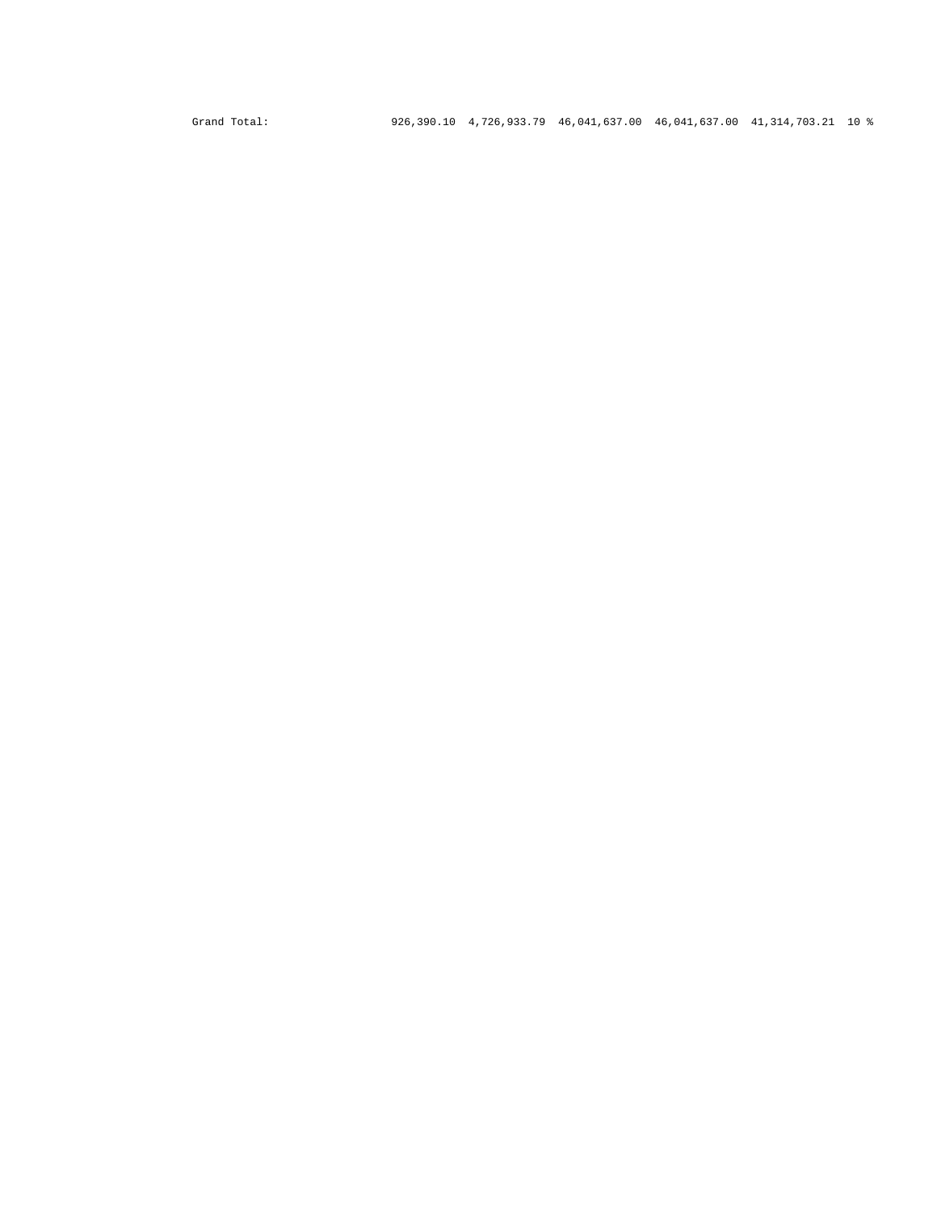| | | | | | | |
|---|---|---|---|---|---|---|
| Grand Total: | 926,390.10 | 4,726,933.79 | 46,041,637.00 | 46,041,637.00 | 41,314,703.21 | 10 % |